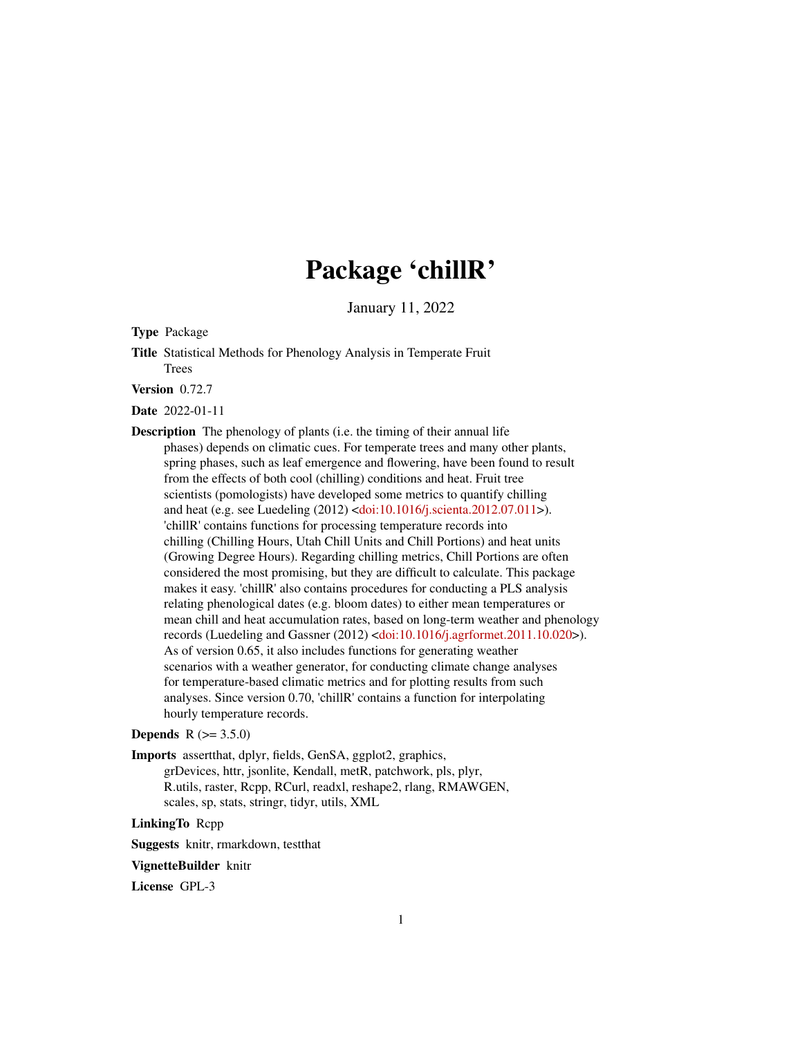# Package 'chillR'

January 11, 2022

**Type** Package

**Title** Statistical Methods for Phenology Analysis in Temperate Fruit Trees

**Version** 0.72.7

**Date** 2022-01-11

**Description** The phenology of plants (i.e. the timing of their annual life phases) depends on climatic cues. For temperate trees and many other plants, spring phases, such as leaf emergence and flowering, have been found to result from the effects of both cool (chilling) conditions and heat. Fruit tree scientists (pomologists) have developed some metrics to quantify chilling and heat (e.g. see Luedeling (2012) <doi:10.1016/j.scienta.2012.07.011>). 'chillR' contains functions for processing temperature records into chilling (Chilling Hours, Utah Chill Units and Chill Portions) and heat units (Growing Degree Hours). Regarding chilling metrics, Chill Portions are often considered the most promising, but they are difficult to calculate. This package makes it easy. 'chillR' also contains procedures for conducting a PLS analysis relating phenological dates (e.g. bloom dates) to either mean temperatures or mean chill and heat accumulation rates, based on long-term weather and phenology records (Luedeling and Gassner (2012) <doi:10.1016/j.agrformet.2011.10.020>). As of version 0.65, it also includes functions for generating weather scenarios with a weather generator, for conducting climate change analyses for temperature-based climatic metrics and for plotting results from such analyses. Since version 0.70, 'chillR' contains a function for interpolating hourly temperature records.

**Depends** R (>= 3.5.0)

**Imports** assertthat, dplyr, fields, GenSA, ggplot2, graphics, grDevices, httr, jsonlite, Kendall, metR, patchwork, pls, plyr, R.utils, raster, Rcpp, RCurl, readxl, reshape2, rlang, RMAWGEN, scales, sp, stats, stringr, tidyr, utils, XML

**LinkingTo** Rcpp

**Suggests** knitr, rmarkdown, testthat

**VignetteBuilder** knitr

**License** GPL-3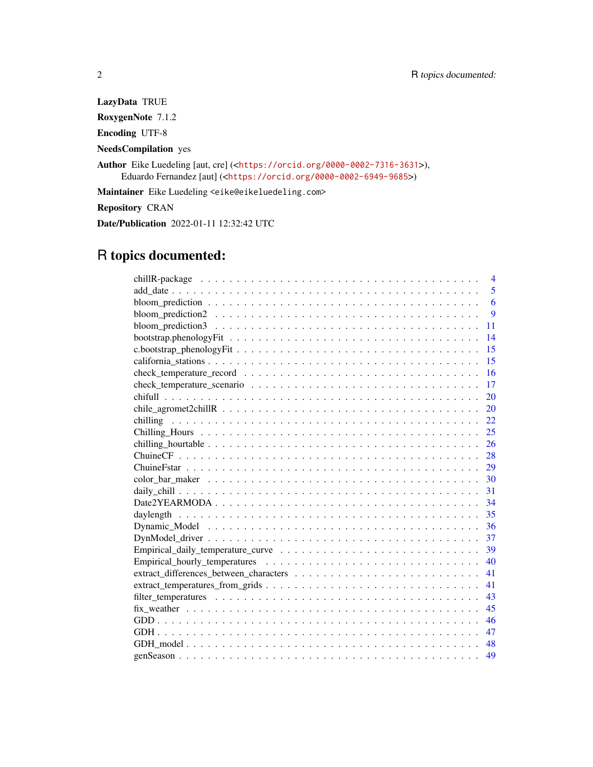**LazyData** TRUE

**RoxygenNote** 7.1.2

**Encoding** UTF-8

**NeedsCompilation** yes

**Author** Eike Luedeling [aut, cre] (<https://orcid.org/0000-0002-7316-3631>),
Eduardo Fernandez [aut] (<https://orcid.org/0000-0002-6949-9685>)

**Maintainer** Eike Luedeling <eike@eikeluedeling.com>

**Repository** CRAN

**Date/Publication** 2022-01-11 12:32:42 UTC

# R topics documented:

- chillR-package . . . 4
- add_date . . . 5
- bloom_prediction . . . 6
- bloom_prediction2 . . . 9
- bloom_prediction3 . . . 11
- bootstrap.phenologyFit . . . 14
- c.bootstrap_phenologyFit . . . 15
- california_stations . . . 15
- check_temperature_record . . . 16
- check_temperature_scenario . . . 17
- chifull . . . 20
- chile_agromet2chillR . . . 20
- chilling . . . 22
- Chilling_Hours . . . 25
- chilling_hourtable . . . 26
- ChuineCF . . . 28
- ChuineFstar . . . 29
- color_bar_maker . . . 30
- daily_chill . . . 31
- Date2YEARMODA . . . 34
- daylength . . . 35
- Dynamic_Model . . . 36
- DynModel_driver . . . 37
- Empirical_daily_temperature_curve . . . 39
- Empirical_hourly_temperatures . . . 40
- extract_differences_between_characters . . . 41
- extract_temperatures_from_grids . . . 41
- filter_temperatures . . . 43
- fix_weather . . . 45
- GDD . . . 46
- GDH . . . 47
- GDH_model . . . 48
- genSeason . . . 49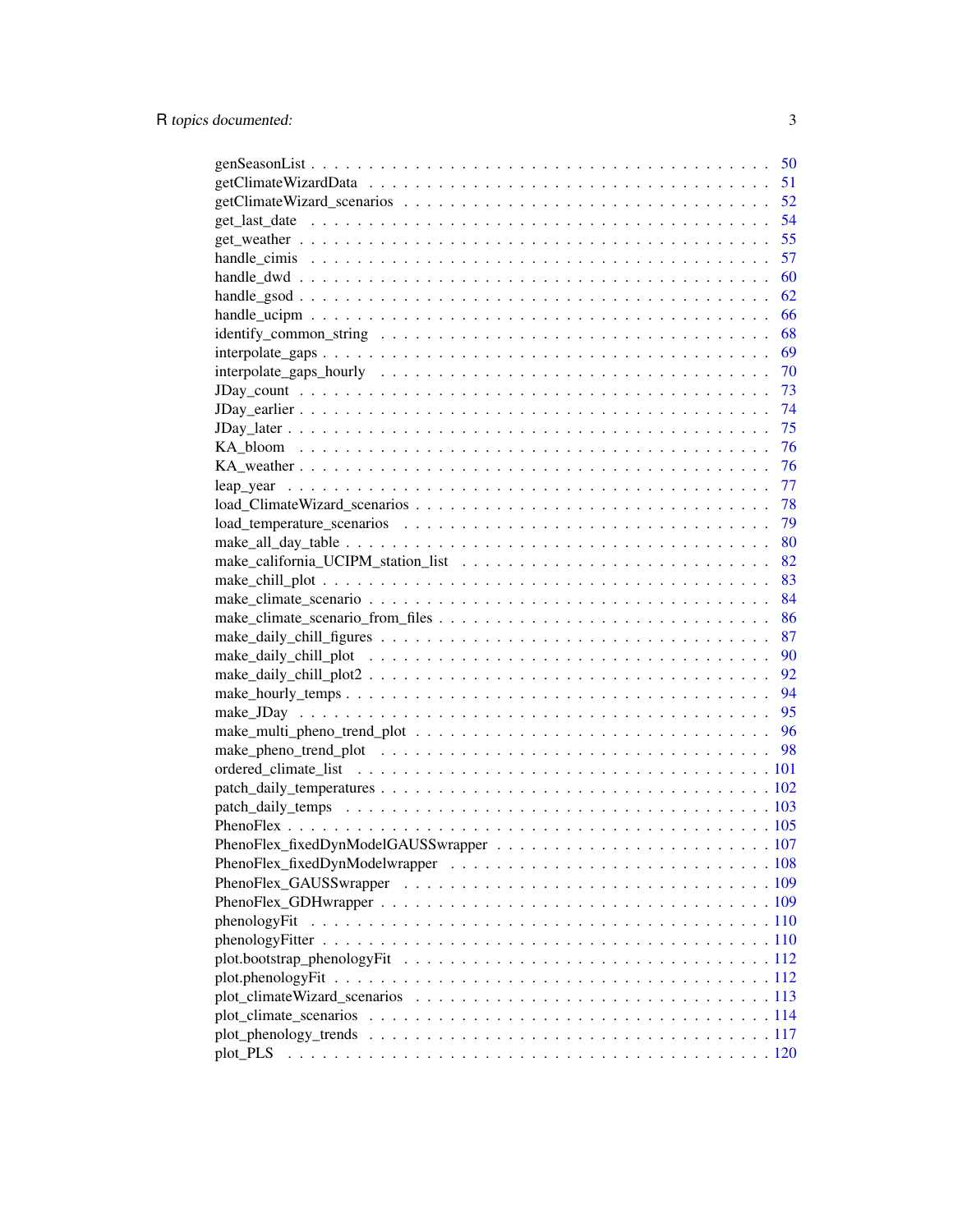| | |
|---|---|
| genSeasonList | 50 |
| getClimateWizardData | 51 |
| getClimateWizard_scenarios | 52 |
| get_last_date | 54 |
| get_weather | 55 |
| handle_cimis | 57 |
| handle_dwd | 60 |
| handle_gsod | 62 |
| handle_ucipm | 66 |
| identify_common_string | 68 |
| interpolate_gaps | 69 |
| interpolate_gaps_hourly | 70 |
| JDay_count | 73 |
| JDay_earlier | 74 |
| JDay_later | 75 |
| KA_bloom | 76 |
| KA_weather | 76 |
| leap_year | 77 |
| load_ClimateWizard_scenarios | 78 |
| load_temperature_scenarios | 79 |
| make_all_day_table | 80 |
| make_california_UCIPM_station_list | 82 |
| make_chill_plot | 83 |
| make_climate_scenario | 84 |
| make_climate_scenario_from_files | 86 |
| make_daily_chill_figures | 87 |
| make_daily_chill_plot | 90 |
| make_daily_chill_plot2 | 92 |
| make_hourly_temps | 94 |
| make_JDay | 95 |
| make_multi_pheno_trend_plot | 96 |
| make_pheno_trend_plot | 98 |
| ordered_climate_list | 101 |
| patch_daily_temperatures | 102 |
| patch_daily_temps | 103 |
| PhenoFlex | 105 |
| PhenoFlex_fixedDynModelGAUSSwrapper | 107 |
| PhenoFlex_fixedDynModelwrapper | 108 |
| PhenoFlex_GAUSSwrapper | 109 |
| PhenoFlex_GDHwrapper | 109 |
| phenologyFit | 110 |
| phenologyFitter | 110 |
| plot.bootstrap_phenologyFit | 112 |
| plot.phenologyFit | 112 |
| plot_climateWizard_scenarios | 113 |
| plot_climate_scenarios | 114 |
| plot_phenology_trends | 117 |
| plot_PLS | 120 |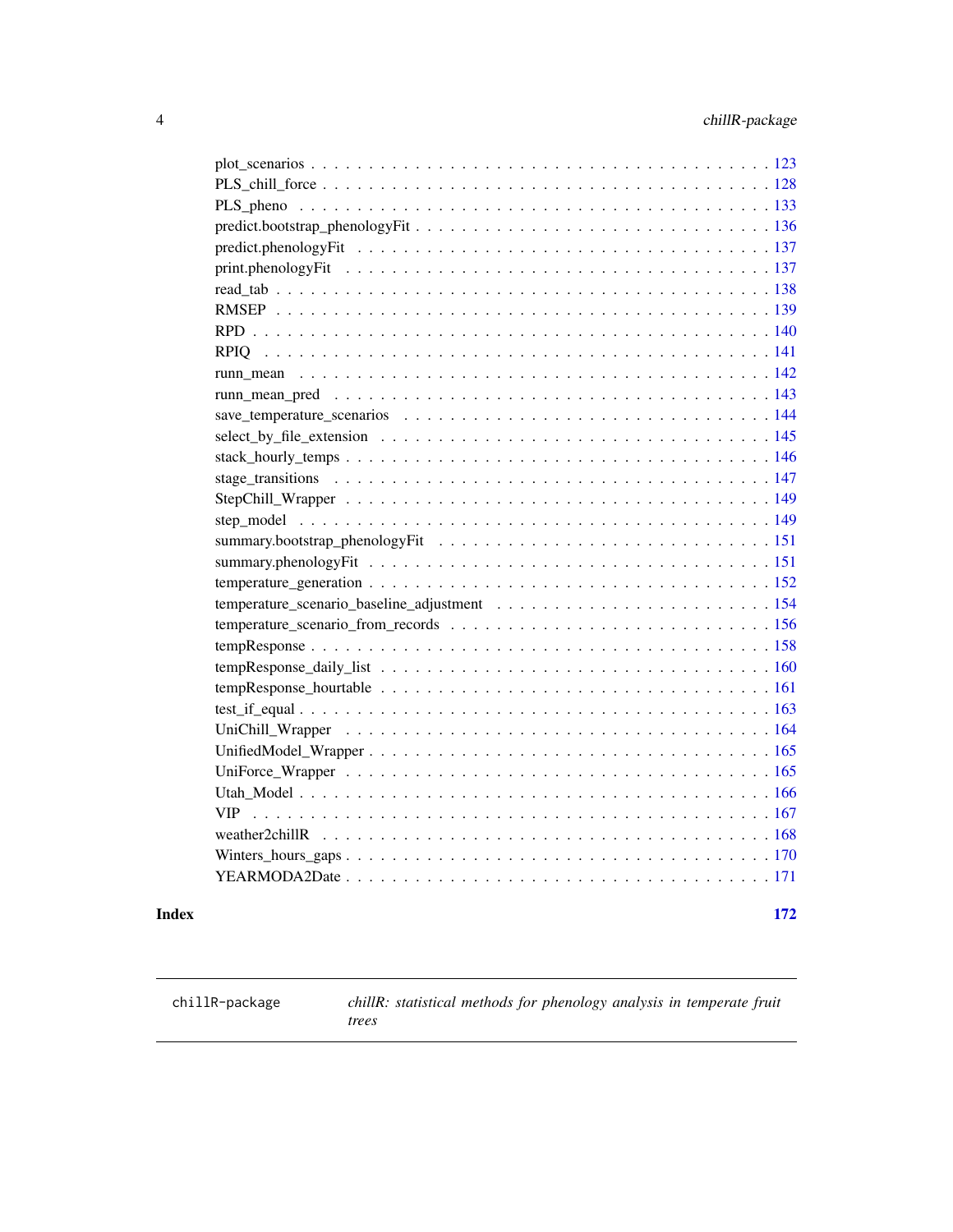plot_scenarios . . . . . . . . . . . . . . . . . . . . . . . . . . . . . . . . . . . . . . 123
PLS_chill_force . . . . . . . . . . . . . . . . . . . . . . . . . . . . . . . . . . . . . 128
PLS_pheno . . . . . . . . . . . . . . . . . . . . . . . . . . . . . . . . . . . . . . . . 133
predict.bootstrap_phenologyFit . . . . . . . . . . . . . . . . . . . . . . . . . . . . . 136
predict.phenologyFit . . . . . . . . . . . . . . . . . . . . . . . . . . . . . . . . . . 137
print.phenologyFit . . . . . . . . . . . . . . . . . . . . . . . . . . . . . . . . . . . 137
read_tab . . . . . . . . . . . . . . . . . . . . . . . . . . . . . . . . . . . . . . . . . 138
RMSEP . . . . . . . . . . . . . . . . . . . . . . . . . . . . . . . . . . . . . . . . . . 139
RPD . . . . . . . . . . . . . . . . . . . . . . . . . . . . . . . . . . . . . . . . . . . 140
RPIQ . . . . . . . . . . . . . . . . . . . . . . . . . . . . . . . . . . . . . . . . . . . 141
runn_mean . . . . . . . . . . . . . . . . . . . . . . . . . . . . . . . . . . . . . . . . 142
runn_mean_pred . . . . . . . . . . . . . . . . . . . . . . . . . . . . . . . . . . . . . 143
save_temperature_scenarios . . . . . . . . . . . . . . . . . . . . . . . . . . . . . . 144
select_by_file_extension . . . . . . . . . . . . . . . . . . . . . . . . . . . . . . . . 145
stack_hourly_temps . . . . . . . . . . . . . . . . . . . . . . . . . . . . . . . . . . . 146
stage_transitions . . . . . . . . . . . . . . . . . . . . . . . . . . . . . . . . . . . . 147
StepChill_Wrapper . . . . . . . . . . . . . . . . . . . . . . . . . . . . . . . . . . . 149
step_model . . . . . . . . . . . . . . . . . . . . . . . . . . . . . . . . . . . . . . . . 149
summary.bootstrap_phenologyFit . . . . . . . . . . . . . . . . . . . . . . . . . . . . 151
summary.phenologyFit . . . . . . . . . . . . . . . . . . . . . . . . . . . . . . . . . 151
temperature_generation . . . . . . . . . . . . . . . . . . . . . . . . . . . . . . . . . 152
temperature_scenario_baseline_adjustment . . . . . . . . . . . . . . . . . . . . . . . 154
temperature_scenario_from_records . . . . . . . . . . . . . . . . . . . . . . . . . . . 156
tempResponse . . . . . . . . . . . . . . . . . . . . . . . . . . . . . . . . . . . . . . 158
tempResponse_daily_list . . . . . . . . . . . . . . . . . . . . . . . . . . . . . . . . 160
tempResponse_hourtable . . . . . . . . . . . . . . . . . . . . . . . . . . . . . . . . 161
test_if_equal . . . . . . . . . . . . . . . . . . . . . . . . . . . . . . . . . . . . . . 163
UniChill_Wrapper . . . . . . . . . . . . . . . . . . . . . . . . . . . . . . . . . . . . 164
UnifiedModel_Wrapper . . . . . . . . . . . . . . . . . . . . . . . . . . . . . . . . . 165
UniForce_Wrapper . . . . . . . . . . . . . . . . . . . . . . . . . . . . . . . . . . . . 165
Utah_Model . . . . . . . . . . . . . . . . . . . . . . . . . . . . . . . . . . . . . . . . 166
VIP . . . . . . . . . . . . . . . . . . . . . . . . . . . . . . . . . . . . . . . . . . . . 167
weather2chillR . . . . . . . . . . . . . . . . . . . . . . . . . . . . . . . . . . . . . . 168
Winters_hours_gaps . . . . . . . . . . . . . . . . . . . . . . . . . . . . . . . . . . . 170
YEARMODA2Date . . . . . . . . . . . . . . . . . . . . . . . . . . . . . . . . . . . . . 171

**Index** **172**

---

`chillR-package` *chillR: statistical methods for phenology analysis in temperate fruit trees*

---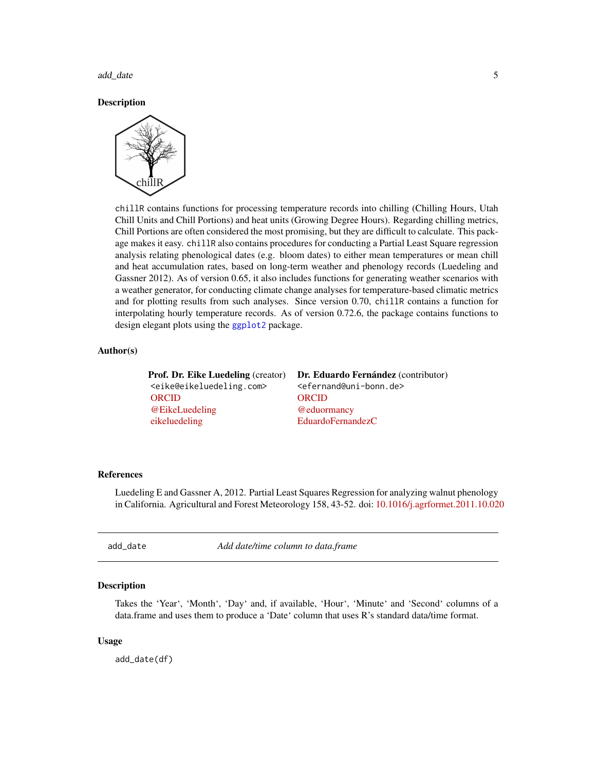### Description

chillR contains functions for processing temperature records into chilling (Chilling Hours, Utah Chill Units and Chill Portions) and heat units (Growing Degree Hours). Regarding chilling metrics, Chill Portions are often considered the most promising, but they are difficult to calculate. This package makes it easy. chillR also contains procedures for conducting a Partial Least Square regression analysis relating phenological dates (e.g. bloom dates) to either mean temperatures or mean chill and heat accumulation rates, based on long-term weather and phenology records (Luedeling and Gassner 2012). As of version 0.65, it also includes functions for generating weather scenarios with a weather generator, for conducting climate change analyses for temperature-based climatic metrics and for plotting results from such analyses. Since version 0.70, chillR contains a function for interpolating hourly temperature records. As of version 0.72.6, the package contains functions to design elegant plots using the ggplot2 package.

### Author(s)

**Prof. Dr. Eike Luedeling** (creator)
<eike@eikeluedeling.com>
ORCID
@EikeLuedeling
eikeluedeling

**Dr. Eduardo Fernández** (contributor)
<efernand@uni-bonn.de>
ORCID
@eduormancy
EduardoFernandezC

### References

Luedeling E and Gassner A, 2012. Partial Least Squares Regression for analyzing walnut phenology in California. Agricultural and Forest Meteorology 158, 43-52. doi: 10.1016/j.agrformet.2011.10.020

---

## add_date — *Add date/time column to data.frame*

### Description

Takes the 'Year', 'Month', 'Day' and, if available, 'Hour', 'Minute' and 'Second' columns of a data.frame and uses them to produce a 'Date' column that uses R's standard data/time format.

### Usage

```
add_date(df)
```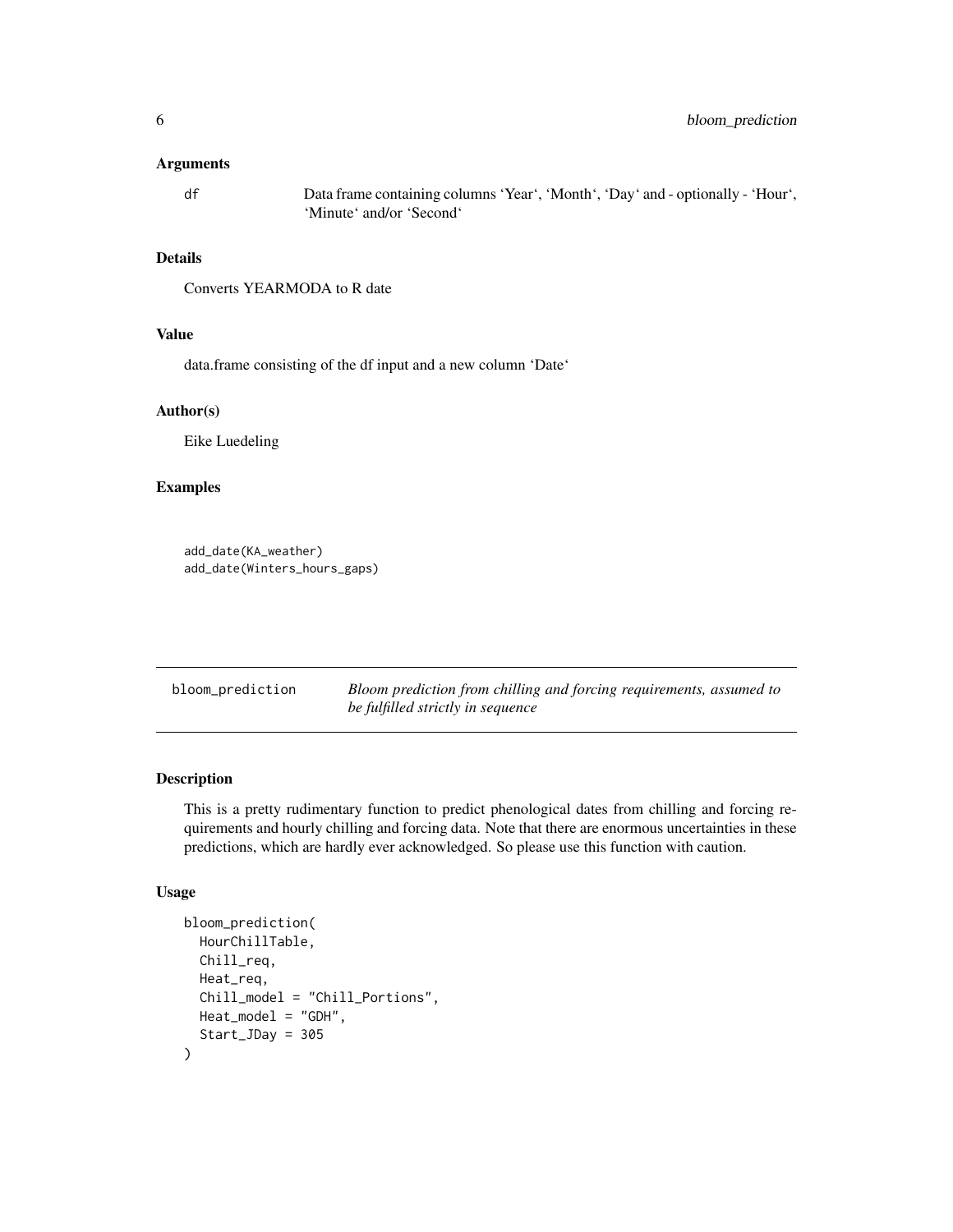### Arguments

df	Data frame containing columns 'Year', 'Month', 'Day' and - optionally - 'Hour', 'Minute' and/or 'Second'

### Details

Converts YEARMODA to R date

### Value

data.frame consisting of the df input and a new column 'Date'

### Author(s)

Eike Luedeling

### Examples

```
add_date(KA_weather)
add_date(Winters_hours_gaps)
```

---

## bloom_prediction	*Bloom prediction from chilling and forcing requirements, assumed to be fulfilled strictly in sequence*

### Description

This is a pretty rudimentary function to predict phenological dates from chilling and forcing requirements and hourly chilling and forcing data. Note that there are enormous uncertainties in these predictions, which are hardly ever acknowledged. So please use this function with caution.

### Usage

```
bloom_prediction(
  HourChillTable,
  Chill_req,
  Heat_req,
  Chill_model = "Chill_Portions",
  Heat_model = "GDH",
  Start_JDay = 305
)
```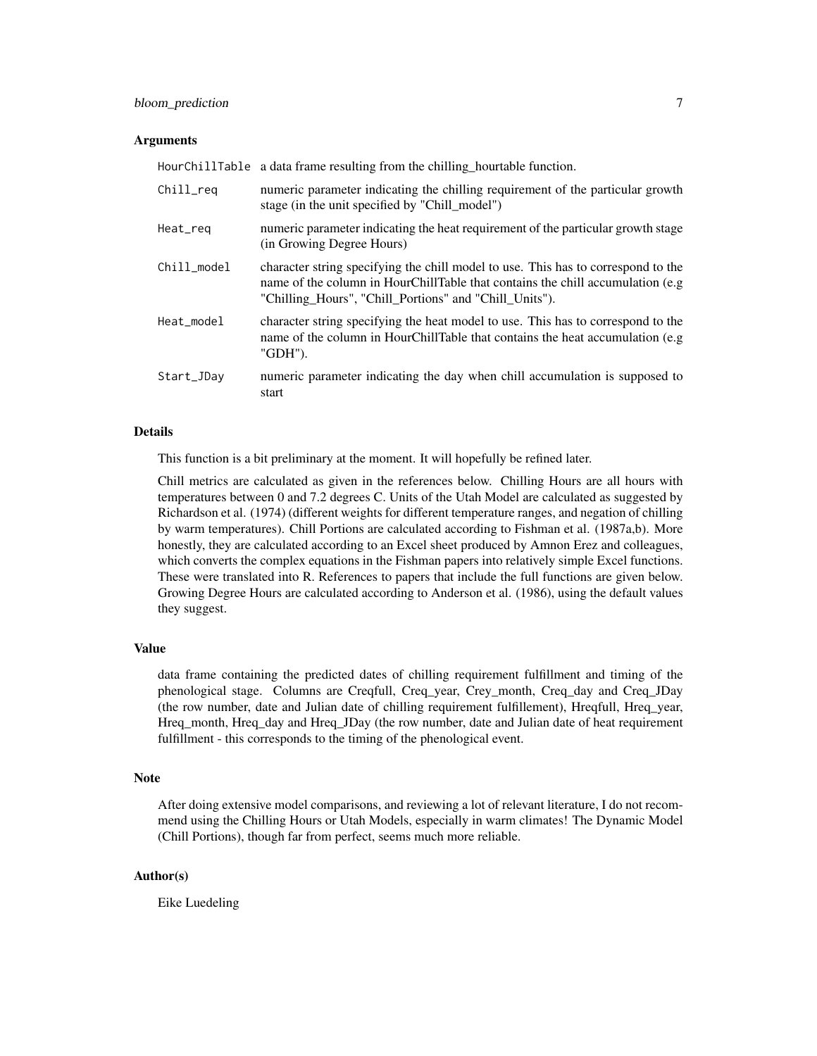## Arguments

| | |
|---|---|
| `HourChillTable` | a data frame resulting from the chilling_hourtable function. |
| `Chill_req` | numeric parameter indicating the chilling requirement of the particular growth stage (in the unit specified by "Chill_model") |
| `Heat_req` | numeric parameter indicating the heat requirement of the particular growth stage (in Growing Degree Hours) |
| `Chill_model` | character string specifying the chill model to use. This has to correspond to the name of the column in HourChillTable that contains the chill accumulation (e.g "Chilling_Hours", "Chill_Portions" and "Chill_Units"). |
| `Heat_model` | character string specifying the heat model to use. This has to correspond to the name of the column in HourChillTable that contains the heat accumulation (e.g "GDH"). |
| `Start_JDay` | numeric parameter indicating the day when chill accumulation is supposed to start |

## Details

This function is a bit preliminary at the moment. It will hopefully be refined later.

Chill metrics are calculated as given in the references below. Chilling Hours are all hours with temperatures between 0 and 7.2 degrees C. Units of the Utah Model are calculated as suggested by Richardson et al. (1974) (different weights for different temperature ranges, and negation of chilling by warm temperatures). Chill Portions are calculated according to Fishman et al. (1987a,b). More honestly, they are calculated according to an Excel sheet produced by Amnon Erez and colleagues, which converts the complex equations in the Fishman papers into relatively simple Excel functions. These were translated into R. References to papers that include the full functions are given below. Growing Degree Hours are calculated according to Anderson et al. (1986), using the default values they suggest.

## Value

data frame containing the predicted dates of chilling requirement fulfillment and timing of the phenological stage. Columns are Creqfull, Creq_year, Crey_month, Creq_day and Creq_JDay (the row number, date and Julian date of chilling requirement fulfillement), Hreqfull, Hreq_year, Hreq_month, Hreq_day and Hreq_JDay (the row number, date and Julian date of heat requirement fulfillment - this corresponds to the timing of the phenological event.

## Note

After doing extensive model comparisons, and reviewing a lot of relevant literature, I do not recommend using the Chilling Hours or Utah Models, especially in warm climates! The Dynamic Model (Chill Portions), though far from perfect, seems much more reliable.

## Author(s)

Eike Luedeling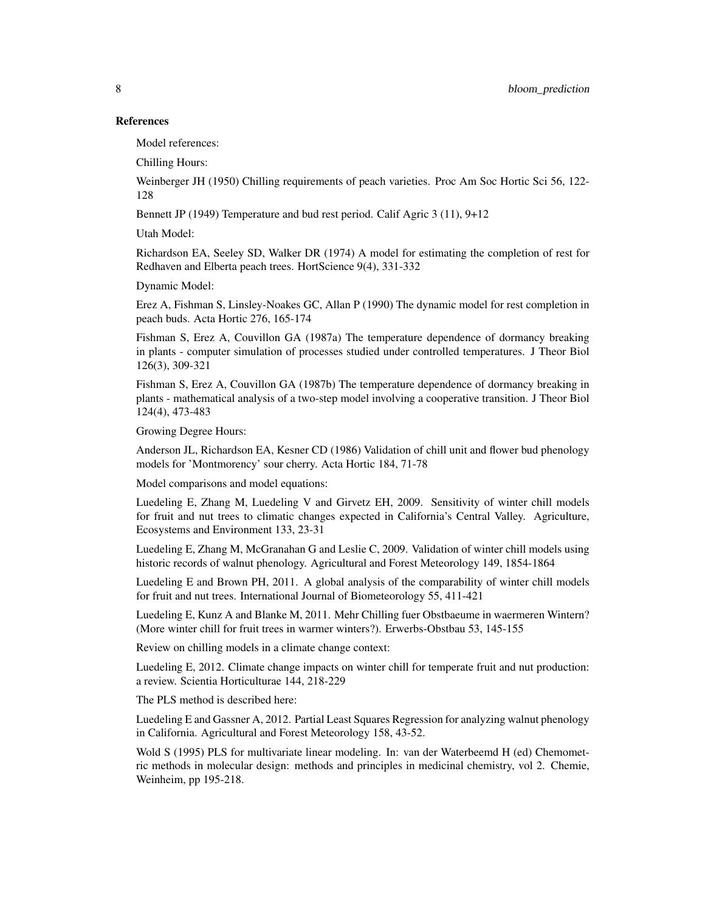## References

Model references:

Chilling Hours:

Weinberger JH (1950) Chilling requirements of peach varieties. Proc Am Soc Hortic Sci 56, 122-128

Bennett JP (1949) Temperature and bud rest period. Calif Agric 3 (11), 9+12

Utah Model:

Richardson EA, Seeley SD, Walker DR (1974) A model for estimating the completion of rest for Redhaven and Elberta peach trees. HortScience 9(4), 331-332

Dynamic Model:

Erez A, Fishman S, Linsley-Noakes GC, Allan P (1990) The dynamic model for rest completion in peach buds. Acta Hortic 276, 165-174

Fishman S, Erez A, Couvillon GA (1987a) The temperature dependence of dormancy breaking in plants - computer simulation of processes studied under controlled temperatures. J Theor Biol 126(3), 309-321

Fishman S, Erez A, Couvillon GA (1987b) The temperature dependence of dormancy breaking in plants - mathematical analysis of a two-step model involving a cooperative transition. J Theor Biol 124(4), 473-483

Growing Degree Hours:

Anderson JL, Richardson EA, Kesner CD (1986) Validation of chill unit and flower bud phenology models for 'Montmorency' sour cherry. Acta Hortic 184, 71-78

Model comparisons and model equations:

Luedeling E, Zhang M, Luedeling V and Girvetz EH, 2009. Sensitivity of winter chill models for fruit and nut trees to climatic changes expected in California's Central Valley. Agriculture, Ecosystems and Environment 133, 23-31

Luedeling E, Zhang M, McGranahan G and Leslie C, 2009. Validation of winter chill models using historic records of walnut phenology. Agricultural and Forest Meteorology 149, 1854-1864

Luedeling E and Brown PH, 2011. A global analysis of the comparability of winter chill models for fruit and nut trees. International Journal of Biometeorology 55, 411-421

Luedeling E, Kunz A and Blanke M, 2011. Mehr Chilling fuer Obstbaeume in waermeren Wintern? (More winter chill for fruit trees in warmer winters?). Erwerbs-Obstbau 53, 145-155

Review on chilling models in a climate change context:

Luedeling E, 2012. Climate change impacts on winter chill for temperate fruit and nut production: a review. Scientia Horticulturae 144, 218-229

The PLS method is described here:

Luedeling E and Gassner A, 2012. Partial Least Squares Regression for analyzing walnut phenology in California. Agricultural and Forest Meteorology 158, 43-52.

Wold S (1995) PLS for multivariate linear modeling. In: van der Waterbeemd H (ed) Chemometric methods in molecular design: methods and principles in medicinal chemistry, vol 2. Chemie, Weinheim, pp 195-218.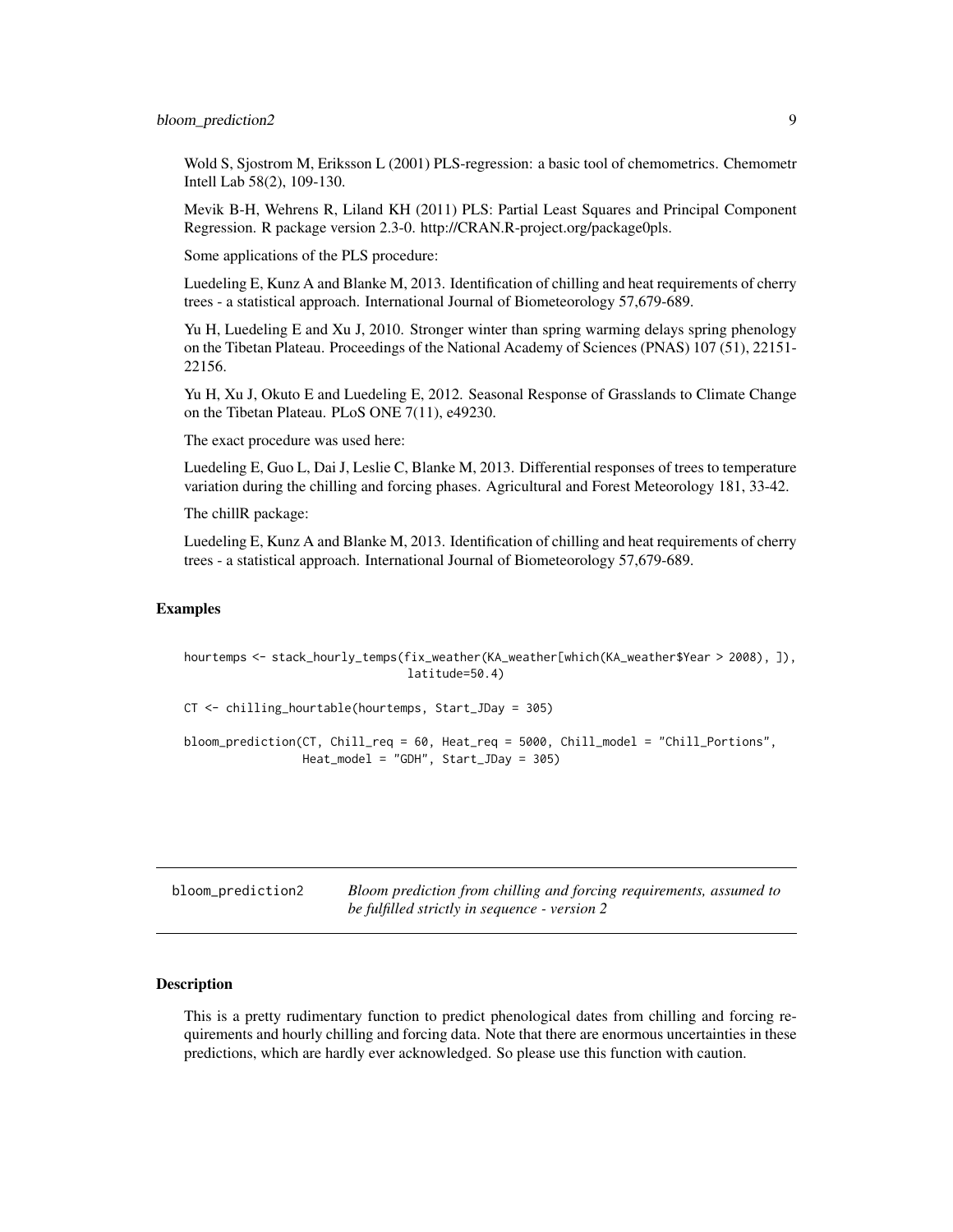Wold S, Sjostrom M, Eriksson L (2001) PLS-regression: a basic tool of chemometrics. Chemometr Intell Lab 58(2), 109-130.

Mevik B-H, Wehrens R, Liland KH (2011) PLS: Partial Least Squares and Principal Component Regression. R package version 2.3-0. http://CRAN.R-project.org/package0pls.

Some applications of the PLS procedure:

Luedeling E, Kunz A and Blanke M, 2013. Identification of chilling and heat requirements of cherry trees - a statistical approach. International Journal of Biometeorology 57,679-689.

Yu H, Luedeling E and Xu J, 2010. Stronger winter than spring warming delays spring phenology on the Tibetan Plateau. Proceedings of the National Academy of Sciences (PNAS) 107 (51), 22151-22156.

Yu H, Xu J, Okuto E and Luedeling E, 2012. Seasonal Response of Grasslands to Climate Change on the Tibetan Plateau. PLoS ONE 7(11), e49230.

The exact procedure was used here:

Luedeling E, Guo L, Dai J, Leslie C, Blanke M, 2013. Differential responses of trees to temperature variation during the chilling and forcing phases. Agricultural and Forest Meteorology 181, 33-42.

The chillR package:

Luedeling E, Kunz A and Blanke M, 2013. Identification of chilling and heat requirements of cherry trees - a statistical approach. International Journal of Biometeorology 57,679-689.

## Examples

```
hourtemps <- stack_hourly_temps(fix_weather(KA_weather[which(KA_weather$Year > 2008), ]),
                                latitude=50.4)

CT <- chilling_hourtable(hourtemps, Start_JDay = 305)

bloom_prediction(CT, Chill_req = 60, Heat_req = 5000, Chill_model = "Chill_Portions",
                 Heat_model = "GDH", Start_JDay = 305)
```

---

# bloom_prediction2 — *Bloom prediction from chilling and forcing requirements, assumed to be fulfilled strictly in sequence - version 2*

---

## Description

This is a pretty rudimentary function to predict phenological dates from chilling and forcing requirements and hourly chilling and forcing data. Note that there are enormous uncertainties in these predictions, which are hardly ever acknowledged. So please use this function with caution.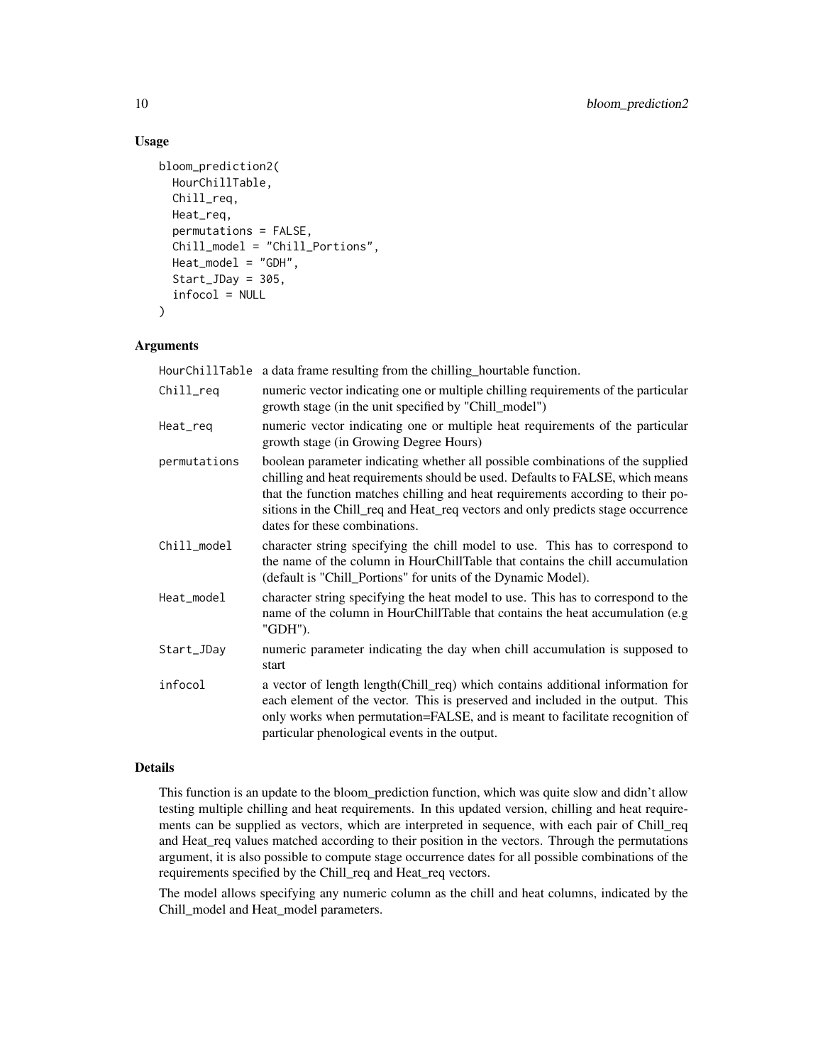### Usage

```
bloom_prediction2(
  HourChillTable,
  Chill_req,
  Heat_req,
  permutations = FALSE,
  Chill_model = "Chill_Portions",
  Heat_model = "GDH",
  Start_JDay = 305,
  infocol = NULL
)
```

### Arguments

| | |
|---|---|
| HourChillTable | a data frame resulting from the chilling_hourtable function. |
| Chill_req | numeric vector indicating one or multiple chilling requirements of the particular growth stage (in the unit specified by "Chill_model") |
| Heat_req | numeric vector indicating one or multiple heat requirements of the particular growth stage (in Growing Degree Hours) |
| permutations | boolean parameter indicating whether all possible combinations of the supplied chilling and heat requirements should be used. Defaults to FALSE, which means that the function matches chilling and heat requirements according to their positions in the Chill_req and Heat_req vectors and only predicts stage occurrence dates for these combinations. |
| Chill_model | character string specifying the chill model to use. This has to correspond to the name of the column in HourChillTable that contains the chill accumulation (default is "Chill_Portions" for units of the Dynamic Model). |
| Heat_model | character string specifying the heat model to use. This has to correspond to the name of the column in HourChillTable that contains the heat accumulation (e.g "GDH"). |
| Start_JDay | numeric parameter indicating the day when chill accumulation is supposed to start |
| infocol | a vector of length length(Chill_req) which contains additional information for each element of the vector. This is preserved and included in the output. This only works when permutation=FALSE, and is meant to facilitate recognition of particular phenological events in the output. |

### Details

This function is an update to the bloom_prediction function, which was quite slow and didn't allow testing multiple chilling and heat requirements. In this updated version, chilling and heat requirements can be supplied as vectors, which are interpreted in sequence, with each pair of Chill_req and Heat_req values matched according to their position in the vectors. Through the permutations argument, it is also possible to compute stage occurrence dates for all possible combinations of the requirements specified by the Chill_req and Heat_req vectors.

The model allows specifying any numeric column as the chill and heat columns, indicated by the Chill_model and Heat_model parameters.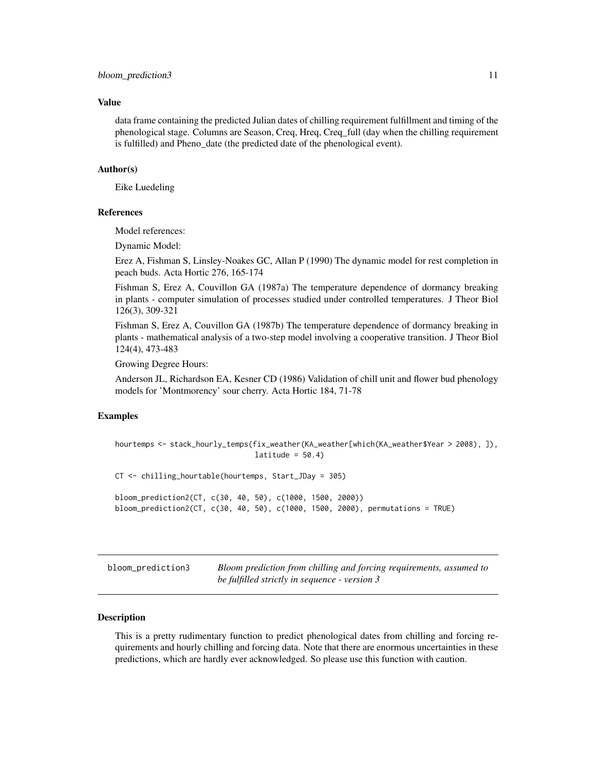### Value

data frame containing the predicted Julian dates of chilling requirement fulfillment and timing of the phenological stage. Columns are Season, Creq, Hreq, Creq_full (day when the chilling requirement is fulfilled) and Pheno_date (the predicted date of the phenological event).

### Author(s)

Eike Luedeling

### References

Model references:

Dynamic Model:

Erez A, Fishman S, Linsley-Noakes GC, Allan P (1990) The dynamic model for rest completion in peach buds. Acta Hortic 276, 165-174

Fishman S, Erez A, Couvillon GA (1987a) The temperature dependence of dormancy breaking in plants - computer simulation of processes studied under controlled temperatures. J Theor Biol 126(3), 309-321

Fishman S, Erez A, Couvillon GA (1987b) The temperature dependence of dormancy breaking in plants - mathematical analysis of a two-step model involving a cooperative transition. J Theor Biol 124(4), 473-483

Growing Degree Hours:

Anderson JL, Richardson EA, Kesner CD (1986) Validation of chill unit and flower bud phenology models for 'Montmorency' sour cherry. Acta Hortic 184, 71-78

### Examples

```
hourtemps <- stack_hourly_temps(fix_weather(KA_weather[which(KA_weather$Year > 2008), ]),
                                latitude = 50.4)

CT <- chilling_hourtable(hourtemps, Start_JDay = 305)

bloom_prediction2(CT, c(30, 40, 50), c(1000, 1500, 2000))
bloom_prediction2(CT, c(30, 40, 50), c(1000, 1500, 2000), permutations = TRUE)
```

---

## bloom_prediction3 — *Bloom prediction from chilling and forcing requirements, assumed to be fulfilled strictly in sequence - version 3*

### Description

This is a pretty rudimentary function to predict phenological dates from chilling and forcing requirements and hourly chilling and forcing data. Note that there are enormous uncertainties in these predictions, which are hardly ever acknowledged. So please use this function with caution.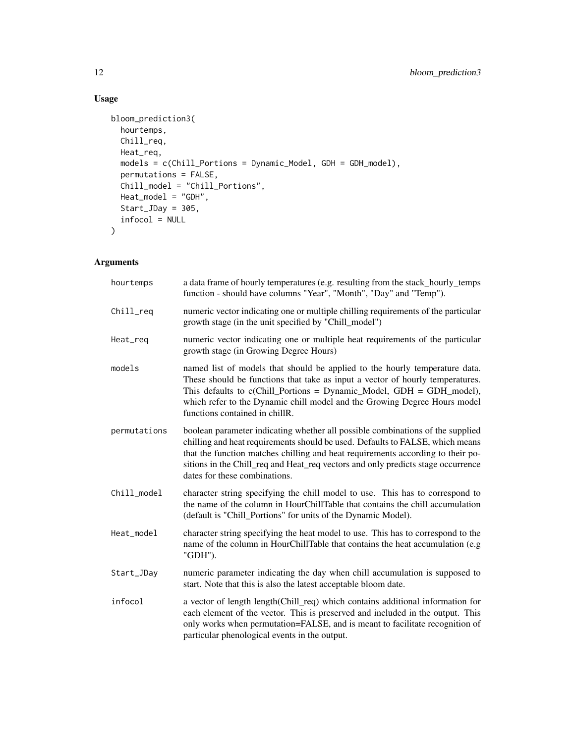## Usage

```
bloom_prediction3(
  hourtemps,
  Chill_req,
  Heat_req,
  models = c(Chill_Portions = Dynamic_Model, GDH = GDH_model),
  permutations = FALSE,
  Chill_model = "Chill_Portions",
  Heat_model = "GDH",
  Start_JDay = 305,
  infocol = NULL
)
```

## Arguments

| | |
|---|---|
| hourtemps | a data frame of hourly temperatures (e.g. resulting from the stack_hourly_temps function - should have columns "Year", "Month", "Day" and "Temp"). |
| Chill_req | numeric vector indicating one or multiple chilling requirements of the particular growth stage (in the unit specified by "Chill_model") |
| Heat_req | numeric vector indicating one or multiple heat requirements of the particular growth stage (in Growing Degree Hours) |
| models | named list of models that should be applied to the hourly temperature data. These should be functions that take as input a vector of hourly temperatures. This defaults to c(Chill_Portions = Dynamic_Model, GDH = GDH_model), which refer to the Dynamic chill model and the Growing Degree Hours model functions contained in chillR. |
| permutations | boolean parameter indicating whether all possible combinations of the supplied chilling and heat requirements should be used. Defaults to FALSE, which means that the function matches chilling and heat requirements according to their positions in the Chill_req and Heat_req vectors and only predicts stage occurrence dates for these combinations. |
| Chill_model | character string specifying the chill model to use. This has to correspond to the name of the column in HourChillTable that contains the chill accumulation (default is "Chill_Portions" for units of the Dynamic Model). |
| Heat_model | character string specifying the heat model to use. This has to correspond to the name of the column in HourChillTable that contains the heat accumulation (e.g "GDH"). |
| Start_JDay | numeric parameter indicating the day when chill accumulation is supposed to start. Note that this is also the latest acceptable bloom date. |
| infocol | a vector of length length(Chill_req) which contains additional information for each element of the vector. This is preserved and included in the output. This only works when permutation=FALSE, and is meant to facilitate recognition of particular phenological events in the output. |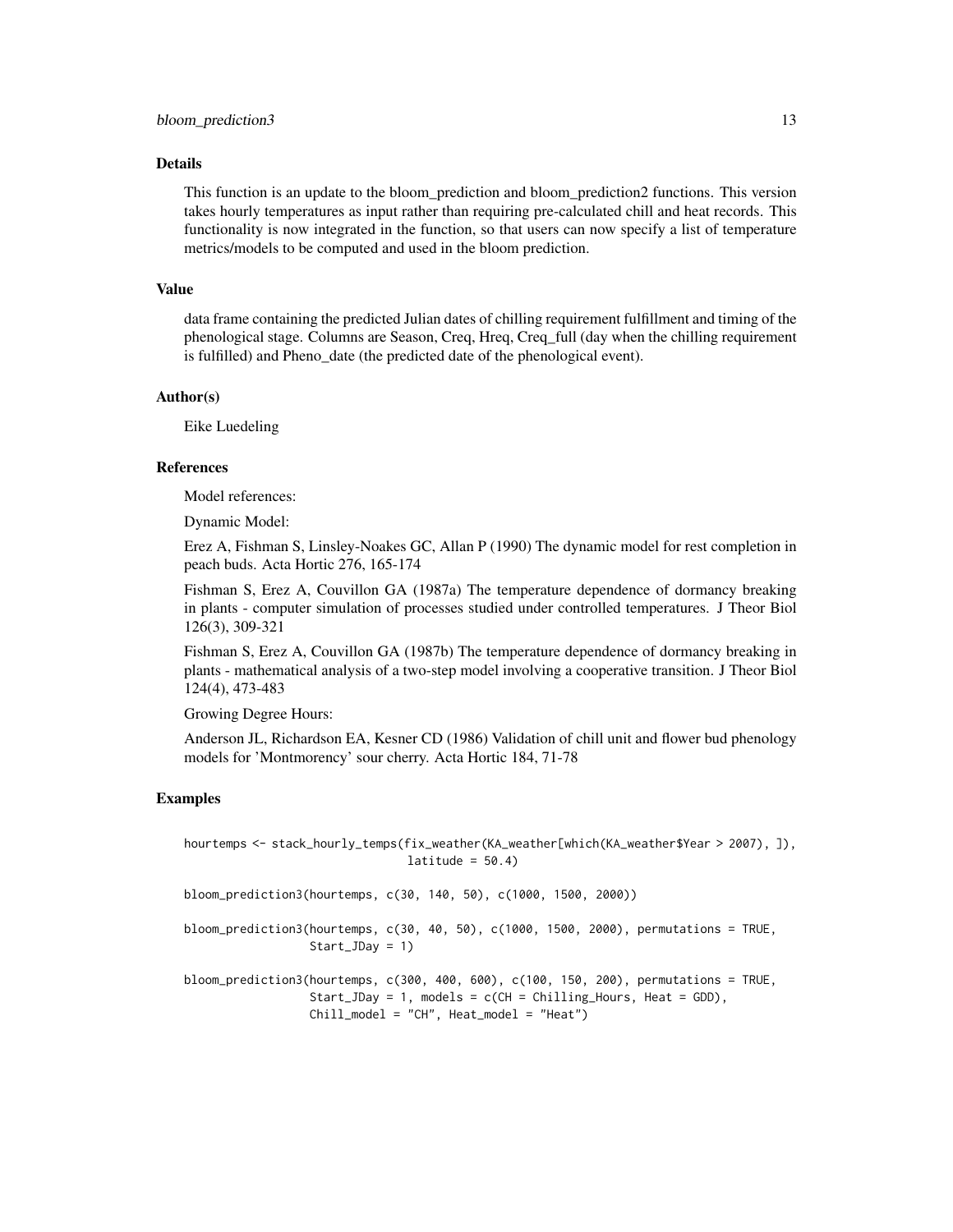## Details

This function is an update to the bloom_prediction and bloom_prediction2 functions. This version takes hourly temperatures as input rather than requiring pre-calculated chill and heat records. This functionality is now integrated in the function, so that users can now specify a list of temperature metrics/models to be computed and used in the bloom prediction.

## Value

data frame containing the predicted Julian dates of chilling requirement fulfillment and timing of the phenological stage. Columns are Season, Creq, Hreq, Creq_full (day when the chilling requirement is fulfilled) and Pheno_date (the predicted date of the phenological event).

## Author(s)

Eike Luedeling

## References

Model references:

Dynamic Model:

Erez A, Fishman S, Linsley-Noakes GC, Allan P (1990) The dynamic model for rest completion in peach buds. Acta Hortic 276, 165-174

Fishman S, Erez A, Couvillon GA (1987a) The temperature dependence of dormancy breaking in plants - computer simulation of processes studied under controlled temperatures. J Theor Biol 126(3), 309-321

Fishman S, Erez A, Couvillon GA (1987b) The temperature dependence of dormancy breaking in plants - mathematical analysis of a two-step model involving a cooperative transition. J Theor Biol 124(4), 473-483

Growing Degree Hours:

Anderson JL, Richardson EA, Kesner CD (1986) Validation of chill unit and flower bud phenology models for 'Montmorency' sour cherry. Acta Hortic 184, 71-78

## Examples

```
hourtemps <- stack_hourly_temps(fix_weather(KA_weather[which(KA_weather$Year > 2007), ]),
                                latitude = 50.4)

bloom_prediction3(hourtemps, c(30, 140, 50), c(1000, 1500, 2000))

bloom_prediction3(hourtemps, c(30, 40, 50), c(1000, 1500, 2000), permutations = TRUE,
                  Start_JDay = 1)

bloom_prediction3(hourtemps, c(300, 400, 600), c(100, 150, 200), permutations = TRUE,
                  Start_JDay = 1, models = c(CH = Chilling_Hours, Heat = GDD),
                  Chill_model = "CH", Heat_model = "Heat")
```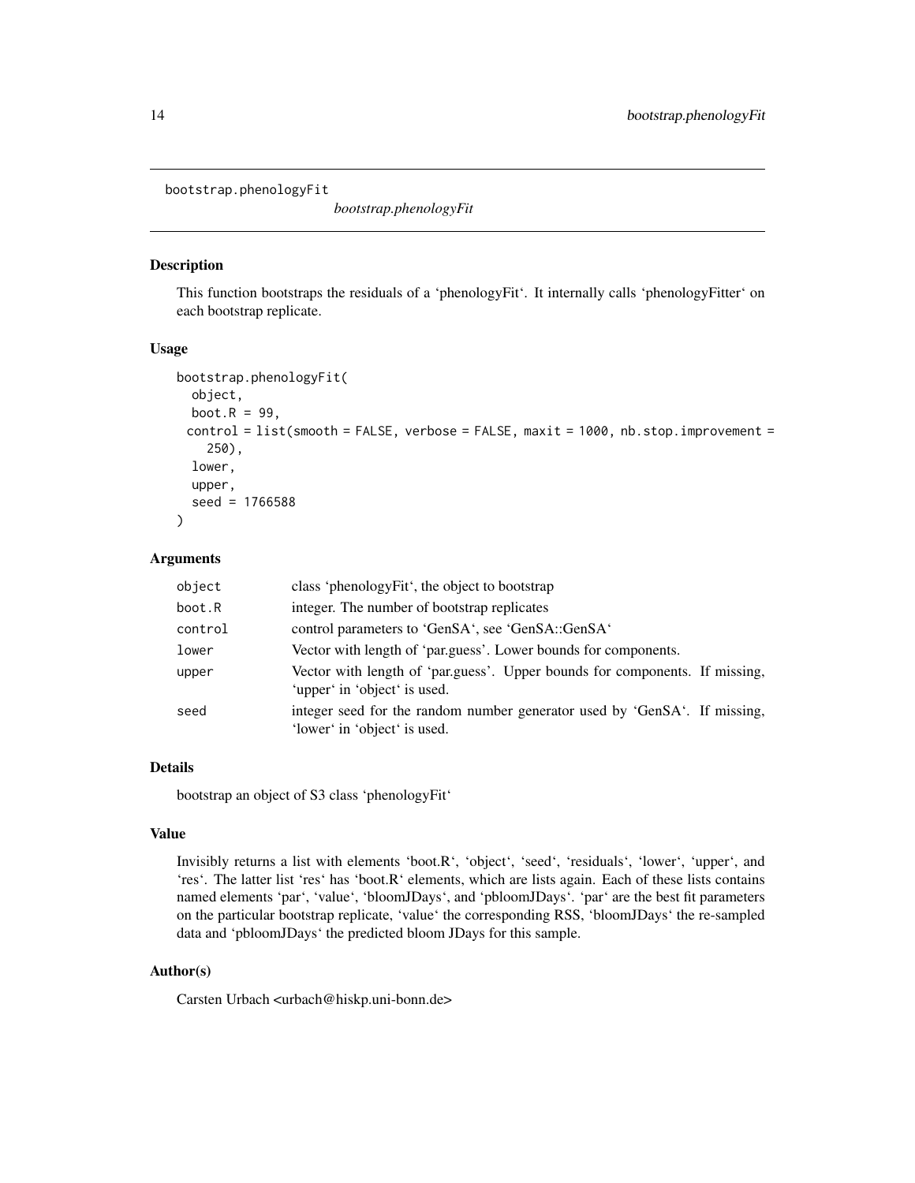# bootstrap.phenologyFit

*bootstrap.phenologyFit*

## Description

This function bootstraps the residuals of a 'phenologyFit'. It internally calls 'phenologyFitter' on each bootstrap replicate.

## Usage

```
bootstrap.phenologyFit(
  object,
  boot.R = 99,
  control = list(smooth = FALSE, verbose = FALSE, maxit = 1000, nb.stop.improvement =
    250),
  lower,
  upper,
  seed = 1766588
)
```

## Arguments

| | |
|---|---|
| object | class 'phenologyFit', the object to bootstrap |
| boot.R | integer. The number of bootstrap replicates |
| control | control parameters to 'GenSA', see 'GenSA::GenSA' |
| lower | Vector with length of 'par.guess'. Lower bounds for components. |
| upper | Vector with length of 'par.guess'. Upper bounds for components. If missing, 'upper' in 'object' is used. |
| seed | integer seed for the random number generator used by 'GenSA'. If missing, 'lower' in 'object' is used. |

## Details

bootstrap an object of S3 class 'phenologyFit'

## Value

Invisibly returns a list with elements 'boot.R', 'object', 'seed', 'residuals', 'lower', 'upper', and 'res'. The latter list 'res' has 'boot.R' elements, which are lists again. Each of these lists contains named elements 'par', 'value', 'bloomJDays', and 'pbloomJDays'. 'par' are the best fit parameters on the particular bootstrap replicate, 'value' the corresponding RSS, 'bloomJDays' the re-sampled data and 'pbloomJDays' the predicted bloom JDays for this sample.

## Author(s)

Carsten Urbach <urbach@hiskp.uni-bonn.de>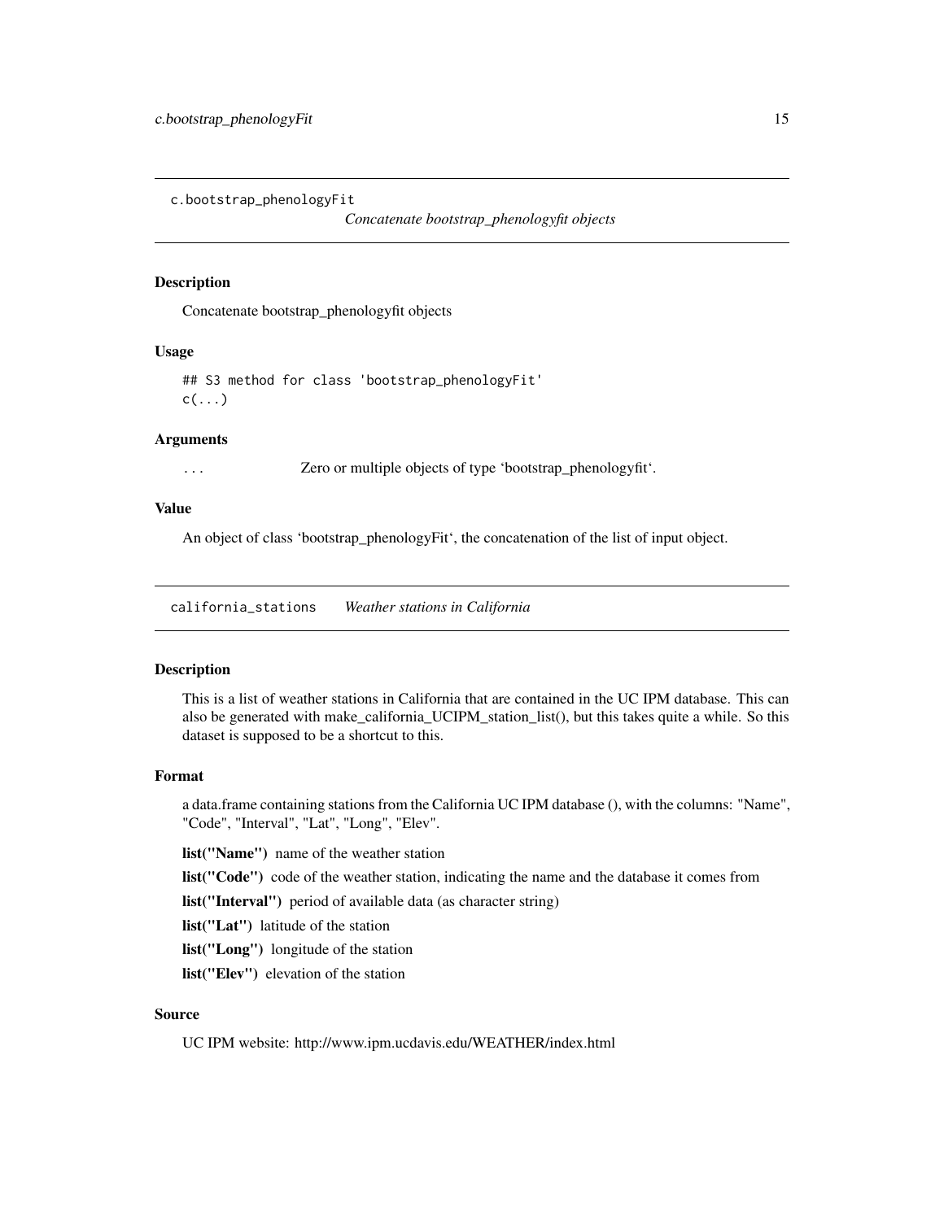## c.bootstrap_phenologyFit

*Concatenate bootstrap_phenologyfit objects*

### Description

Concatenate bootstrap_phenologyfit objects

### Usage

```
## S3 method for class 'bootstrap_phenologyFit'
c(...)
```

### Arguments

... Zero or multiple objects of type ‘bootstrap_phenologyfit‘.

### Value

An object of class ‘bootstrap_phenologyFit‘, the concatenation of the list of input object.

## california_stations

*Weather stations in California*

### Description

This is a list of weather stations in California that are contained in the UC IPM database. This can also be generated with make_california_UCIPM_station_list(), but this takes quite a while. So this dataset is supposed to be a shortcut to this.

### Format

a data.frame containing stations from the California UC IPM database (), with the columns: "Name", "Code", "Interval", "Lat", "Long", "Elev".

**list("Name")** name of the weather station

**list("Code")** code of the weather station, indicating the name and the database it comes from

**list("Interval")** period of available data (as character string)

**list("Lat")** latitude of the station

**list("Long")** longitude of the station

**list("Elev")** elevation of the station

### Source

UC IPM website: http://www.ipm.ucdavis.edu/WEATHER/index.html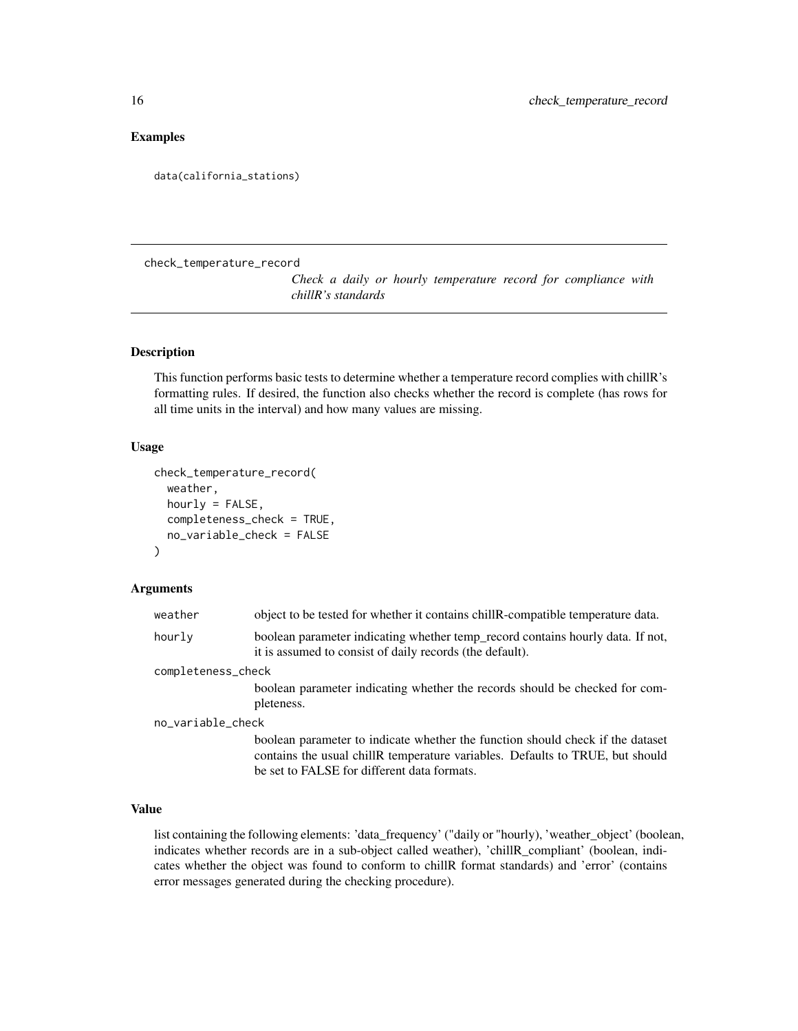## Examples

```
data(california_stations)
```

---

`check_temperature_record` *Check a daily or hourly temperature record for compliance with chillR's standards*

---

### Description

This function performs basic tests to determine whether a temperature record complies with chillR's formatting rules. If desired, the function also checks whether the record is complete (has rows for all time units in the interval) and how many values are missing.

### Usage

```
check_temperature_record(
  weather,
  hourly = FALSE,
  completeness_check = TRUE,
  no_variable_check = FALSE
)
```

### Arguments

| | |
|---|---|
| `weather` | object to be tested for whether it contains chillR-compatible temperature data. |
| `hourly` | boolean parameter indicating whether temp_record contains hourly data. If not, it is assumed to consist of daily records (the default). |
| `completeness_check` | boolean parameter indicating whether the records should be checked for completeness. |
| `no_variable_check` | boolean parameter to indicate whether the function should check if the dataset contains the usual chillR temperature variables. Defaults to TRUE, but should be set to FALSE for different data formats. |

### Value

list containing the following elements: 'data_frequency' ("daily or "hourly), 'weather_object' (boolean, indicates whether records are in a sub-object called weather), 'chillR_compliant' (boolean, indicates whether the object was found to conform to chillR format standards) and 'error' (contains error messages generated during the checking procedure).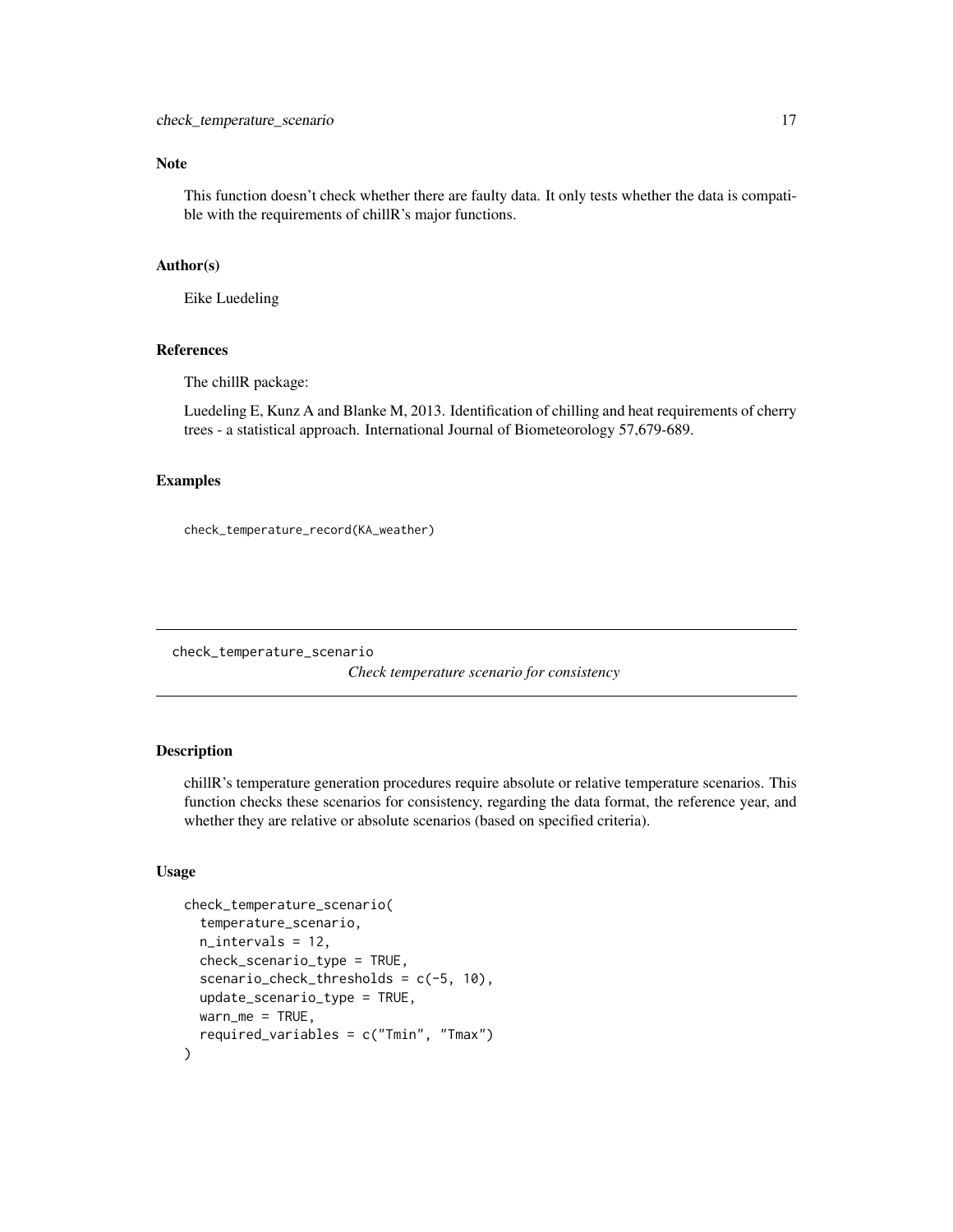## Note

This function doesn't check whether there are faulty data. It only tests whether the data is compatible with the requirements of chillR's major functions.

## Author(s)

Eike Luedeling

## References

The chillR package:

Luedeling E, Kunz A and Blanke M, 2013. Identification of chilling and heat requirements of cherry trees - a statistical approach. International Journal of Biometeorology 57,679-689.

## Examples

```
check_temperature_record(KA_weather)
```

---

# check_temperature_scenario

*Check temperature scenario for consistency*

---

## Description

chillR's temperature generation procedures require absolute or relative temperature scenarios. This function checks these scenarios for consistency, regarding the data format, the reference year, and whether they are relative or absolute scenarios (based on specified criteria).

## Usage

```
check_temperature_scenario(
  temperature_scenario,
  n_intervals = 12,
  check_scenario_type = TRUE,
  scenario_check_thresholds = c(-5, 10),
  update_scenario_type = TRUE,
  warn_me = TRUE,
  required_variables = c("Tmin", "Tmax")
)
```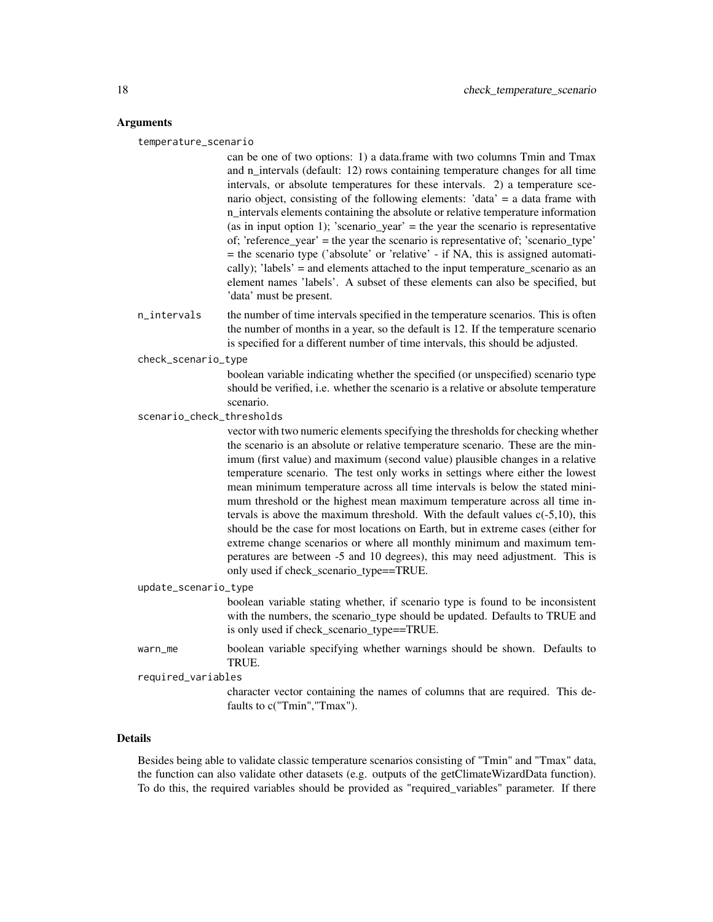### Arguments

`temperature_scenario`
: can be one of two options: 1) a data.frame with two columns Tmin and Tmax and n_intervals (default: 12) rows containing temperature changes for all time intervals, or absolute temperatures for these intervals. 2) a temperature scenario object, consisting of the following elements: 'data' = a data frame with n_intervals elements containing the absolute or relative temperature information (as in input option 1); 'scenario_year' = the year the scenario is representative of; 'reference_year' = the year the scenario is representative of; 'scenario_type' = the scenario type ('absolute' or 'relative' - if NA, this is assigned automatically); 'labels' = and elements attached to the input temperature_scenario as an element names 'labels'. A subset of these elements can also be specified, but 'data' must be present.

`n_intervals`
: the number of time intervals specified in the temperature scenarios. This is often the number of months in a year, so the default is 12. If the temperature scenario is specified for a different number of time intervals, this should be adjusted.

`check_scenario_type`
: boolean variable indicating whether the specified (or unspecified) scenario type should be verified, i.e. whether the scenario is a relative or absolute temperature scenario.

`scenario_check_thresholds`
: vector with two numeric elements specifying the thresholds for checking whether the scenario is an absolute or relative temperature scenario. These are the minimum (first value) and maximum (second value) plausible changes in a relative temperature scenario. The test only works in settings where either the lowest mean minimum temperature across all time intervals is below the stated minimum threshold or the highest mean maximum temperature across all time intervals is above the maximum threshold. With the default values c(-5,10), this should be the case for most locations on Earth, but in extreme cases (either for extreme change scenarios or where all monthly minimum and maximum temperatures are between -5 and 10 degrees), this may need adjustment. This is only used if check_scenario_type==TRUE.

`update_scenario_type`
: boolean variable stating whether, if scenario type is found to be inconsistent with the numbers, the scenario_type should be updated. Defaults to TRUE and is only used if check_scenario_type==TRUE.

`warn_me`
: boolean variable specifying whether warnings should be shown. Defaults to TRUE.

`required_variables`
: character vector containing the names of columns that are required. This defaults to c("Tmin","Tmax").

### Details

Besides being able to validate classic temperature scenarios consisting of "Tmin" and "Tmax" data, the function can also validate other datasets (e.g. outputs of the getClimateWizardData function). To do this, the required variables should be provided as "required_variables" parameter. If there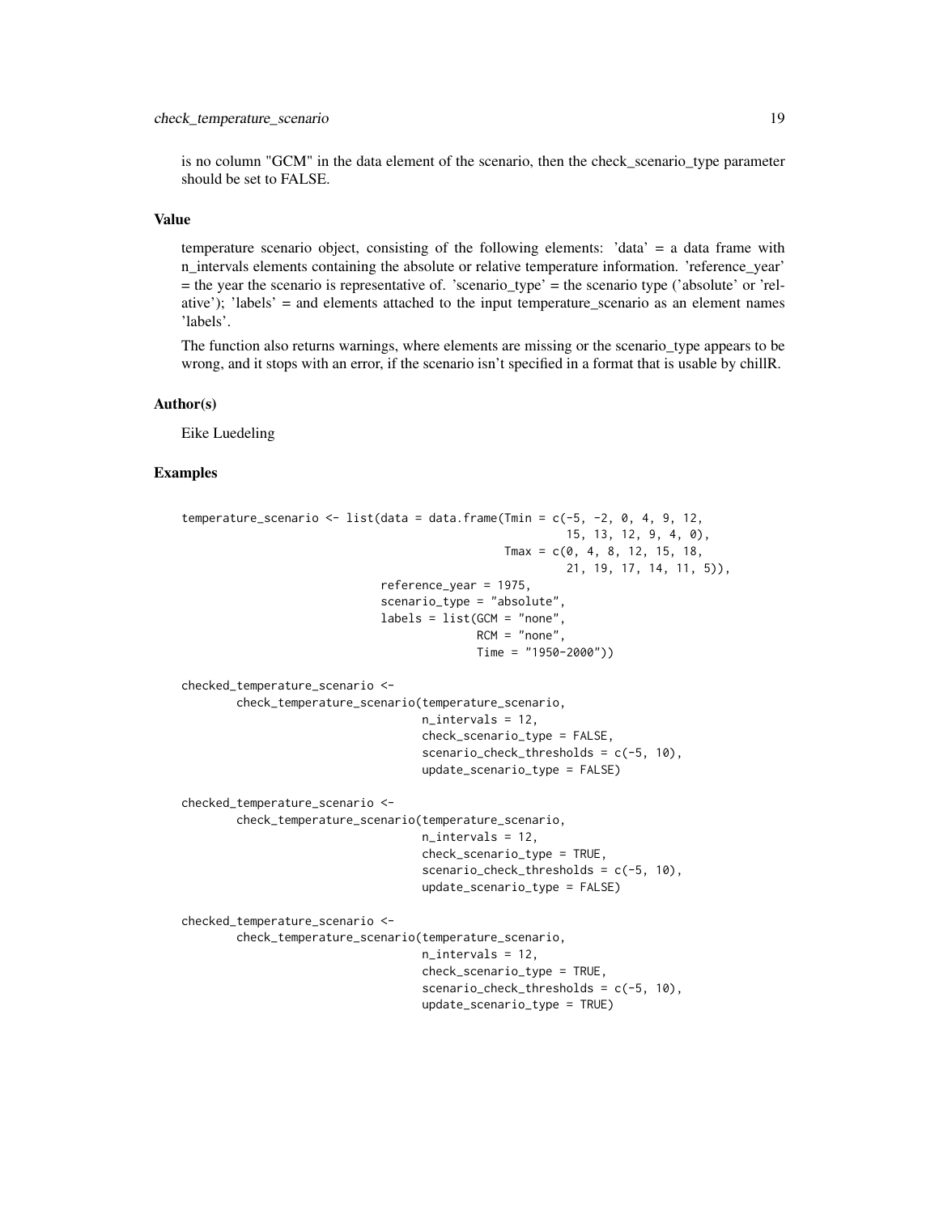is no column "GCM" in the data element of the scenario, then the check_scenario_type parameter should be set to FALSE.

## Value

temperature scenario object, consisting of the following elements: 'data' = a data frame with n_intervals elements containing the absolute or relative temperature information. 'reference_year' = the year the scenario is representative of. 'scenario_type' = the scenario type ('absolute' or 'relative'); 'labels' = and elements attached to the input temperature_scenario as an element names 'labels'.

The function also returns warnings, where elements are missing or the scenario_type appears to be wrong, and it stops with an error, if the scenario isn't specified in a format that is usable by chillR.

## Author(s)

Eike Luedeling

## Examples

```
temperature_scenario <- list(data = data.frame(Tmin = c(-5, -2, 0, 4, 9, 12,
                                                        15, 13, 12, 9, 4, 0),
                                               Tmax = c(0, 4, 8, 12, 15, 18,
                                                        21, 19, 17, 14, 11, 5)),
                             reference_year = 1975,
                             scenario_type = "absolute",
                             labels = list(GCM = "none",
                                           RCM = "none",
                                           Time = "1950-2000"))

checked_temperature_scenario <-
        check_temperature_scenario(temperature_scenario,
                                   n_intervals = 12,
                                   check_scenario_type = FALSE,
                                   scenario_check_thresholds = c(-5, 10),
                                   update_scenario_type = FALSE)

checked_temperature_scenario <-
        check_temperature_scenario(temperature_scenario,
                                   n_intervals = 12,
                                   check_scenario_type = TRUE,
                                   scenario_check_thresholds = c(-5, 10),
                                   update_scenario_type = FALSE)

checked_temperature_scenario <-
        check_temperature_scenario(temperature_scenario,
                                   n_intervals = 12,
                                   check_scenario_type = TRUE,
                                   scenario_check_thresholds = c(-5, 10),
                                   update_scenario_type = TRUE)
```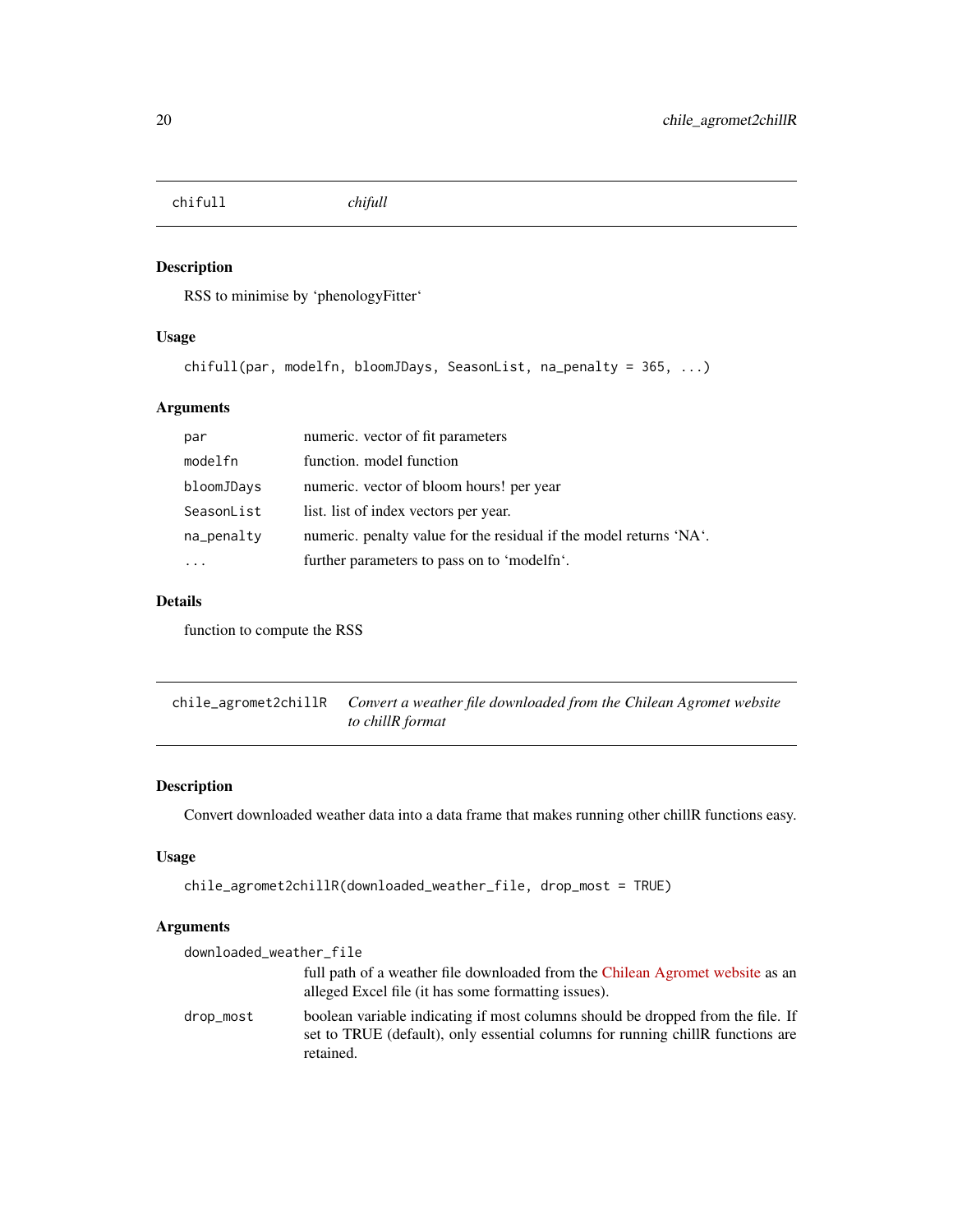## chifull *chifull*

### Description

RSS to minimise by ‘phenologyFitter‘

### Usage

```
chifull(par, modelfn, bloomJDays, SeasonList, na_penalty = 365, ...)
```

### Arguments

| | |
|---|---|
| par | numeric. vector of fit parameters |
| modelfn | function. model function |
| bloomJDays | numeric. vector of bloom hours! per year |
| SeasonList | list. list of index vectors per year. |
| na_penalty | numeric. penalty value for the residual if the model returns ‘NA‘. |
| ... | further parameters to pass on to ‘modelfn‘. |

### Details

function to compute the RSS

## chile_agromet2chillR *Convert a weather file downloaded from the Chilean Agromet website to chillR format*

### Description

Convert downloaded weather data into a data frame that makes running other chillR functions easy.

### Usage

```
chile_agromet2chillR(downloaded_weather_file, drop_most = TRUE)
```

### Arguments

downloaded_weather_file
: full path of a weather file downloaded from the Chilean Agromet website as an alleged Excel file (it has some formatting issues).

drop_most
: boolean variable indicating if most columns should be dropped from the file. If set to TRUE (default), only essential columns for running chillR functions are retained.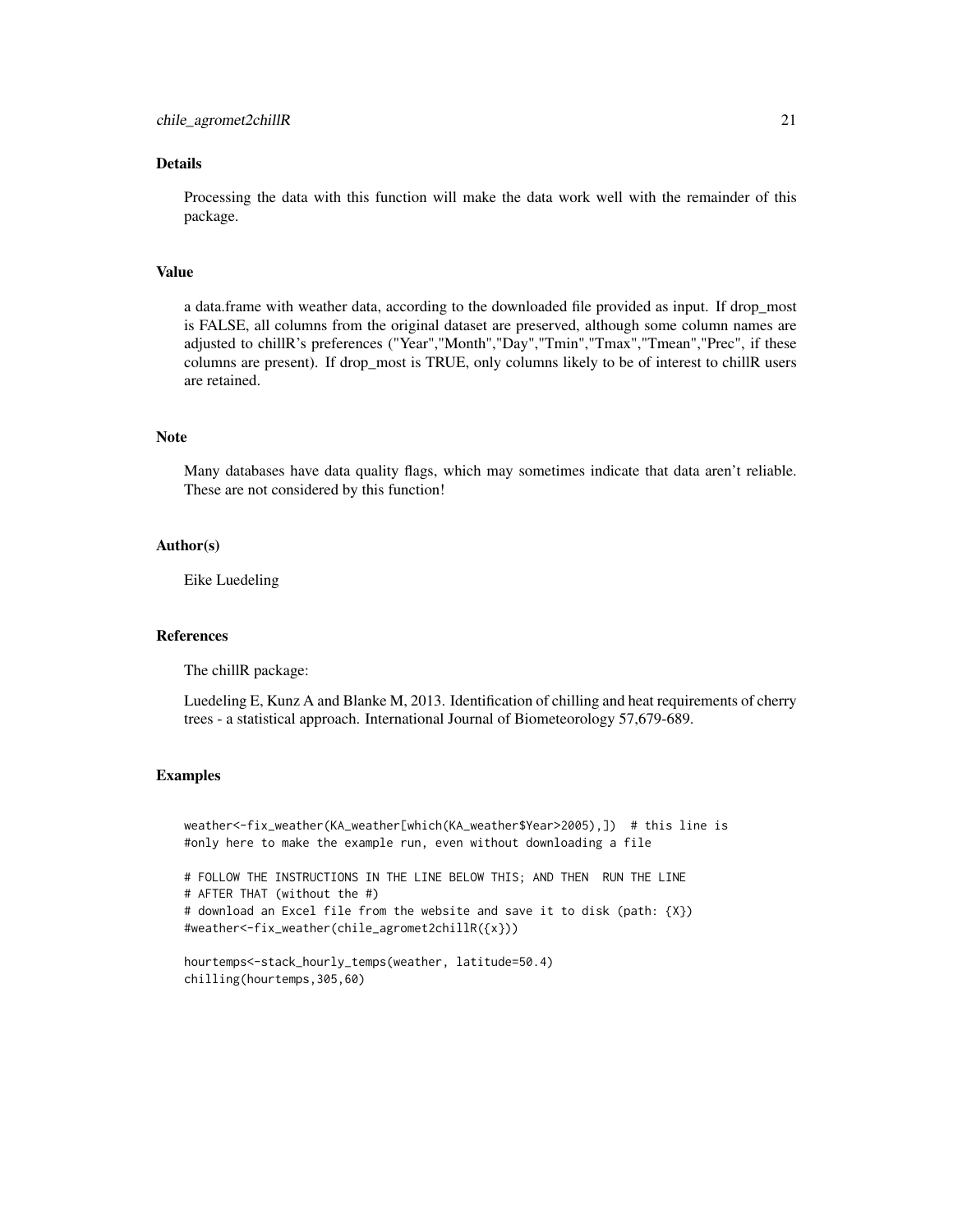## Details

Processing the data with this function will make the data work well with the remainder of this package.

## Value

a data.frame with weather data, according to the downloaded file provided as input. If drop_most is FALSE, all columns from the original dataset are preserved, although some column names are adjusted to chillR's preferences ("Year","Month","Day","Tmin","Tmax","Tmean","Prec", if these columns are present). If drop_most is TRUE, only columns likely to be of interest to chillR users are retained.

## Note

Many databases have data quality flags, which may sometimes indicate that data aren't reliable. These are not considered by this function!

## Author(s)

Eike Luedeling

## References

The chillR package:

Luedeling E, Kunz A and Blanke M, 2013. Identification of chilling and heat requirements of cherry trees - a statistical approach. International Journal of Biometeorology 57,679-689.

## Examples

```
weather<-fix_weather(KA_weather[which(KA_weather$Year>2005),])  # this line is
#only here to make the example run, even without downloading a file

# FOLLOW THE INSTRUCTIONS IN THE LINE BELOW THIS; AND THEN  RUN THE LINE
# AFTER THAT (without the #)
# download an Excel file from the website and save it to disk (path: {X})
#weather<-fix_weather(chile_agromet2chillR({x}))

hourtemps<-stack_hourly_temps(weather, latitude=50.4)
chilling(hourtemps,305,60)
```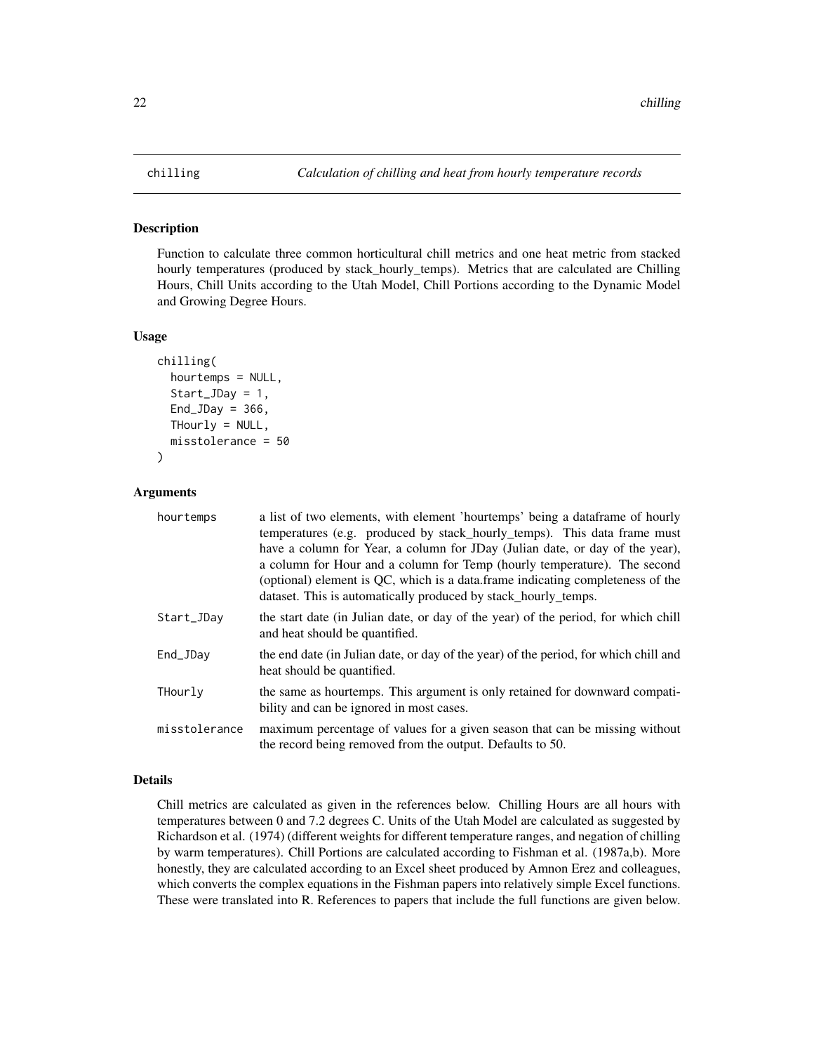# chilling

*Calculation of chilling and heat from hourly temperature records*

## Description

Function to calculate three common horticultural chill metrics and one heat metric from stacked hourly temperatures (produced by stack_hourly_temps). Metrics that are calculated are Chilling Hours, Chill Units according to the Utah Model, Chill Portions according to the Dynamic Model and Growing Degree Hours.

## Usage

```
chilling(
  hourtemps = NULL,
  Start_JDay = 1,
  End_JDay = 366,
  THourly = NULL,
  misstolerance = 50
)
```

## Arguments

| | |
|---|---|
| hourtemps | a list of two elements, with element 'hourtemps' being a dataframe of hourly temperatures (e.g. produced by stack_hourly_temps). This data frame must have a column for Year, a column for JDay (Julian date, or day of the year), a column for Hour and a column for Temp (hourly temperature). The second (optional) element is QC, which is a data.frame indicating completeness of the dataset. This is automatically produced by stack_hourly_temps. |
| Start_JDay | the start date (in Julian date, or day of the year) of the period, for which chill and heat should be quantified. |
| End_JDay | the end date (in Julian date, or day of the year) of the period, for which chill and heat should be quantified. |
| THourly | the same as hourtemps. This argument is only retained for downward compatibility and can be ignored in most cases. |
| misstolerance | maximum percentage of values for a given season that can be missing without the record being removed from the output. Defaults to 50. |

## Details

Chill metrics are calculated as given in the references below. Chilling Hours are all hours with temperatures between 0 and 7.2 degrees C. Units of the Utah Model are calculated as suggested by Richardson et al. (1974) (different weights for different temperature ranges, and negation of chilling by warm temperatures). Chill Portions are calculated according to Fishman et al. (1987a,b). More honestly, they are calculated according to an Excel sheet produced by Amnon Erez and colleagues, which converts the complex equations in the Fishman papers into relatively simple Excel functions. These were translated into R. References to papers that include the full functions are given below.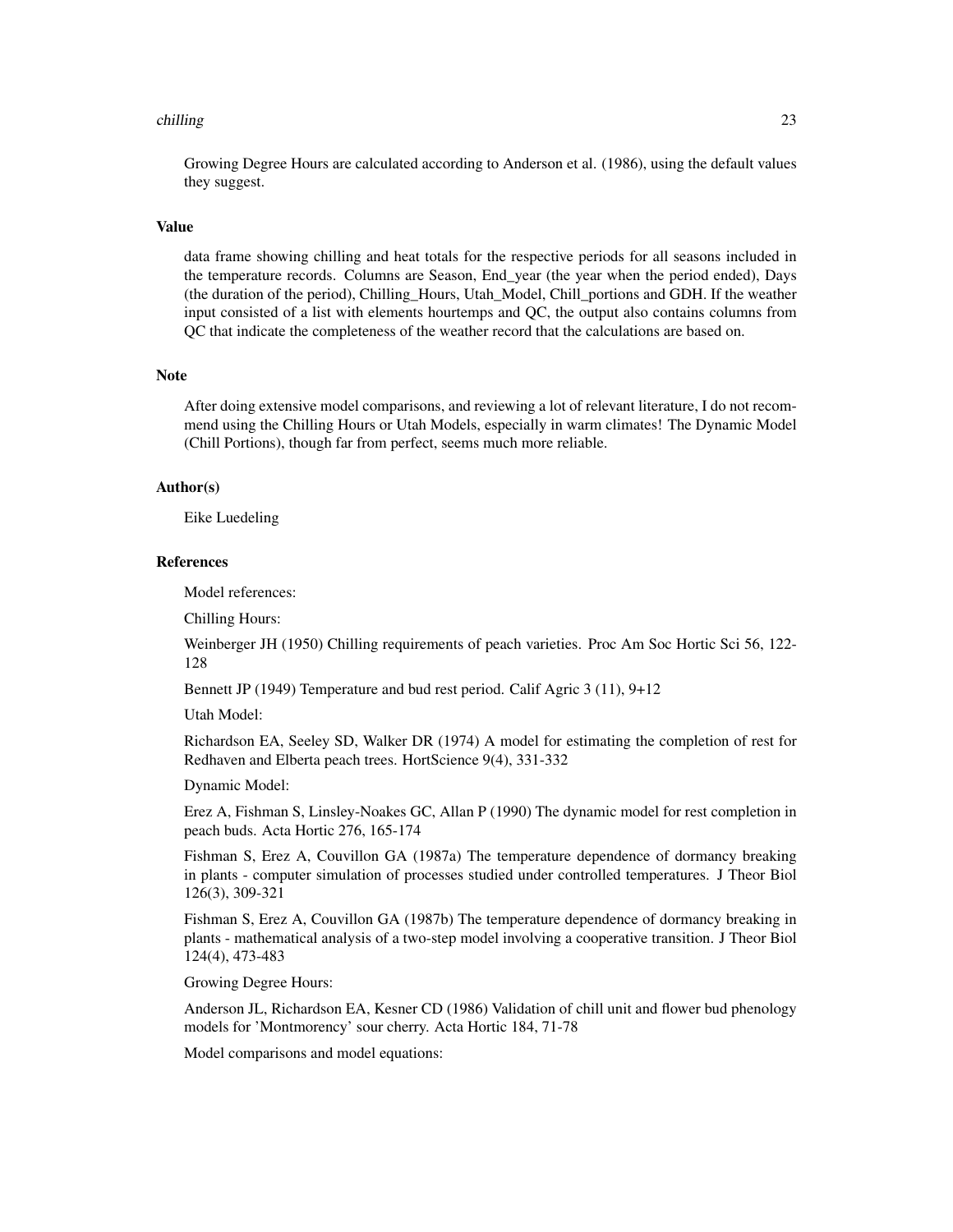Growing Degree Hours are calculated according to Anderson et al. (1986), using the default values they suggest.

### Value

data frame showing chilling and heat totals for the respective periods for all seasons included in the temperature records. Columns are Season, End_year (the year when the period ended), Days (the duration of the period), Chilling_Hours, Utah_Model, Chill_portions and GDH. If the weather input consisted of a list with elements hourtemps and QC, the output also contains columns from QC that indicate the completeness of the weather record that the calculations are based on.

### Note

After doing extensive model comparisons, and reviewing a lot of relevant literature, I do not recommend using the Chilling Hours or Utah Models, especially in warm climates! The Dynamic Model (Chill Portions), though far from perfect, seems much more reliable.

### Author(s)

Eike Luedeling

### References

Model references:

Chilling Hours:

Weinberger JH (1950) Chilling requirements of peach varieties. Proc Am Soc Hortic Sci 56, 122-128

Bennett JP (1949) Temperature and bud rest period. Calif Agric 3 (11), 9+12

Utah Model:

Richardson EA, Seeley SD, Walker DR (1974) A model for estimating the completion of rest for Redhaven and Elberta peach trees. HortScience 9(4), 331-332

Dynamic Model:

Erez A, Fishman S, Linsley-Noakes GC, Allan P (1990) The dynamic model for rest completion in peach buds. Acta Hortic 276, 165-174

Fishman S, Erez A, Couvillon GA (1987a) The temperature dependence of dormancy breaking in plants - computer simulation of processes studied under controlled temperatures. J Theor Biol 126(3), 309-321

Fishman S, Erez A, Couvillon GA (1987b) The temperature dependence of dormancy breaking in plants - mathematical analysis of a two-step model involving a cooperative transition. J Theor Biol 124(4), 473-483

Growing Degree Hours:

Anderson JL, Richardson EA, Kesner CD (1986) Validation of chill unit and flower bud phenology models for 'Montmorency' sour cherry. Acta Hortic 184, 71-78

Model comparisons and model equations: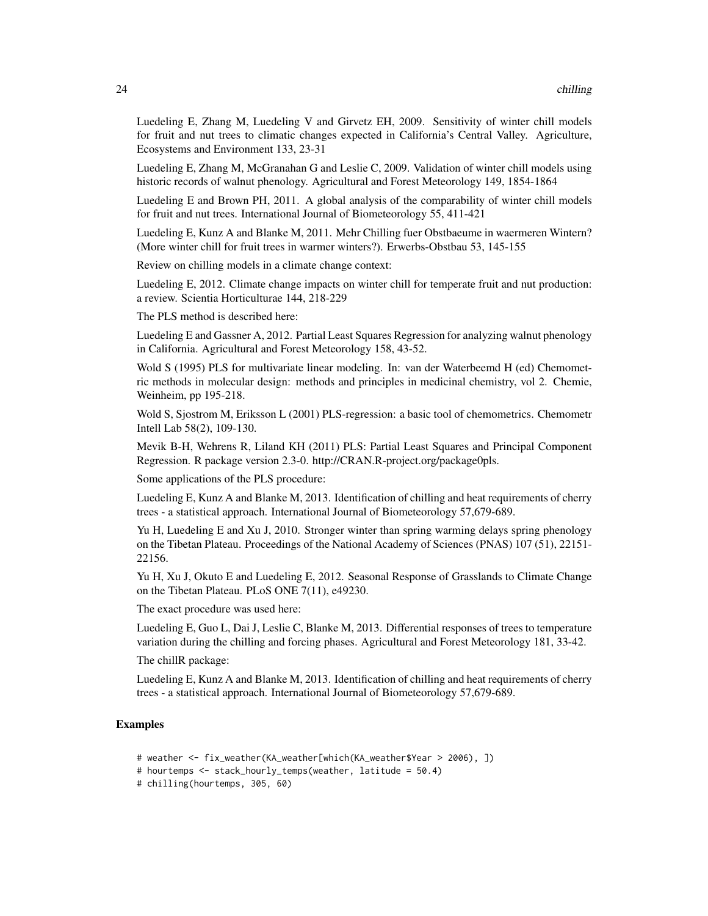Luedeling E, Zhang M, Luedeling V and Girvetz EH, 2009. Sensitivity of winter chill models for fruit and nut trees to climatic changes expected in California's Central Valley. Agriculture, Ecosystems and Environment 133, 23-31

Luedeling E, Zhang M, McGranahan G and Leslie C, 2009. Validation of winter chill models using historic records of walnut phenology. Agricultural and Forest Meteorology 149, 1854-1864

Luedeling E and Brown PH, 2011. A global analysis of the comparability of winter chill models for fruit and nut trees. International Journal of Biometeorology 55, 411-421

Luedeling E, Kunz A and Blanke M, 2011. Mehr Chilling fuer Obstbaeume in waermeren Wintern? (More winter chill for fruit trees in warmer winters?). Erwerbs-Obstbau 53, 145-155

Review on chilling models in a climate change context:

Luedeling E, 2012. Climate change impacts on winter chill for temperate fruit and nut production: a review. Scientia Horticulturae 144, 218-229

The PLS method is described here:

Luedeling E and Gassner A, 2012. Partial Least Squares Regression for analyzing walnut phenology in California. Agricultural and Forest Meteorology 158, 43-52.

Wold S (1995) PLS for multivariate linear modeling. In: van der Waterbeemd H (ed) Chemometric methods in molecular design: methods and principles in medicinal chemistry, vol 2. Chemie, Weinheim, pp 195-218.

Wold S, Sjostrom M, Eriksson L (2001) PLS-regression: a basic tool of chemometrics. Chemometr Intell Lab 58(2), 109-130.

Mevik B-H, Wehrens R, Liland KH (2011) PLS: Partial Least Squares and Principal Component Regression. R package version 2.3-0. http://CRAN.R-project.org/package0pls.

Some applications of the PLS procedure:

Luedeling E, Kunz A and Blanke M, 2013. Identification of chilling and heat requirements of cherry trees - a statistical approach. International Journal of Biometeorology 57,679-689.

Yu H, Luedeling E and Xu J, 2010. Stronger winter than spring warming delays spring phenology on the Tibetan Plateau. Proceedings of the National Academy of Sciences (PNAS) 107 (51), 22151-22156.

Yu H, Xu J, Okuto E and Luedeling E, 2012. Seasonal Response of Grasslands to Climate Change on the Tibetan Plateau. PLoS ONE 7(11), e49230.

The exact procedure was used here:

Luedeling E, Guo L, Dai J, Leslie C, Blanke M, 2013. Differential responses of trees to temperature variation during the chilling and forcing phases. Agricultural and Forest Meteorology 181, 33-42.

The chillR package:

Luedeling E, Kunz A and Blanke M, 2013. Identification of chilling and heat requirements of cherry trees - a statistical approach. International Journal of Biometeorology 57,679-689.

## Examples

```
# weather <- fix_weather(KA_weather[which(KA_weather$Year > 2006), ])
# hourtemps <- stack_hourly_temps(weather, latitude = 50.4)
# chilling(hourtemps, 305, 60)
```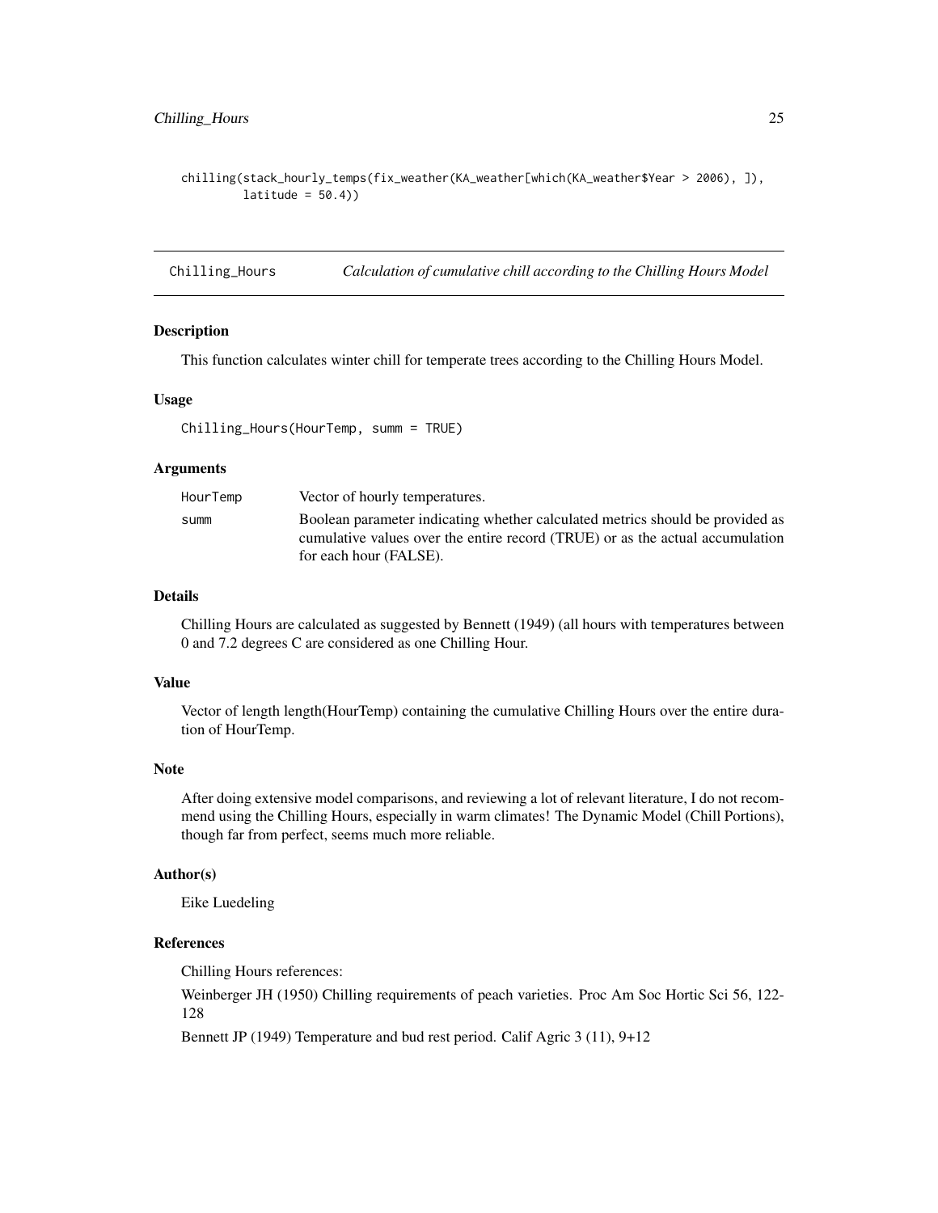```
chilling(stack_hourly_temps(fix_weather(KA_weather[which(KA_weather$Year > 2006), ]),
        latitude = 50.4))
```

## Chilling_Hours *Calculation of cumulative chill according to the Chilling Hours Model*

### Description

This function calculates winter chill for temperate trees according to the Chilling Hours Model.

### Usage

```
Chilling_Hours(HourTemp, summ = TRUE)
```

### Arguments

| | |
|---|---|
| HourTemp | Vector of hourly temperatures. |
| summ | Boolean parameter indicating whether calculated metrics should be provided as cumulative values over the entire record (TRUE) or as the actual accumulation for each hour (FALSE). |

### Details

Chilling Hours are calculated as suggested by Bennett (1949) (all hours with temperatures between 0 and 7.2 degrees C are considered as one Chilling Hour.

### Value

Vector of length length(HourTemp) containing the cumulative Chilling Hours over the entire duration of HourTemp.

### Note

After doing extensive model comparisons, and reviewing a lot of relevant literature, I do not recommend using the Chilling Hours, especially in warm climates! The Dynamic Model (Chill Portions), though far from perfect, seems much more reliable.

### Author(s)

Eike Luedeling

### References

Chilling Hours references:

Weinberger JH (1950) Chilling requirements of peach varieties. Proc Am Soc Hortic Sci 56, 122-128

Bennett JP (1949) Temperature and bud rest period. Calif Agric 3 (11), 9+12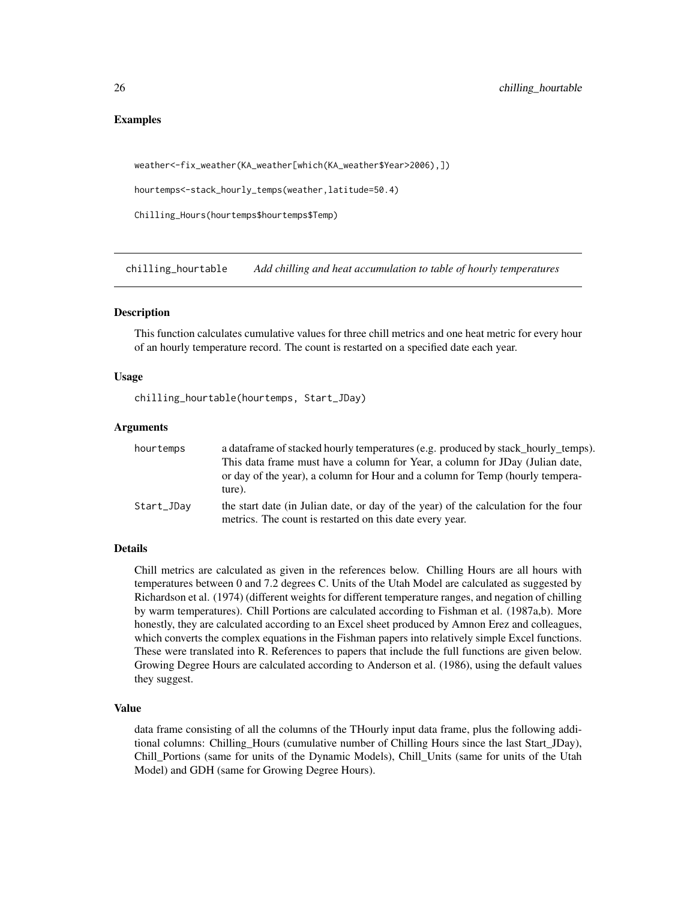## Examples

```
weather<-fix_weather(KA_weather[which(KA_weather$Year>2006),])

hourtemps<-stack_hourly_temps(weather,latitude=50.4)

Chilling_Hours(hourtemps$hourtemps$Temp)
```

---

# chilling_hourtable *Add chilling and heat accumulation to table of hourly temperatures*

---

### Description

This function calculates cumulative values for three chill metrics and one heat metric for every hour of an hourly temperature record. The count is restarted on a specified date each year.

### Usage

```
chilling_hourtable(hourtemps, Start_JDay)
```

### Arguments

| | |
|---|---|
| hourtemps | a dataframe of stacked hourly temperatures (e.g. produced by stack_hourly_temps). This data frame must have a column for Year, a column for JDay (Julian date, or day of the year), a column for Hour and a column for Temp (hourly temperature). |
| Start_JDay | the start date (in Julian date, or day of the year) of the calculation for the four metrics. The count is restarted on this date every year. |

### Details

Chill metrics are calculated as given in the references below. Chilling Hours are all hours with temperatures between 0 and 7.2 degrees C. Units of the Utah Model are calculated as suggested by Richardson et al. (1974) (different weights for different temperature ranges, and negation of chilling by warm temperatures). Chill Portions are calculated according to Fishman et al. (1987a,b). More honestly, they are calculated according to an Excel sheet produced by Amnon Erez and colleagues, which converts the complex equations in the Fishman papers into relatively simple Excel functions. These were translated into R. References to papers that include the full functions are given below. Growing Degree Hours are calculated according to Anderson et al. (1986), using the default values they suggest.

### Value

data frame consisting of all the columns of the THourly input data frame, plus the following additional columns: Chilling_Hours (cumulative number of Chilling Hours since the last Start_JDay), Chill_Portions (same for units of the Dynamic Models), Chill_Units (same for units of the Utah Model) and GDH (same for Growing Degree Hours).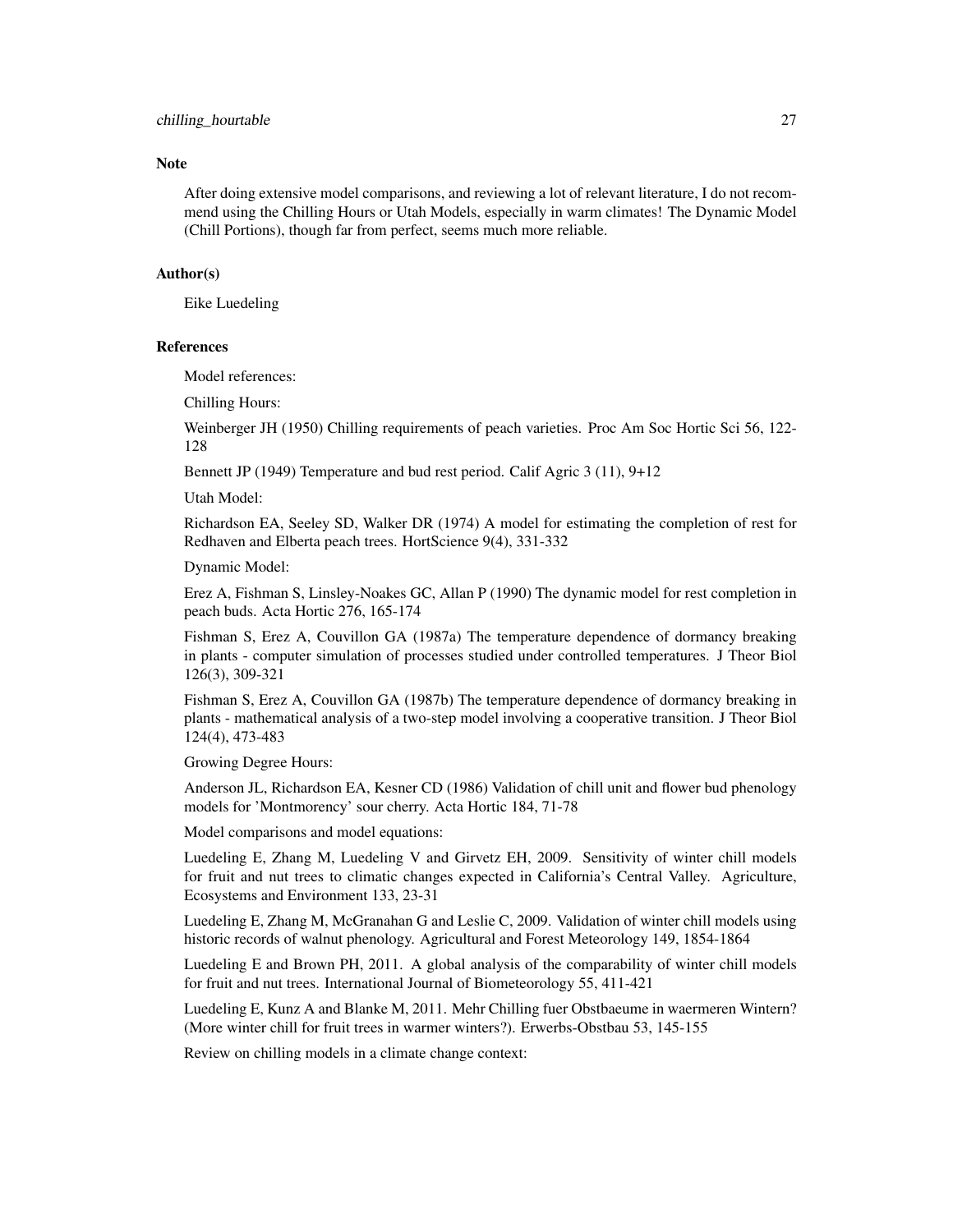## Note

After doing extensive model comparisons, and reviewing a lot of relevant literature, I do not recommend using the Chilling Hours or Utah Models, especially in warm climates! The Dynamic Model (Chill Portions), though far from perfect, seems much more reliable.

## Author(s)

Eike Luedeling

## References

Model references:

Chilling Hours:

Weinberger JH (1950) Chilling requirements of peach varieties. Proc Am Soc Hortic Sci 56, 122-128

Bennett JP (1949) Temperature and bud rest period. Calif Agric 3 (11), 9+12

Utah Model:

Richardson EA, Seeley SD, Walker DR (1974) A model for estimating the completion of rest for Redhaven and Elberta peach trees. HortScience 9(4), 331-332

Dynamic Model:

Erez A, Fishman S, Linsley-Noakes GC, Allan P (1990) The dynamic model for rest completion in peach buds. Acta Hortic 276, 165-174

Fishman S, Erez A, Couvillon GA (1987a) The temperature dependence of dormancy breaking in plants - computer simulation of processes studied under controlled temperatures. J Theor Biol 126(3), 309-321

Fishman S, Erez A, Couvillon GA (1987b) The temperature dependence of dormancy breaking in plants - mathematical analysis of a two-step model involving a cooperative transition. J Theor Biol 124(4), 473-483

Growing Degree Hours:

Anderson JL, Richardson EA, Kesner CD (1986) Validation of chill unit and flower bud phenology models for 'Montmorency' sour cherry. Acta Hortic 184, 71-78

Model comparisons and model equations:

Luedeling E, Zhang M, Luedeling V and Girvetz EH, 2009. Sensitivity of winter chill models for fruit and nut trees to climatic changes expected in California's Central Valley. Agriculture, Ecosystems and Environment 133, 23-31

Luedeling E, Zhang M, McGranahan G and Leslie C, 2009. Validation of winter chill models using historic records of walnut phenology. Agricultural and Forest Meteorology 149, 1854-1864

Luedeling E and Brown PH, 2011. A global analysis of the comparability of winter chill models for fruit and nut trees. International Journal of Biometeorology 55, 411-421

Luedeling E, Kunz A and Blanke M, 2011. Mehr Chilling fuer Obstbaeume in waermeren Wintern? (More winter chill for fruit trees in warmer winters?). Erwerbs-Obstbau 53, 145-155

Review on chilling models in a climate change context: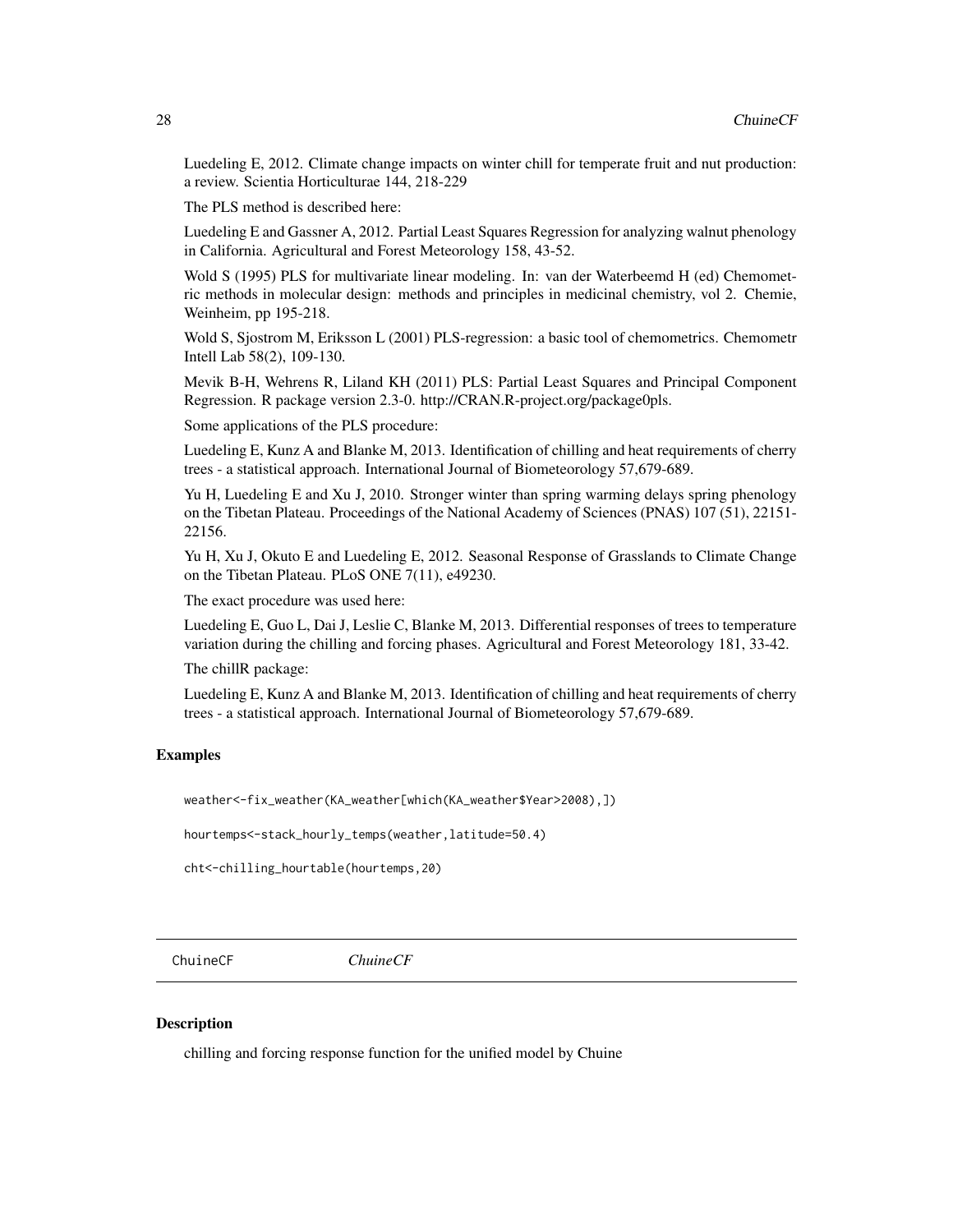Luedeling E, 2012. Climate change impacts on winter chill for temperate fruit and nut production: a review. Scientia Horticulturae 144, 218-229

The PLS method is described here:

Luedeling E and Gassner A, 2012. Partial Least Squares Regression for analyzing walnut phenology in California. Agricultural and Forest Meteorology 158, 43-52.

Wold S (1995) PLS for multivariate linear modeling. In: van der Waterbeemd H (ed) Chemometric methods in molecular design: methods and principles in medicinal chemistry, vol 2. Chemie, Weinheim, pp 195-218.

Wold S, Sjostrom M, Eriksson L (2001) PLS-regression: a basic tool of chemometrics. Chemometr Intell Lab 58(2), 109-130.

Mevik B-H, Wehrens R, Liland KH (2011) PLS: Partial Least Squares and Principal Component Regression. R package version 2.3-0. http://CRAN.R-project.org/package0pls.

Some applications of the PLS procedure:

Luedeling E, Kunz A and Blanke M, 2013. Identification of chilling and heat requirements of cherry trees - a statistical approach. International Journal of Biometeorology 57,679-689.

Yu H, Luedeling E and Xu J, 2010. Stronger winter than spring warming delays spring phenology on the Tibetan Plateau. Proceedings of the National Academy of Sciences (PNAS) 107 (51), 22151-22156.

Yu H, Xu J, Okuto E and Luedeling E, 2012. Seasonal Response of Grasslands to Climate Change on the Tibetan Plateau. PLoS ONE 7(11), e49230.

The exact procedure was used here:

Luedeling E, Guo L, Dai J, Leslie C, Blanke M, 2013. Differential responses of trees to temperature variation during the chilling and forcing phases. Agricultural and Forest Meteorology 181, 33-42.

The chillR package:

Luedeling E, Kunz A and Blanke M, 2013. Identification of chilling and heat requirements of cherry trees - a statistical approach. International Journal of Biometeorology 57,679-689.

### Examples

```
weather<-fix_weather(KA_weather[which(KA_weather$Year>2008),])

hourtemps<-stack_hourly_temps(weather,latitude=50.4)

cht<-chilling_hourtable(hourtemps,20)
```

---

## ChuineCF *ChuineCF*

---

### Description

chilling and forcing response function for the unified model by Chuine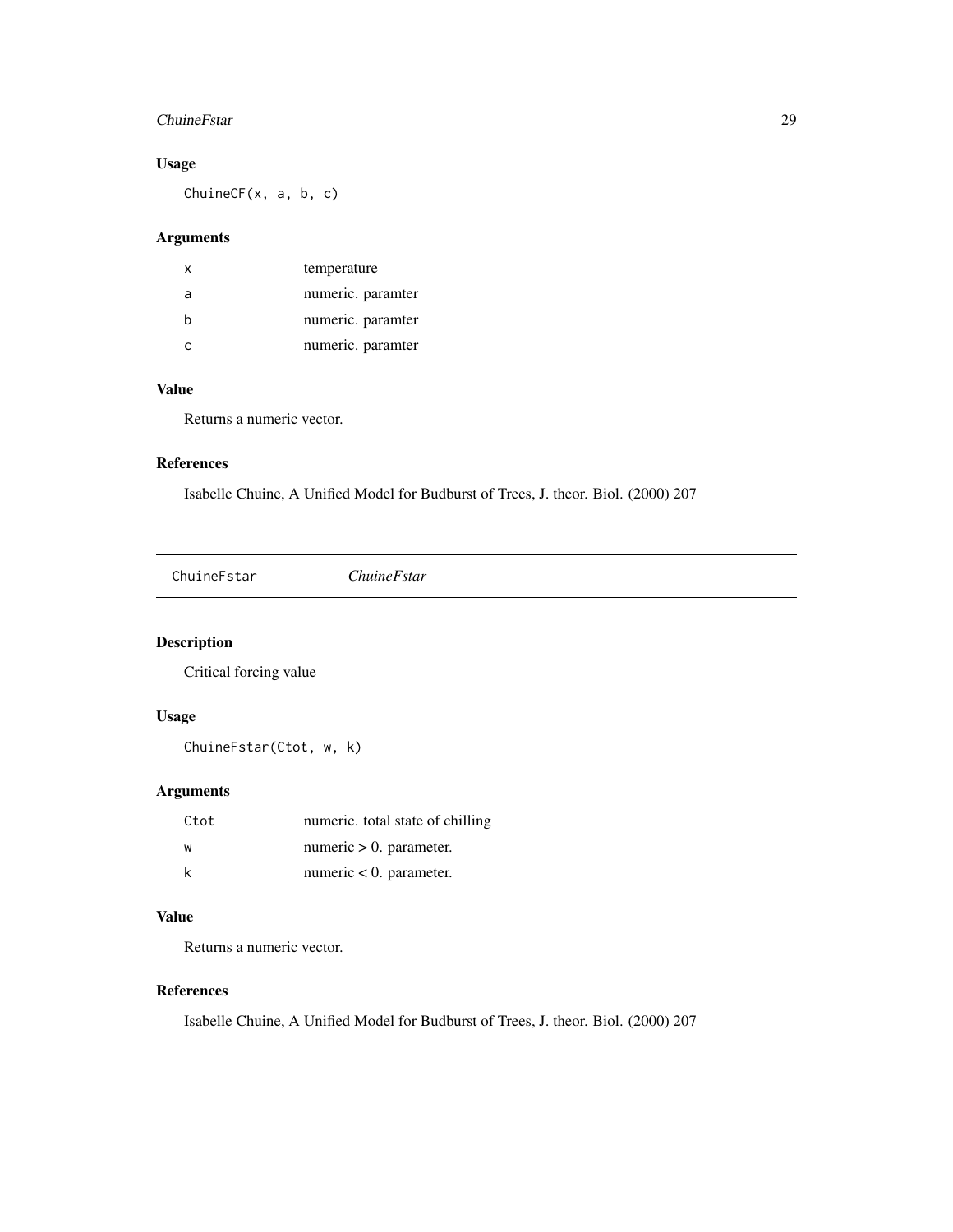### Usage

```
ChuineCF(x, a, b, c)
```

### Arguments

| | |
|---|---|
| x | temperature |
| a | numeric. paramter |
| b | numeric. paramter |
| c | numeric. paramter |

### Value

Returns a numeric vector.

### References

Isabelle Chuine, A Unified Model for Budburst of Trees, J. theor. Biol. (2000) 207

---

## ChuineFstar *ChuineFstar*

---

### Description

Critical forcing value

### Usage

```
ChuineFstar(Ctot, w, k)
```

### Arguments

| | |
|---|---|
| Ctot | numeric. total state of chilling |
| w | numeric > 0. parameter. |
| k | numeric < 0. parameter. |

### Value

Returns a numeric vector.

### References

Isabelle Chuine, A Unified Model for Budburst of Trees, J. theor. Biol. (2000) 207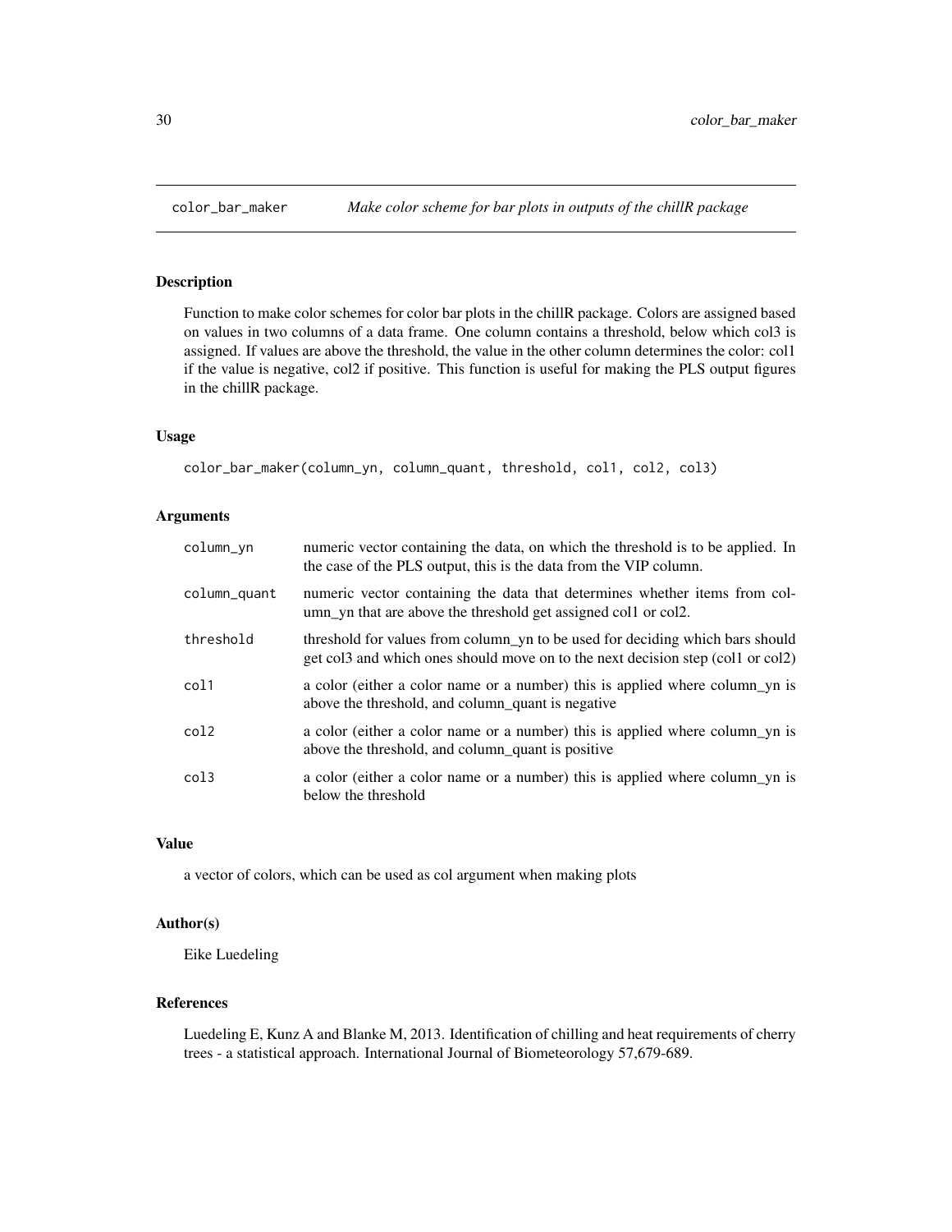# color_bar_maker

*Make color scheme for bar plots in outputs of the chillR package*

## Description

Function to make color schemes for color bar plots in the chillR package. Colors are assigned based on values in two columns of a data frame. One column contains a threshold, below which col3 is assigned. If values are above the threshold, the value in the other column determines the color: col1 if the value is negative, col2 if positive. This function is useful for making the PLS output figures in the chillR package.

## Usage

```
color_bar_maker(column_yn, column_quant, threshold, col1, col2, col3)
```

## Arguments

| | |
|---|---|
| column_yn | numeric vector containing the data, on which the threshold is to be applied. In the case of the PLS output, this is the data from the VIP column. |
| column_quant | numeric vector containing the data that determines whether items from column_yn that are above the threshold get assigned col1 or col2. |
| threshold | threshold for values from column_yn to be used for deciding which bars should get col3 and which ones should move on to the next decision step (col1 or col2) |
| col1 | a color (either a color name or a number) this is applied where column_yn is above the threshold, and column_quant is negative |
| col2 | a color (either a color name or a number) this is applied where column_yn is above the threshold, and column_quant is positive |
| col3 | a color (either a color name or a number) this is applied where column_yn is below the threshold |

## Value

a vector of colors, which can be used as col argument when making plots

## Author(s)

Eike Luedeling

## References

Luedeling E, Kunz A and Blanke M, 2013. Identification of chilling and heat requirements of cherry trees - a statistical approach. International Journal of Biometeorology 57,679-689.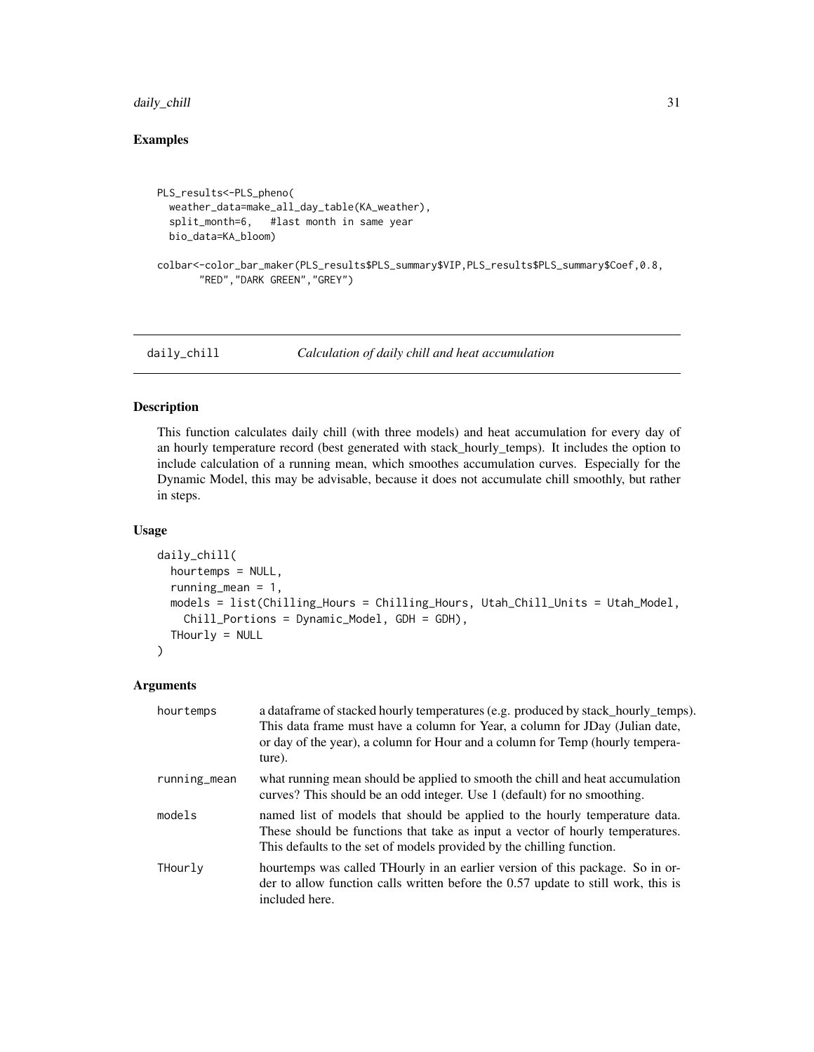## Examples

```
PLS_results<-PLS_pheno(
  weather_data=make_all_day_table(KA_weather),
  split_month=6,   #last month in same year
  bio_data=KA_bloom)

colbar<-color_bar_maker(PLS_results$PLS_summary$VIP,PLS_results$PLS_summary$Coef,0.8,
       "RED","DARK GREEN","GREY")
```

# daily_chill — *Calculation of daily chill and heat accumulation*

## Description

This function calculates daily chill (with three models) and heat accumulation for every day of an hourly temperature record (best generated with stack_hourly_temps). It includes the option to include calculation of a running mean, which smoothes accumulation curves. Especially for the Dynamic Model, this may be advisable, because it does not accumulate chill smoothly, but rather in steps.

## Usage

```
daily_chill(
  hourtemps = NULL,
  running_mean = 1,
  models = list(Chilling_Hours = Chilling_Hours, Utah_Chill_Units = Utah_Model,
    Chill_Portions = Dynamic_Model, GDH = GDH),
  THourly = NULL
)
```

## Arguments

| | |
|---|---|
| hourtemps | a dataframe of stacked hourly temperatures (e.g. produced by stack_hourly_temps). This data frame must have a column for Year, a column for JDay (Julian date, or day of the year), a column for Hour and a column for Temp (hourly temperature). |
| running_mean | what running mean should be applied to smooth the chill and heat accumulation curves? This should be an odd integer. Use 1 (default) for no smoothing. |
| models | named list of models that should be applied to the hourly temperature data. These should be functions that take as input a vector of hourly temperatures. This defaults to the set of models provided by the chilling function. |
| THourly | hourtemps was called THourly in an earlier version of this package. So in order to allow function calls written before the 0.57 update to still work, this is included here. |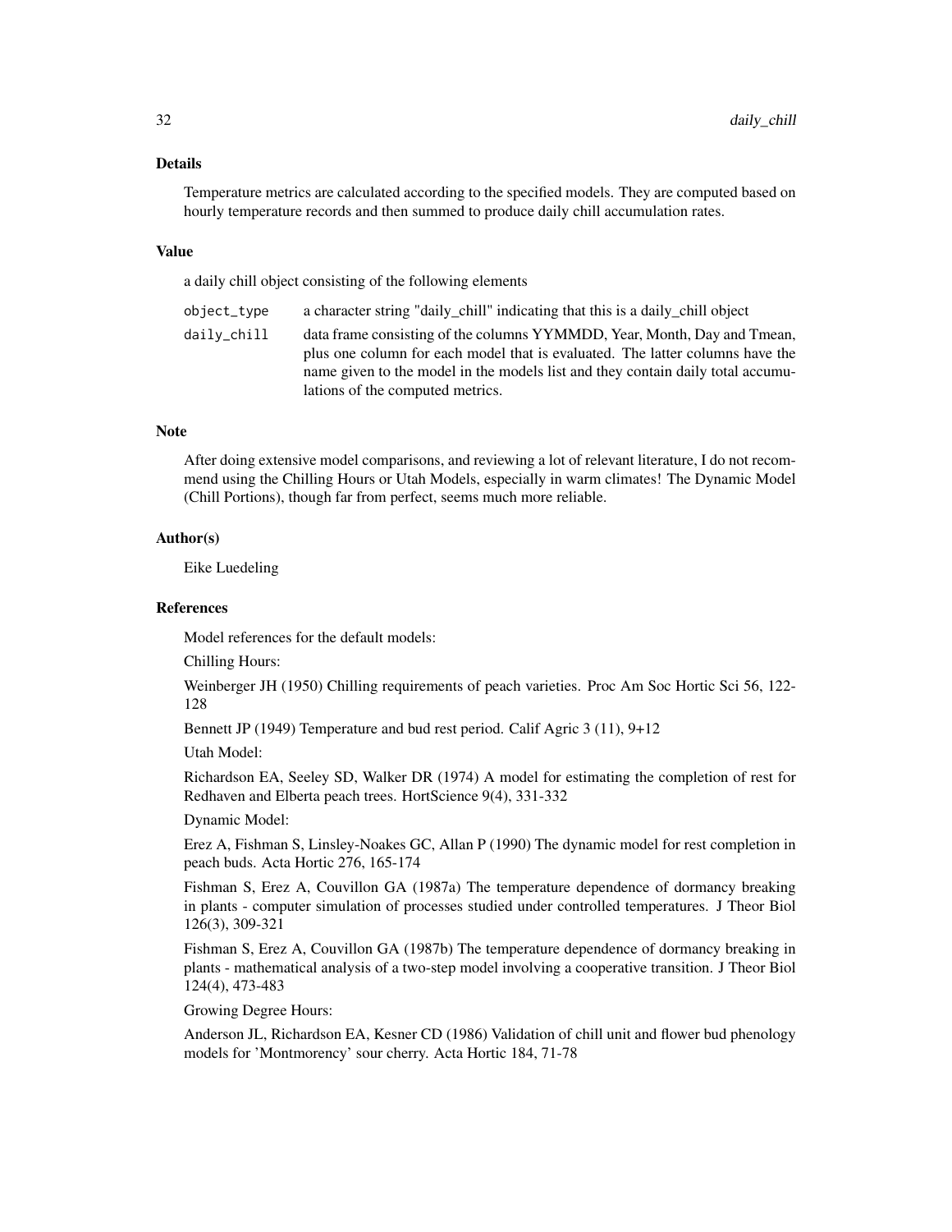## Details

Temperature metrics are calculated according to the specified models. They are computed based on hourly temperature records and then summed to produce daily chill accumulation rates.

## Value

a daily chill object consisting of the following elements

| | |
|---|---|
| `object_type` | a character string "daily_chill" indicating that this is a daily_chill object |
| `daily_chill` | data frame consisting of the columns YYMMDD, Year, Month, Day and Tmean, plus one column for each model that is evaluated. The latter columns have the name given to the model in the models list and they contain daily total accumulations of the computed metrics. |

## Note

After doing extensive model comparisons, and reviewing a lot of relevant literature, I do not recommend using the Chilling Hours or Utah Models, especially in warm climates! The Dynamic Model (Chill Portions), though far from perfect, seems much more reliable.

## Author(s)

Eike Luedeling

## References

Model references for the default models:

Chilling Hours:

Weinberger JH (1950) Chilling requirements of peach varieties. Proc Am Soc Hortic Sci 56, 122-128

Bennett JP (1949) Temperature and bud rest period. Calif Agric 3 (11), 9+12

Utah Model:

Richardson EA, Seeley SD, Walker DR (1974) A model for estimating the completion of rest for Redhaven and Elberta peach trees. HortScience 9(4), 331-332

Dynamic Model:

Erez A, Fishman S, Linsley-Noakes GC, Allan P (1990) The dynamic model for rest completion in peach buds. Acta Hortic 276, 165-174

Fishman S, Erez A, Couvillon GA (1987a) The temperature dependence of dormancy breaking in plants - computer simulation of processes studied under controlled temperatures. J Theor Biol 126(3), 309-321

Fishman S, Erez A, Couvillon GA (1987b) The temperature dependence of dormancy breaking in plants - mathematical analysis of a two-step model involving a cooperative transition. J Theor Biol 124(4), 473-483

Growing Degree Hours:

Anderson JL, Richardson EA, Kesner CD (1986) Validation of chill unit and flower bud phenology models for 'Montmorency' sour cherry. Acta Hortic 184, 71-78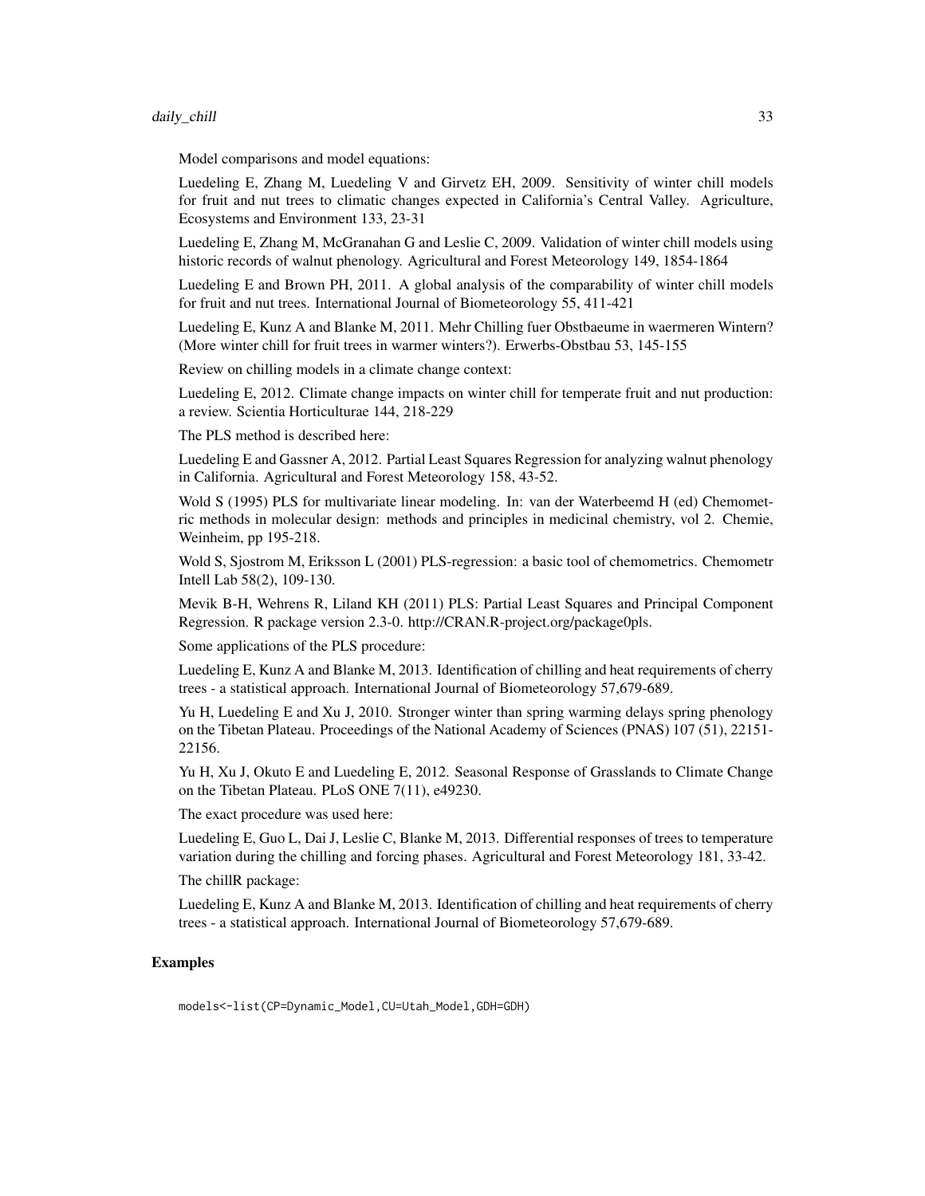Model comparisons and model equations:

Luedeling E, Zhang M, Luedeling V and Girvetz EH, 2009. Sensitivity of winter chill models for fruit and nut trees to climatic changes expected in California's Central Valley. Agriculture, Ecosystems and Environment 133, 23-31

Luedeling E, Zhang M, McGranahan G and Leslie C, 2009. Validation of winter chill models using historic records of walnut phenology. Agricultural and Forest Meteorology 149, 1854-1864

Luedeling E and Brown PH, 2011. A global analysis of the comparability of winter chill models for fruit and nut trees. International Journal of Biometeorology 55, 411-421

Luedeling E, Kunz A and Blanke M, 2011. Mehr Chilling fuer Obstbaeume in waermeren Wintern? (More winter chill for fruit trees in warmer winters?). Erwerbs-Obstbau 53, 145-155

Review on chilling models in a climate change context:

Luedeling E, 2012. Climate change impacts on winter chill for temperate fruit and nut production: a review. Scientia Horticulturae 144, 218-229

The PLS method is described here:

Luedeling E and Gassner A, 2012. Partial Least Squares Regression for analyzing walnut phenology in California. Agricultural and Forest Meteorology 158, 43-52.

Wold S (1995) PLS for multivariate linear modeling. In: van der Waterbeemd H (ed) Chemometric methods in molecular design: methods and principles in medicinal chemistry, vol 2. Chemie, Weinheim, pp 195-218.

Wold S, Sjostrom M, Eriksson L (2001) PLS-regression: a basic tool of chemometrics. Chemometr Intell Lab 58(2), 109-130.

Mevik B-H, Wehrens R, Liland KH (2011) PLS: Partial Least Squares and Principal Component Regression. R package version 2.3-0. http://CRAN.R-project.org/package0pls.

Some applications of the PLS procedure:

Luedeling E, Kunz A and Blanke M, 2013. Identification of chilling and heat requirements of cherry trees - a statistical approach. International Journal of Biometeorology 57,679-689.

Yu H, Luedeling E and Xu J, 2010. Stronger winter than spring warming delays spring phenology on the Tibetan Plateau. Proceedings of the National Academy of Sciences (PNAS) 107 (51), 22151-22156.

Yu H, Xu J, Okuto E and Luedeling E, 2012. Seasonal Response of Grasslands to Climate Change on the Tibetan Plateau. PLoS ONE 7(11), e49230.

The exact procedure was used here:

Luedeling E, Guo L, Dai J, Leslie C, Blanke M, 2013. Differential responses of trees to temperature variation during the chilling and forcing phases. Agricultural and Forest Meteorology 181, 33-42.

The chillR package:

Luedeling E, Kunz A and Blanke M, 2013. Identification of chilling and heat requirements of cherry trees - a statistical approach. International Journal of Biometeorology 57,679-689.

## Examples

```
models<-list(CP=Dynamic_Model,CU=Utah_Model,GDH=GDH)
```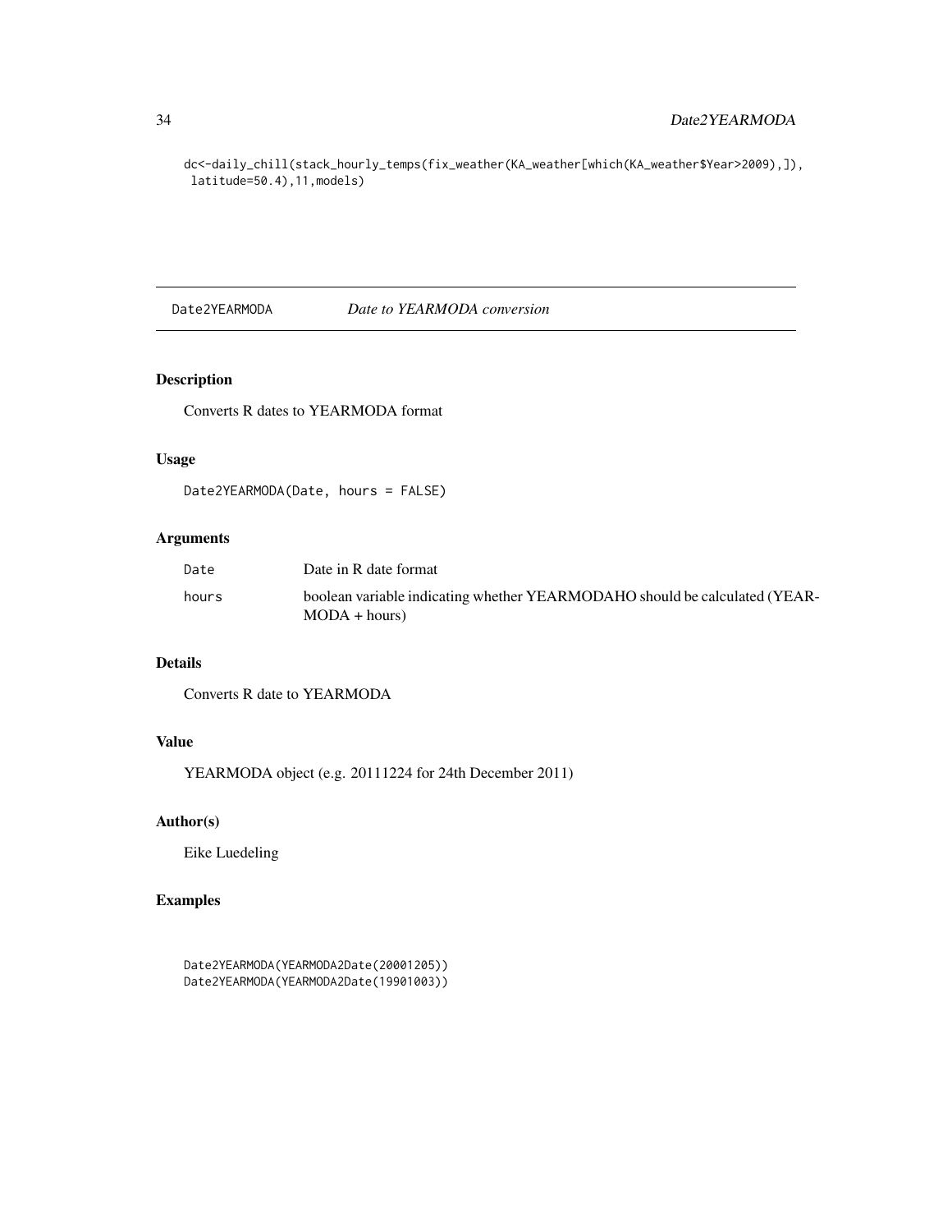```
dc<-daily_chill(stack_hourly_temps(fix_weather(KA_weather[which(KA_weather$Year>2009),]),
 latitude=50.4),11,models)
```

## Date2YEARMODA *Date to YEARMODA conversion*

### Description

Converts R dates to YEARMODA format

### Usage

```
Date2YEARMODA(Date, hours = FALSE)
```

### Arguments

| | |
|---|---|
| Date | Date in R date format |
| hours | boolean variable indicating whether YEARMODAHO should be calculated (YEARMODA + hours) |

### Details

Converts R date to YEARMODA

### Value

YEARMODA object (e.g. 20111224 for 24th December 2011)

### Author(s)

Eike Luedeling

### Examples

```
Date2YEARMODA(YEARMODA2Date(20001205))
Date2YEARMODA(YEARMODA2Date(19901003))
```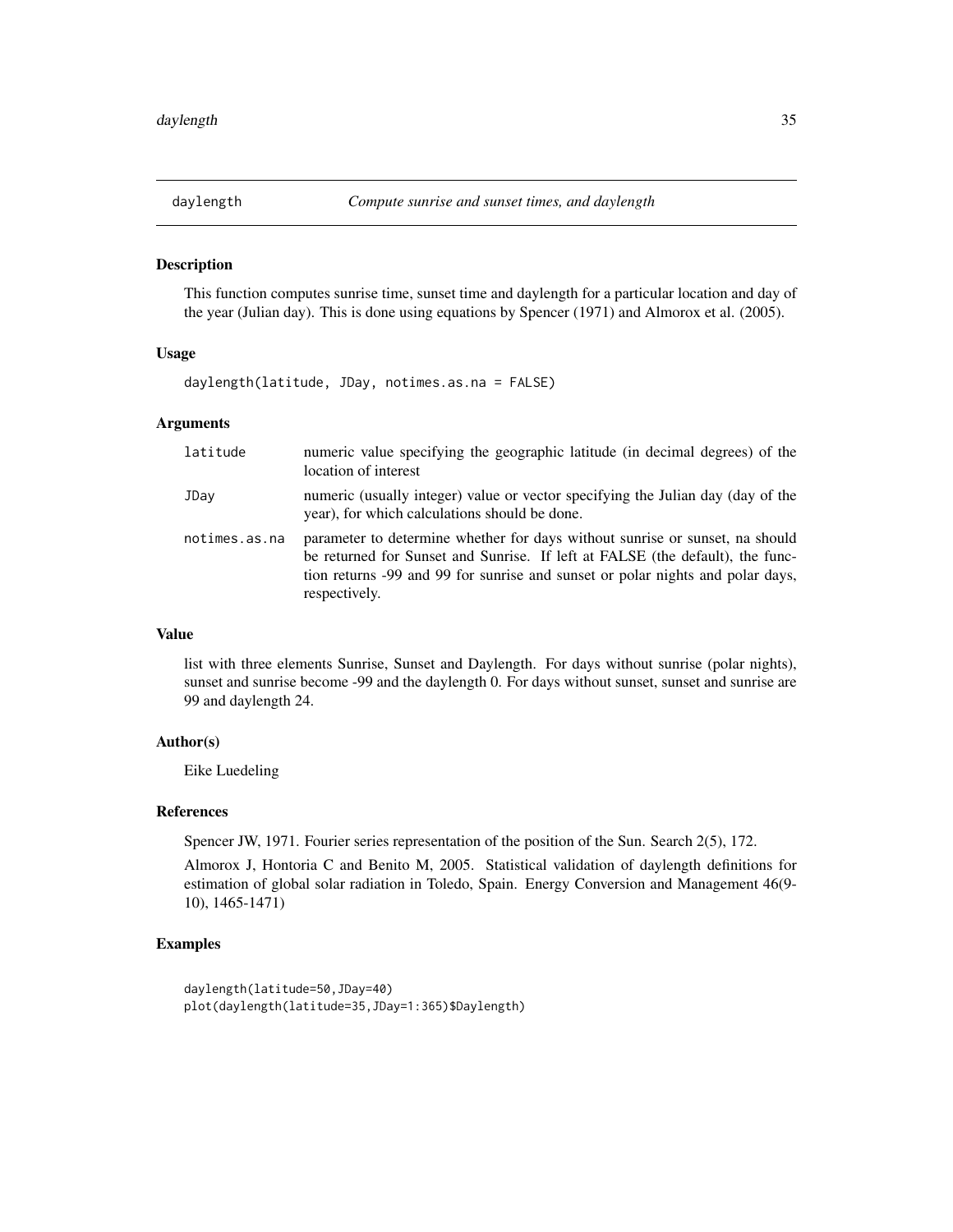# daylength — *Compute sunrise and sunset times, and daylength*

## Description

This function computes sunrise time, sunset time and daylength for a particular location and day of the year (Julian day). This is done using equations by Spencer (1971) and Almorox et al. (2005).

## Usage

```
daylength(latitude, JDay, notimes.as.na = FALSE)
```

## Arguments

| | |
|---|---|
| `latitude` | numeric value specifying the geographic latitude (in decimal degrees) of the location of interest |
| `JDay` | numeric (usually integer) value or vector specifying the Julian day (day of the year), for which calculations should be done. |
| `notimes.as.na` | parameter to determine whether for days without sunrise or sunset, na should be returned for Sunset and Sunrise. If left at FALSE (the default), the function returns -99 and 99 for sunrise and sunset or polar nights and polar days, respectively. |

## Value

list with three elements Sunrise, Sunset and Daylength. For days without sunrise (polar nights), sunset and sunrise become -99 and the daylength 0. For days without sunset, sunset and sunrise are 99 and daylength 24.

## Author(s)

Eike Luedeling

## References

Spencer JW, 1971. Fourier series representation of the position of the Sun. Search 2(5), 172.

Almorox J, Hontoria C and Benito M, 2005. Statistical validation of daylength definitions for estimation of global solar radiation in Toledo, Spain. Energy Conversion and Management 46(9-10), 1465-1471)

## Examples

```
daylength(latitude=50,JDay=40)
plot(daylength(latitude=35,JDay=1:365)$Daylength)
```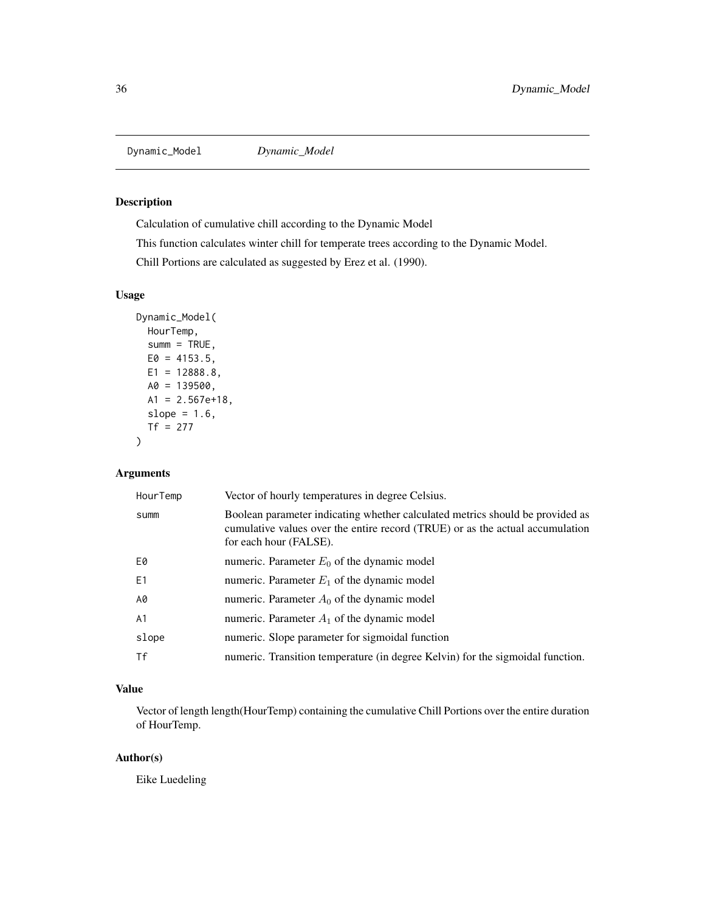## Dynamic_Model *Dynamic_Model*

### Description

Calculation of cumulative chill according to the Dynamic Model

This function calculates winter chill for temperate trees according to the Dynamic Model.

Chill Portions are calculated as suggested by Erez et al. (1990).

### Usage

```
Dynamic_Model(
  HourTemp,
  summ = TRUE,
  E0 = 4153.5,
  E1 = 12888.8,
  A0 = 139500,
  A1 = 2.567e+18,
  slope = 1.6,
  Tf = 277
)
```

### Arguments

| | |
|---|---|
| HourTemp | Vector of hourly temperatures in degree Celsius. |
| summ | Boolean parameter indicating whether calculated metrics should be provided as cumulative values over the entire record (TRUE) or as the actual accumulation for each hour (FALSE). |
| E0 | numeric. Parameter $E_0$ of the dynamic model |
| E1 | numeric. Parameter $E_1$ of the dynamic model |
| A0 | numeric. Parameter $A_0$ of the dynamic model |
| A1 | numeric. Parameter $A_1$ of the dynamic model |
| slope | numeric. Slope parameter for sigmoidal function |
| Tf | numeric. Transition temperature (in degree Kelvin) for the sigmoidal function. |

### Value

Vector of length length(HourTemp) containing the cumulative Chill Portions over the entire duration of HourTemp.

### Author(s)

Eike Luedeling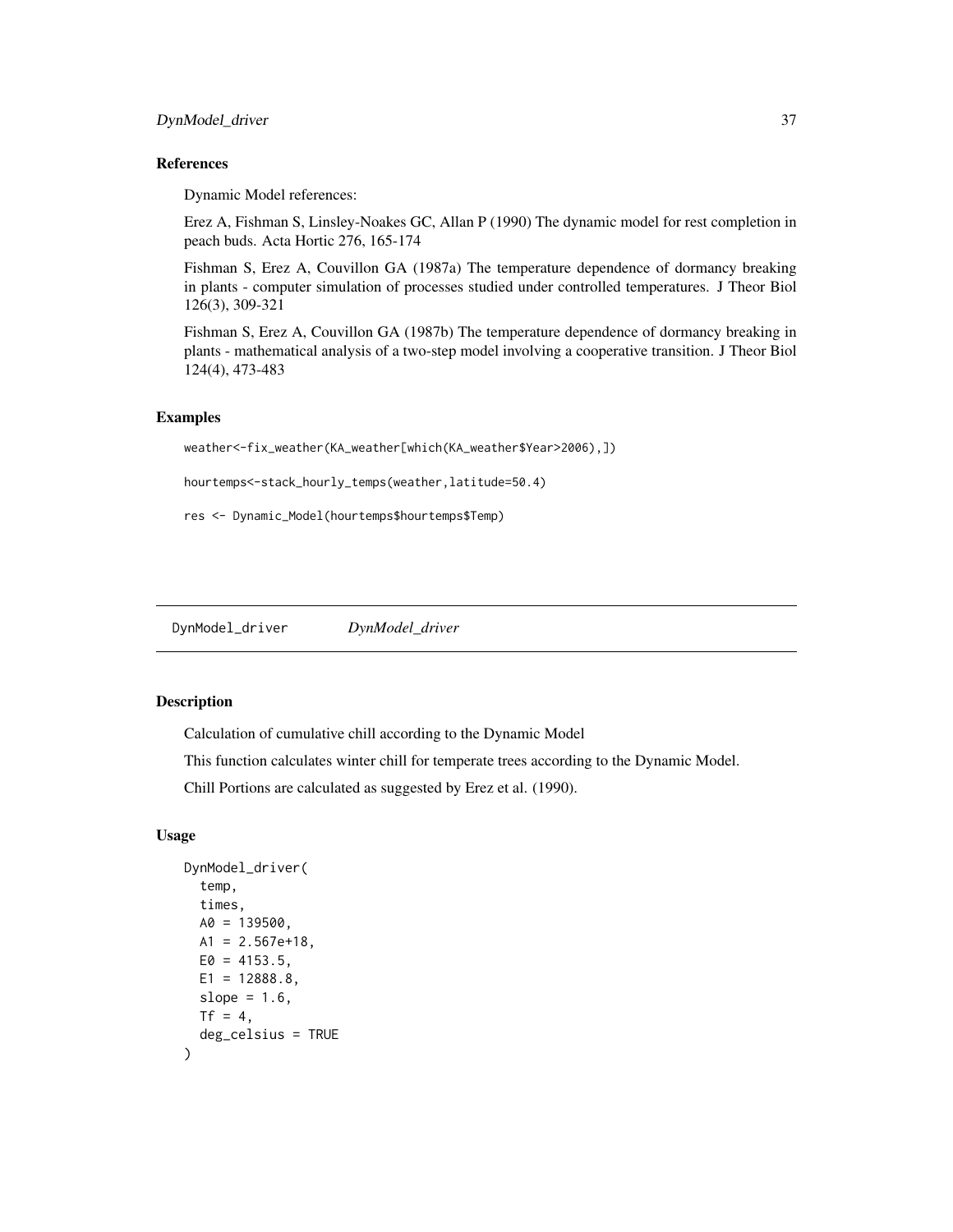### References

Dynamic Model references:

Erez A, Fishman S, Linsley-Noakes GC, Allan P (1990) The dynamic model for rest completion in peach buds. Acta Hortic 276, 165-174

Fishman S, Erez A, Couvillon GA (1987a) The temperature dependence of dormancy breaking in plants - computer simulation of processes studied under controlled temperatures. J Theor Biol 126(3), 309-321

Fishman S, Erez A, Couvillon GA (1987b) The temperature dependence of dormancy breaking in plants - mathematical analysis of a two-step model involving a cooperative transition. J Theor Biol 124(4), 473-483

### Examples

```
weather<-fix_weather(KA_weather[which(KA_weather$Year>2006),])

hourtemps<-stack_hourly_temps(weather,latitude=50.4)

res <- Dynamic_Model(hourtemps$hourtemps$Temp)
```

---

## DynModel_driver *DynModel_driver*

### Description

Calculation of cumulative chill according to the Dynamic Model

This function calculates winter chill for temperate trees according to the Dynamic Model.

Chill Portions are calculated as suggested by Erez et al. (1990).

### Usage

```
DynModel_driver(
  temp,
  times,
  A0 = 139500,
  A1 = 2.567e+18,
  E0 = 4153.5,
  E1 = 12888.8,
  slope = 1.6,
  Tf = 4,
  deg_celsius = TRUE
)
```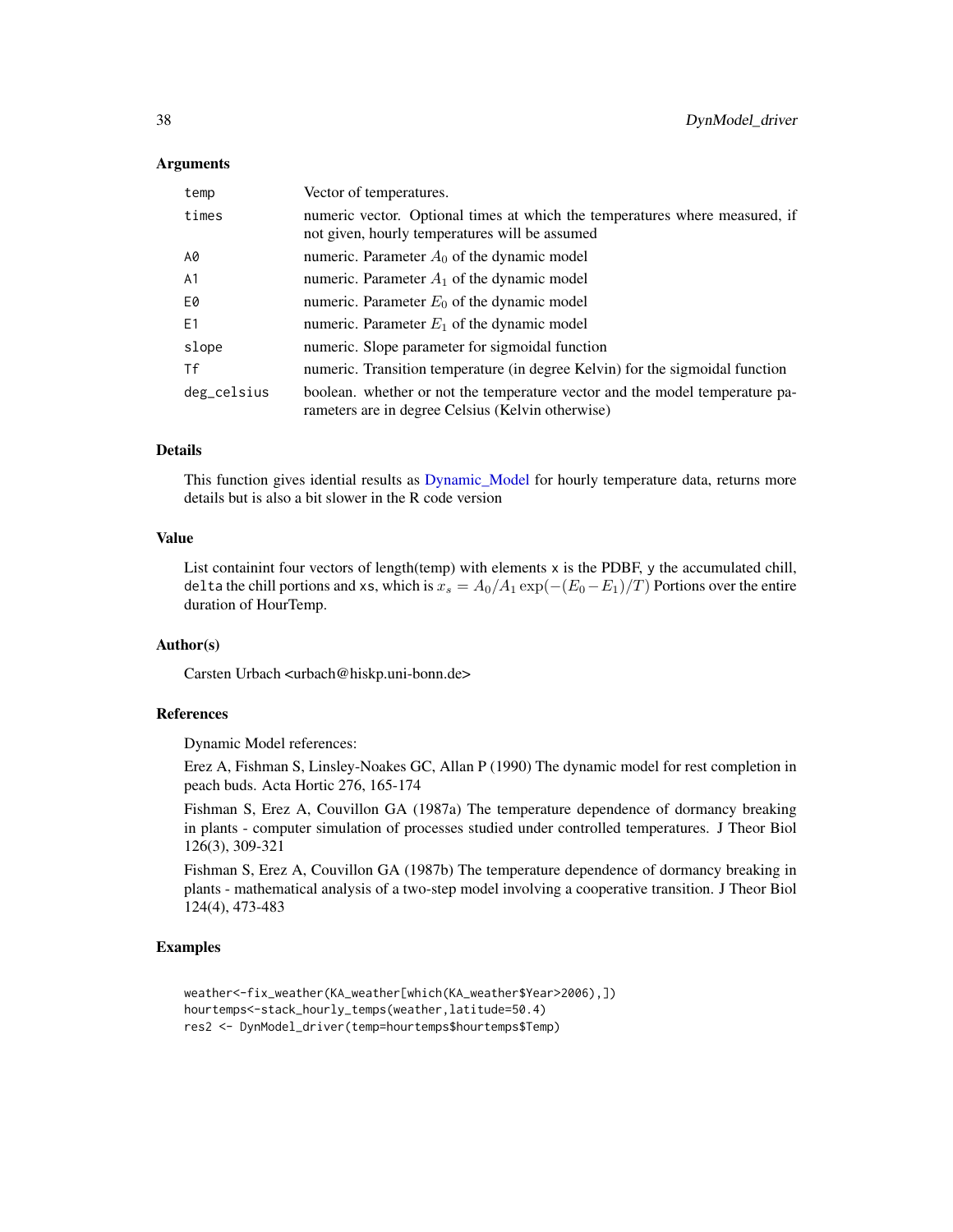### Arguments

| | |
|---|---|
| temp | Vector of temperatures. |
| times | numeric vector. Optional times at which the temperatures where measured, if not given, hourly temperatures will be assumed |
| A0 | numeric. Parameter $A_0$ of the dynamic model |
| A1 | numeric. Parameter $A_1$ of the dynamic model |
| E0 | numeric. Parameter $E_0$ of the dynamic model |
| E1 | numeric. Parameter $E_1$ of the dynamic model |
| slope | numeric. Slope parameter for sigmoidal function |
| Tf | numeric. Transition temperature (in degree Kelvin) for the sigmoidal function |
| deg_celsius | boolean. whether or not the temperature vector and the model temperature parameters are in degree Celsius (Kelvin otherwise) |

### Details

This function gives idential results as Dynamic_Model for hourly temperature data, returns more details but is also a bit slower in the R code version

### Value

List containint four vectors of length(temp) with elements `x` is the PDBF, `y` the accumulated chill, `delta` the chill portions and `xs`, which is $x_s = A_0/A_1 \exp(-(E_0 - E_1)/T)$ Portions over the entire duration of HourTemp.

### Author(s)

Carsten Urbach <urbach@hiskp.uni-bonn.de>

### References

Dynamic Model references:

Erez A, Fishman S, Linsley-Noakes GC, Allan P (1990) The dynamic model for rest completion in peach buds. Acta Hortic 276, 165-174

Fishman S, Erez A, Couvillon GA (1987a) The temperature dependence of dormancy breaking in plants - computer simulation of processes studied under controlled temperatures. J Theor Biol 126(3), 309-321

Fishman S, Erez A, Couvillon GA (1987b) The temperature dependence of dormancy breaking in plants - mathematical analysis of a two-step model involving a cooperative transition. J Theor Biol 124(4), 473-483

### Examples

```
weather<-fix_weather(KA_weather[which(KA_weather$Year>2006),])
hourtemps<-stack_hourly_temps(weather,latitude=50.4)
res2 <- DynModel_driver(temp=hourtemps$hourtemps$Temp)
```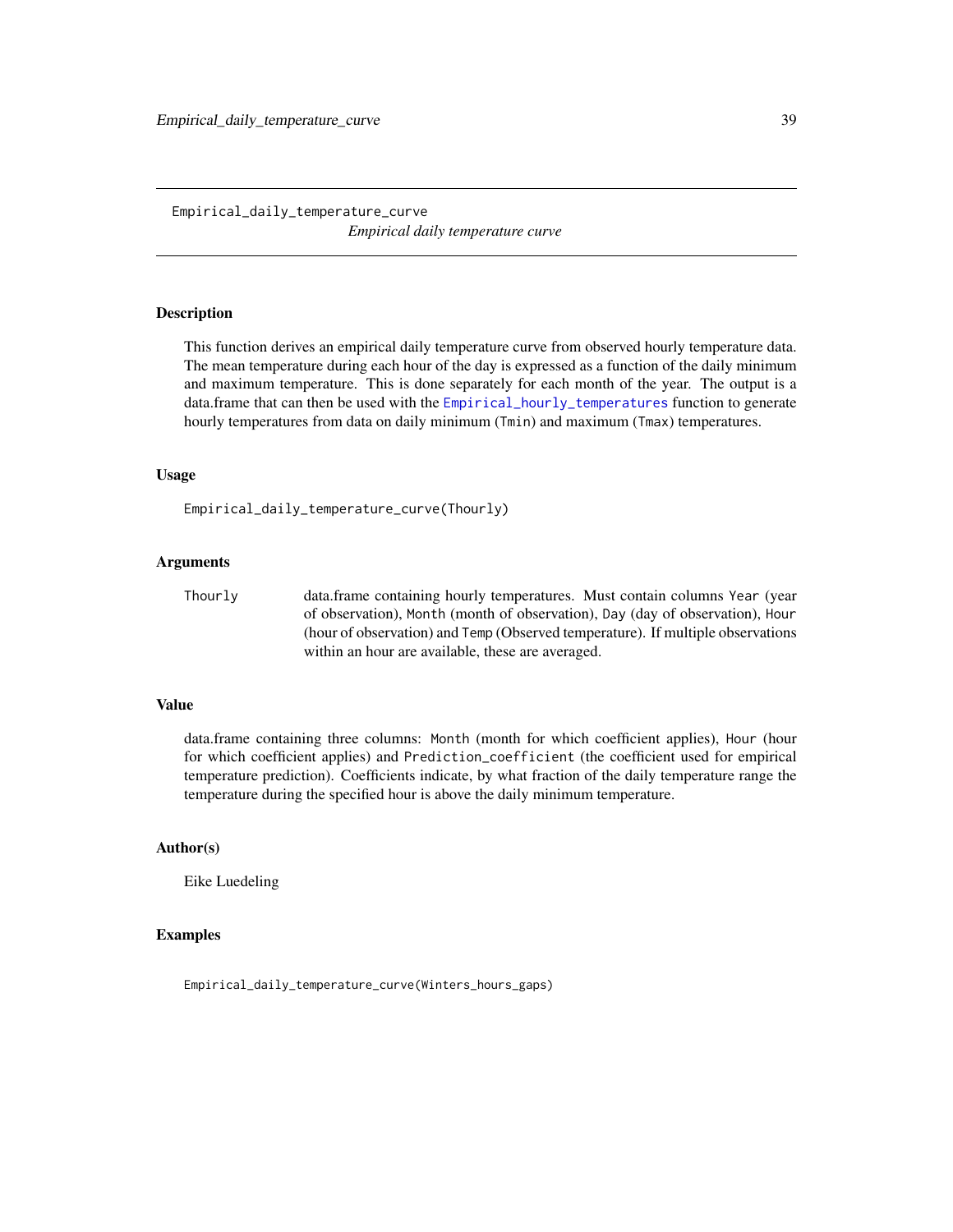# Empirical_daily_temperature_curve

*Empirical daily temperature curve*

## Description

This function derives an empirical daily temperature curve from observed hourly temperature data. The mean temperature during each hour of the day is expressed as a function of the daily minimum and maximum temperature. This is done separately for each month of the year. The output is a data.frame that can then be used with the Empirical_hourly_temperatures function to generate hourly temperatures from data on daily minimum (Tmin) and maximum (Tmax) temperatures.

## Usage

```
Empirical_daily_temperature_curve(Thourly)
```

## Arguments

| | |
|---|---|
| Thourly | data.frame containing hourly temperatures. Must contain columns Year (year of observation), Month (month of observation), Day (day of observation), Hour (hour of observation) and Temp (Observed temperature). If multiple observations within an hour are available, these are averaged. |

## Value

data.frame containing three columns: Month (month for which coefficient applies), Hour (hour for which coefficient applies) and Prediction_coefficient (the coefficient used for empirical temperature prediction). Coefficients indicate, by what fraction of the daily temperature range the temperature during the specified hour is above the daily minimum temperature.

## Author(s)

Eike Luedeling

## Examples

```
Empirical_daily_temperature_curve(Winters_hours_gaps)
```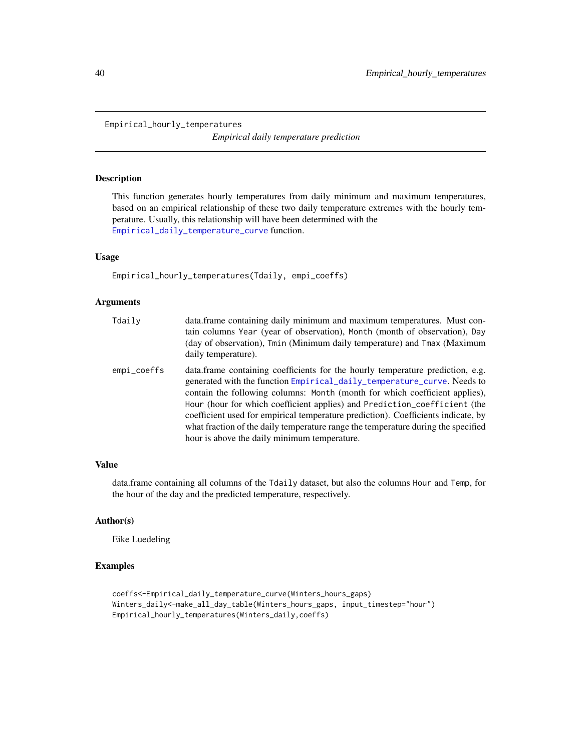Empirical_hourly_temperatures

*Empirical daily temperature prediction*

## Description

This function generates hourly temperatures from daily minimum and maximum temperatures, based on an empirical relationship of these two daily temperature extremes with the hourly temperature. Usually, this relationship will have been determined with the Empirical_daily_temperature_curve function.

## Usage

```
Empirical_hourly_temperatures(Tdaily, empi_coeffs)
```

## Arguments

| | |
|---|---|
| Tdaily | data.frame containing daily minimum and maximum temperatures. Must contain columns `Year` (year of observation), `Month` (month of observation), `Day` (day of observation), `Tmin` (Minimum daily temperature) and `Tmax` (Maximum daily temperature). |
| empi_coeffs | data.frame containing coefficients for the hourly temperature prediction, e.g. generated with the function Empirical_daily_temperature_curve. Needs to contain the following columns: `Month` (month for which coefficient applies), `Hour` (hour for which coefficient applies) and `Prediction_coefficient` (the coefficient used for empirical temperature prediction). Coefficients indicate, by what fraction of the daily temperature range the temperature during the specified hour is above the daily minimum temperature. |

## Value

data.frame containing all columns of the `Tdaily` dataset, but also the columns `Hour` and `Temp`, for the hour of the day and the predicted temperature, respectively.

## Author(s)

Eike Luedeling

## Examples

```
coeffs<-Empirical_daily_temperature_curve(Winters_hours_gaps)
Winters_daily<-make_all_day_table(Winters_hours_gaps, input_timestep="hour")
Empirical_hourly_temperatures(Winters_daily,coeffs)
```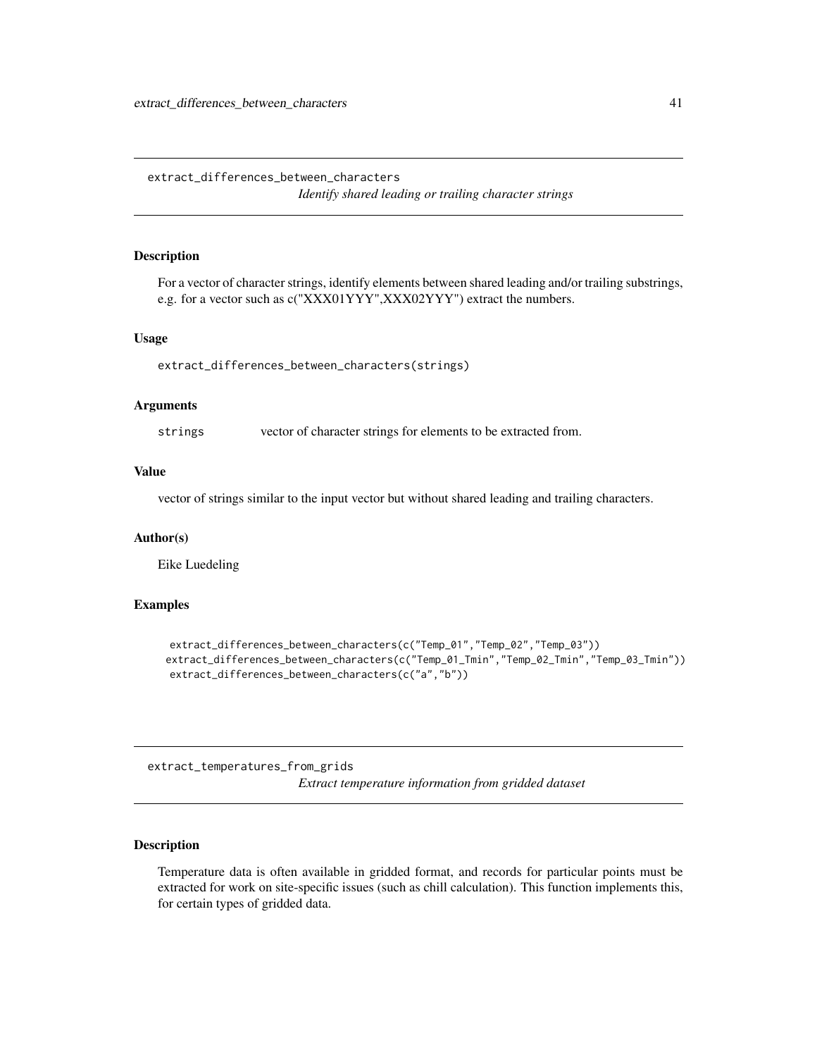## extract_differences_between_characters

*Identify shared leading or trailing character strings*

### Description

For a vector of character strings, identify elements between shared leading and/or trailing substrings, e.g. for a vector such as c("XXX01YYY",XXX02YYY") extract the numbers.

### Usage

```
extract_differences_between_characters(strings)
```

### Arguments

| | |
|---|---|
| strings | vector of character strings for elements to be extracted from. |

### Value

vector of strings similar to the input vector but without shared leading and trailing characters.

### Author(s)

Eike Luedeling

### Examples

```
extract_differences_between_characters(c("Temp_01","Temp_02","Temp_03"))
extract_differences_between_characters(c("Temp_01_Tmin","Temp_02_Tmin","Temp_03_Tmin"))
extract_differences_between_characters(c("a","b"))
```

## extract_temperatures_from_grids

*Extract temperature information from gridded dataset*

### Description

Temperature data is often available in gridded format, and records for particular points must be extracted for work on site-specific issues (such as chill calculation). This function implements this, for certain types of gridded data.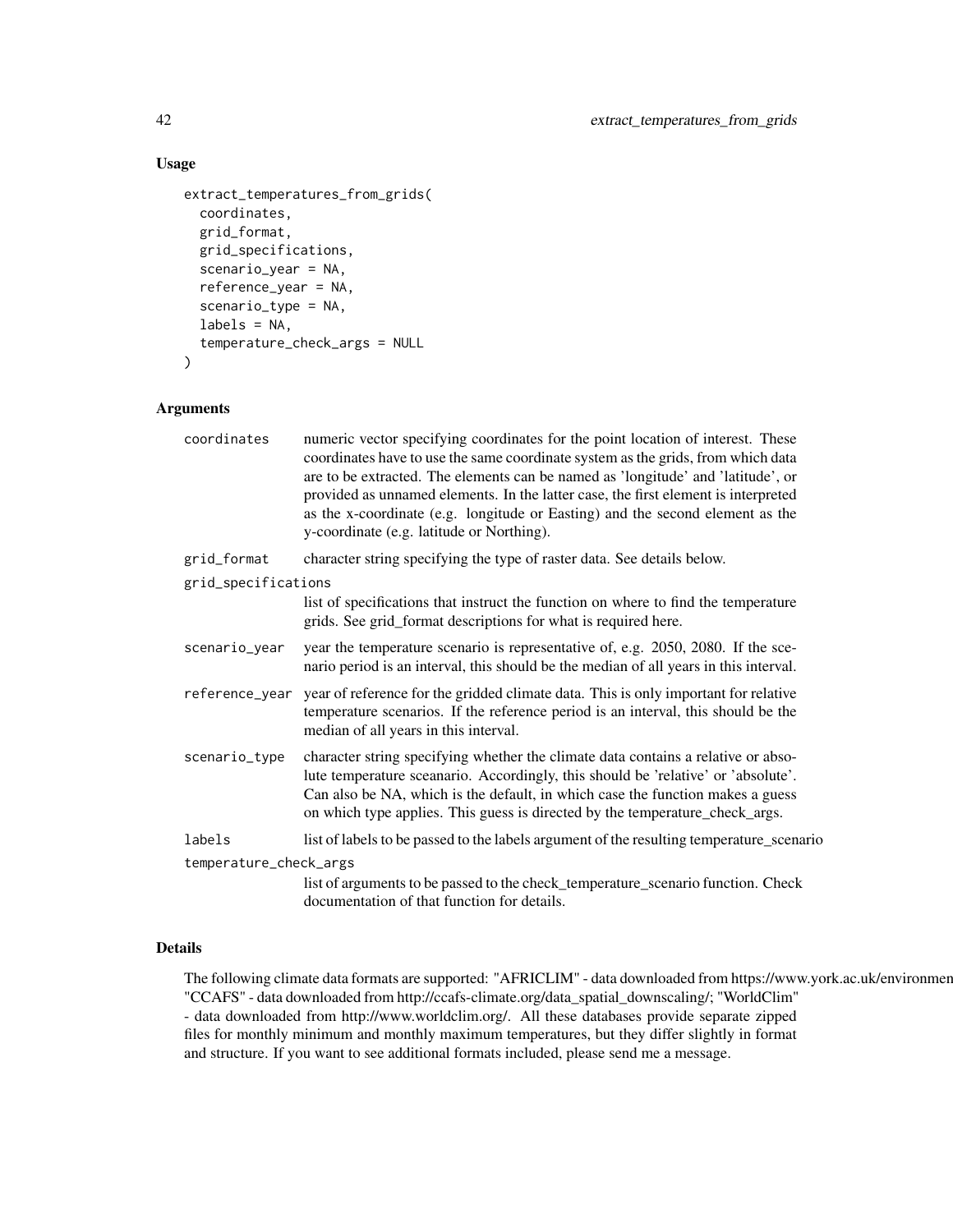## Usage

```
extract_temperatures_from_grids(
  coordinates,
  grid_format,
  grid_specifications,
  scenario_year = NA,
  reference_year = NA,
  scenario_type = NA,
  labels = NA,
  temperature_check_args = NULL
)
```

## Arguments

- `coordinates` numeric vector specifying coordinates for the point location of interest. These coordinates have to use the same coordinate system as the grids, from which data are to be extracted. The elements can be named as 'longitude' and 'latitude', or provided as unnamed elements. In the latter case, the first element is interpreted as the x-coordinate (e.g. longitude or Easting) and the second element as the y-coordinate (e.g. latitude or Northing).
- `grid_format` character string specifying the type of raster data. See details below.
- `grid_specifications` list of specifications that instruct the function on where to find the temperature grids. See grid_format descriptions for what is required here.
- `scenario_year` year the temperature scenario is representative of, e.g. 2050, 2080. If the scenario period is an interval, this should be the median of all years in this interval.
- `reference_year` year of reference for the gridded climate data. This is only important for relative temperature scenarios. If the reference period is an interval, this should be the median of all years in this interval.
- `scenario_type` character string specifying whether the climate data contains a relative or absolute temperature sceanario. Accordingly, this should be 'relative' or 'absolute'. Can also be NA, which is the default, in which case the function makes a guess on which type applies. This guess is directed by the temperature_check_args.
- `labels` list of labels to be passed to the labels argument of the resulting temperature_scenario
- `temperature_check_args` list of arguments to be passed to the check_temperature_scenario function. Check documentation of that function for details.

## Details

The following climate data formats are supported: "AFRICLIM" - data downloaded from https://www.york.ac.uk/environmen "CCAFS" - data downloaded from http://ccafs-climate.org/data_spatial_downscaling/; "WorldClim" - data downloaded from http://www.worldclim.org/. All these databases provide separate zipped files for monthly minimum and monthly maximum temperatures, but they differ slightly in format and structure. If you want to see additional formats included, please send me a message.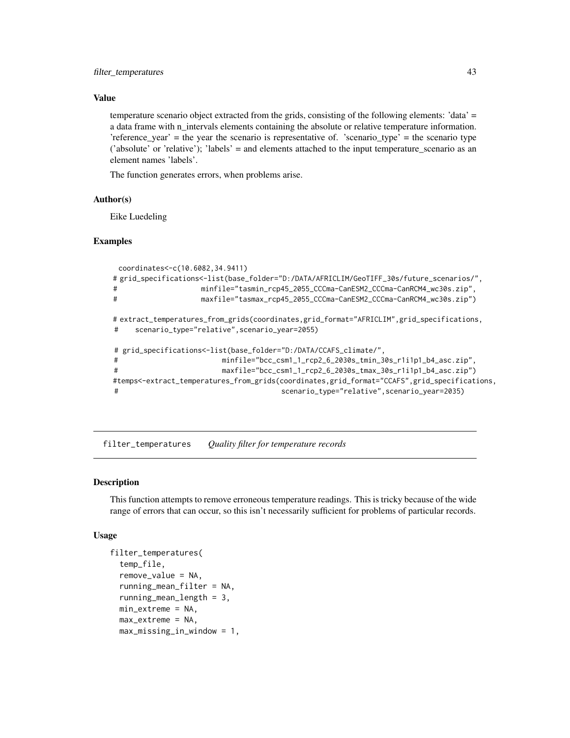### Value

temperature scenario object extracted from the grids, consisting of the following elements: 'data' = a data frame with n_intervals elements containing the absolute or relative temperature information. 'reference_year' = the year the scenario is representative of. 'scenario_type' = the scenario type ('absolute' or 'relative'); 'labels' = and elements attached to the input temperature_scenario as an element names 'labels'.

The function generates errors, when problems arise.

### Author(s)

Eike Luedeling

### Examples

```
  coordinates<-c(10.6082,34.9411)
 # grid_specifications<-list(base_folder="D:/DATA/AFRICLIM/GeoTIFF_30s/future_scenarios/",
 #                    minfile="tasmin_rcp45_2055_CCCma-CanESM2_CCCma-CanRCM4_wc30s.zip",
 #                    maxfile="tasmax_rcp45_2055_CCCma-CanESM2_CCCma-CanRCM4_wc30s.zip")

 # extract_temperatures_from_grids(coordinates,grid_format="AFRICLIM",grid_specifications,
 #    scenario_type="relative",scenario_year=2055)

 # grid_specifications<-list(base_folder="D:/DATA/CCAFS_climate/",
 #                         minfile="bcc_csm1_1_rcp2_6_2030s_tmin_30s_r1i1p1_b4_asc.zip",
 #                         maxfile="bcc_csm1_1_rcp2_6_2030s_tmax_30s_r1i1p1_b4_asc.zip")
 #temps<-extract_temperatures_from_grids(coordinates,grid_format="CCAFS",grid_specifications,
 #                                       scenario_type="relative",scenario_year=2035)
```

---

## filter_temperatures *Quality filter for temperature records*

### Description

This function attempts to remove erroneous temperature readings. This is tricky because of the wide range of errors that can occur, so this isn't necessarily sufficient for problems of particular records.

### Usage

```
filter_temperatures(
  temp_file,
  remove_value = NA,
  running_mean_filter = NA,
  running_mean_length = 3,
  min_extreme = NA,
  max_extreme = NA,
  max_missing_in_window = 1,
```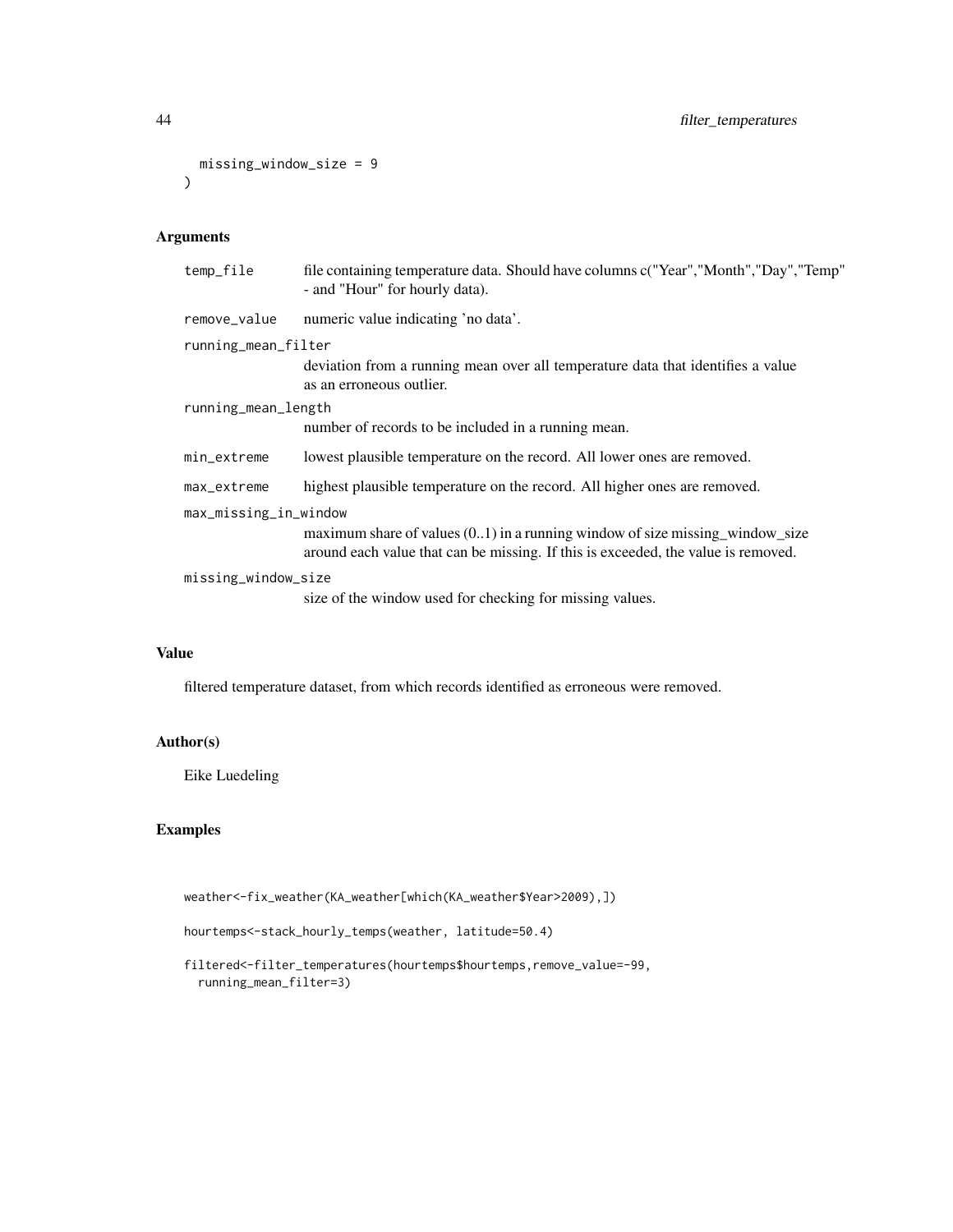```
  missing_window_size = 9
)
```

### Arguments

- **temp_file** — file containing temperature data. Should have columns c("Year","Month","Day","Temp" - and "Hour" for hourly data).
- **remove_value** — numeric value indicating 'no data'.
- **running_mean_filter** — deviation from a running mean over all temperature data that identifies a value as an erroneous outlier.
- **running_mean_length** — number of records to be included in a running mean.
- **min_extreme** — lowest plausible temperature on the record. All lower ones are removed.
- **max_extreme** — highest plausible temperature on the record. All higher ones are removed.
- **max_missing_in_window** — maximum share of values (0..1) in a running window of size missing_window_size around each value that can be missing. If this is exceeded, the value is removed.
- **missing_window_size** — size of the window used for checking for missing values.

### Value

filtered temperature dataset, from which records identified as erroneous were removed.

### Author(s)

Eike Luedeling

### Examples

```
weather<-fix_weather(KA_weather[which(KA_weather$Year>2009),])

hourtemps<-stack_hourly_temps(weather, latitude=50.4)

filtered<-filter_temperatures(hourtemps$hourtemps,remove_value=-99,
  running_mean_filter=3)
```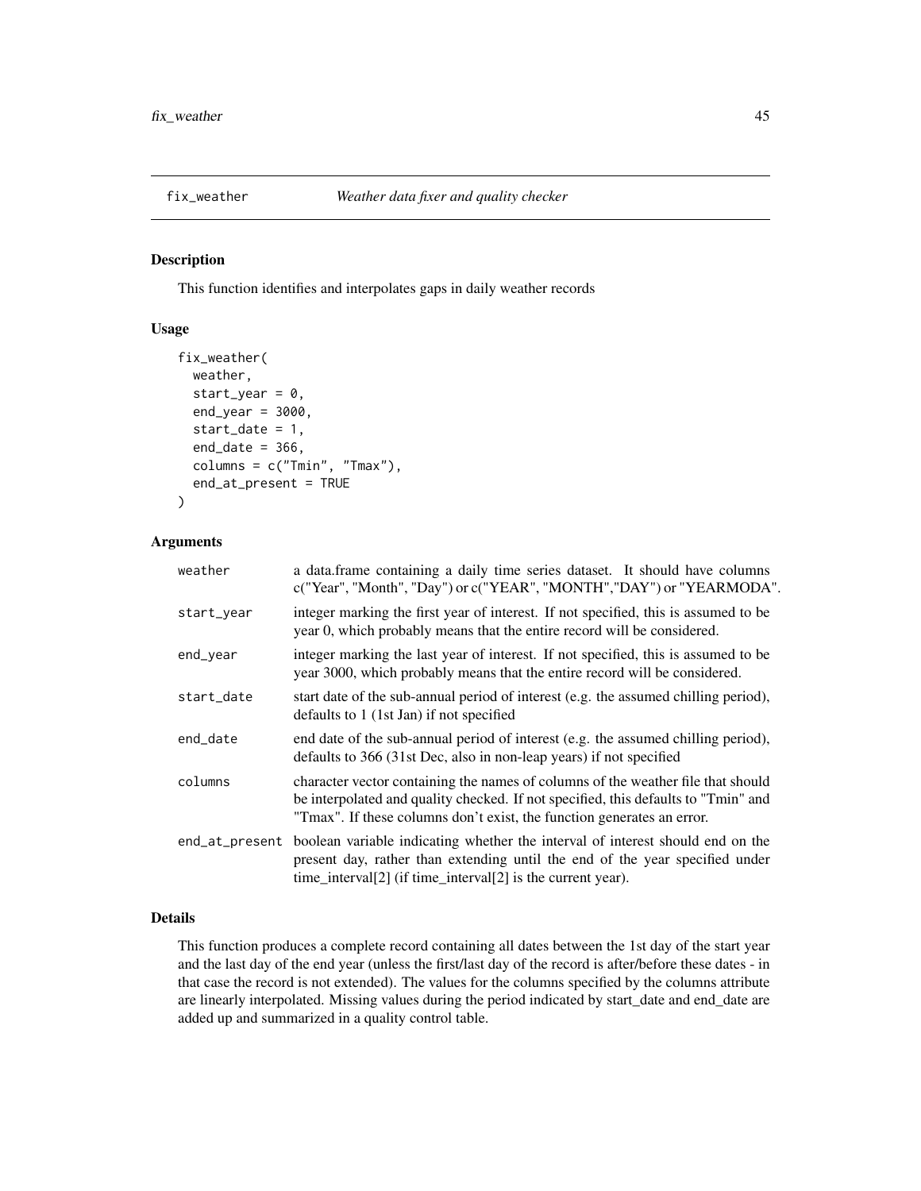## fix_weather — *Weather data fixer and quality checker*

### Description

This function identifies and interpolates gaps in daily weather records

### Usage

```
fix_weather(
  weather,
  start_year = 0,
  end_year = 3000,
  start_date = 1,
  end_date = 366,
  columns = c("Tmin", "Tmax"),
  end_at_present = TRUE
)
```

### Arguments

| | |
|---|---|
| `weather` | a data.frame containing a daily time series dataset. It should have columns c("Year", "Month", "Day") or c("YEAR", "MONTH","DAY") or "YEARMODA". |
| `start_year` | integer marking the first year of interest. If not specified, this is assumed to be year 0, which probably means that the entire record will be considered. |
| `end_year` | integer marking the last year of interest. If not specified, this is assumed to be year 3000, which probably means that the entire record will be considered. |
| `start_date` | start date of the sub-annual period of interest (e.g. the assumed chilling period), defaults to 1 (1st Jan) if not specified |
| `end_date` | end date of the sub-annual period of interest (e.g. the assumed chilling period), defaults to 366 (31st Dec, also in non-leap years) if not specified |
| `columns` | character vector containing the names of columns of the weather file that should be interpolated and quality checked. If not specified, this defaults to "Tmin" and "Tmax". If these columns don't exist, the function generates an error. |
| `end_at_present` | boolean variable indicating whether the interval of interest should end on the present day, rather than extending until the end of the year specified under time_interval[2] (if time_interval[2] is the current year). |

### Details

This function produces a complete record containing all dates between the 1st day of the start year and the last day of the end year (unless the first/last day of the record is after/before these dates - in that case the record is not extended). The values for the columns specified by the columns attribute are linearly interpolated. Missing values during the period indicated by start_date and end_date are added up and summarized in a quality control table.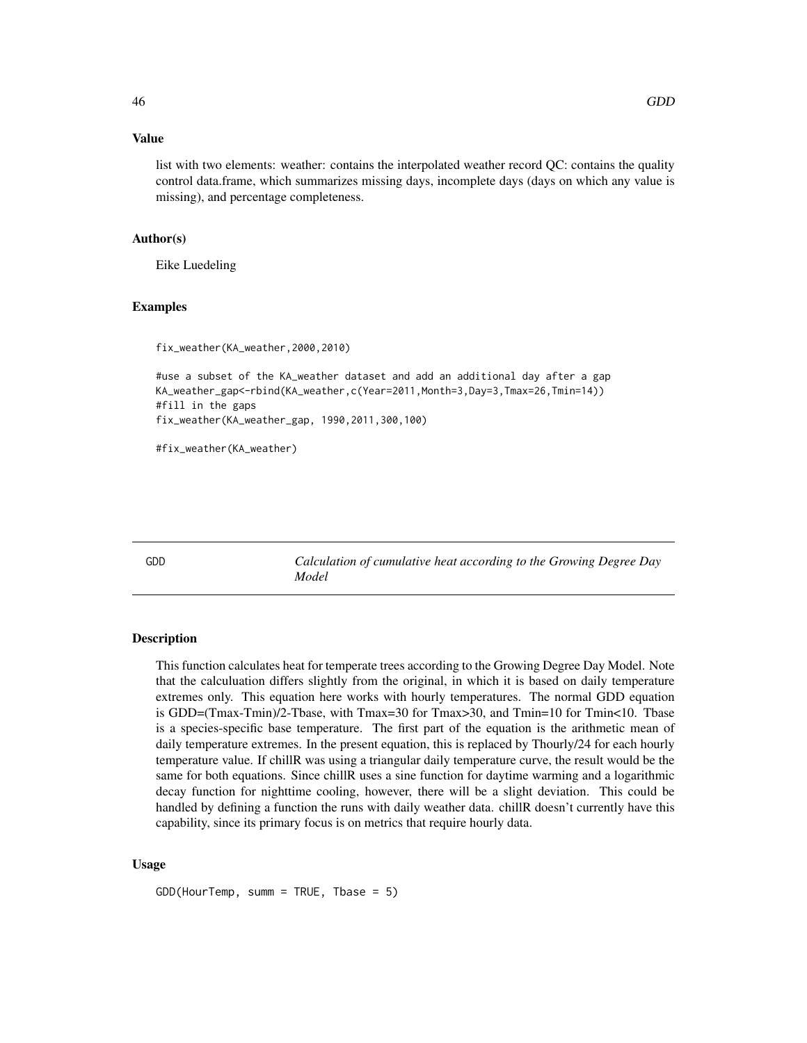### Value

list with two elements: weather: contains the interpolated weather record QC: contains the quality control data.frame, which summarizes missing days, incomplete days (days on which any value is missing), and percentage completeness.

### Author(s)

Eike Luedeling

### Examples

```
fix_weather(KA_weather,2000,2010)

#use a subset of the KA_weather dataset and add an additional day after a gap
KA_weather_gap<-rbind(KA_weather,c(Year=2011,Month=3,Day=3,Tmax=26,Tmin=14))
#fill in the gaps
fix_weather(KA_weather_gap, 1990,2011,300,100)

#fix_weather(KA_weather)
```

---

## GDD — *Calculation of cumulative heat according to the Growing Degree Day Model*

---

### Description

This function calculates heat for temperate trees according to the Growing Degree Day Model. Note that the calculuation differs slightly from the original, in which it is based on daily temperature extremes only. This equation here works with hourly temperatures. The normal GDD equation is GDD=(Tmax-Tmin)/2-Tbase, with Tmax=30 for Tmax>30, and Tmin=10 for Tmin<10. Tbase is a species-specific base temperature. The first part of the equation is the arithmetic mean of daily temperature extremes. In the present equation, this is replaced by Thourly/24 for each hourly temperature value. If chillR was using a triangular daily temperature curve, the result would be the same for both equations. Since chillR uses a sine function for daytime warming and a logarithmic decay function for nighttime cooling, however, there will be a slight deviation. This could be handled by defining a function the runs with daily weather data. chillR doesn't currently have this capability, since its primary focus is on metrics that require hourly data.

### Usage

```
GDD(HourTemp, summ = TRUE, Tbase = 5)
```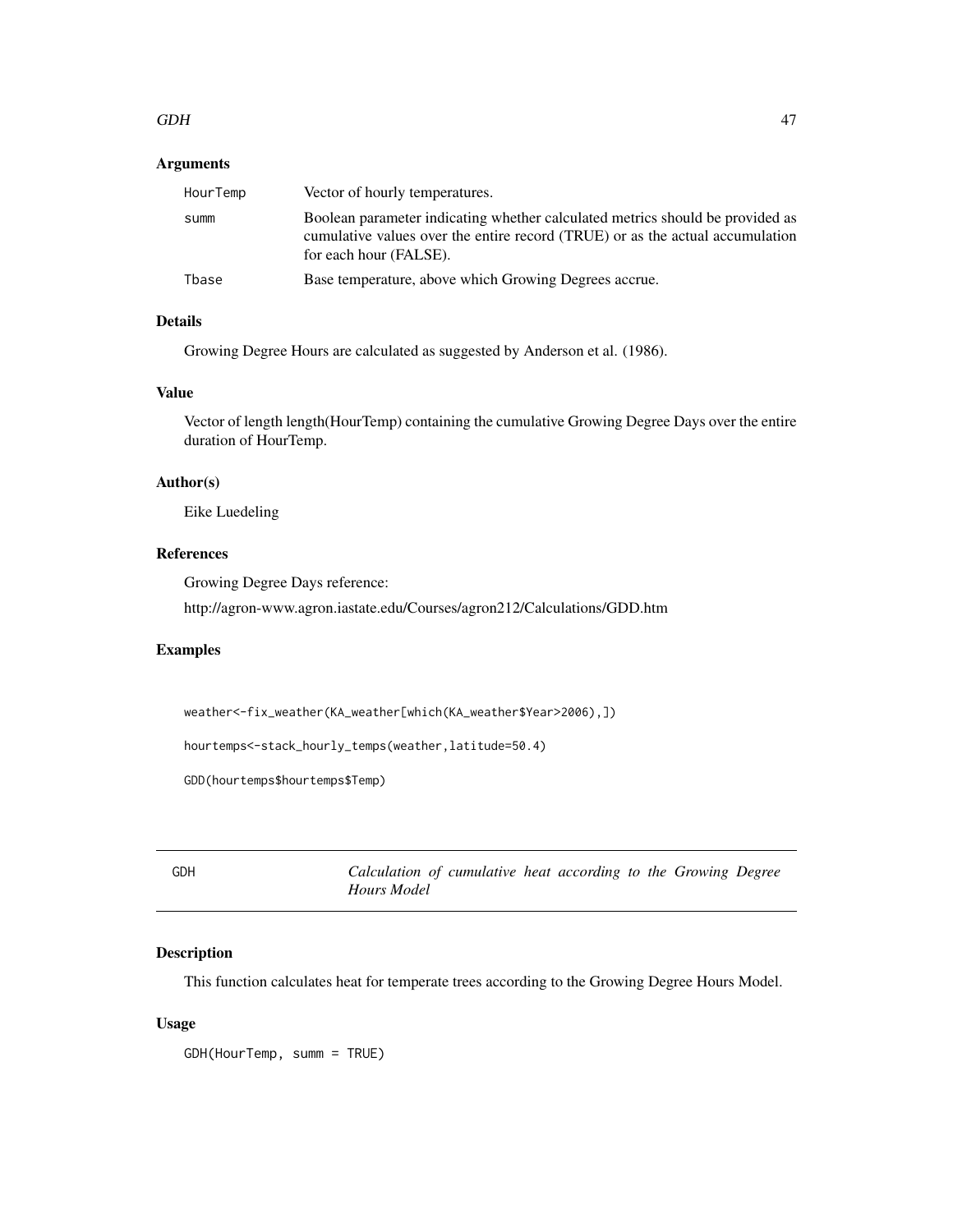### Arguments

| | |
|---|---|
| HourTemp | Vector of hourly temperatures. |
| summ | Boolean parameter indicating whether calculated metrics should be provided as cumulative values over the entire record (TRUE) or as the actual accumulation for each hour (FALSE). |
| Tbase | Base temperature, above which Growing Degrees accrue. |

### Details

Growing Degree Hours are calculated as suggested by Anderson et al. (1986).

### Value

Vector of length length(HourTemp) containing the cumulative Growing Degree Days over the entire duration of HourTemp.

### Author(s)

Eike Luedeling

### References

Growing Degree Days reference:

http://agron-www.agron.iastate.edu/Courses/agron212/Calculations/GDD.htm

### Examples

```
weather<-fix_weather(KA_weather[which(KA_weather$Year>2006),])

hourtemps<-stack_hourly_temps(weather,latitude=50.4)

GDD(hourtemps$hourtemps$Temp)
```

---

## GDH — *Calculation of cumulative heat according to the Growing Degree Hours Model*

### Description

This function calculates heat for temperate trees according to the Growing Degree Hours Model.

### Usage

```
GDH(HourTemp, summ = TRUE)
```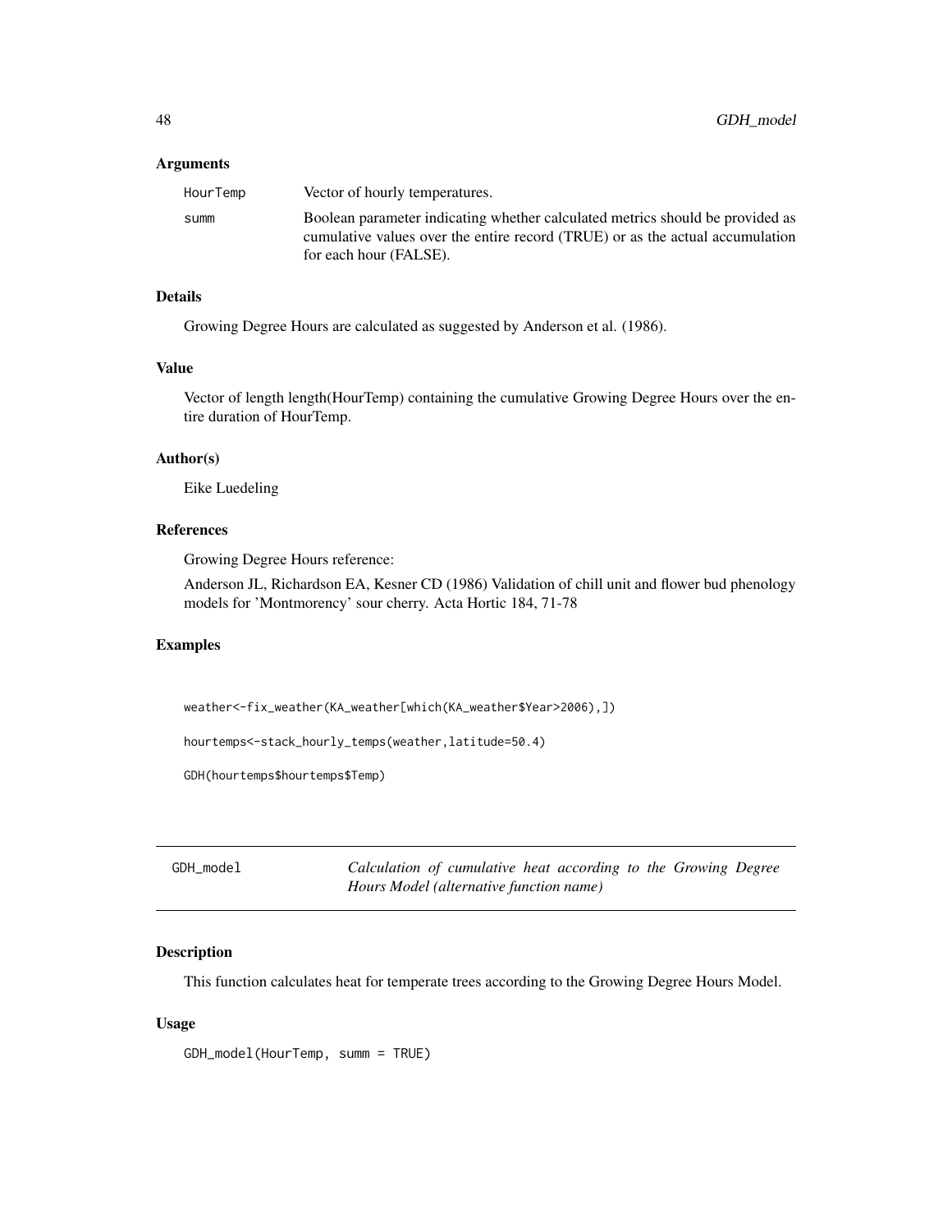### Arguments

| | |
|---|---|
| HourTemp | Vector of hourly temperatures. |
| summ | Boolean parameter indicating whether calculated metrics should be provided as cumulative values over the entire record (TRUE) or as the actual accumulation for each hour (FALSE). |

### Details

Growing Degree Hours are calculated as suggested by Anderson et al. (1986).

### Value

Vector of length length(HourTemp) containing the cumulative Growing Degree Hours over the entire duration of HourTemp.

### Author(s)

Eike Luedeling

### References

Growing Degree Hours reference:

Anderson JL, Richardson EA, Kesner CD (1986) Validation of chill unit and flower bud phenology models for 'Montmorency' sour cherry. Acta Hortic 184, 71-78

### Examples

```
weather<-fix_weather(KA_weather[which(KA_weather$Year>2006),])

hourtemps<-stack_hourly_temps(weather,latitude=50.4)

GDH(hourtemps$hourtemps$Temp)
```

---

## GDH_model — *Calculation of cumulative heat according to the Growing Degree Hours Model (alternative function name)*

### Description

This function calculates heat for temperate trees according to the Growing Degree Hours Model.

### Usage

```
GDH_model(HourTemp, summ = TRUE)
```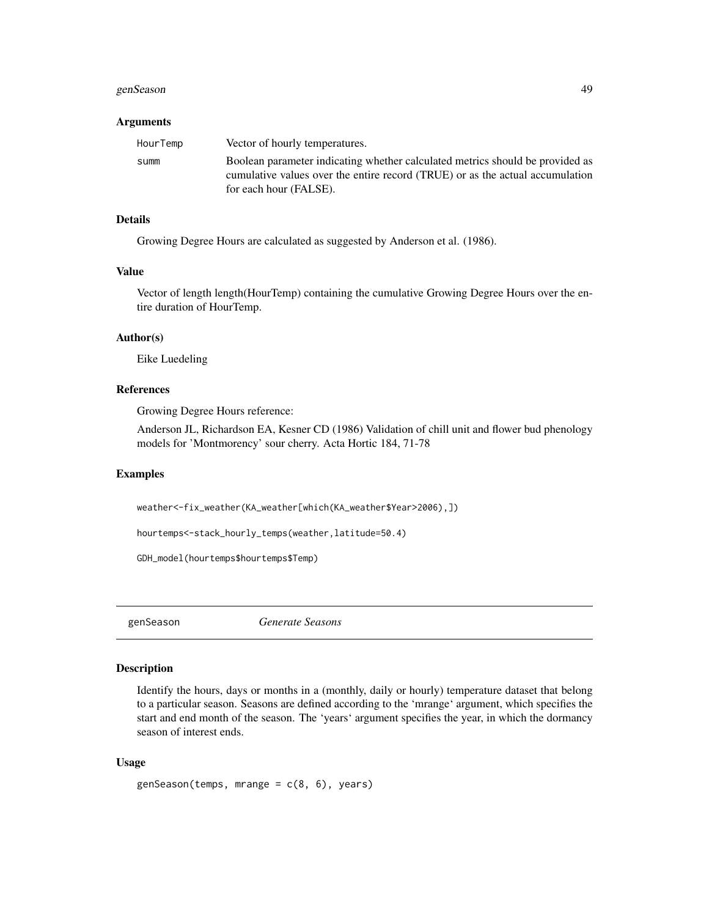### Arguments

| | |
|---|---|
| HourTemp | Vector of hourly temperatures. |
| summ | Boolean parameter indicating whether calculated metrics should be provided as cumulative values over the entire record (TRUE) or as the actual accumulation for each hour (FALSE). |

### Details

Growing Degree Hours are calculated as suggested by Anderson et al. (1986).

### Value

Vector of length length(HourTemp) containing the cumulative Growing Degree Hours over the entire duration of HourTemp.

### Author(s)

Eike Luedeling

### References

Growing Degree Hours reference:

Anderson JL, Richardson EA, Kesner CD (1986) Validation of chill unit and flower bud phenology models for 'Montmorency' sour cherry. Acta Hortic 184, 71-78

### Examples

```
weather<-fix_weather(KA_weather[which(KA_weather$Year>2006),])

hourtemps<-stack_hourly_temps(weather,latitude=50.4)

GDH_model(hourtemps$hourtemps$Temp)
```

---

## genSeason *Generate Seasons*

### Description

Identify the hours, days or months in a (monthly, daily or hourly) temperature dataset that belong to a particular season. Seasons are defined according to the 'mrange' argument, which specifies the start and end month of the season. The 'years' argument specifies the year, in which the dormancy season of interest ends.

### Usage

```
genSeason(temps, mrange = c(8, 6), years)
```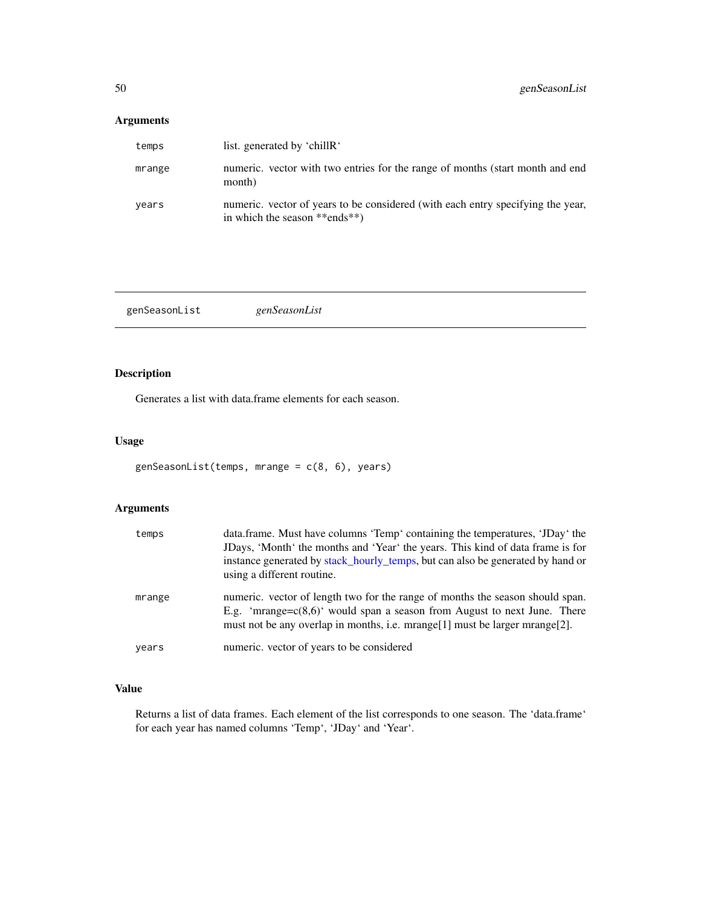### Arguments

| | |
|---|---|
| temps | list. generated by ‘chillR‘ |
| mrange | numeric. vector with two entries for the range of months (start month and end month) |
| years | numeric. vector of years to be considered (with each entry specifying the year, in which the season **ends**) |

---

## genSeasonList &nbsp;&nbsp;&nbsp; *genSeasonList*

---

### Description

Generates a list with data.frame elements for each season.

### Usage

```
genSeasonList(temps, mrange = c(8, 6), years)
```

### Arguments

| | |
|---|---|
| temps | data.frame. Must have columns ‘Temp‘ containing the temperatures, ‘JDay‘ the JDays, ‘Month‘ the months and ‘Year‘ the years. This kind of data frame is for instance generated by stack_hourly_temps, but can also be generated by hand or using a different routine. |
| mrange | numeric. vector of length two for the range of months the season should span. E.g. ‘mrange=c(8,6)‘ would span a season from August to next June. There must not be any overlap in months, i.e. mrange[1] must be larger mrange[2]. |
| years | numeric. vector of years to be considered |

### Value

Returns a list of data frames. Each element of the list corresponds to one season. The ‘data.frame‘ for each year has named columns ‘Temp‘, ‘JDay‘ and ‘Year‘.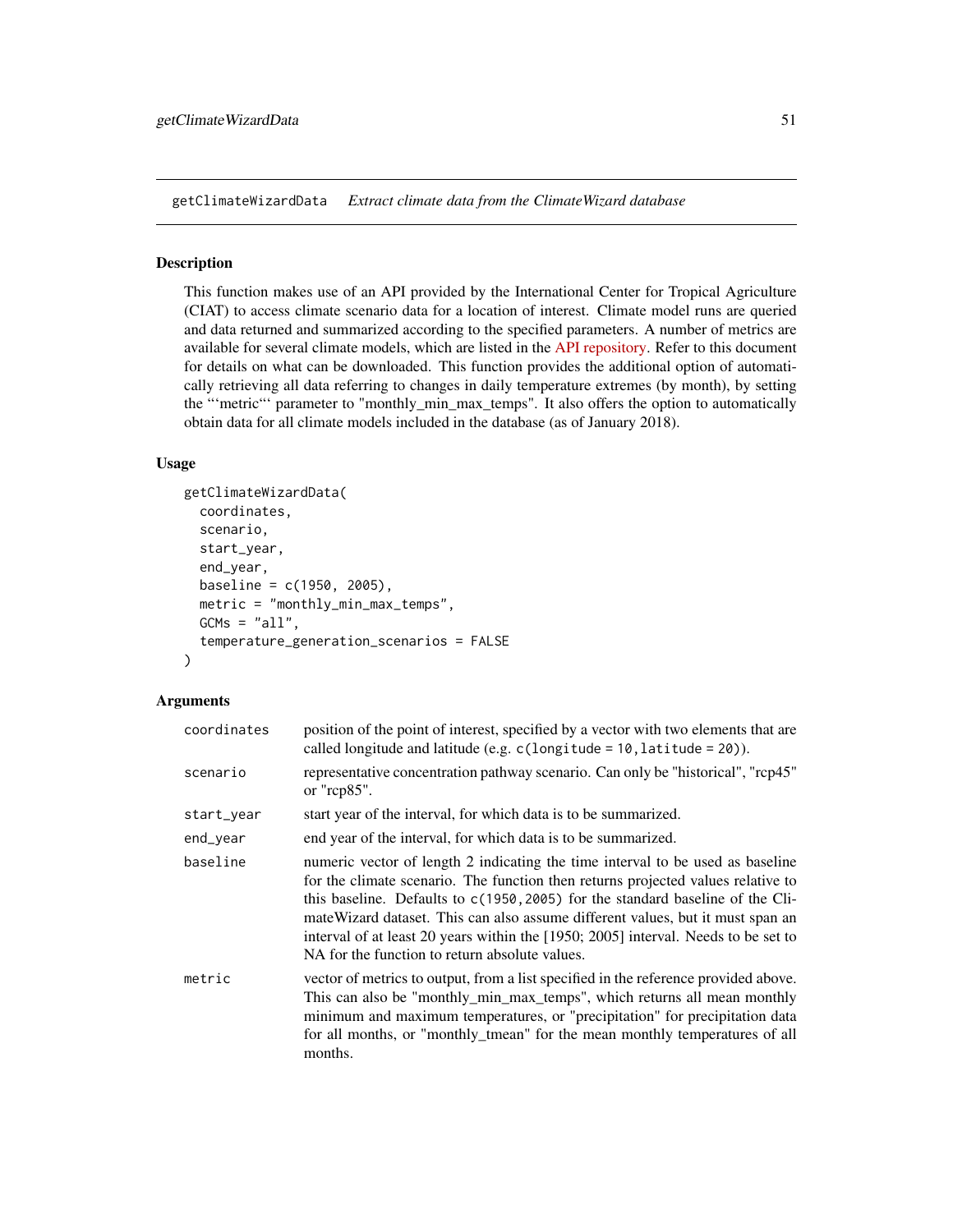getClimateWizardData    *Extract climate data from the ClimateWizard database*

## Description

This function makes use of an API provided by the International Center for Tropical Agriculture (CIAT) to access climate scenario data for a location of interest. Climate model runs are queried and data returned and summarized according to the specified parameters. A number of metrics are available for several climate models, which are listed in the API repository. Refer to this document for details on what can be downloaded. This function provides the additional option of automatically retrieving all data referring to changes in daily temperature extremes (by month), by setting the "'metric"' parameter to "monthly_min_max_temps". It also offers the option to automatically obtain data for all climate models included in the database (as of January 2018).

## Usage

```
getClimateWizardData(
  coordinates,
  scenario,
  start_year,
  end_year,
  baseline = c(1950, 2005),
  metric = "monthly_min_max_temps",
  GCMs = "all",
  temperature_generation_scenarios = FALSE
)
```

## Arguments

| | |
|---|---|
| coordinates | position of the point of interest, specified by a vector with two elements that are called longitude and latitude (e.g. `c(longitude = 10,latitude = 20)`). |
| scenario | representative concentration pathway scenario. Can only be "historical", "rcp45" or "rcp85". |
| start_year | start year of the interval, for which data is to be summarized. |
| end_year | end year of the interval, for which data is to be summarized. |
| baseline | numeric vector of length 2 indicating the time interval to be used as baseline for the climate scenario. The function then returns projected values relative to this baseline. Defaults to `c(1950,2005)` for the standard baseline of the ClimateWizard dataset. This can also assume different values, but it must span an interval of at least 20 years within the [1950; 2005] interval. Needs to be set to NA for the function to return absolute values. |
| metric | vector of metrics to output, from a list specified in the reference provided above. This can also be "monthly_min_max_temps", which returns all mean monthly minimum and maximum temperatures, or "precipitation" for precipitation data for all months, or "monthly_tmean" for the mean monthly temperatures of all months. |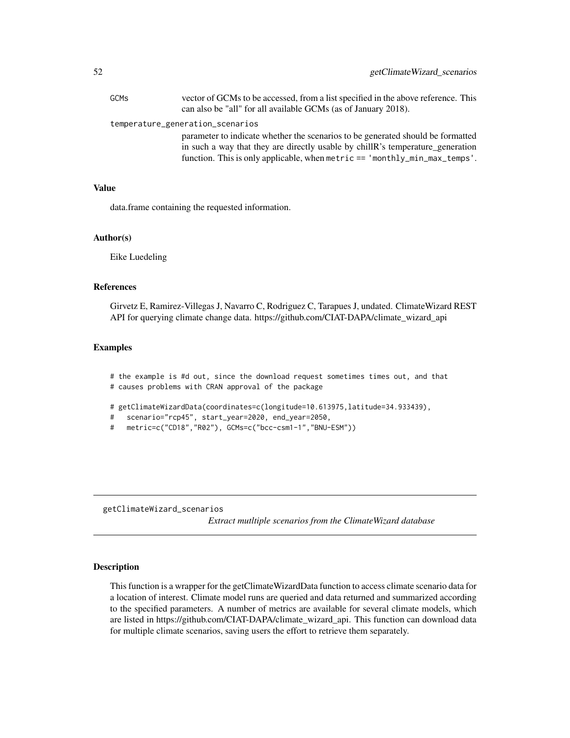GCMs vector of GCMs to be accessed, from a list specified in the above reference. This can also be "all" for all available GCMs (as of January 2018).

temperature_generation_scenarios
parameter to indicate whether the scenarios to be generated should be formatted in such a way that they are directly usable by chillR's temperature_generation function. This is only applicable, when `metric == 'monthly_min_max_temps'`.

### Value

data.frame containing the requested information.

### Author(s)

Eike Luedeling

### References

Girvetz E, Ramirez-Villegas J, Navarro C, Rodriguez C, Tarapues J, undated. ClimateWizard REST API for querying climate change data. https://github.com/CIAT-DAPA/climate_wizard_api

### Examples

```
# the example is #d out, since the download request sometimes times out, and that
# causes problems with CRAN approval of the package

# getClimateWizardData(coordinates=c(longitude=10.613975,latitude=34.933439),
#   scenario="rcp45", start_year=2020, end_year=2050,
#   metric=c("CD18","R02"), GCMs=c("bcc-csm1-1","BNU-ESM"))
```

---

## getClimateWizard_scenarios

*Extract mutltiple scenarios from the ClimateWizard database*

### Description

This function is a wrapper for the getClimateWizardData function to access climate scenario data for a location of interest. Climate model runs are queried and data returned and summarized according to the specified parameters. A number of metrics are available for several climate models, which are listed in https://github.com/CIAT-DAPA/climate_wizard_api. This function can download data for multiple climate scenarios, saving users the effort to retrieve them separately.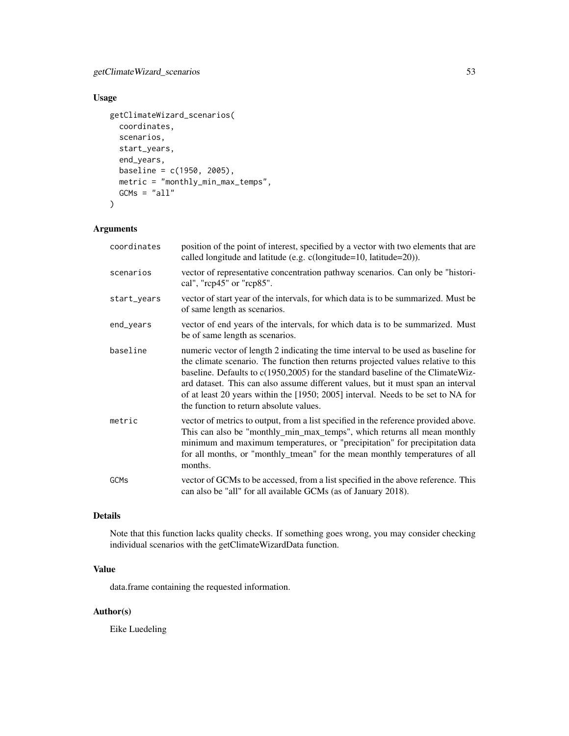## Usage

```
getClimateWizard_scenarios(
  coordinates,
  scenarios,
  start_years,
  end_years,
  baseline = c(1950, 2005),
  metric = "monthly_min_max_temps",
  GCMs = "all"
)
```

## Arguments

| | |
|---|---|
| coordinates | position of the point of interest, specified by a vector with two elements that are called longitude and latitude (e.g. c(longitude=10, latitude=20)). |
| scenarios | vector of representative concentration pathway scenarios. Can only be "historical", "rcp45" or "rcp85". |
| start_years | vector of start year of the intervals, for which data is to be summarized. Must be of same length as scenarios. |
| end_years | vector of end years of the intervals, for which data is to be summarized. Must be of same length as scenarios. |
| baseline | numeric vector of length 2 indicating the time interval to be used as baseline for the climate scenario. The function then returns projected values relative to this baseline. Defaults to c(1950,2005) for the standard baseline of the ClimateWizard dataset. This can also assume different values, but it must span an interval of at least 20 years within the [1950; 2005] interval. Needs to be set to NA for the function to return absolute values. |
| metric | vector of metrics to output, from a list specified in the reference provided above. This can also be "monthly_min_max_temps", which returns all mean monthly minimum and maximum temperatures, or "precipitation" for precipitation data for all months, or "monthly_tmean" for the mean monthly temperatures of all months. |
| GCMs | vector of GCMs to be accessed, from a list specified in the above reference. This can also be "all" for all available GCMs (as of January 2018). |

## Details

Note that this function lacks quality checks. If something goes wrong, you may consider checking individual scenarios with the getClimateWizardData function.

## Value

data.frame containing the requested information.

## Author(s)

Eike Luedeling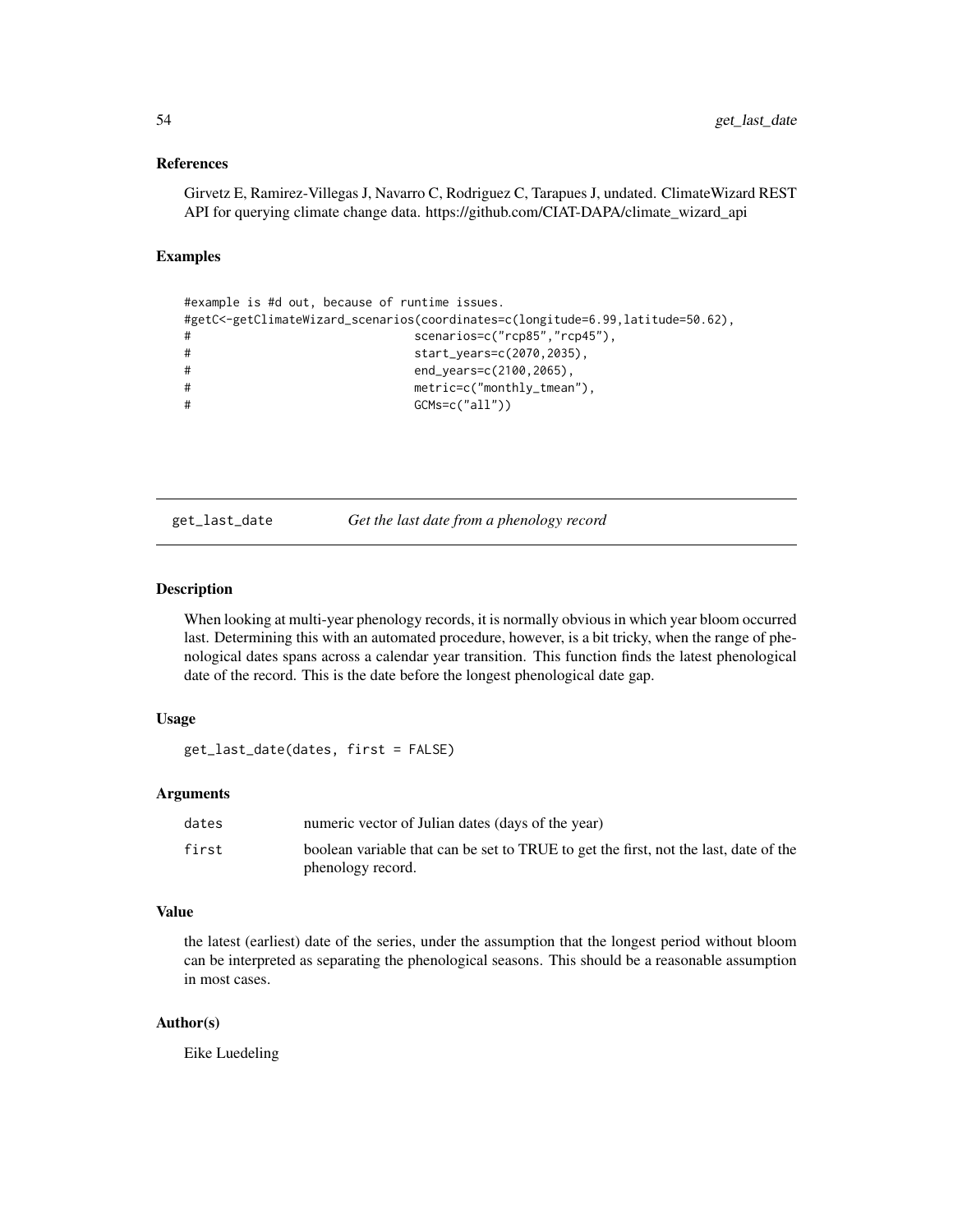### References

Girvetz E, Ramirez-Villegas J, Navarro C, Rodriguez C, Tarapues J, undated. ClimateWizard REST API for querying climate change data. https://github.com/CIAT-DAPA/climate_wizard_api

### Examples

```
#example is #d out, because of runtime issues.
#getC<-getClimateWizard_scenarios(coordinates=c(longitude=6.99,latitude=50.62),
#                                 scenarios=c("rcp85","rcp45"),
#                                 start_years=c(2070,2035),
#                                 end_years=c(2100,2065),
#                                 metric=c("monthly_tmean"),
#                                 GCMs=c("all"))
```

---

## get_last_date — *Get the last date from a phenology record*

### Description

When looking at multi-year phenology records, it is normally obvious in which year bloom occurred last. Determining this with an automated procedure, however, is a bit tricky, when the range of phenological dates spans across a calendar year transition. This function finds the latest phenological date of the record. This is the date before the longest phenological date gap.

### Usage

```
get_last_date(dates, first = FALSE)
```

### Arguments

| | |
|---|---|
| dates | numeric vector of Julian dates (days of the year) |
| first | boolean variable that can be set to TRUE to get the first, not the last, date of the phenology record. |

### Value

the latest (earliest) date of the series, under the assumption that the longest period without bloom can be interpreted as separating the phenological seasons. This should be a reasonable assumption in most cases.

### Author(s)

Eike Luedeling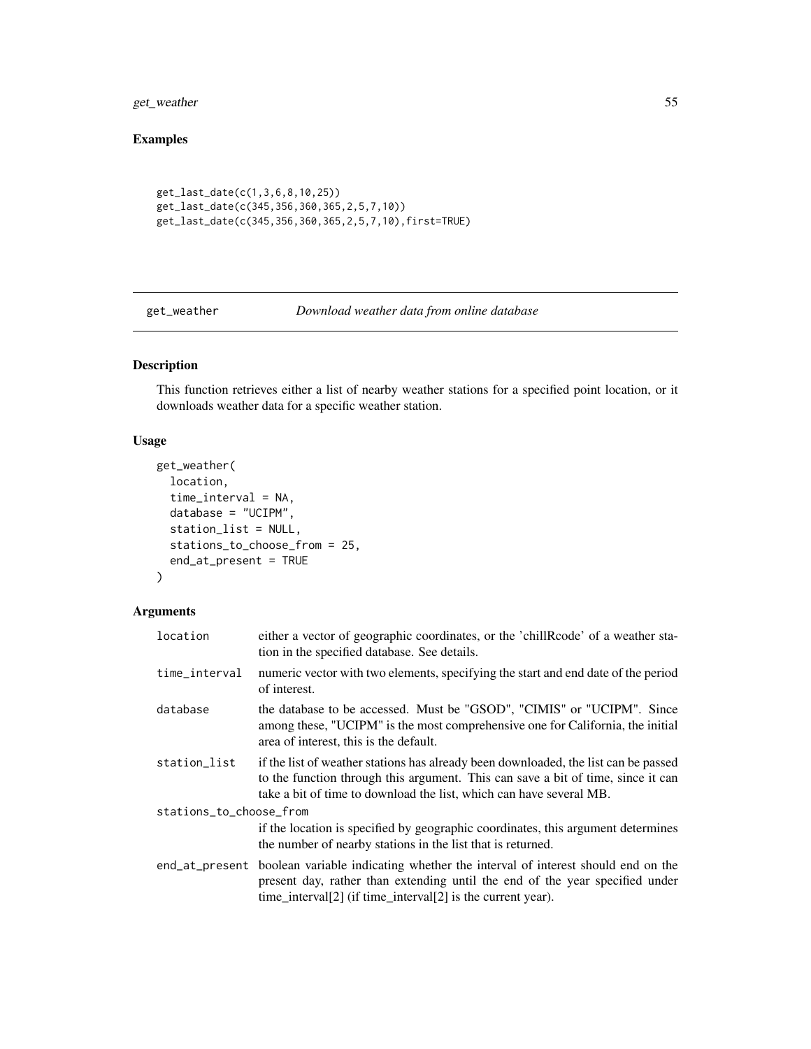## Examples

```
get_last_date(c(1,3,6,8,10,25))
get_last_date(c(345,356,360,365,2,5,7,10))
get_last_date(c(345,356,360,365,2,5,7,10),first=TRUE)
```

---

# get_weather — *Download weather data from online database*

---

## Description

This function retrieves either a list of nearby weather stations for a specified point location, or it downloads weather data for a specific weather station.

## Usage

```
get_weather(
  location,
  time_interval = NA,
  database = "UCIPM",
  station_list = NULL,
  stations_to_choose_from = 25,
  end_at_present = TRUE
)
```

## Arguments

| | |
|---|---|
| `location` | either a vector of geographic coordinates, or the 'chillRcode' of a weather station in the specified database. See details. |
| `time_interval` | numeric vector with two elements, specifying the start and end date of the period of interest. |
| `database` | the database to be accessed. Must be "GSOD", "CIMIS" or "UCIPM". Since among these, "UCIPM" is the most comprehensive one for California, the initial area of interest, this is the default. |
| `station_list` | if the list of weather stations has already been downloaded, the list can be passed to the function through this argument. This can save a bit of time, since it can take a bit of time to download the list, which can have several MB. |
| `stations_to_choose_from` | if the location is specified by geographic coordinates, this argument determines the number of nearby stations in the list that is returned. |
| `end_at_present` | boolean variable indicating whether the interval of interest should end on the present day, rather than extending until the end of the year specified under time_interval[2] (if time_interval[2] is the current year). |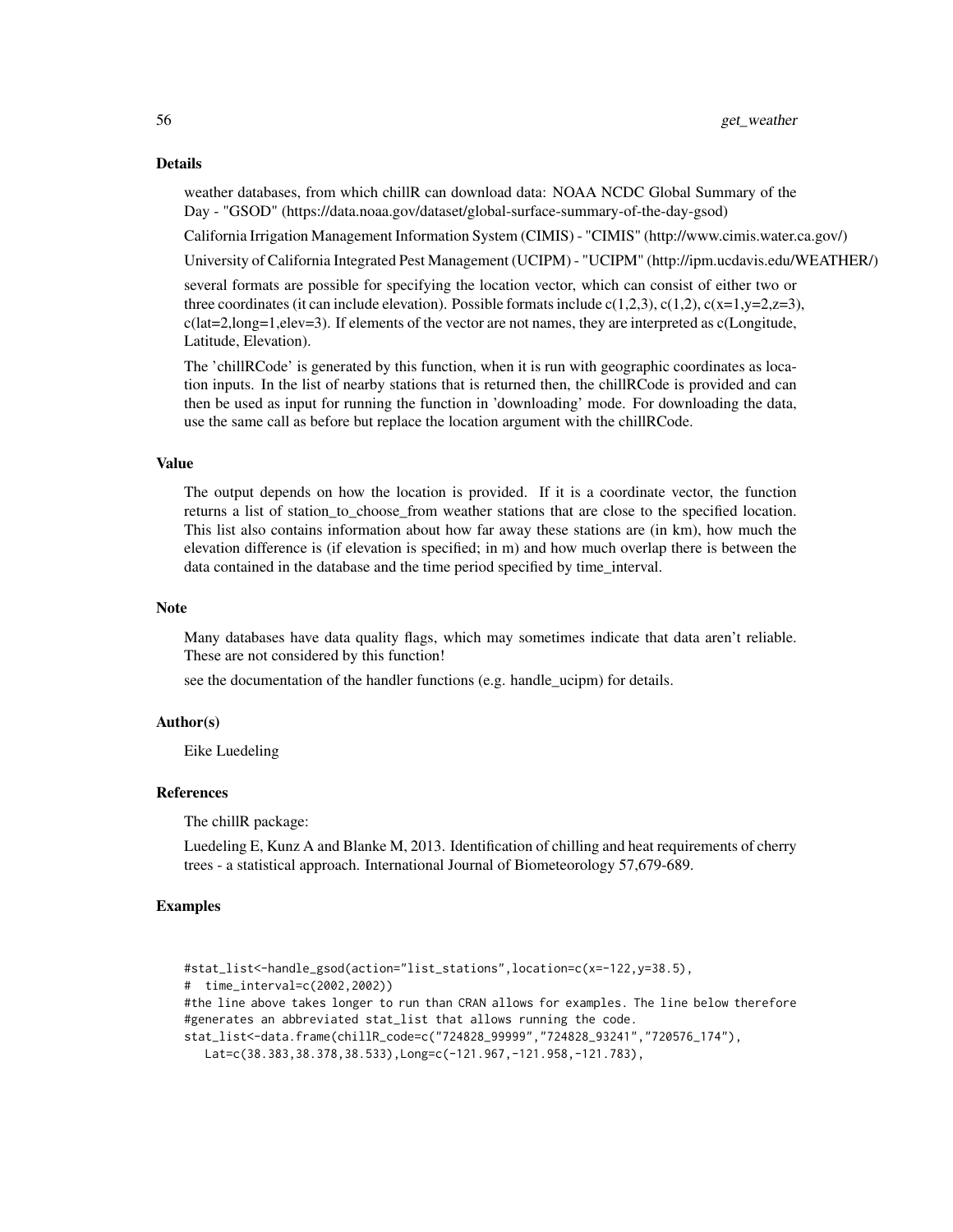## Details

weather databases, from which chillR can download data: NOAA NCDC Global Summary of the Day - "GSOD" (https://data.noaa.gov/dataset/global-surface-summary-of-the-day-gsod)

California Irrigation Management Information System (CIMIS) - "CIMIS" (http://www.cimis.water.ca.gov/)

University of California Integrated Pest Management (UCIPM) - "UCIPM" (http://ipm.ucdavis.edu/WEATHER/)

several formats are possible for specifying the location vector, which can consist of either two or three coordinates (it can include elevation). Possible formats include c(1,2,3), c(1,2), c(x=1,y=2,z=3), c(lat=2,long=1,elev=3). If elements of the vector are not names, they are interpreted as c(Longitude, Latitude, Elevation).

The 'chillRCode' is generated by this function, when it is run with geographic coordinates as location inputs. In the list of nearby stations that is returned then, the chillRCode is provided and can then be used as input for running the function in 'downloading' mode. For downloading the data, use the same call as before but replace the location argument with the chillRCode.

## Value

The output depends on how the location is provided. If it is a coordinate vector, the function returns a list of station_to_choose_from weather stations that are close to the specified location. This list also contains information about how far away these stations are (in km), how much the elevation difference is (if elevation is specified; in m) and how much overlap there is between the data contained in the database and the time period specified by time_interval.

## Note

Many databases have data quality flags, which may sometimes indicate that data aren't reliable. These are not considered by this function!

see the documentation of the handler functions (e.g. handle_ucipm) for details.

## Author(s)

Eike Luedeling

## References

The chillR package:

Luedeling E, Kunz A and Blanke M, 2013. Identification of chilling and heat requirements of cherry trees - a statistical approach. International Journal of Biometeorology 57,679-689.

## Examples

```
#stat_list<-handle_gsod(action="list_stations",location=c(x=-122,y=38.5),
#  time_interval=c(2002,2002))
#the line above takes longer to run than CRAN allows for examples. The line below therefore
#generates an abbreviated stat_list that allows running the code.
stat_list<-data.frame(chillR_code=c("724828_99999","724828_93241","720576_174"),
   Lat=c(38.383,38.378,38.533),Long=c(-121.967,-121.958,-121.783),
```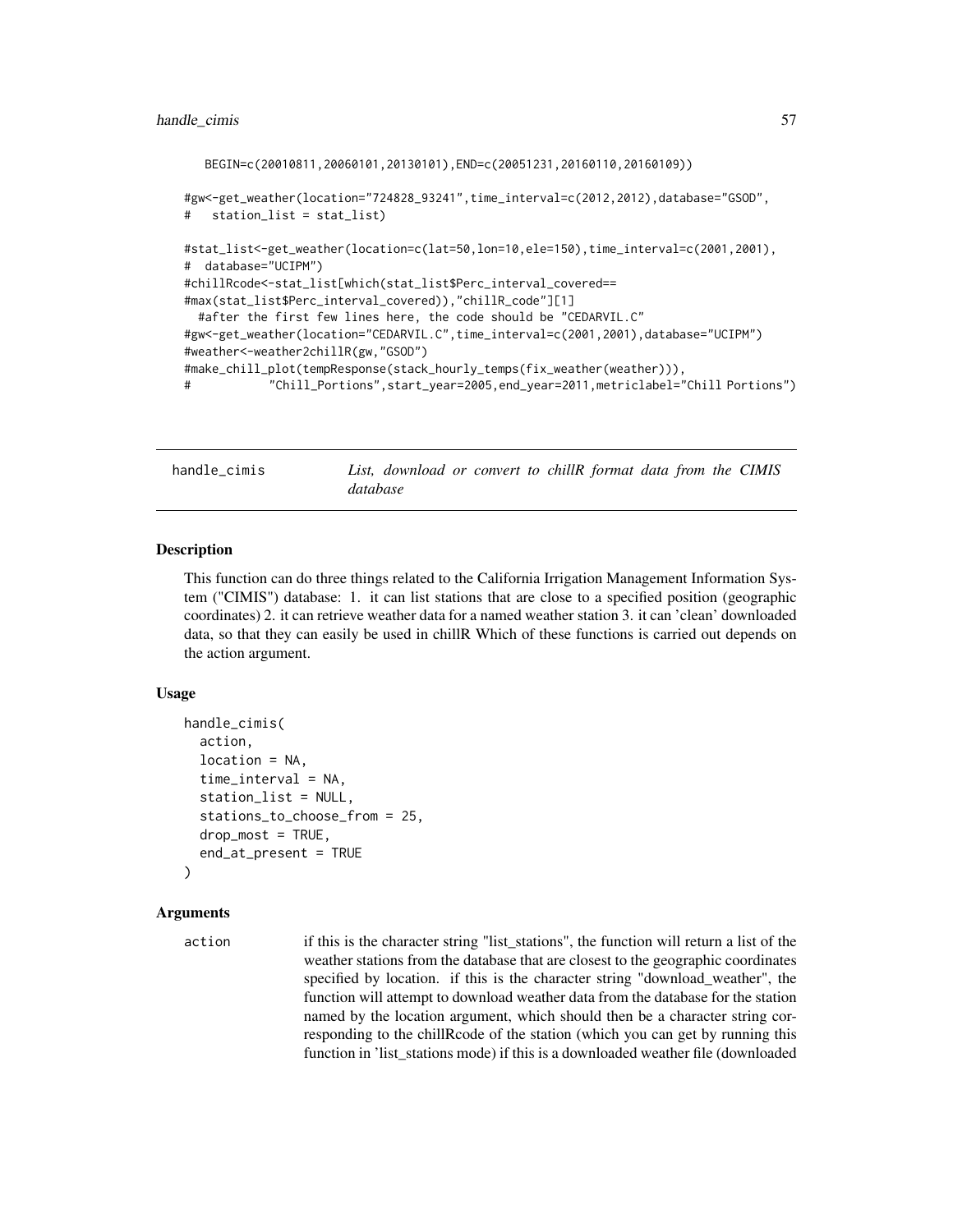```
   BEGIN=c(20010811,20060101,20130101),END=c(20051231,20160110,20160109))

#gw<-get_weather(location="724828_93241",time_interval=c(2012,2012),database="GSOD",
#   station_list = stat_list)

#stat_list<-get_weather(location=c(lat=50,lon=10,ele=150),time_interval=c(2001,2001),
#  database="UCIPM")
#chillRcode<-stat_list[which(stat_list$Perc_interval_covered==
#max(stat_list$Perc_interval_covered)),"chillR_code"][1]
  #after the first few lines here, the code should be "CEDARVIL.C"
#gw<-get_weather(location="CEDARVIL.C",time_interval=c(2001,2001),database="UCIPM")
#weather<-weather2chillR(gw,"GSOD")
#make_chill_plot(tempResponse(stack_hourly_temps(fix_weather(weather))),
#           "Chill_Portions",start_year=2005,end_year=2011,metriclabel="Chill Portions")
```

## handle_cimis

*List, download or convert to chillR format data from the CIMIS database*

### Description

This function can do three things related to the California Irrigation Management Information System ("CIMIS") database: 1. it can list stations that are close to a specified position (geographic coordinates) 2. it can retrieve weather data for a named weather station 3. it can 'clean' downloaded data, so that they can easily be used in chillR Which of these functions is carried out depends on the action argument.

### Usage

```
handle_cimis(
  action,
  location = NA,
  time_interval = NA,
  station_list = NULL,
  stations_to_choose_from = 25,
  drop_most = TRUE,
  end_at_present = TRUE
)
```

### Arguments

action — if this is the character string "list_stations", the function will return a list of the weather stations from the database that are closest to the geographic coordinates specified by location. if this is the character string "download_weather", the function will attempt to download weather data from the database for the station named by the location argument, which should then be a character string corresponding to the chillRcode of the station (which you can get by running this function in 'list_stations mode) if this is a downloaded weather file (downloaded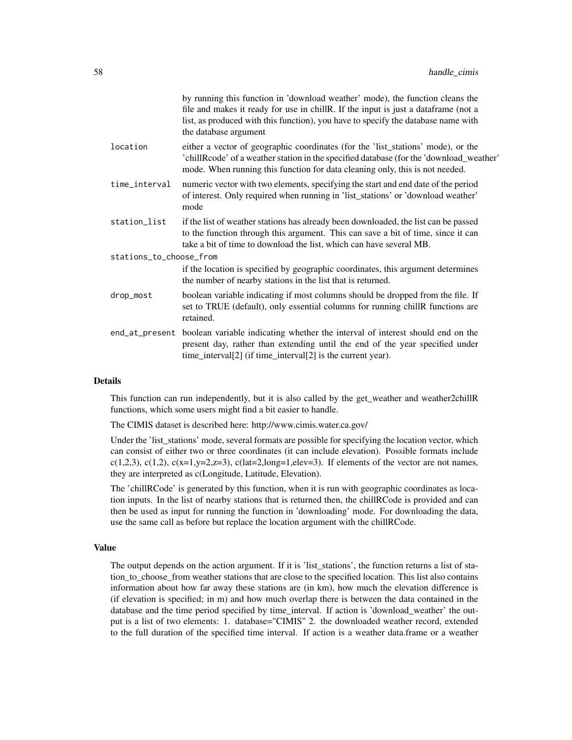by running this function in 'download weather' mode), the function cleans the file and makes it ready for use in chillR. If the input is just a dataframe (not a list, as produced with this function), you have to specify the database name with the database argument

**location**
: either a vector of geographic coordinates (for the 'list_stations' mode), or the 'chillRcode' of a weather station in the specified database (for the 'download_weather' mode. When running this function for data cleaning only, this is not needed.

**time_interval**
: numeric vector with two elements, specifying the start and end date of the period of interest. Only required when running in 'list_stations' or 'download weather' mode

**station_list**
: if the list of weather stations has already been downloaded, the list can be passed to the function through this argument. This can save a bit of time, since it can take a bit of time to download the list, which can have several MB.

**stations_to_choose_from**
: if the location is specified by geographic coordinates, this argument determines the number of nearby stations in the list that is returned.

**drop_most**
: boolean variable indicating if most columns should be dropped from the file. If set to TRUE (default), only essential columns for running chillR functions are retained.

**end_at_present**
: boolean variable indicating whether the interval of interest should end on the present day, rather than extending until the end of the year specified under time_interval[2] (if time_interval[2] is the current year).

### Details

This function can run independently, but it is also called by the get_weather and weather2chillR functions, which some users might find a bit easier to handle.

The CIMIS dataset is described here: http://www.cimis.water.ca.gov/

Under the 'list_stations' mode, several formats are possible for specifying the location vector, which can consist of either two or three coordinates (it can include elevation). Possible formats include c(1,2,3), c(1,2), c(x=1,y=2,z=3), c(lat=2,long=1,elev=3). If elements of the vector are not names, they are interpreted as c(Longitude, Latitude, Elevation).

The 'chillRCode' is generated by this function, when it is run with geographic coordinates as location inputs. In the list of nearby stations that is returned then, the chillRCode is provided and can then be used as input for running the function in 'downloading' mode. For downloading the data, use the same call as before but replace the location argument with the chillRCode.

### Value

The output depends on the action argument. If it is 'list_stations', the function returns a list of station_to_choose_from weather stations that are close to the specified location. This list also contains information about how far away these stations are (in km), how much the elevation difference is (if elevation is specified; in m) and how much overlap there is between the data contained in the database and the time period specified by time_interval. If action is 'download_weather' the output is a list of two elements: 1. database="CIMIS" 2. the downloaded weather record, extended to the full duration of the specified time interval. If action is a weather data.frame or a weather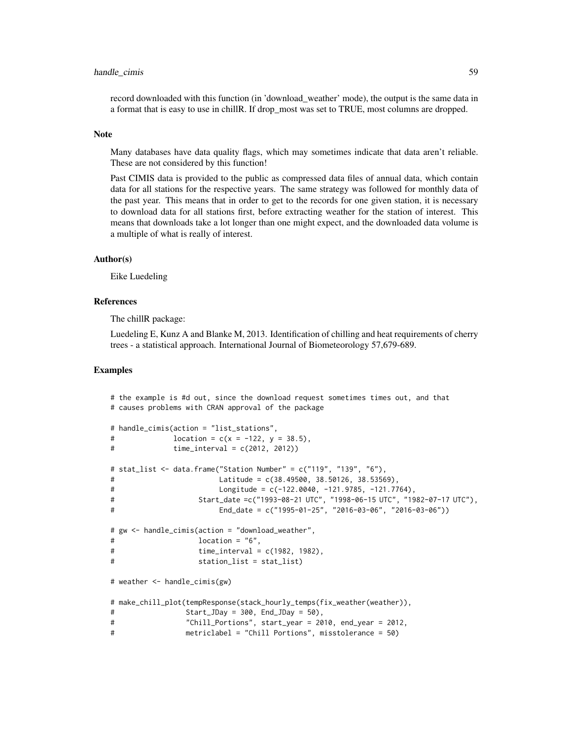record downloaded with this function (in 'download_weather' mode), the output is the same data in a format that is easy to use in chillR. If drop_most was set to TRUE, most columns are dropped.

## Note

Many databases have data quality flags, which may sometimes indicate that data aren't reliable. These are not considered by this function!

Past CIMIS data is provided to the public as compressed data files of annual data, which contain data for all stations for the respective years. The same strategy was followed for monthly data of the past year. This means that in order to get to the records for one given station, it is necessary to download data for all stations first, before extracting weather for the station of interest. This means that downloads take a lot longer than one might expect, and the downloaded data volume is a multiple of what is really of interest.

## Author(s)

Eike Luedeling

## References

The chillR package:

Luedeling E, Kunz A and Blanke M, 2013. Identification of chilling and heat requirements of cherry trees - a statistical approach. International Journal of Biometeorology 57,679-689.

## Examples

```
# the example is #d out, since the download request sometimes times out, and that
# causes problems with CRAN approval of the package

# handle_cimis(action = "list_stations",
#              location = c(x = -122, y = 38.5),
#              time_interval = c(2012, 2012))

# stat_list <- data.frame("Station Number" = c("119", "139", "6"),
#                         Latitude = c(38.49500, 38.50126, 38.53569),
#                         Longitude = c(-122.0040, -121.9785, -121.7764),
#                    Start_date =c("1993-08-21 UTC", "1998-06-15 UTC", "1982-07-17 UTC"),
#                         End_date = c("1995-01-25", "2016-03-06", "2016-03-06"))

# gw <- handle_cimis(action = "download_weather",
#                    location = "6",
#                    time_interval = c(1982, 1982),
#                    station_list = stat_list)

# weather <- handle_cimis(gw)

# make_chill_plot(tempResponse(stack_hourly_temps(fix_weather(weather)),
#                 Start_JDay = 300, End_JDay = 50),
#                 "Chill_Portions", start_year = 2010, end_year = 2012,
#                 metriclabel = "Chill Portions", misstolerance = 50)
```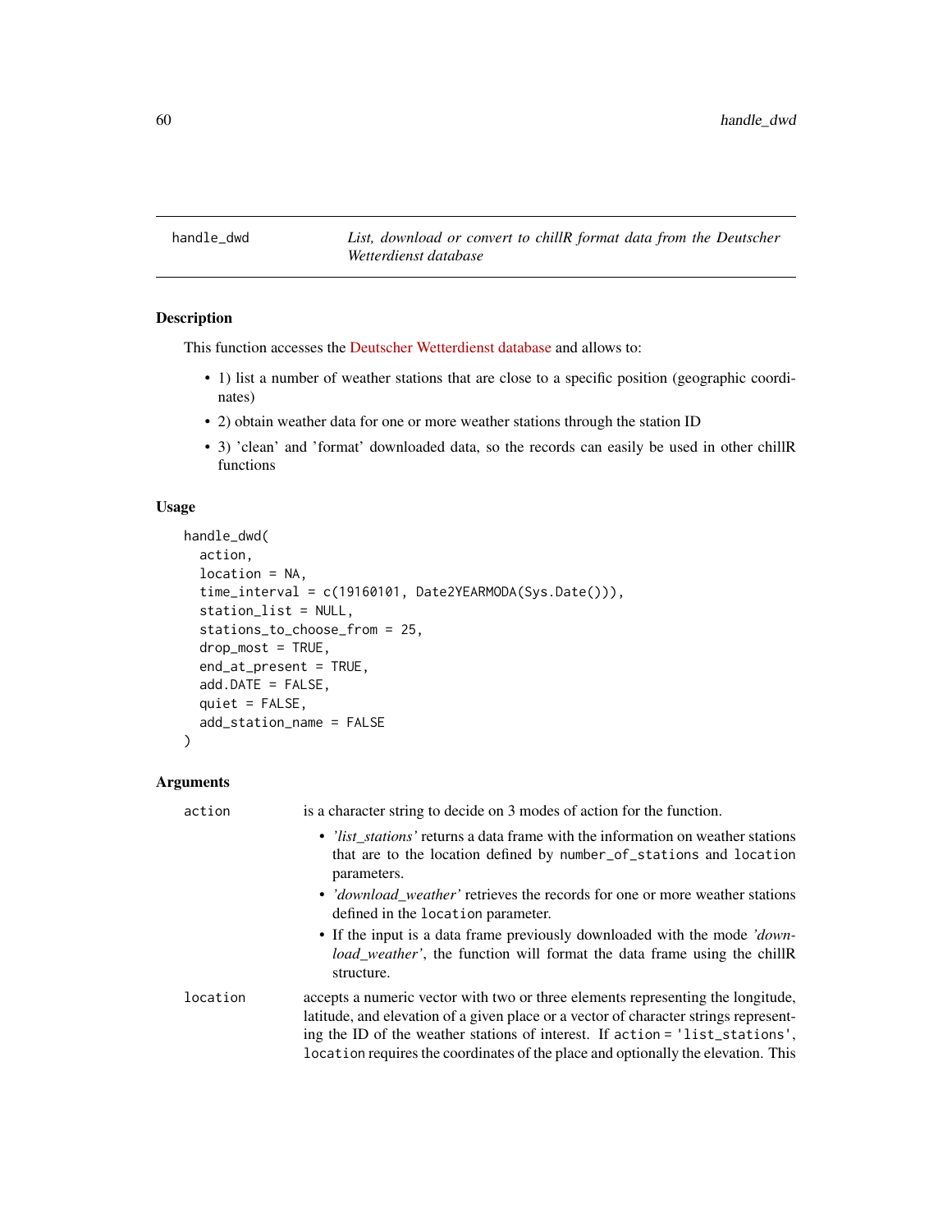## handle_dwd — *List, download or convert to chillR format data from the Deutscher Wetterdienst database*

### Description

This function accesses the Deutscher Wetterdienst database and allows to:

- 1) list a number of weather stations that are close to a specific position (geographic coordinates)
- 2) obtain weather data for one or more weather stations through the station ID
- 3) 'clean' and 'format' downloaded data, so the records can easily be used in other chillR functions

### Usage

```
handle_dwd(
  action,
  location = NA,
  time_interval = c(19160101, Date2YEARMODA(Sys.Date())),
  station_list = NULL,
  stations_to_choose_from = 25,
  drop_most = TRUE,
  end_at_present = TRUE,
  add.DATE = FALSE,
  quiet = FALSE,
  add_station_name = FALSE
)
```

### Arguments

`action` is a character string to decide on 3 modes of action for the function.

- *'list_stations'* returns a data frame with the information on weather stations that are to the location defined by `number_of_stations` and `location` parameters.
- *'download_weather'* retrieves the records for one or more weather stations defined in the `location` parameter.
- If the input is a data frame previously downloaded with the mode *'download_weather'*, the function will format the data frame using the chillR structure.

`location` accepts a numeric vector with two or three elements representing the longitude, latitude, and elevation of a given place or a vector of character strings representing the ID of the weather stations of interest. If `action = 'list_stations'`, `location` requires the coordinates of the place and optionally the elevation. This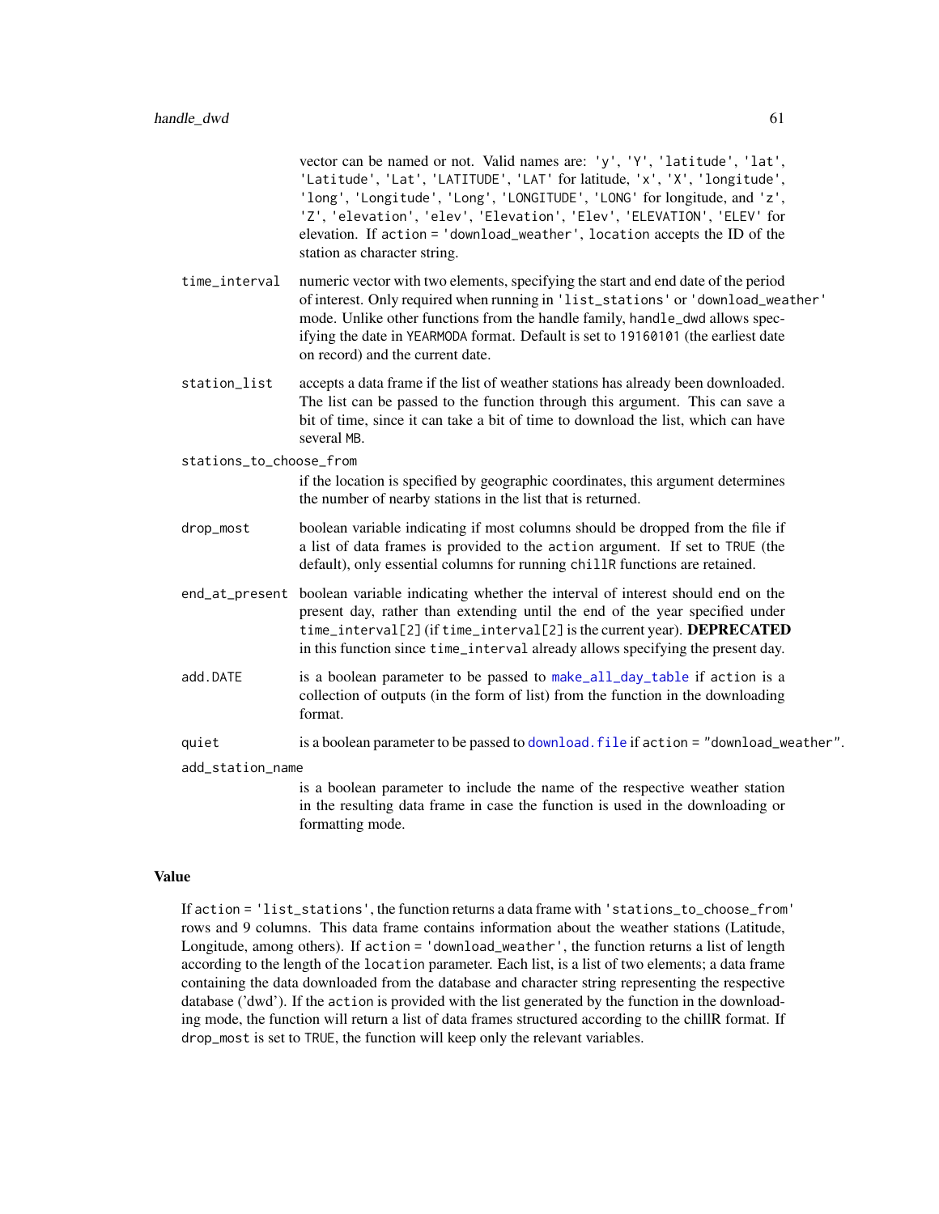vector can be named or not. Valid names are: 'y', 'Y', 'latitude', 'lat', 'Latitude', 'Lat', 'LATITUDE', 'LAT' for latitude, 'x', 'X', 'longitude', 'long', 'Longitude', 'Long', 'LONGITUDE', 'LONG' for longitude, and 'z', 'Z', 'elevation', 'elev', 'Elevation', 'Elev', 'ELEVATION', 'ELEV' for elevation. If `action = 'download_weather'`, `location` accepts the ID of the station as character string.

`time_interval` numeric vector with two elements, specifying the start and end date of the period of interest. Only required when running in 'list_stations' or 'download_weather' mode. Unlike other functions from the handle family, `handle_dwd` allows specifying the date in YEARMODA format. Default is set to 19160101 (the earliest date on record) and the current date.

`station_list` accepts a data frame if the list of weather stations has already been downloaded. The list can be passed to the function through this argument. This can save a bit of time, since it can take a bit of time to download the list, which can have several MB.

`stations_to_choose_from` if the location is specified by geographic coordinates, this argument determines the number of nearby stations in the list that is returned.

`drop_most` boolean variable indicating if most columns should be dropped from the file if a list of data frames is provided to the `action` argument. If set to `TRUE` (the default), only essential columns for running `chillR` functions are retained.

`end_at_present` boolean variable indicating whether the interval of interest should end on the present day, rather than extending until the end of the year specified under `time_interval[2]` (if `time_interval[2]` is the current year). **DEPRECATED** in this function since `time_interval` already allows specifying the present day.

`add.DATE` is a boolean parameter to be passed to `make_all_day_table` if `action` is a collection of outputs (in the form of list) from the function in the downloading format.

`quiet` is a boolean parameter to be passed to `download.file` if `action = "download_weather"`.

`add_station_name` is a boolean parameter to include the name of the respective weather station in the resulting data frame in case the function is used in the downloading or formatting mode.

## Value

If `action = 'list_stations'`, the function returns a data frame with 'stations_to_choose_from' rows and 9 columns. This data frame contains information about the weather stations (Latitude, Longitude, among others). If `action = 'download_weather'`, the function returns a list of length according to the length of the `location` parameter. Each list, is a list of two elements; a data frame containing the data downloaded from the database and character string representing the respective database ('dwd'). If the `action` is provided with the list generated by the function in the downloading mode, the function will return a list of data frames structured according to the chillR format. If `drop_most` is set to `TRUE`, the function will keep only the relevant variables.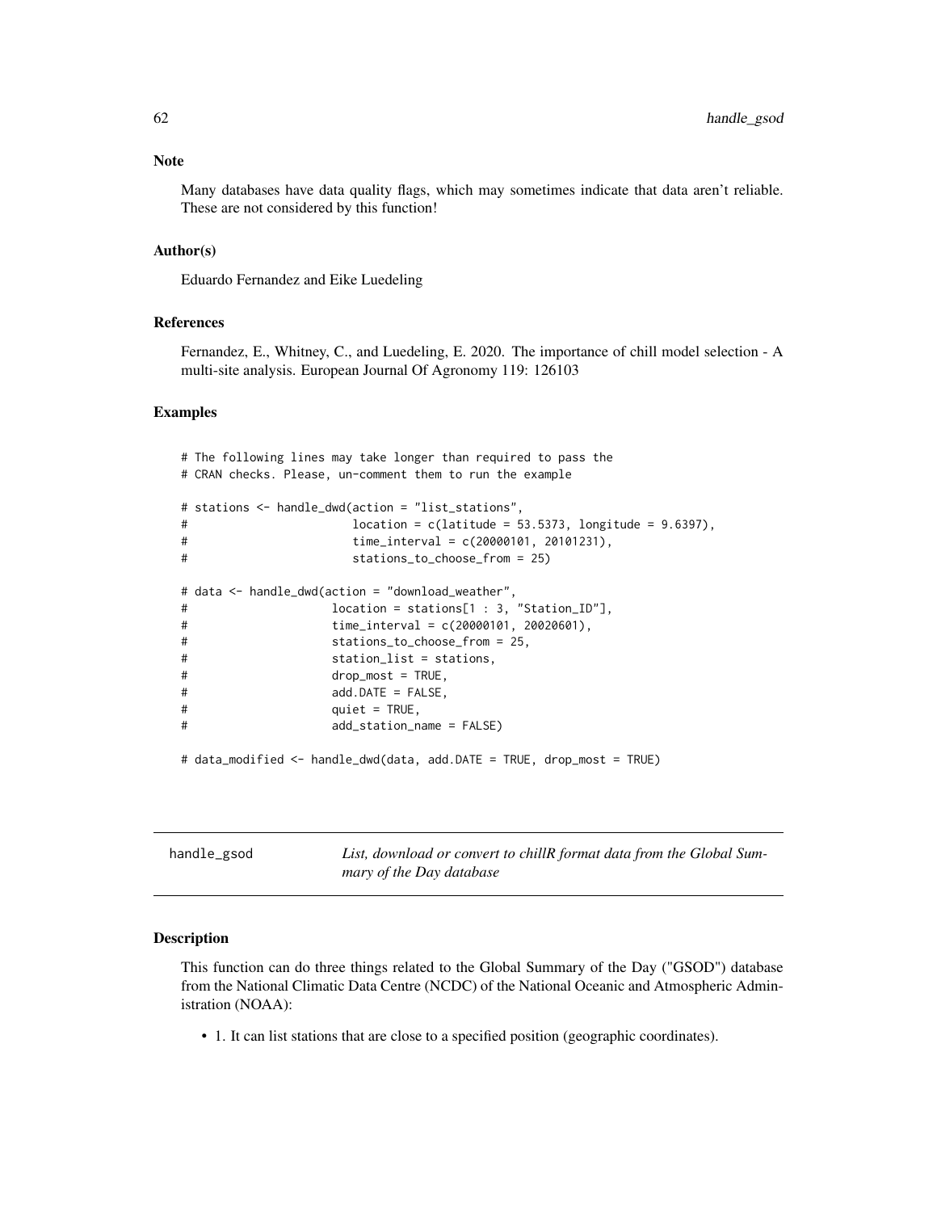### Note

Many databases have data quality flags, which may sometimes indicate that data aren't reliable. These are not considered by this function!

### Author(s)

Eduardo Fernandez and Eike Luedeling

### References

Fernandez, E., Whitney, C., and Luedeling, E. 2020. The importance of chill model selection - A multi-site analysis. European Journal Of Agronomy 119: 126103

### Examples

```
# The following lines may take longer than required to pass the
# CRAN checks. Please, un-comment them to run the example

# stations <- handle_dwd(action = "list_stations",
#                        location = c(latitude = 53.5373, longitude = 9.6397),
#                        time_interval = c(20000101, 20101231),
#                        stations_to_choose_from = 25)

# data <- handle_dwd(action = "download_weather",
#                    location = stations[1 : 3, "Station_ID"],
#                    time_interval = c(20000101, 20020601),
#                    stations_to_choose_from = 25,
#                    station_list = stations,
#                    drop_most = TRUE,
#                    add.DATE = FALSE,
#                    quiet = TRUE,
#                    add_station_name = FALSE)

# data_modified <- handle_dwd(data, add.DATE = TRUE, drop_most = TRUE)
```

---

## handle_gsod — *List, download or convert to chillR format data from the Global Summary of the Day database*

---

### Description

This function can do three things related to the Global Summary of the Day ("GSOD") database from the National Climatic Data Centre (NCDC) of the National Oceanic and Atmospheric Administration (NOAA):

- 1. It can list stations that are close to a specified position (geographic coordinates).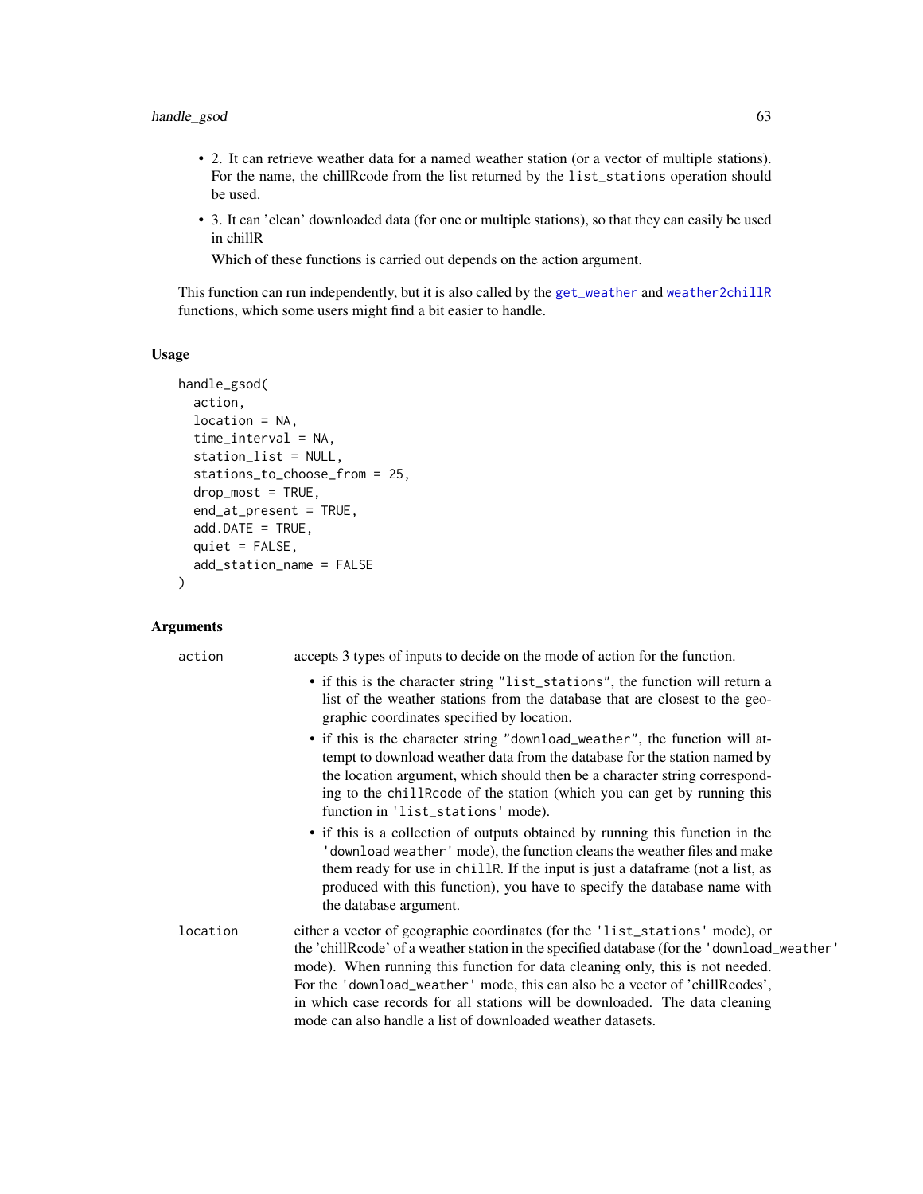- 2. It can retrieve weather data for a named weather station (or a vector of multiple stations). For the name, the chillRcode from the list returned by the `list_stations` operation should be used.
- 3. It can 'clean' downloaded data (for one or multiple stations), so that they can easily be used in chillR

  Which of these functions is carried out depends on the action argument.

This function can run independently, but it is also called by the `get_weather` and `weather2chillR` functions, which some users might find a bit easier to handle.

### Usage

```
handle_gsod(
  action,
  location = NA,
  time_interval = NA,
  station_list = NULL,
  stations_to_choose_from = 25,
  drop_most = TRUE,
  end_at_present = TRUE,
  add.DATE = TRUE,
  quiet = FALSE,
  add_station_name = FALSE
)
```

### Arguments

| | |
|---|---|
| `action` | accepts 3 types of inputs to decide on the mode of action for the function.<br>• if this is the character string `"list_stations"`, the function will return a list of the weather stations from the database that are closest to the geographic coordinates specified by location.<br>• if this is the character string `"download_weather"`, the function will attempt to download weather data from the database for the station named by the location argument, which should then be a character string corresponding to the `chillRcode` of the station (which you can get by running this function in `'list_stations'` mode).<br>• if this is a collection of outputs obtained by running this function in the `'download weather'` mode), the function cleans the weather files and make them ready for use in `chillR`. If the input is just a dataframe (not a list, as produced with this function), you have to specify the database name with the database argument. |
| `location` | either a vector of geographic coordinates (for the `'list_stations'` mode), or the 'chillRcode' of a weather station in the specified database (for the `'download_weather'` mode). When running this function for data cleaning only, this is not needed. For the `'download_weather'` mode, this can also be a vector of 'chillRcodes', in which case records for all stations will be downloaded. The data cleaning mode can also handle a list of downloaded weather datasets. |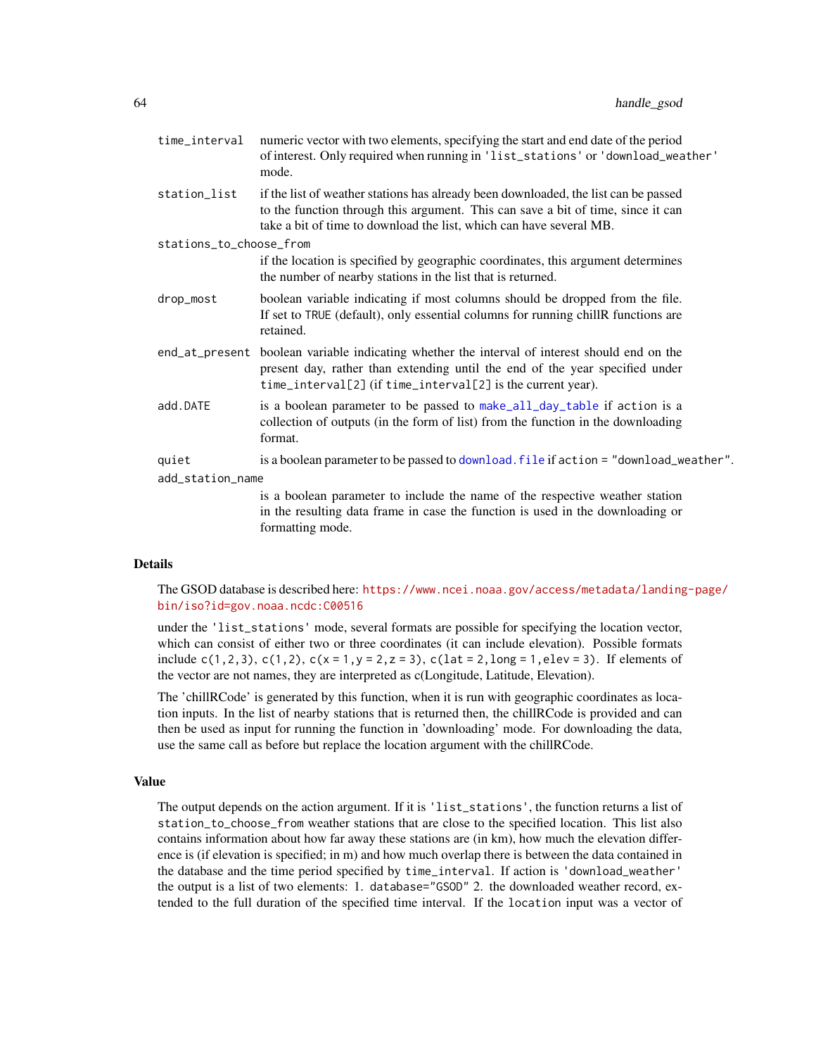| | |
|---|---|
| `time_interval` | numeric vector with two elements, specifying the start and end date of the period of interest. Only required when running in `'list_stations'` or `'download_weather'` mode. |
| `station_list` | if the list of weather stations has already been downloaded, the list can be passed to the function through this argument. This can save a bit of time, since it can take a bit of time to download the list, which can have several MB. |
| `stations_to_choose_from` | if the location is specified by geographic coordinates, this argument determines the number of nearby stations in the list that is returned. |
| `drop_most` | boolean variable indicating if most columns should be dropped from the file. If set to `TRUE` (default), only essential columns for running chillR functions are retained. |
| `end_at_present` | boolean variable indicating whether the interval of interest should end on the present day, rather than extending until the end of the year specified under `time_interval[2]` (if `time_interval[2]` is the current year). |
| `add.DATE` | is a boolean parameter to be passed to `make_all_day_table` if `action` is a collection of outputs (in the form of list) from the function in the downloading format. |
| `quiet` | is a boolean parameter to be passed to `download.file` if `action = "download_weather"`. |
| `add_station_name` | is a boolean parameter to include the name of the respective weather station in the resulting data frame in case the function is used in the downloading or formatting mode. |

## Details

The GSOD database is described here: https://www.ncei.noaa.gov/access/metadata/landing-page/bin/iso?id=gov.noaa.ncdc:C00516

under the `'list_stations'` mode, several formats are possible for specifying the location vector, which can consist of either two or three coordinates (it can include elevation). Possible formats include `c(1,2,3)`, `c(1,2)`, `c(x = 1,y = 2,z = 3)`, `c(lat = 2,long = 1,elev = 3)`. If elements of the vector are not names, they are interpreted as c(Longitude, Latitude, Elevation).

The 'chillRCode' is generated by this function, when it is run with geographic coordinates as location inputs. In the list of nearby stations that is returned then, the chillRCode is provided and can then be used as input for running the function in 'downloading' mode. For downloading the data, use the same call as before but replace the location argument with the chillRCode.

## Value

The output depends on the action argument. If it is `'list_stations'`, the function returns a list of `station_to_choose_from` weather stations that are close to the specified location. This list also contains information about how far away these stations are (in km), how much the elevation difference is (if elevation is specified; in m) and how much overlap there is between the data contained in the database and the time period specified by `time_interval`. If action is `'download_weather'` the output is a list of two elements: 1. `database="GSOD"` 2. the downloaded weather record, extended to the full duration of the specified time interval. If the `location` input was a vector of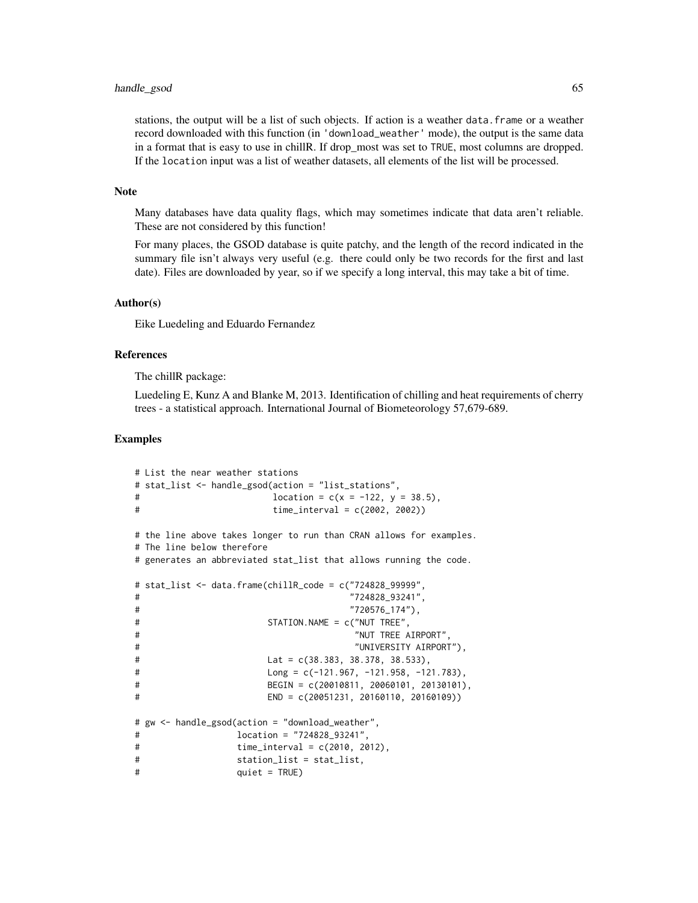stations, the output will be a list of such objects. If action is a weather data.frame or a weather record downloaded with this function (in 'download_weather' mode), the output is the same data in a format that is easy to use in chillR. If drop_most was set to TRUE, most columns are dropped. If the location input was a list of weather datasets, all elements of the list will be processed.

### Note

Many databases have data quality flags, which may sometimes indicate that data aren't reliable. These are not considered by this function!

For many places, the GSOD database is quite patchy, and the length of the record indicated in the summary file isn't always very useful (e.g. there could only be two records for the first and last date). Files are downloaded by year, so if we specify a long interval, this may take a bit of time.

### Author(s)

Eike Luedeling and Eduardo Fernandez

### References

The chillR package:

Luedeling E, Kunz A and Blanke M, 2013. Identification of chilling and heat requirements of cherry trees - a statistical approach. International Journal of Biometeorology 57,679-689.

### Examples

```
# List the near weather stations
# stat_list <- handle_gsod(action = "list_stations",
#                          location = c(x = -122, y = 38.5),
#                          time_interval = c(2002, 2002))

# the line above takes longer to run than CRAN allows for examples.
# The line below therefore
# generates an abbreviated stat_list that allows running the code.

# stat_list <- data.frame(chillR_code = c("724828_99999",
#                                         "724828_93241",
#                                         "720576_174"),
#                         STATION.NAME = c("NUT TREE",
#                                          "NUT TREE AIRPORT",
#                                          "UNIVERSITY AIRPORT"),
#                         Lat = c(38.383, 38.378, 38.533),
#                         Long = c(-121.967, -121.958, -121.783),
#                         BEGIN = c(20010811, 20060101, 20130101),
#                         END = c(20051231, 20160110, 20160109))

# gw <- handle_gsod(action = "download_weather",
#                   location = "724828_93241",
#                   time_interval = c(2010, 2012),
#                   station_list = stat_list,
#                   quiet = TRUE)
```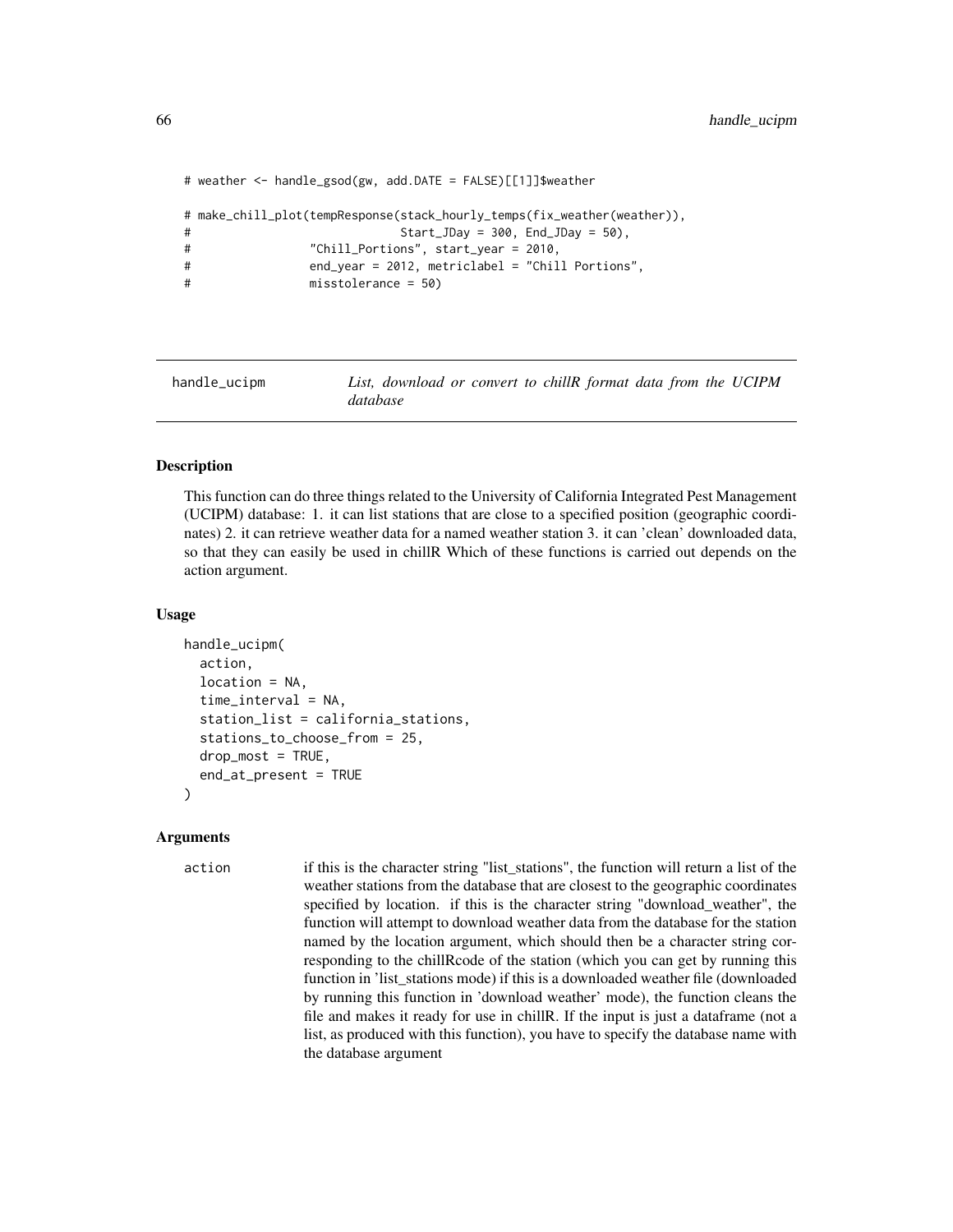```
# weather <- handle_gsod(gw, add.DATE = FALSE)[[1]]$weather

# make_chill_plot(tempResponse(stack_hourly_temps(fix_weather(weather)),
#                              Start_JDay = 300, End_JDay = 50),
#                 "Chill_Portions", start_year = 2010,
#                 end_year = 2012, metriclabel = "Chill Portions",
#                 misstolerance = 50)
```

---

## handle_ucipm

*List, download or convert to chillR format data from the UCIPM database*

---

### Description

This function can do three things related to the University of California Integrated Pest Management (UCIPM) database: 1. it can list stations that are close to a specified position (geographic coordinates) 2. it can retrieve weather data for a named weather station 3. it can 'clean' downloaded data, so that they can easily be used in chillR Which of these functions is carried out depends on the action argument.

### Usage

```
handle_ucipm(
  action,
  location = NA,
  time_interval = NA,
  station_list = california_stations,
  stations_to_choose_from = 25,
  drop_most = TRUE,
  end_at_present = TRUE
)
```

### Arguments

action
: if this is the character string "list_stations", the function will return a list of the weather stations from the database that are closest to the geographic coordinates specified by location. if this is the character string "download_weather", the function will attempt to download weather data from the database for the station named by the location argument, which should then be a character string corresponding to the chillRcode of the station (which you can get by running this function in 'list_stations mode) if this is a downloaded weather file (downloaded by running this function in 'download weather' mode), the function cleans the file and makes it ready for use in chillR. If the input is just a dataframe (not a list, as produced with this function), you have to specify the database name with the database argument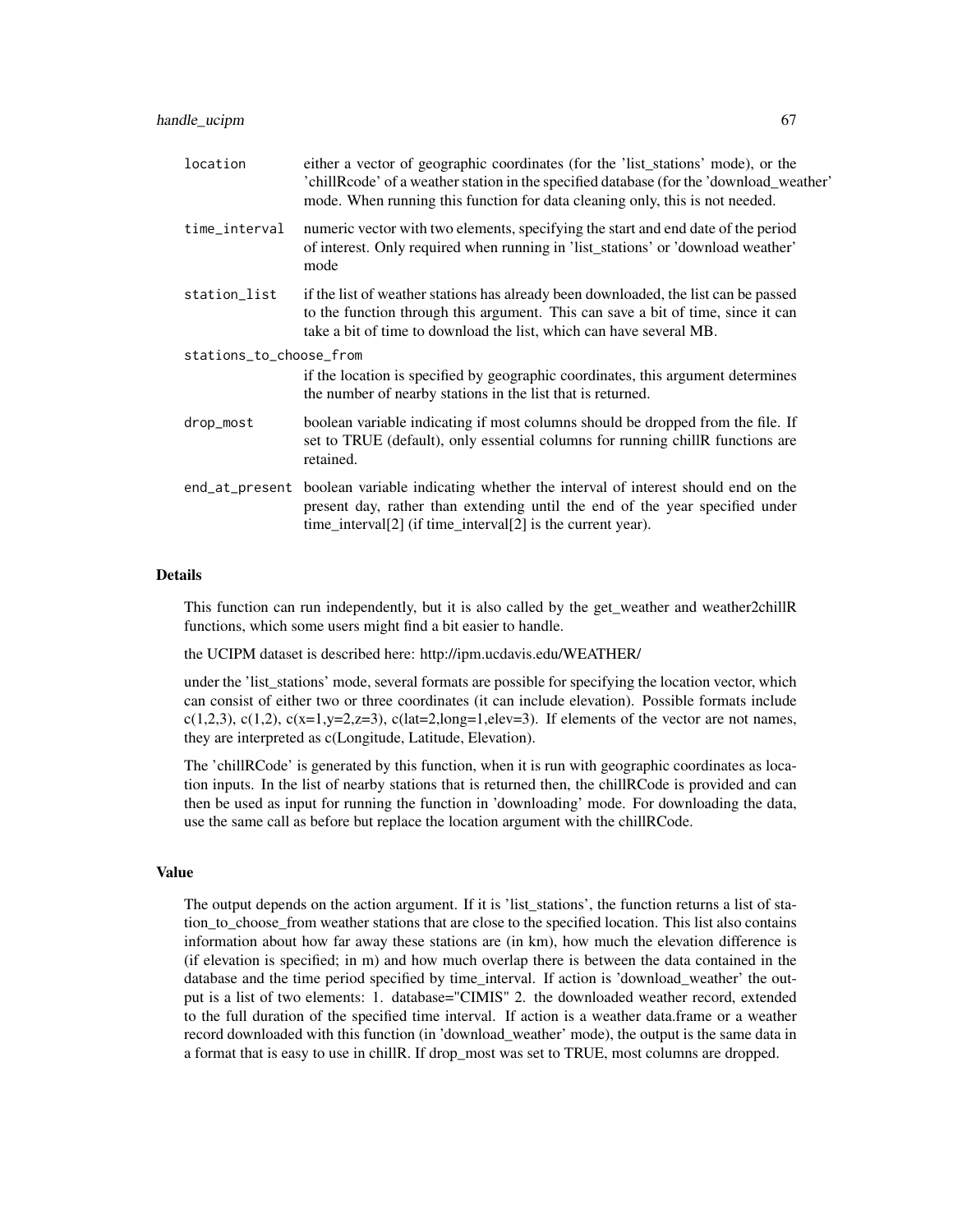| | |
|---|---|
| location | either a vector of geographic coordinates (for the 'list_stations' mode), or the 'chillRcode' of a weather station in the specified database (for the 'download_weather' mode. When running this function for data cleaning only, this is not needed. |
| time_interval | numeric vector with two elements, specifying the start and end date of the period of interest. Only required when running in 'list_stations' or 'download weather' mode |
| station_list | if the list of weather stations has already been downloaded, the list can be passed to the function through this argument. This can save a bit of time, since it can take a bit of time to download the list, which can have several MB. |
| stations_to_choose_from | if the location is specified by geographic coordinates, this argument determines the number of nearby stations in the list that is returned. |
| drop_most | boolean variable indicating if most columns should be dropped from the file. If set to TRUE (default), only essential columns for running chillR functions are retained. |
| end_at_present | boolean variable indicating whether the interval of interest should end on the present day, rather than extending until the end of the year specified under time_interval[2] (if time_interval[2] is the current year). |

## Details

This function can run independently, but it is also called by the get_weather and weather2chillR functions, which some users might find a bit easier to handle.

the UCIPM dataset is described here: http://ipm.ucdavis.edu/WEATHER/

under the 'list_stations' mode, several formats are possible for specifying the location vector, which can consist of either two or three coordinates (it can include elevation). Possible formats include c(1,2,3), c(1,2), c(x=1,y=2,z=3), c(lat=2,long=1,elev=3). If elements of the vector are not names, they are interpreted as c(Longitude, Latitude, Elevation).

The 'chillRCode' is generated by this function, when it is run with geographic coordinates as location inputs. In the list of nearby stations that is returned then, the chillRCode is provided and can then be used as input for running the function in 'downloading' mode. For downloading the data, use the same call as before but replace the location argument with the chillRCode.

## Value

The output depends on the action argument. If it is 'list_stations', the function returns a list of station_to_choose_from weather stations that are close to the specified location. This list also contains information about how far away these stations are (in km), how much the elevation difference is (if elevation is specified; in m) and how much overlap there is between the data contained in the database and the time period specified by time_interval. If action is 'download_weather' the output is a list of two elements: 1. database="CIMIS" 2. the downloaded weather record, extended to the full duration of the specified time interval. If action is a weather data.frame or a weather record downloaded with this function (in 'download_weather' mode), the output is the same data in a format that is easy to use in chillR. If drop_most was set to TRUE, most columns are dropped.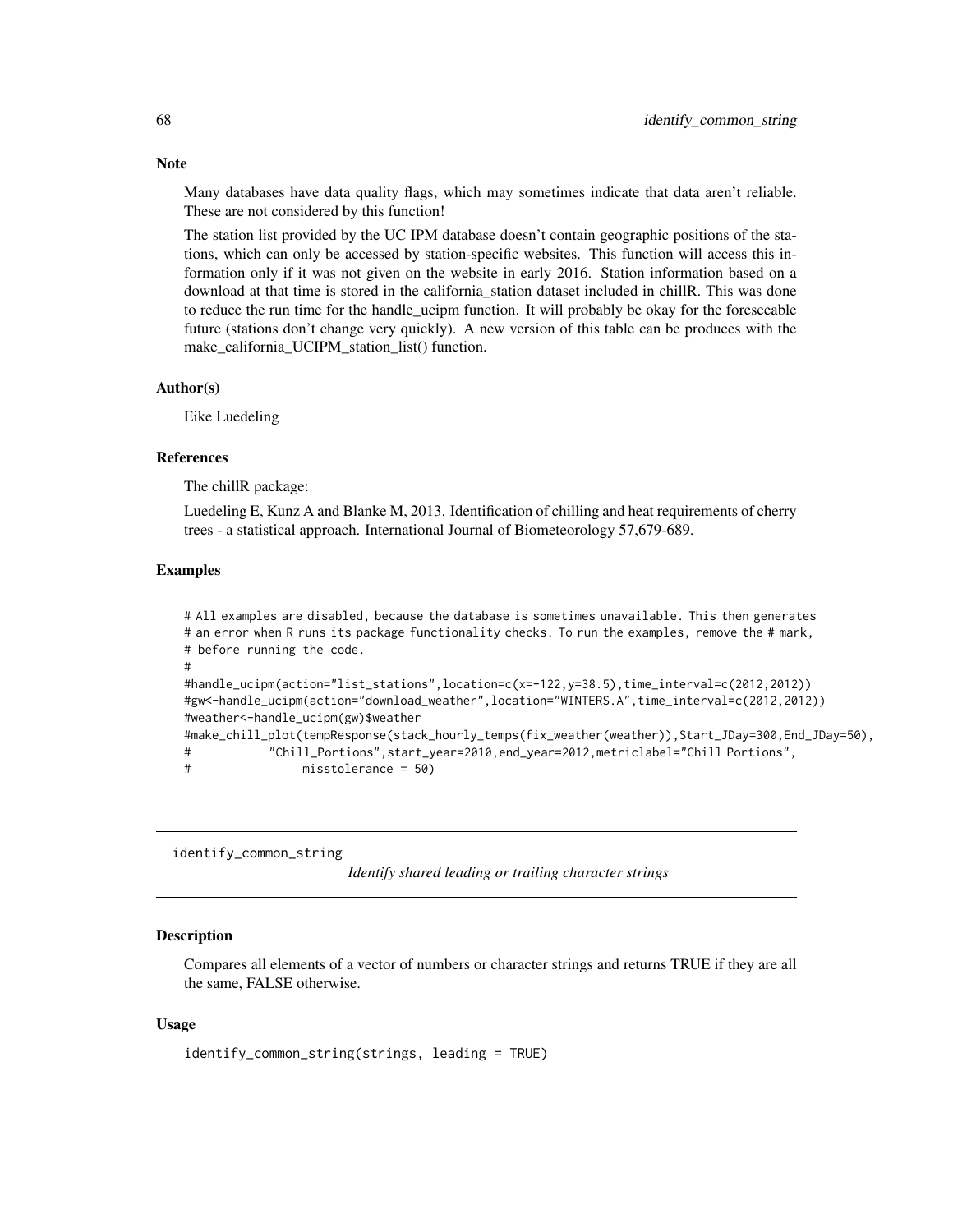### Note

Many databases have data quality flags, which may sometimes indicate that data aren't reliable. These are not considered by this function!

The station list provided by the UC IPM database doesn't contain geographic positions of the stations, which can only be accessed by station-specific websites. This function will access this information only if it was not given on the website in early 2016. Station information based on a download at that time is stored in the california_station dataset included in chillR. This was done to reduce the run time for the handle_ucipm function. It will probably be okay for the foreseeable future (stations don't change very quickly). A new version of this table can be produces with the make_california_UCIPM_station_list() function.

### Author(s)

Eike Luedeling

### References

The chillR package:

Luedeling E, Kunz A and Blanke M, 2013. Identification of chilling and heat requirements of cherry trees - a statistical approach. International Journal of Biometeorology 57,679-689.

### Examples

```
# All examples are disabled, because the database is sometimes unavailable. This then generates
# an error when R runs its package functionality checks. To run the examples, remove the # mark,
# before running the code.
#
#handle_ucipm(action="list_stations",location=c(x=-122,y=38.5),time_interval=c(2012,2012))
#gw<-handle_ucipm(action="download_weather",location="WINTERS.A",time_interval=c(2012,2012))
#weather<-handle_ucipm(gw)$weather
#make_chill_plot(tempResponse(stack_hourly_temps(fix_weather(weather)),Start_JDay=300,End_JDay=50),
#           "Chill_Portions",start_year=2010,end_year=2012,metriclabel="Chill Portions",
#                misstolerance = 50)
```

---

identify_common_string    *Identify shared leading or trailing character strings*

---

### Description

Compares all elements of a vector of numbers or character strings and returns TRUE if they are all the same, FALSE otherwise.

### Usage

```
identify_common_string(strings, leading = TRUE)
```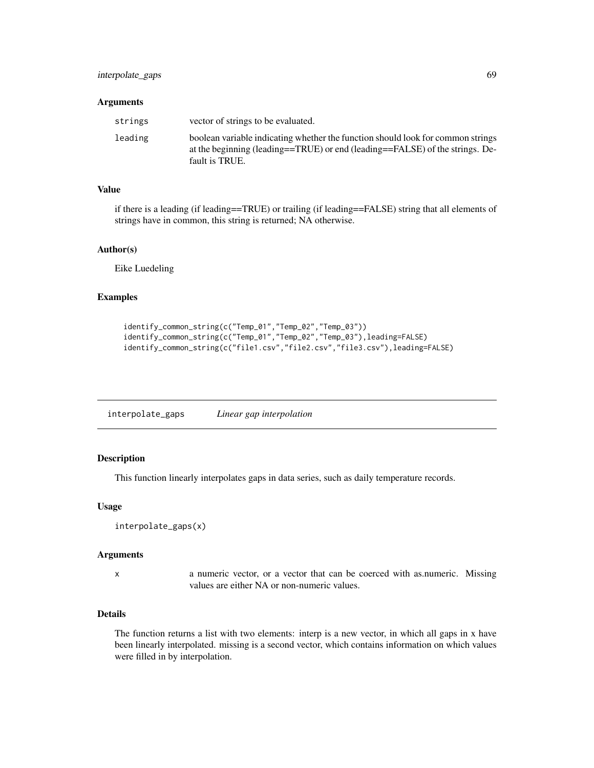## Arguments

| | |
|---|---|
| strings | vector of strings to be evaluated. |
| leading | boolean variable indicating whether the function should look for common strings at the beginning (leading==TRUE) or end (leading==FALSE) of the strings. Default is TRUE. |

## Value

if there is a leading (if leading==TRUE) or trailing (if leading==FALSE) string that all elements of strings have in common, this string is returned; NA otherwise.

## Author(s)

Eike Luedeling

## Examples

```
identify_common_string(c("Temp_01","Temp_02","Temp_03"))
identify_common_string(c("Temp_01","Temp_02","Temp_03"),leading=FALSE)
identify_common_string(c("file1.csv","file2.csv","file3.csv"),leading=FALSE)
```

---

# interpolate_gaps *Linear gap interpolation*

---

## Description

This function linearly interpolates gaps in data series, such as daily temperature records.

## Usage

```
interpolate_gaps(x)
```

## Arguments

| | |
|---|---|
| x | a numeric vector, or a vector that can be coerced with as.numeric. Missing values are either NA or non-numeric values. |

## Details

The function returns a list with two elements: interp is a new vector, in which all gaps in x have been linearly interpolated. missing is a second vector, which contains information on which values were filled in by interpolation.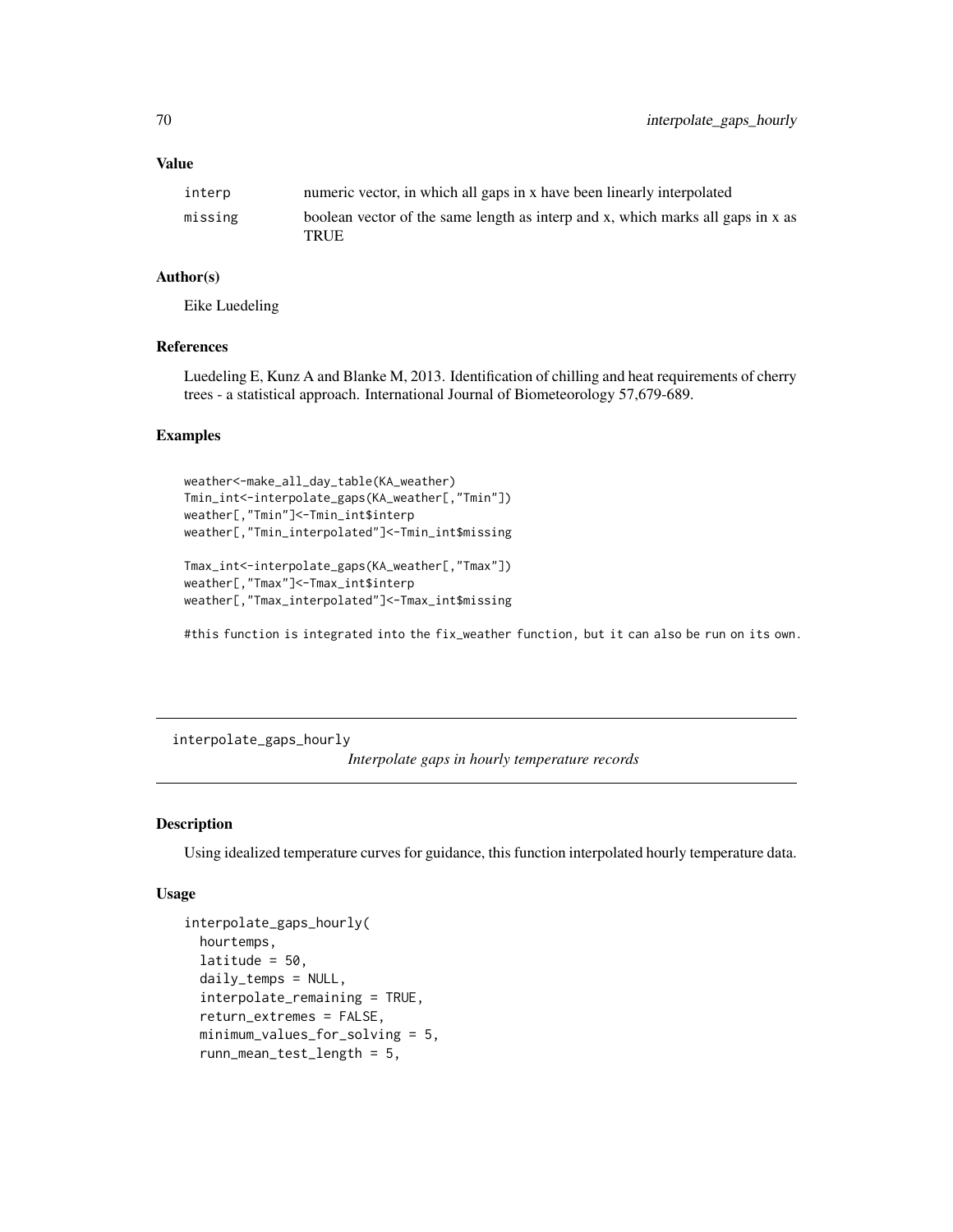## Value

| | |
|---|---|
| interp | numeric vector, in which all gaps in x have been linearly interpolated |
| missing | boolean vector of the same length as interp and x, which marks all gaps in x as TRUE |

## Author(s)

Eike Luedeling

## References

Luedeling E, Kunz A and Blanke M, 2013. Identification of chilling and heat requirements of cherry trees - a statistical approach. International Journal of Biometeorology 57,679-689.

## Examples

```
weather<-make_all_day_table(KA_weather)
Tmin_int<-interpolate_gaps(KA_weather[,"Tmin"])
weather[,"Tmin"]<-Tmin_int$interp
weather[,"Tmin_interpolated"]<-Tmin_int$missing

Tmax_int<-interpolate_gaps(KA_weather[,"Tmax"])
weather[,"Tmax"]<-Tmax_int$interp
weather[,"Tmax_interpolated"]<-Tmax_int$missing

#this function is integrated into the fix_weather function, but it can also be run on its own.
```

---

# interpolate_gaps_hourly

*Interpolate gaps in hourly temperature records*

## Description

Using idealized temperature curves for guidance, this function interpolated hourly temperature data.

## Usage

```
interpolate_gaps_hourly(
  hourtemps,
  latitude = 50,
  daily_temps = NULL,
  interpolate_remaining = TRUE,
  return_extremes = FALSE,
  minimum_values_for_solving = 5,
  runn_mean_test_length = 5,
```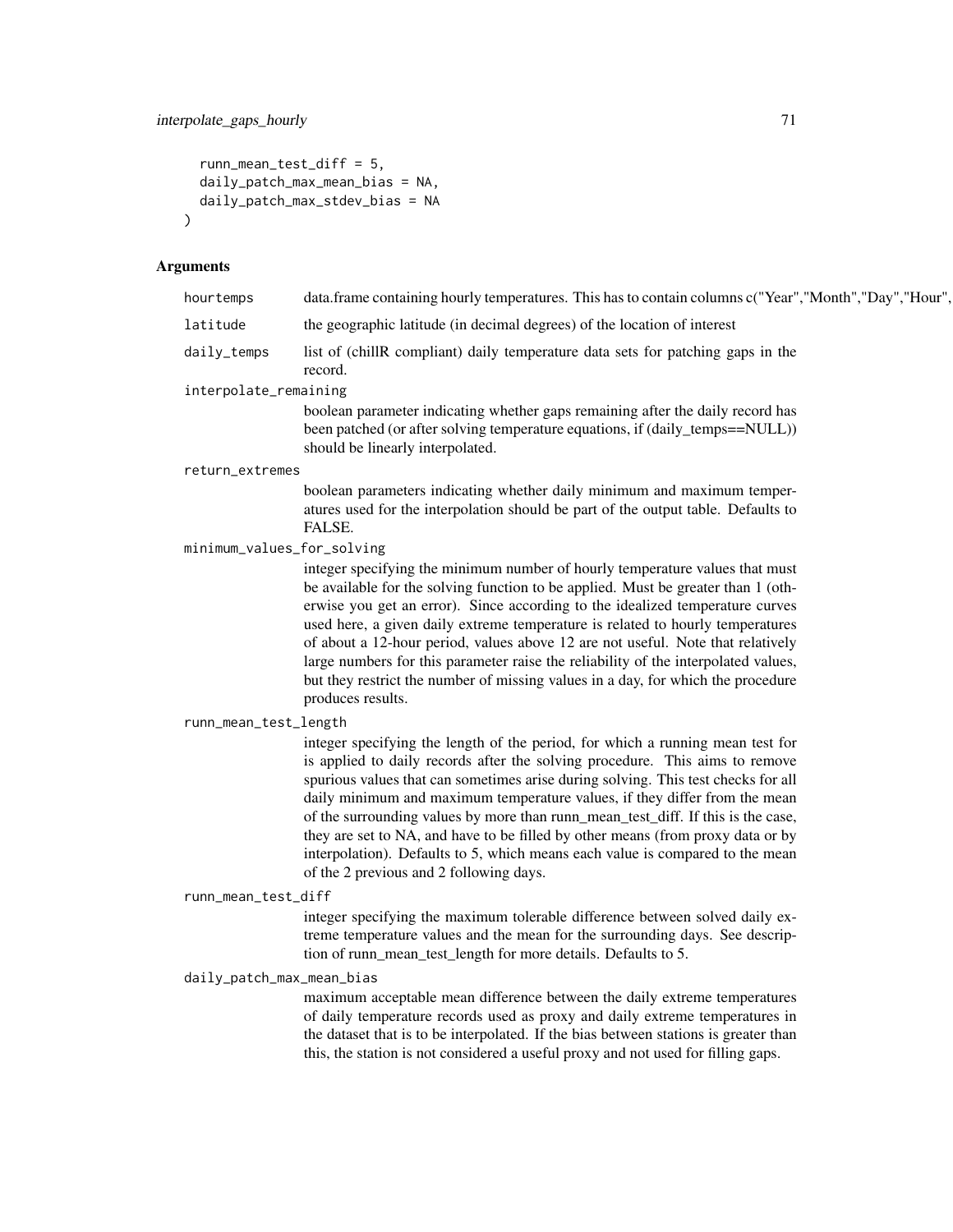```
  runn_mean_test_diff = 5,
  daily_patch_max_mean_bias = NA,
  daily_patch_max_stdev_bias = NA
)
```

## Arguments

hourtemps
: data.frame containing hourly temperatures. This has to contain columns c("Year","Month","Day","Hour",

latitude
: the geographic latitude (in decimal degrees) of the location of interest

daily_temps
: list of (chillR compliant) daily temperature data sets for patching gaps in the record.

interpolate_remaining
: boolean parameter indicating whether gaps remaining after the daily record has been patched (or after solving temperature equations, if (daily_temps==NULL)) should be linearly interpolated.

return_extremes
: boolean parameters indicating whether daily minimum and maximum temperatures used for the interpolation should be part of the output table. Defaults to FALSE.

minimum_values_for_solving
: integer specifying the minimum number of hourly temperature values that must be available for the solving function to be applied. Must be greater than 1 (otherwise you get an error). Since according to the idealized temperature curves used here, a given daily extreme temperature is related to hourly temperatures of about a 12-hour period, values above 12 are not useful. Note that relatively large numbers for this parameter raise the reliability of the interpolated values, but they restrict the number of missing values in a day, for which the procedure produces results.

runn_mean_test_length
: integer specifying the length of the period, for which a running mean test for is applied to daily records after the solving procedure. This aims to remove spurious values that can sometimes arise during solving. This test checks for all daily minimum and maximum temperature values, if they differ from the mean of the surrounding values by more than runn_mean_test_diff. If this is the case, they are set to NA, and have to be filled by other means (from proxy data or by interpolation). Defaults to 5, which means each value is compared to the mean of the 2 previous and 2 following days.

runn_mean_test_diff
: integer specifying the maximum tolerable difference between solved daily extreme temperature values and the mean for the surrounding days. See description of runn_mean_test_length for more details. Defaults to 5.

daily_patch_max_mean_bias
: maximum acceptable mean difference between the daily extreme temperatures of daily temperature records used as proxy and daily extreme temperatures in the dataset that is to be interpolated. If the bias between stations is greater than this, the station is not considered a useful proxy and not used for filling gaps.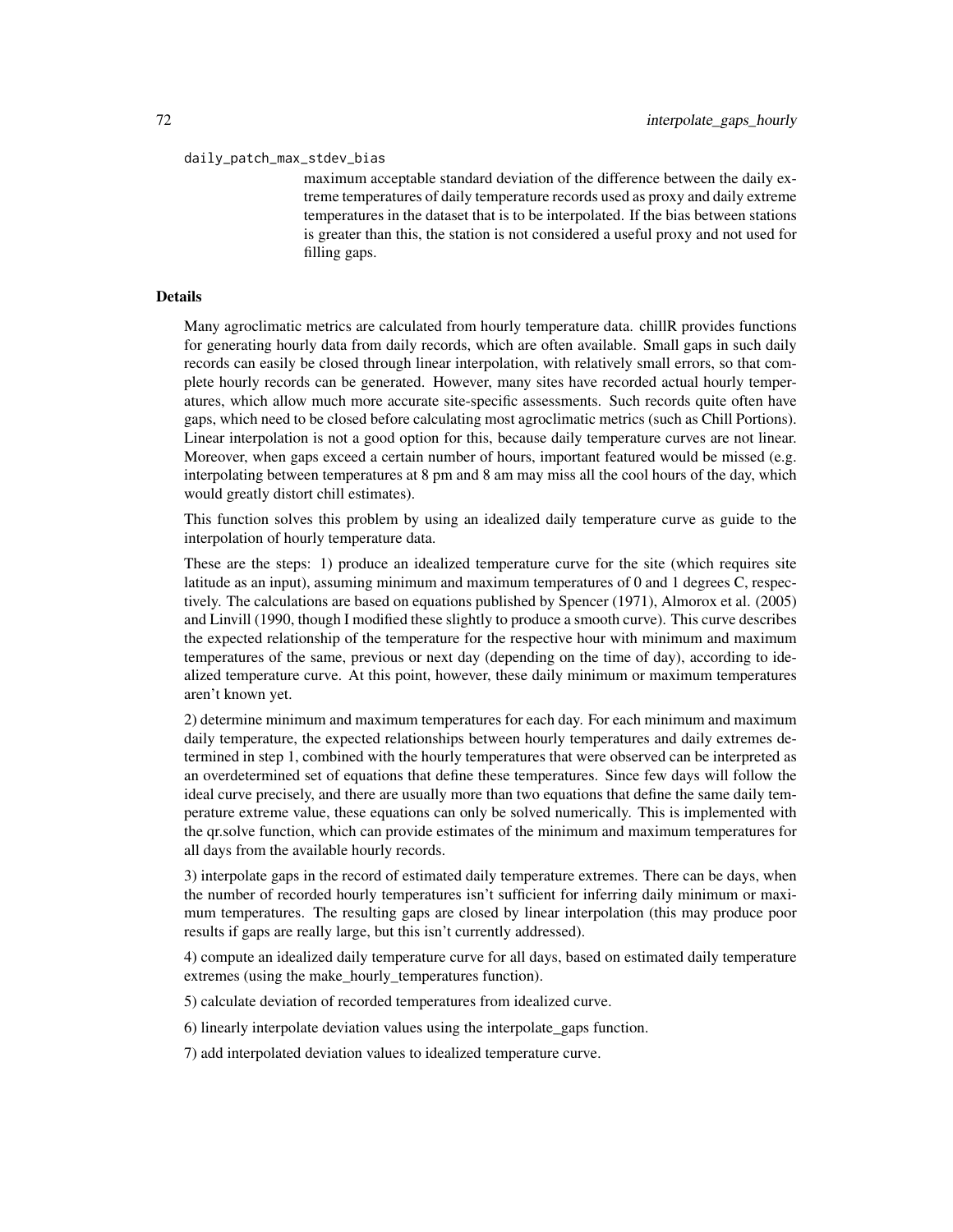daily_patch_max_stdev_bias

maximum acceptable standard deviation of the difference between the daily extreme temperatures of daily temperature records used as proxy and daily extreme temperatures in the dataset that is to be interpolated. If the bias between stations is greater than this, the station is not considered a useful proxy and not used for filling gaps.

## Details

Many agroclimatic metrics are calculated from hourly temperature data. chillR provides functions for generating hourly data from daily records, which are often available. Small gaps in such daily records can easily be closed through linear interpolation, with relatively small errors, so that complete hourly records can be generated. However, many sites have recorded actual hourly temperatures, which allow much more accurate site-specific assessments. Such records quite often have gaps, which need to be closed before calculating most agroclimatic metrics (such as Chill Portions). Linear interpolation is not a good option for this, because daily temperature curves are not linear. Moreover, when gaps exceed a certain number of hours, important featured would be missed (e.g. interpolating between temperatures at 8 pm and 8 am may miss all the cool hours of the day, which would greatly distort chill estimates).

This function solves this problem by using an idealized daily temperature curve as guide to the interpolation of hourly temperature data.

These are the steps: 1) produce an idealized temperature curve for the site (which requires site latitude as an input), assuming minimum and maximum temperatures of 0 and 1 degrees C, respectively. The calculations are based on equations published by Spencer (1971), Almorox et al. (2005) and Linvill (1990, though I modified these slightly to produce a smooth curve). This curve describes the expected relationship of the temperature for the respective hour with minimum and maximum temperatures of the same, previous or next day (depending on the time of day), according to idealized temperature curve. At this point, however, these daily minimum or maximum temperatures aren't known yet.

2) determine minimum and maximum temperatures for each day. For each minimum and maximum daily temperature, the expected relationships between hourly temperatures and daily extremes determined in step 1, combined with the hourly temperatures that were observed can be interpreted as an overdetermined set of equations that define these temperatures. Since few days will follow the ideal curve precisely, and there are usually more than two equations that define the same daily temperature extreme value, these equations can only be solved numerically. This is implemented with the qr.solve function, which can provide estimates of the minimum and maximum temperatures for all days from the available hourly records.

3) interpolate gaps in the record of estimated daily temperature extremes. There can be days, when the number of recorded hourly temperatures isn't sufficient for inferring daily minimum or maximum temperatures. The resulting gaps are closed by linear interpolation (this may produce poor results if gaps are really large, but this isn't currently addressed).

4) compute an idealized daily temperature curve for all days, based on estimated daily temperature extremes (using the make_hourly_temperatures function).

5) calculate deviation of recorded temperatures from idealized curve.

6) linearly interpolate deviation values using the interpolate_gaps function.

7) add interpolated deviation values to idealized temperature curve.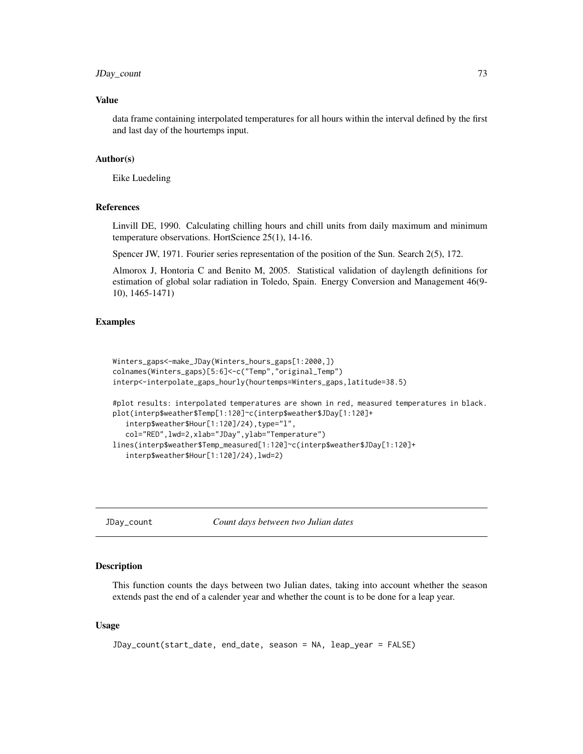## Value

data frame containing interpolated temperatures for all hours within the interval defined by the first and last day of the hourtemps input.

## Author(s)

Eike Luedeling

## References

Linvill DE, 1990. Calculating chilling hours and chill units from daily maximum and minimum temperature observations. HortScience 25(1), 14-16.

Spencer JW, 1971. Fourier series representation of the position of the Sun. Search 2(5), 172.

Almorox J, Hontoria C and Benito M, 2005. Statistical validation of daylength definitions for estimation of global solar radiation in Toledo, Spain. Energy Conversion and Management 46(9-10), 1465-1471)

## Examples

```
Winters_gaps<-make_JDay(Winters_hours_gaps[1:2000,])
colnames(Winters_gaps)[5:6]<-c("Temp","original_Temp")
interp<-interpolate_gaps_hourly(hourtemps=Winters_gaps,latitude=38.5)

#plot results: interpolated temperatures are shown in red, measured temperatures in black.
plot(interp$weather$Temp[1:120]~c(interp$weather$JDay[1:120]+
   interp$weather$Hour[1:120]/24),type="l",
   col="RED",lwd=2,xlab="JDay",ylab="Temperature")
lines(interp$weather$Temp_measured[1:120]~c(interp$weather$JDay[1:120]+
   interp$weather$Hour[1:120]/24),lwd=2)
```

---

# JDay_count *Count days between two Julian dates*

## Description

This function counts the days between two Julian dates, taking into account whether the season extends past the end of a calender year and whether the count is to be done for a leap year.

## Usage

```
JDay_count(start_date, end_date, season = NA, leap_year = FALSE)
```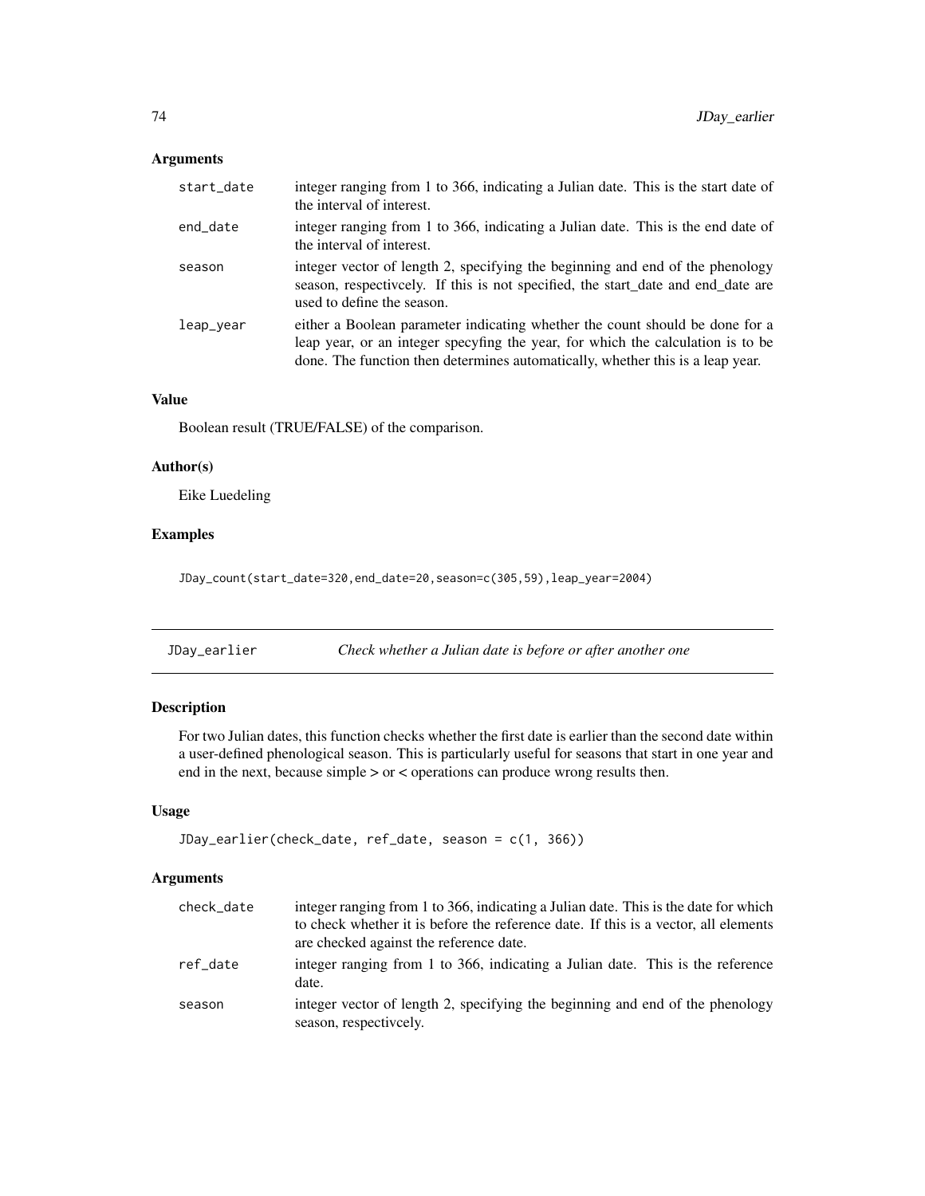### Arguments

| | |
|---|---|
| start_date | integer ranging from 1 to 366, indicating a Julian date. This is the start date of the interval of interest. |
| end_date | integer ranging from 1 to 366, indicating a Julian date. This is the end date of the interval of interest. |
| season | integer vector of length 2, specifying the beginning and end of the phenology season, respectivcely. If this is not specified, the start_date and end_date are used to define the season. |
| leap_year | either a Boolean parameter indicating whether the count should be done for a leap year, or an integer specyfing the year, for which the calculation is to be done. The function then determines automatically, whether this is a leap year. |

### Value

Boolean result (TRUE/FALSE) of the comparison.

### Author(s)

Eike Luedeling

### Examples

```
JDay_count(start_date=320,end_date=20,season=c(305,59),leap_year=2004)
```

## JDay_earlier — *Check whether a Julian date is before or after another one*

### Description

For two Julian dates, this function checks whether the first date is earlier than the second date within a user-defined phenological season. This is particularly useful for seasons that start in one year and end in the next, because simple > or < operations can produce wrong results then.

### Usage

```
JDay_earlier(check_date, ref_date, season = c(1, 366))
```

### Arguments

| | |
|---|---|
| check_date | integer ranging from 1 to 366, indicating a Julian date. This is the date for which to check whether it is before the reference date. If this is a vector, all elements are checked against the reference date. |
| ref_date | integer ranging from 1 to 366, indicating a Julian date. This is the reference date. |
| season | integer vector of length 2, specifying the beginning and end of the phenology season, respectivcely. |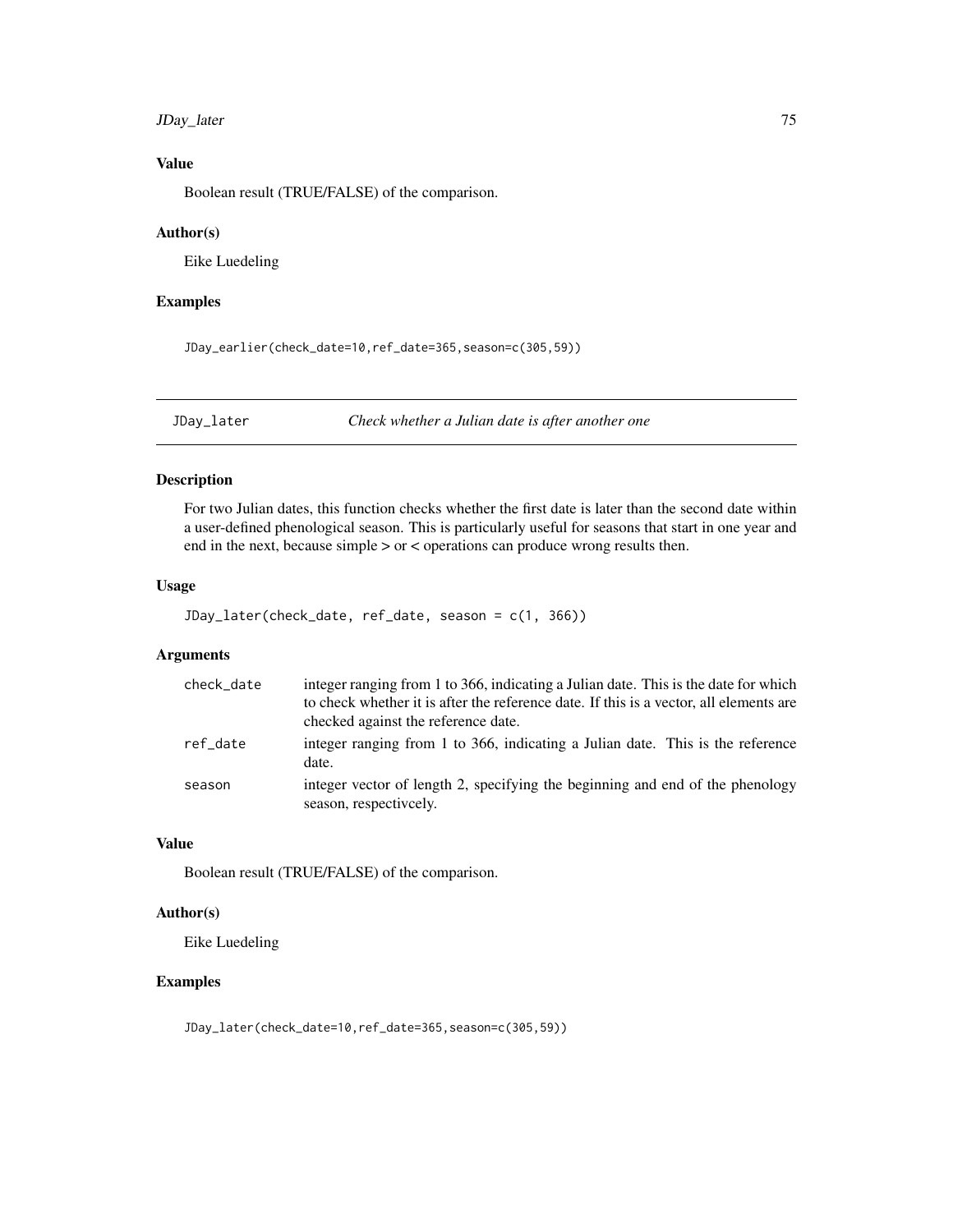### Value

Boolean result (TRUE/FALSE) of the comparison.

### Author(s)

Eike Luedeling

### Examples

```
JDay_earlier(check_date=10,ref_date=365,season=c(305,59))
```

---

## JDay_later — *Check whether a Julian date is after another one*

### Description

For two Julian dates, this function checks whether the first date is later than the second date within a user-defined phenological season. This is particularly useful for seasons that start in one year and end in the next, because simple > or < operations can produce wrong results then.

### Usage

```
JDay_later(check_date, ref_date, season = c(1, 366))
```

### Arguments

| | |
|---|---|
| check_date | integer ranging from 1 to 366, indicating a Julian date. This is the date for which to check whether it is after the reference date. If this is a vector, all elements are checked against the reference date. |
| ref_date | integer ranging from 1 to 366, indicating a Julian date. This is the reference date. |
| season | integer vector of length 2, specifying the beginning and end of the phenology season, respectivcely. |

### Value

Boolean result (TRUE/FALSE) of the comparison.

### Author(s)

Eike Luedeling

### Examples

```
JDay_later(check_date=10,ref_date=365,season=c(305,59))
```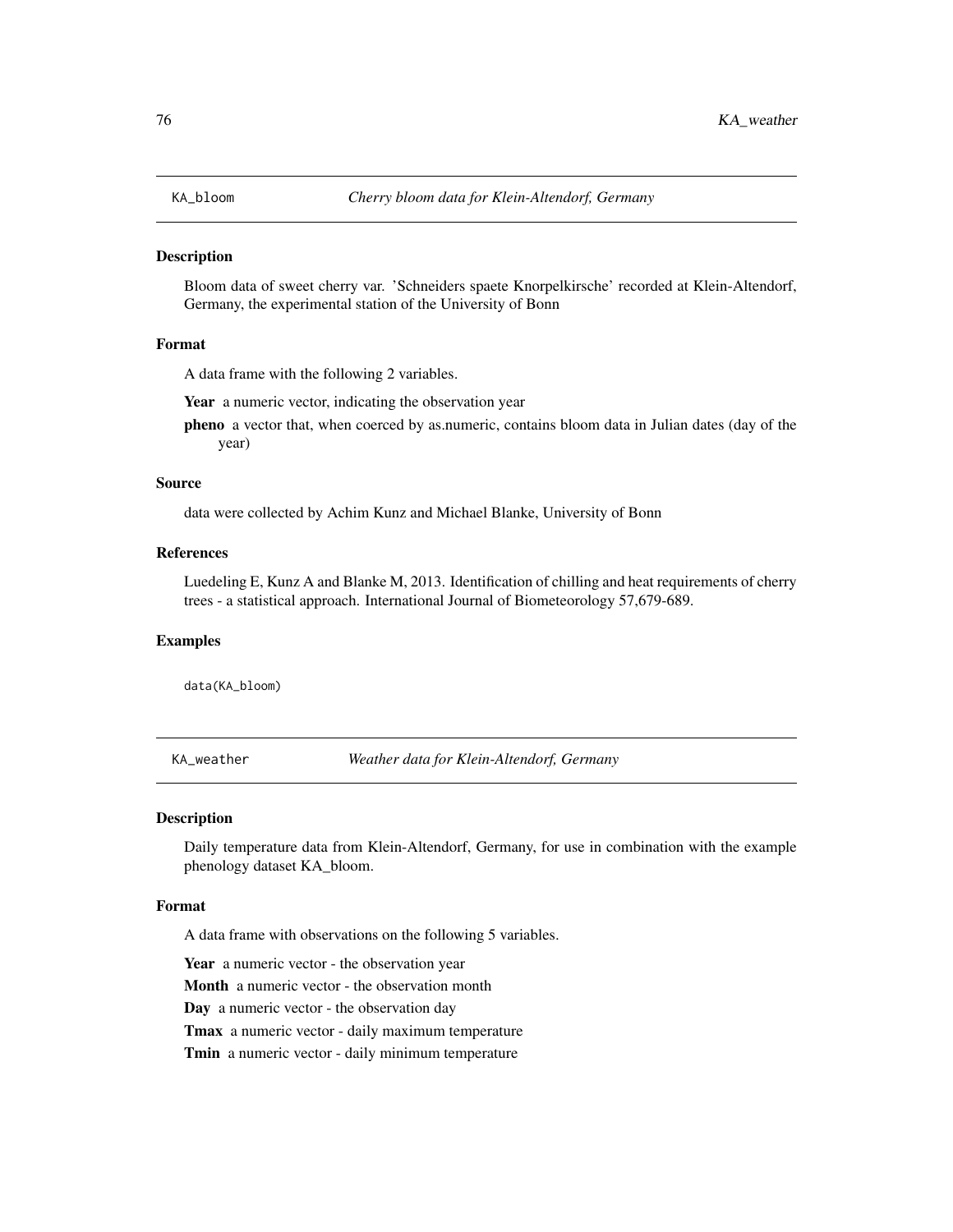## KA_bloom — *Cherry bloom data for Klein-Altendorf, Germany*

### Description

Bloom data of sweet cherry var. 'Schneiders spaete Knorpelkirsche' recorded at Klein-Altendorf, Germany, the experimental station of the University of Bonn

### Format

A data frame with the following 2 variables.

**Year** a numeric vector, indicating the observation year

**pheno** a vector that, when coerced by as.numeric, contains bloom data in Julian dates (day of the year)

### Source

data were collected by Achim Kunz and Michael Blanke, University of Bonn

### References

Luedeling E, Kunz A and Blanke M, 2013. Identification of chilling and heat requirements of cherry trees - a statistical approach. International Journal of Biometeorology 57,679-689.

### Examples

```
data(KA_bloom)
```

## KA_weather — *Weather data for Klein-Altendorf, Germany*

### Description

Daily temperature data from Klein-Altendorf, Germany, for use in combination with the example phenology dataset KA_bloom.

### Format

A data frame with observations on the following 5 variables.

**Year** a numeric vector - the observation year

**Month** a numeric vector - the observation month

**Day** a numeric vector - the observation day

**Tmax** a numeric vector - daily maximum temperature

**Tmin** a numeric vector - daily minimum temperature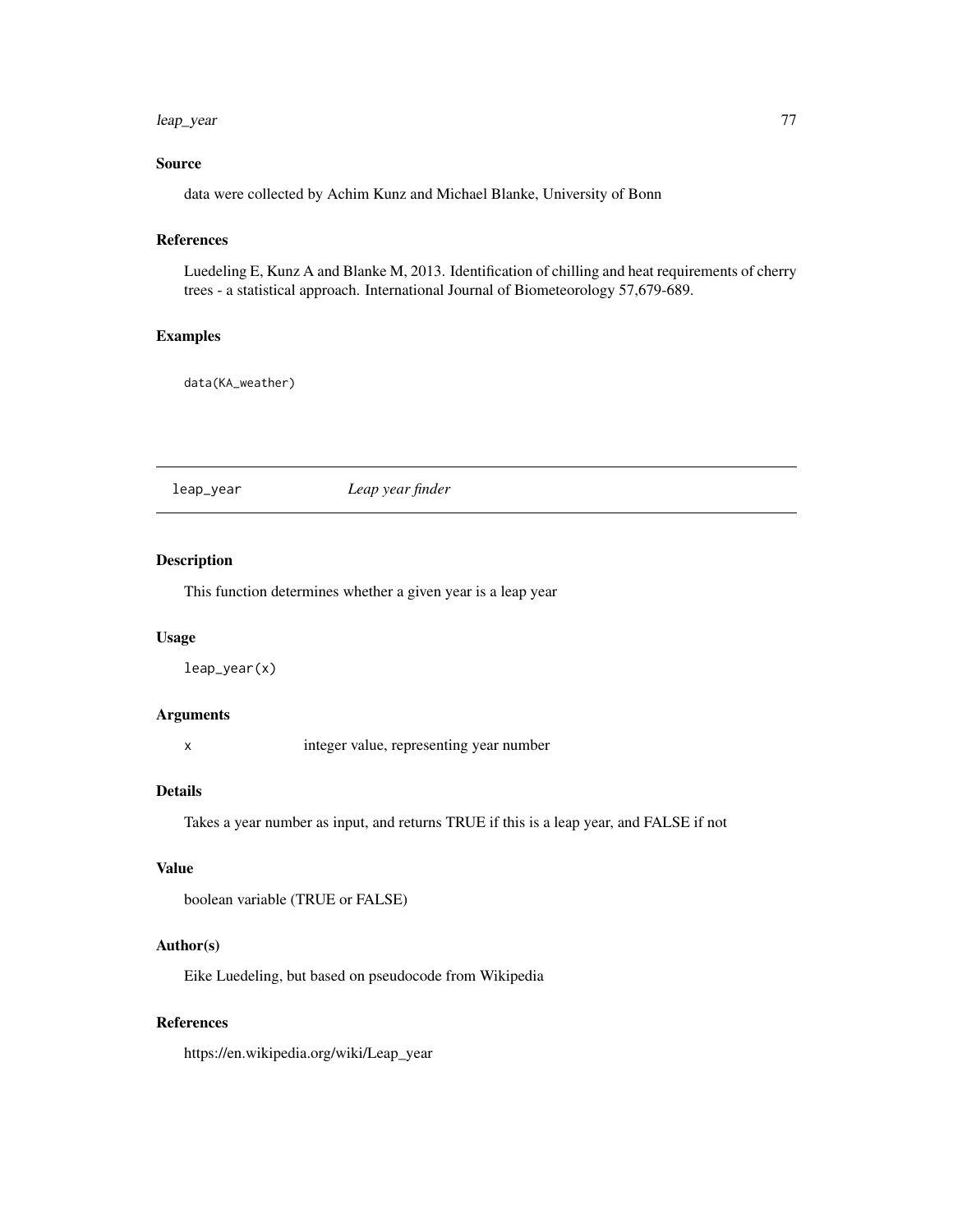### Source

data were collected by Achim Kunz and Michael Blanke, University of Bonn

### References

Luedeling E, Kunz A and Blanke M, 2013. Identification of chilling and heat requirements of cherry trees - a statistical approach. International Journal of Biometeorology 57,679-689.

### Examples

```
data(KA_weather)
```

---

## leap_year — *Leap year finder*

---

### Description

This function determines whether a given year is a leap year

### Usage

```
leap_year(x)
```

### Arguments

| | |
|---|---|
| x | integer value, representing year number |

### Details

Takes a year number as input, and returns TRUE if this is a leap year, and FALSE if not

### Value

boolean variable (TRUE or FALSE)

### Author(s)

Eike Luedeling, but based on pseudocode from Wikipedia

### References

https://en.wikipedia.org/wiki/Leap_year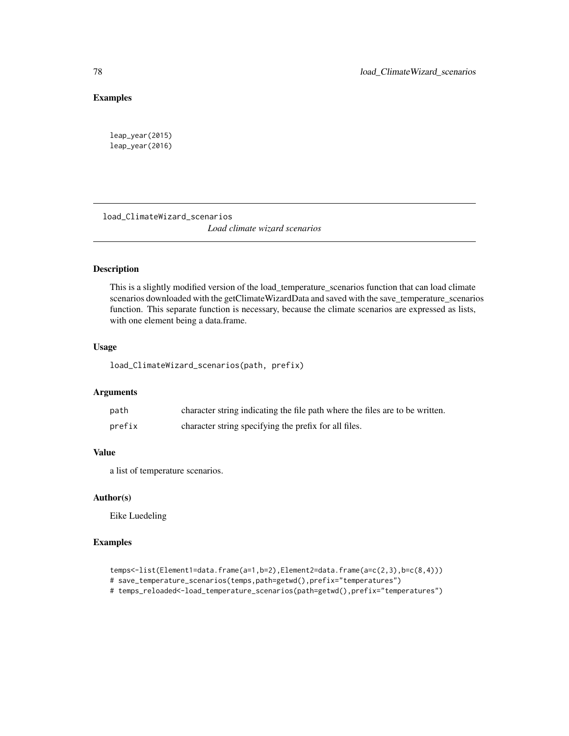### Examples

```
leap_year(2015)
leap_year(2016)
```

---

## load_ClimateWizard_scenarios

*Load climate wizard scenarios*

---

### Description

This is a slightly modified version of the load_temperature_scenarios function that can load climate scenarios downloaded with the getClimateWizardData and saved with the save_temperature_scenarios function. This separate function is necessary, because the climate scenarios are expressed as lists, with one element being a data.frame.

### Usage

```
load_ClimateWizard_scenarios(path, prefix)
```

### Arguments

| | |
|---|---|
| path | character string indicating the file path where the files are to be written. |
| prefix | character string specifying the prefix for all files. |

### Value

a list of temperature scenarios.

### Author(s)

Eike Luedeling

### Examples

```
temps<-list(Element1=data.frame(a=1,b=2),Element2=data.frame(a=c(2,3),b=c(8,4)))
# save_temperature_scenarios(temps,path=getwd(),prefix="temperatures")
# temps_reloaded<-load_temperature_scenarios(path=getwd(),prefix="temperatures")
```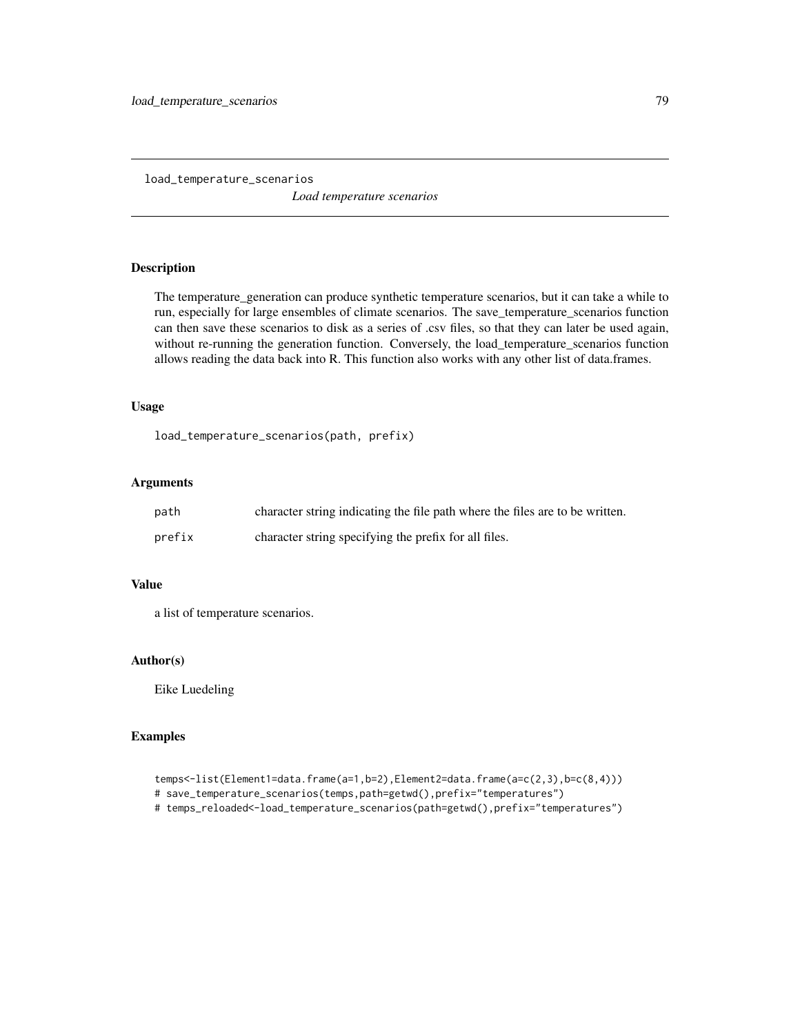load_temperature_scenarios *Load temperature scenarios*

## Description

The temperature_generation can produce synthetic temperature scenarios, but it can take a while to run, especially for large ensembles of climate scenarios. The save_temperature_scenarios function can then save these scenarios to disk as a series of .csv files, so that they can later be used again, without re-running the generation function. Conversely, the load_temperature_scenarios function allows reading the data back into R. This function also works with any other list of data.frames.

## Usage

```
load_temperature_scenarios(path, prefix)
```

## Arguments

| | |
|---|---|
| path | character string indicating the file path where the files are to be written. |
| prefix | character string specifying the prefix for all files. |

## Value

a list of temperature scenarios.

## Author(s)

Eike Luedeling

## Examples

```
temps<-list(Element1=data.frame(a=1,b=2),Element2=data.frame(a=c(2,3),b=c(8,4)))
# save_temperature_scenarios(temps,path=getwd(),prefix="temperatures")
# temps_reloaded<-load_temperature_scenarios(path=getwd(),prefix="temperatures")
```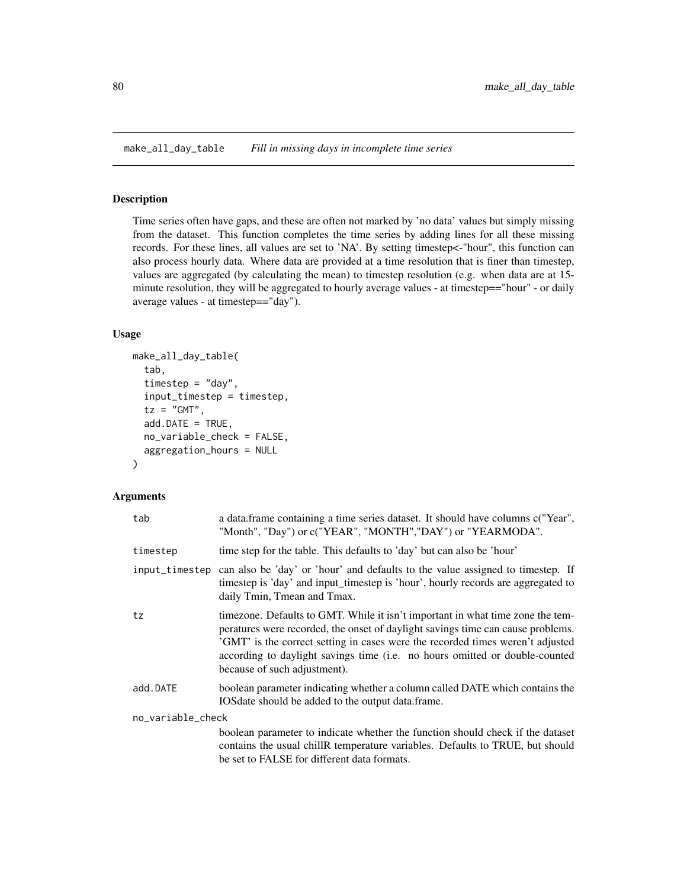## make_all_day_table *Fill in missing days in incomplete time series*

### Description

Time series often have gaps, and these are often not marked by 'no data' values but simply missing from the dataset. This function completes the time series by adding lines for all these missing records. For these lines, all values are set to 'NA'. By setting timestep<-"hour", this function can also process hourly data. Where data are provided at a time resolution that is finer than timestep, values are aggregated (by calculating the mean) to timestep resolution (e.g. when data are at 15-minute resolution, they will be aggregated to hourly average values - at timestep=="hour" - or daily average values - at timestep=="day").

### Usage

```
make_all_day_table(
  tab,
  timestep = "day",
  input_timestep = timestep,
  tz = "GMT",
  add.DATE = TRUE,
  no_variable_check = FALSE,
  aggregation_hours = NULL
)
```

### Arguments

| | |
|---|---|
| tab | a data.frame containing a time series dataset. It should have columns c("Year", "Month", "Day") or c("YEAR", "MONTH","DAY") or "YEARMODA". |
| timestep | time step for the table. This defaults to 'day' but can also be 'hour' |
| input_timestep | can also be 'day' or 'hour' and defaults to the value assigned to timestep. If timestep is 'day' and input_timestep is 'hour', hourly records are aggregated to daily Tmin, Tmean and Tmax. |
| tz | timezone. Defaults to GMT. While it isn't important in what time zone the temperatures were recorded, the onset of daylight savings time can cause problems. 'GMT' is the correct setting in cases were the recorded times weren't adjusted according to daylight savings time (i.e. no hours omitted or double-counted because of such adjustment). |
| add.DATE | boolean parameter indicating whether a column called DATE which contains the IOSdate should be added to the output data.frame. |
| no_variable_check | boolean parameter to indicate whether the function should check if the dataset contains the usual chillR temperature variables. Defaults to TRUE, but should be set to FALSE for different data formats. |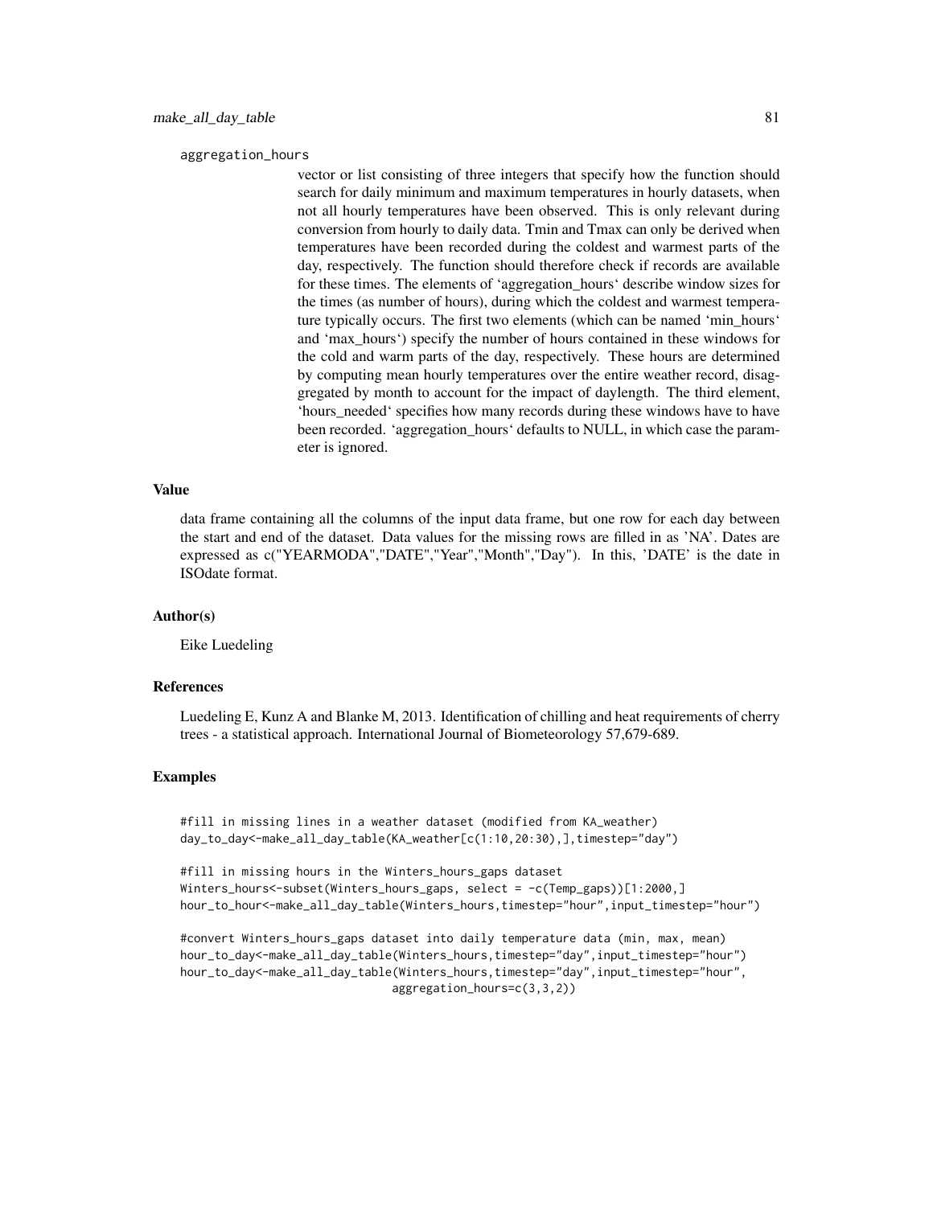aggregation_hours

vector or list consisting of three integers that specify how the function should search for daily minimum and maximum temperatures in hourly datasets, when not all hourly temperatures have been observed. This is only relevant during conversion from hourly to daily data. Tmin and Tmax can only be derived when temperatures have been recorded during the coldest and warmest parts of the day, respectively. The function should therefore check if records are available for these times. The elements of 'aggregation_hours' describe window sizes for the times (as number of hours), during which the coldest and warmest temperature typically occurs. The first two elements (which can be named 'min_hours' and 'max_hours') specify the number of hours contained in these windows for the cold and warm parts of the day, respectively. These hours are determined by computing mean hourly temperatures over the entire weather record, disaggregated by month to account for the impact of daylength. The third element, 'hours_needed' specifies how many records during these windows have to have been recorded. 'aggregation_hours' defaults to NULL, in which case the parameter is ignored.

### Value

data frame containing all the columns of the input data frame, but one row for each day between the start and end of the dataset. Data values for the missing rows are filled in as 'NA'. Dates are expressed as c("YEARMODA","DATE","Year","Month","Day"). In this, 'DATE' is the date in ISOdate format.

### Author(s)

Eike Luedeling

### References

Luedeling E, Kunz A and Blanke M, 2013. Identification of chilling and heat requirements of cherry trees - a statistical approach. International Journal of Biometeorology 57,679-689.

### Examples

```
#fill in missing lines in a weather dataset (modified from KA_weather)
day_to_day<-make_all_day_table(KA_weather[c(1:10,20:30),],timestep="day")

#fill in missing hours in the Winters_hours_gaps dataset
Winters_hours<-subset(Winters_hours_gaps, select = -c(Temp_gaps))[1:2000,]
hour_to_hour<-make_all_day_table(Winters_hours,timestep="hour",input_timestep="hour")

#convert Winters_hours_gaps dataset into daily temperature data (min, max, mean)
hour_to_day<-make_all_day_table(Winters_hours,timestep="day",input_timestep="hour")
hour_to_day<-make_all_day_table(Winters_hours,timestep="day",input_timestep="hour",
                                aggregation_hours=c(3,3,2))
```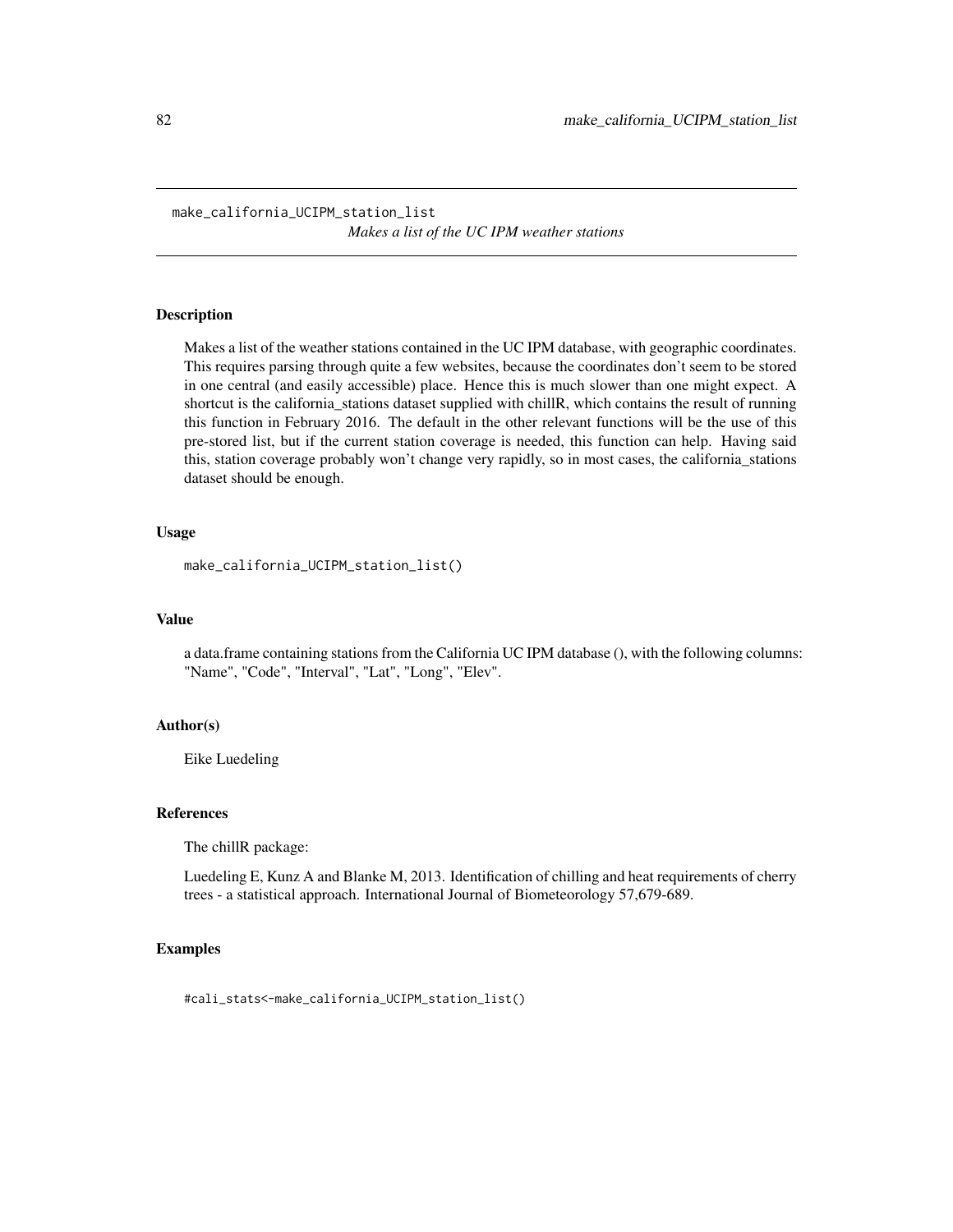# make_california_UCIPM_station_list

*Makes a list of the UC IPM weather stations*

## Description

Makes a list of the weather stations contained in the UC IPM database, with geographic coordinates. This requires parsing through quite a few websites, because the coordinates don't seem to be stored in one central (and easily accessible) place. Hence this is much slower than one might expect. A shortcut is the california_stations dataset supplied with chillR, which contains the result of running this function in February 2016. The default in the other relevant functions will be the use of this pre-stored list, but if the current station coverage is needed, this function can help. Having said this, station coverage probably won't change very rapidly, so in most cases, the california_stations dataset should be enough.

## Usage

```
make_california_UCIPM_station_list()
```

## Value

a data.frame containing stations from the California UC IPM database (), with the following columns: "Name", "Code", "Interval", "Lat", "Long", "Elev".

## Author(s)

Eike Luedeling

## References

The chillR package:

Luedeling E, Kunz A and Blanke M, 2013. Identification of chilling and heat requirements of cherry trees - a statistical approach. International Journal of Biometeorology 57,679-689.

## Examples

```
#cali_stats<-make_california_UCIPM_station_list()
```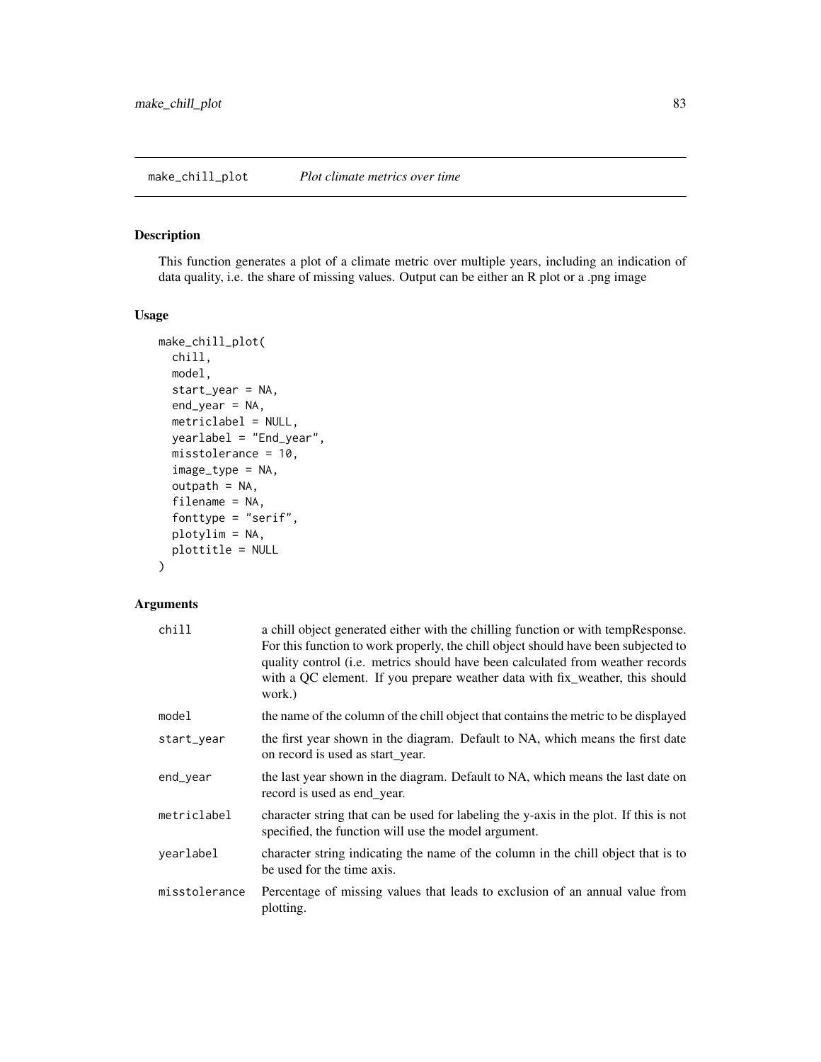## make_chill_plot *Plot climate metrics over time*

### Description

This function generates a plot of a climate metric over multiple years, including an indication of data quality, i.e. the share of missing values. Output can be either an R plot or a .png image

### Usage

```
make_chill_plot(
  chill,
  model,
  start_year = NA,
  end_year = NA,
  metriclabel = NULL,
  yearlabel = "End_year",
  misstolerance = 10,
  image_type = NA,
  outpath = NA,
  filename = NA,
  fonttype = "serif",
  plotylim = NA,
  plottitle = NULL
)
```

### Arguments

| | |
|---|---|
| chill | a chill object generated either with the chilling function or with tempResponse. For this function to work properly, the chill object should have been subjected to quality control (i.e. metrics should have been calculated from weather records with a QC element. If you prepare weather data with fix_weather, this should work.) |
| model | the name of the column of the chill object that contains the metric to be displayed |
| start_year | the first year shown in the diagram. Default to NA, which means the first date on record is used as start_year. |
| end_year | the last year shown in the diagram. Default to NA, which means the last date on record is used as end_year. |
| metriclabel | character string that can be used for labeling the y-axis in the plot. If this is not specified, the function will use the model argument. |
| yearlabel | character string indicating the name of the column in the chill object that is to be used for the time axis. |
| misstolerance | Percentage of missing values that leads to exclusion of an annual value from plotting. |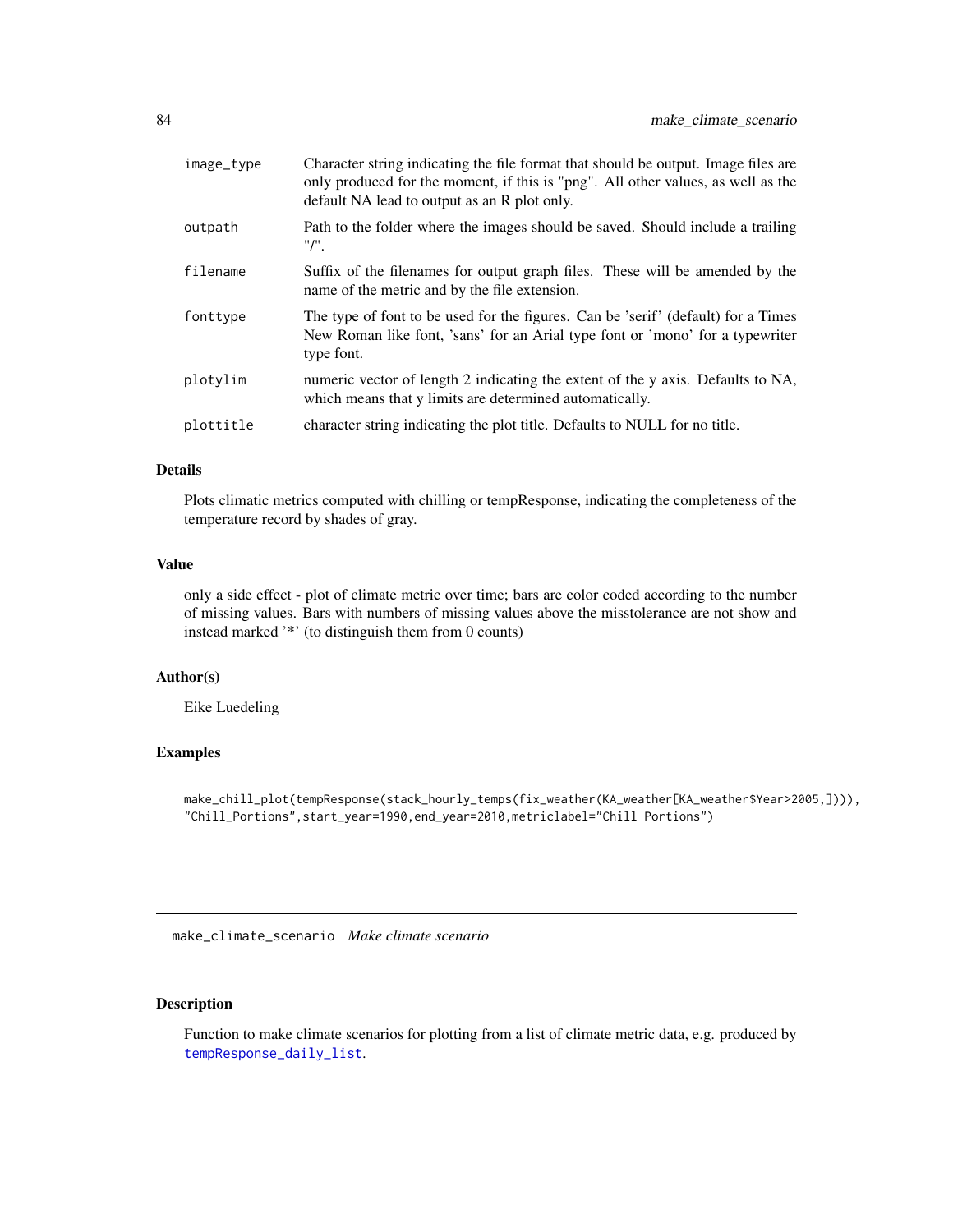| | |
|---|---|
| `image_type` | Character string indicating the file format that should be output. Image files are only produced for the moment, if this is "png". All other values, as well as the default NA lead to output as an R plot only. |
| `outpath` | Path to the folder where the images should be saved. Should include a trailing "/". |
| `filename` | Suffix of the filenames for output graph files. These will be amended by the name of the metric and by the file extension. |
| `fonttype` | The type of font to be used for the figures. Can be 'serif' (default) for a Times New Roman like font, 'sans' for an Arial type font or 'mono' for a typewriter type font. |
| `plotylim` | numeric vector of length 2 indicating the extent of the y axis. Defaults to NA, which means that y limits are determined automatically. |
| `plottitle` | character string indicating the plot title. Defaults to NULL for no title. |

### Details

Plots climatic metrics computed with chilling or tempResponse, indicating the completeness of the temperature record by shades of gray.

### Value

only a side effect - plot of climate metric over time; bars are color coded according to the number of missing values. Bars with numbers of missing values above the misstolerance are not show and instead marked '*' (to distinguish them from 0 counts)

### Author(s)

Eike Luedeling

### Examples

```
make_chill_plot(tempResponse(stack_hourly_temps(fix_weather(KA_weather[KA_weather$Year>2005,]))),
"Chill_Portions",start_year=1990,end_year=2010,metriclabel="Chill Portions")
```

---

## `make_climate_scenario` *Make climate scenario*

### Description

Function to make climate scenarios for plotting from a list of climate metric data, e.g. produced by `tempResponse_daily_list`.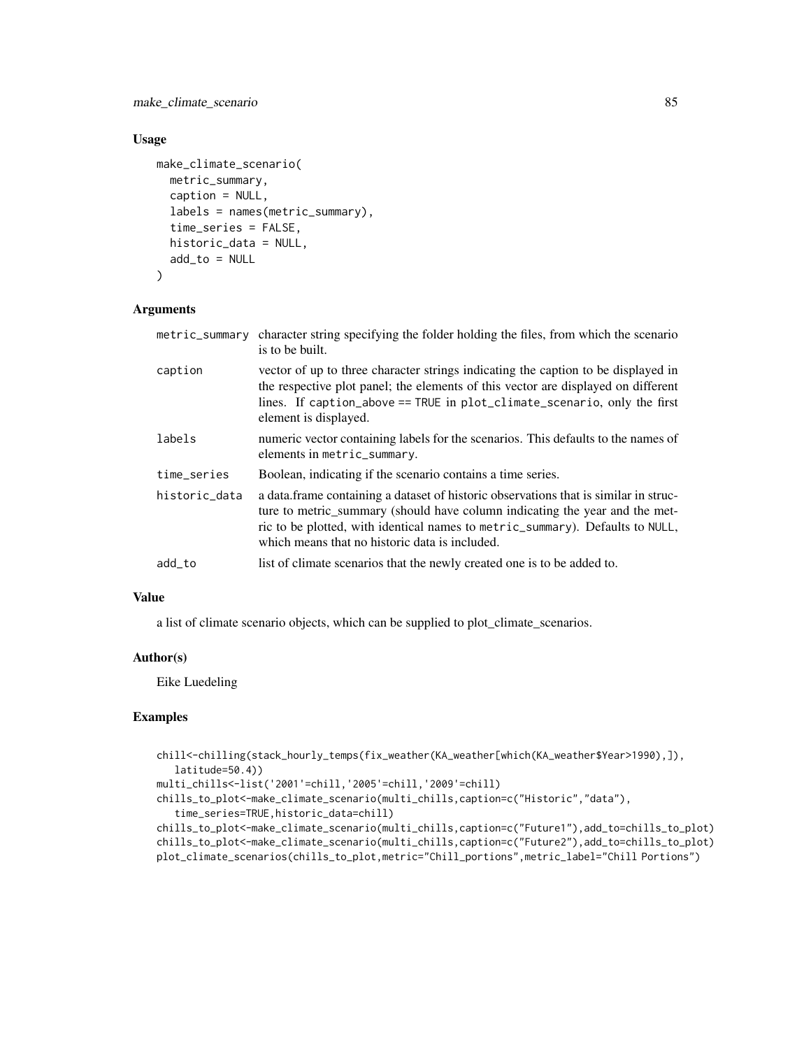## Usage

```
make_climate_scenario(
  metric_summary,
  caption = NULL,
  labels = names(metric_summary),
  time_series = FALSE,
  historic_data = NULL,
  add_to = NULL
)
```

## Arguments

| | |
|---|---|
| metric_summary | character string specifying the folder holding the files, from which the scenario is to be built. |
| caption | vector of up to three character strings indicating the caption to be displayed in the respective plot panel; the elements of this vector are displayed on different lines. If caption_above == TRUE in plot_climate_scenario, only the first element is displayed. |
| labels | numeric vector containing labels for the scenarios. This defaults to the names of elements in metric_summary. |
| time_series | Boolean, indicating if the scenario contains a time series. |
| historic_data | a data.frame containing a dataset of historic observations that is similar in structure to metric_summary (should have column indicating the year and the metric to be plotted, with identical names to metric_summary). Defaults to NULL, which means that no historic data is included. |
| add_to | list of climate scenarios that the newly created one is to be added to. |

## Value

a list of climate scenario objects, which can be supplied to plot_climate_scenarios.

## Author(s)

Eike Luedeling

## Examples

```
chill<-chilling(stack_hourly_temps(fix_weather(KA_weather[which(KA_weather$Year>1990),]),
   latitude=50.4))
multi_chills<-list('2001'=chill,'2005'=chill,'2009'=chill)
chills_to_plot<-make_climate_scenario(multi_chills,caption=c("Historic","data"),
   time_series=TRUE,historic_data=chill)
chills_to_plot<-make_climate_scenario(multi_chills,caption=c("Future1"),add_to=chills_to_plot)
chills_to_plot<-make_climate_scenario(multi_chills,caption=c("Future2"),add_to=chills_to_plot)
plot_climate_scenarios(chills_to_plot,metric="Chill_portions",metric_label="Chill Portions")
```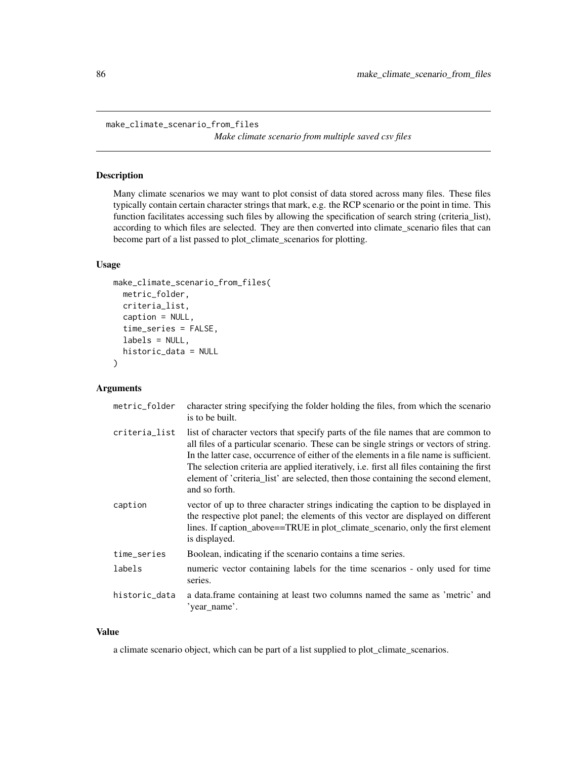`make_climate_scenario_from_files`

*Make climate scenario from multiple saved csv files*

## Description

Many climate scenarios we may want to plot consist of data stored across many files. These files typically contain certain character strings that mark, e.g. the RCP scenario or the point in time. This function facilitates accessing such files by allowing the specification of search string (criteria_list), according to which files are selected. They are then converted into climate_scenario files that can become part of a list passed to plot_climate_scenarios for plotting.

## Usage

```
make_climate_scenario_from_files(
  metric_folder,
  criteria_list,
  caption = NULL,
  time_series = FALSE,
  labels = NULL,
  historic_data = NULL
)
```

## Arguments

| | |
|---|---|
| `metric_folder` | character string specifying the folder holding the files, from which the scenario is to be built. |
| `criteria_list` | list of character vectors that specify parts of the file names that are common to all files of a particular scenario. These can be single strings or vectors of string. In the latter case, occurrence of either of the elements in a file name is sufficient. The selection criteria are applied iteratively, i.e. first all files containing the first element of 'criteria_list' are selected, then those containing the second element, and so forth. |
| `caption` | vector of up to three character strings indicating the caption to be displayed in the respective plot panel; the elements of this vector are displayed on different lines. If caption_above==TRUE in plot_climate_scenario, only the first element is displayed. |
| `time_series` | Boolean, indicating if the scenario contains a time series. |
| `labels` | numeric vector containing labels for the time scenarios - only used for time series. |
| `historic_data` | a data.frame containing at least two columns named the same as 'metric' and 'year_name'. |

## Value

a climate scenario object, which can be part of a list supplied to plot_climate_scenarios.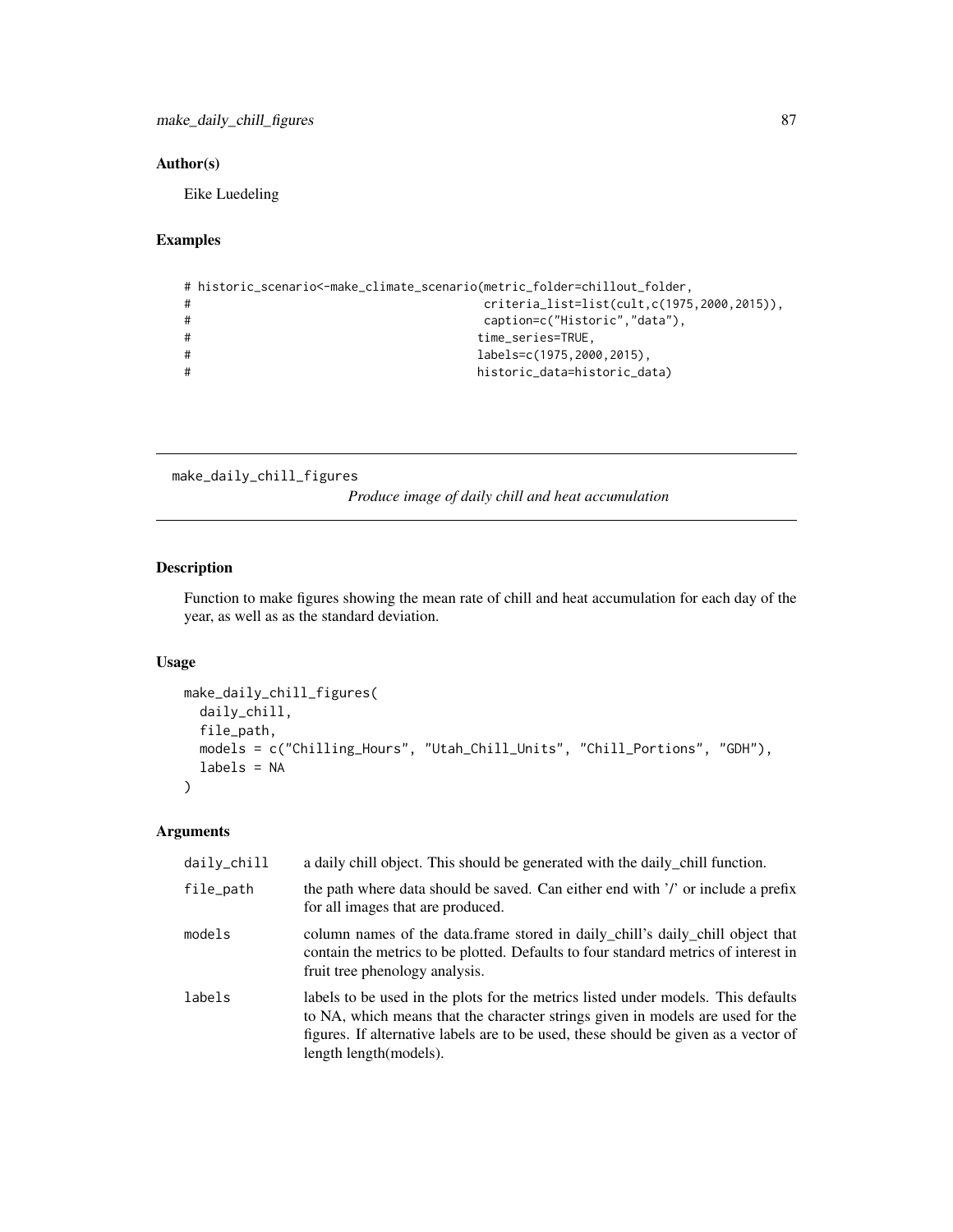### Author(s)

Eike Luedeling

### Examples

```
# historic_scenario<-make_climate_scenario(metric_folder=chillout_folder,
#                                          criteria_list=list(cult,c(1975,2000,2015)),
#                                          caption=c("Historic","data"),
#                                         time_series=TRUE,
#                                         labels=c(1975,2000,2015),
#                                         historic_data=historic_data)
```

---

## make_daily_chill_figures

*Produce image of daily chill and heat accumulation*

---

### Description

Function to make figures showing the mean rate of chill and heat accumulation for each day of the year, as well as as the standard deviation.

### Usage

```
make_daily_chill_figures(
  daily_chill,
  file_path,
  models = c("Chilling_Hours", "Utah_Chill_Units", "Chill_Portions", "GDH"),
  labels = NA
)
```

### Arguments

| | |
|---|---|
| daily_chill | a daily chill object. This should be generated with the daily_chill function. |
| file_path | the path where data should be saved. Can either end with '/' or include a prefix for all images that are produced. |
| models | column names of the data.frame stored in daily_chill's daily_chill object that contain the metrics to be plotted. Defaults to four standard metrics of interest in fruit tree phenology analysis. |
| labels | labels to be used in the plots for the metrics listed under models. This defaults to NA, which means that the character strings given in models are used for the figures. If alternative labels are to be used, these should be given as a vector of length length(models). |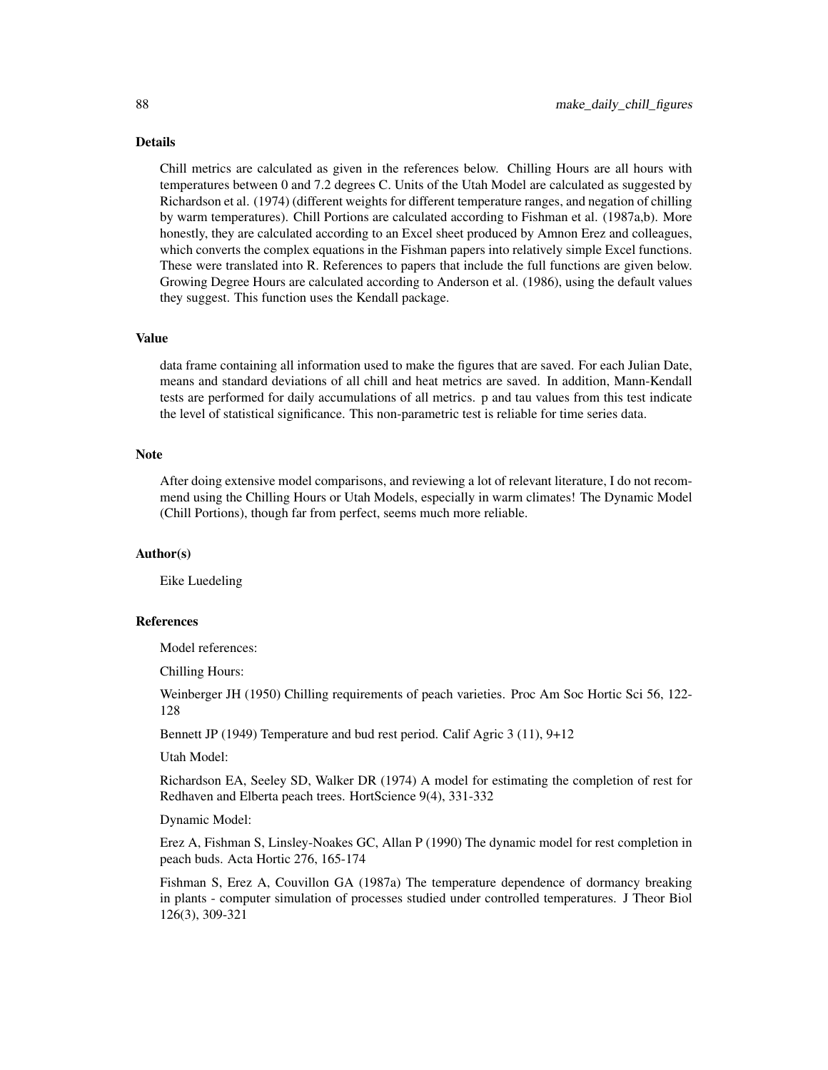## Details

Chill metrics are calculated as given in the references below. Chilling Hours are all hours with temperatures between 0 and 7.2 degrees C. Units of the Utah Model are calculated as suggested by Richardson et al. (1974) (different weights for different temperature ranges, and negation of chilling by warm temperatures). Chill Portions are calculated according to Fishman et al. (1987a,b). More honestly, they are calculated according to an Excel sheet produced by Amnon Erez and colleagues, which converts the complex equations in the Fishman papers into relatively simple Excel functions. These were translated into R. References to papers that include the full functions are given below. Growing Degree Hours are calculated according to Anderson et al. (1986), using the default values they suggest. This function uses the Kendall package.

## Value

data frame containing all information used to make the figures that are saved. For each Julian Date, means and standard deviations of all chill and heat metrics are saved. In addition, Mann-Kendall tests are performed for daily accumulations of all metrics. p and tau values from this test indicate the level of statistical significance. This non-parametric test is reliable for time series data.

## Note

After doing extensive model comparisons, and reviewing a lot of relevant literature, I do not recommend using the Chilling Hours or Utah Models, especially in warm climates! The Dynamic Model (Chill Portions), though far from perfect, seems much more reliable.

## Author(s)

Eike Luedeling

## References

Model references:

Chilling Hours:

Weinberger JH (1950) Chilling requirements of peach varieties. Proc Am Soc Hortic Sci 56, 122-128

Bennett JP (1949) Temperature and bud rest period. Calif Agric 3 (11), 9+12

Utah Model:

Richardson EA, Seeley SD, Walker DR (1974) A model for estimating the completion of rest for Redhaven and Elberta peach trees. HortScience 9(4), 331-332

Dynamic Model:

Erez A, Fishman S, Linsley-Noakes GC, Allan P (1990) The dynamic model for rest completion in peach buds. Acta Hortic 276, 165-174

Fishman S, Erez A, Couvillon GA (1987a) The temperature dependence of dormancy breaking in plants - computer simulation of processes studied under controlled temperatures. J Theor Biol 126(3), 309-321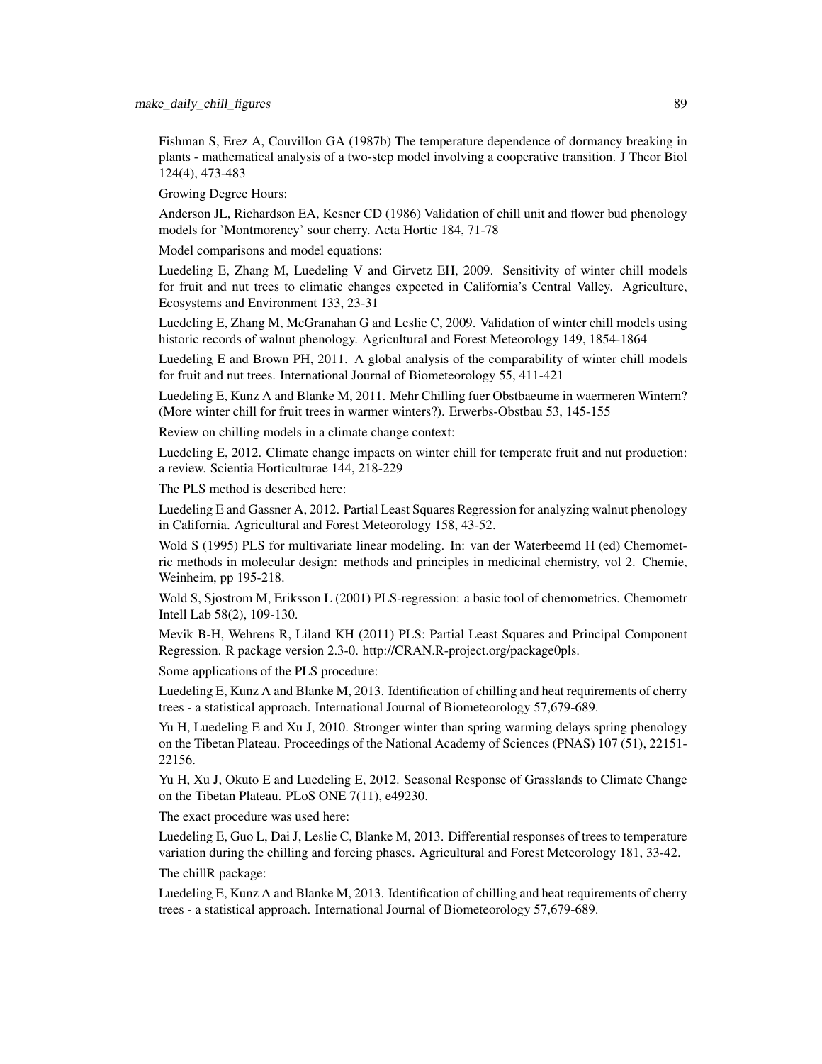Fishman S, Erez A, Couvillon GA (1987b) The temperature dependence of dormancy breaking in plants - mathematical analysis of a two-step model involving a cooperative transition. J Theor Biol 124(4), 473-483

Growing Degree Hours:

Anderson JL, Richardson EA, Kesner CD (1986) Validation of chill unit and flower bud phenology models for 'Montmorency' sour cherry. Acta Hortic 184, 71-78

Model comparisons and model equations:

Luedeling E, Zhang M, Luedeling V and Girvetz EH, 2009. Sensitivity of winter chill models for fruit and nut trees to climatic changes expected in California's Central Valley. Agriculture, Ecosystems and Environment 133, 23-31

Luedeling E, Zhang M, McGranahan G and Leslie C, 2009. Validation of winter chill models using historic records of walnut phenology. Agricultural and Forest Meteorology 149, 1854-1864

Luedeling E and Brown PH, 2011. A global analysis of the comparability of winter chill models for fruit and nut trees. International Journal of Biometeorology 55, 411-421

Luedeling E, Kunz A and Blanke M, 2011. Mehr Chilling fuer Obstbaeume in waermeren Wintern? (More winter chill for fruit trees in warmer winters?). Erwerbs-Obstbau 53, 145-155

Review on chilling models in a climate change context:

Luedeling E, 2012. Climate change impacts on winter chill for temperate fruit and nut production: a review. Scientia Horticulturae 144, 218-229

The PLS method is described here:

Luedeling E and Gassner A, 2012. Partial Least Squares Regression for analyzing walnut phenology in California. Agricultural and Forest Meteorology 158, 43-52.

Wold S (1995) PLS for multivariate linear modeling. In: van der Waterbeemd H (ed) Chemometric methods in molecular design: methods and principles in medicinal chemistry, vol 2. Chemie, Weinheim, pp 195-218.

Wold S, Sjostrom M, Eriksson L (2001) PLS-regression: a basic tool of chemometrics. Chemometr Intell Lab 58(2), 109-130.

Mevik B-H, Wehrens R, Liland KH (2011) PLS: Partial Least Squares and Principal Component Regression. R package version 2.3-0. http://CRAN.R-project.org/package0pls.

Some applications of the PLS procedure:

Luedeling E, Kunz A and Blanke M, 2013. Identification of chilling and heat requirements of cherry trees - a statistical approach. International Journal of Biometeorology 57,679-689.

Yu H, Luedeling E and Xu J, 2010. Stronger winter than spring warming delays spring phenology on the Tibetan Plateau. Proceedings of the National Academy of Sciences (PNAS) 107 (51), 22151-22156.

Yu H, Xu J, Okuto E and Luedeling E, 2012. Seasonal Response of Grasslands to Climate Change on the Tibetan Plateau. PLoS ONE 7(11), e49230.

The exact procedure was used here:

Luedeling E, Guo L, Dai J, Leslie C, Blanke M, 2013. Differential responses of trees to temperature variation during the chilling and forcing phases. Agricultural and Forest Meteorology 181, 33-42.

The chillR package:

Luedeling E, Kunz A and Blanke M, 2013. Identification of chilling and heat requirements of cherry trees - a statistical approach. International Journal of Biometeorology 57,679-689.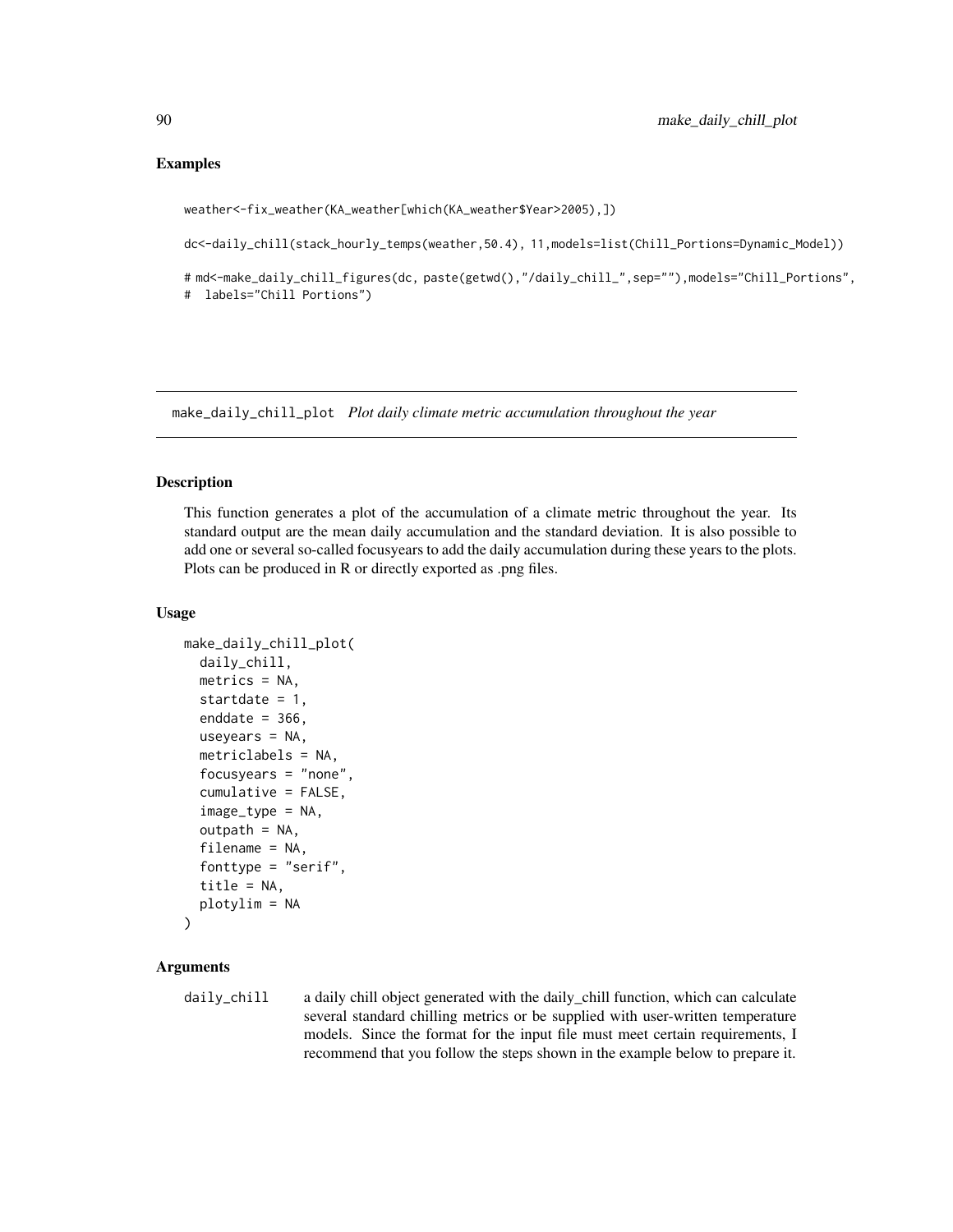## Examples

```
weather<-fix_weather(KA_weather[which(KA_weather$Year>2005),])

dc<-daily_chill(stack_hourly_temps(weather,50.4), 11,models=list(Chill_Portions=Dynamic_Model))

# md<-make_daily_chill_figures(dc, paste(getwd(),"/daily_chill_",sep=""),models="Chill_Portions",
#  labels="Chill Portions")
```

---

## make_daily_chill_plot *Plot daily climate metric accumulation throughout the year*

---

### Description

This function generates a plot of the accumulation of a climate metric throughout the year. Its standard output are the mean daily accumulation and the standard deviation. It is also possible to add one or several so-called focusyears to add the daily accumulation during these years to the plots. Plots can be produced in R or directly exported as .png files.

### Usage

```
make_daily_chill_plot(
  daily_chill,
  metrics = NA,
  startdate = 1,
  enddate = 366,
  useyears = NA,
  metriclabels = NA,
  focusyears = "none",
  cumulative = FALSE,
  image_type = NA,
  outpath = NA,
  filename = NA,
  fonttype = "serif",
  title = NA,
  plotylim = NA
)
```

### Arguments

`daily_chill` a daily chill object generated with the daily_chill function, which can calculate several standard chilling metrics or be supplied with user-written temperature models. Since the format for the input file must meet certain requirements, I recommend that you follow the steps shown in the example below to prepare it.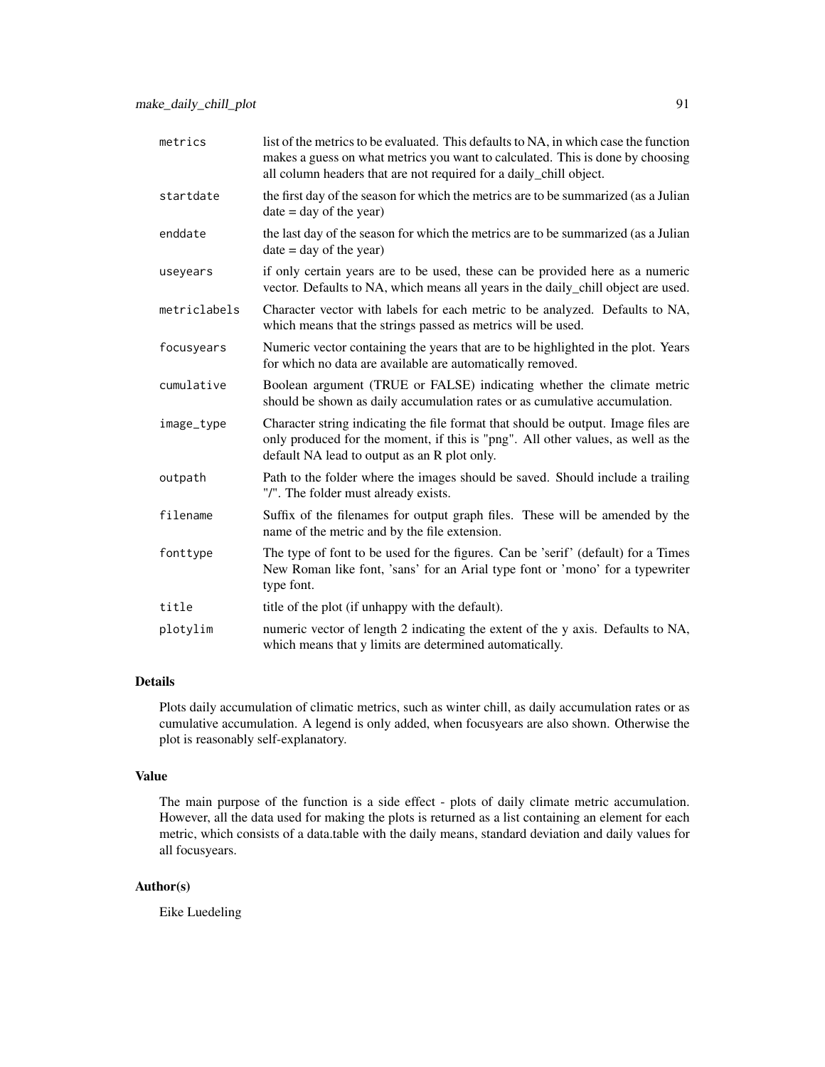| | |
|---|---|
| `metrics` | list of the metrics to be evaluated. This defaults to NA, in which case the function makes a guess on what metrics you want to calculated. This is done by choosing all column headers that are not required for a daily_chill object. |
| `startdate` | the first day of the season for which the metrics are to be summarized (as a Julian date = day of the year) |
| `enddate` | the last day of the season for which the metrics are to be summarized (as a Julian date = day of the year) |
| `useyears` | if only certain years are to be used, these can be provided here as a numeric vector. Defaults to NA, which means all years in the daily_chill object are used. |
| `metriclabels` | Character vector with labels for each metric to be analyzed. Defaults to NA, which means that the strings passed as metrics will be used. |
| `focusyears` | Numeric vector containing the years that are to be highlighted in the plot. Years for which no data are available are automatically removed. |
| `cumulative` | Boolean argument (TRUE or FALSE) indicating whether the climate metric should be shown as daily accumulation rates or as cumulative accumulation. |
| `image_type` | Character string indicating the file format that should be output. Image files are only produced for the moment, if this is "png". All other values, as well as the default NA lead to output as an R plot only. |
| `outpath` | Path to the folder where the images should be saved. Should include a trailing "/". The folder must already exists. |
| `filename` | Suffix of the filenames for output graph files. These will be amended by the name of the metric and by the file extension. |
| `fonttype` | The type of font to be used for the figures. Can be 'serif' (default) for a Times New Roman like font, 'sans' for an Arial type font or 'mono' for a typewriter type font. |
| `title` | title of the plot (if unhappy with the default). |
| `plotylim` | numeric vector of length 2 indicating the extent of the y axis. Defaults to NA, which means that y limits are determined automatically. |

## Details

Plots daily accumulation of climatic metrics, such as winter chill, as daily accumulation rates or as cumulative accumulation. A legend is only added, when focusyears are also shown. Otherwise the plot is reasonably self-explanatory.

## Value

The main purpose of the function is a side effect - plots of daily climate metric accumulation. However, all the data used for making the plots is returned as a list containing an element for each metric, which consists of a data.table with the daily means, standard deviation and daily values for all focusyears.

## Author(s)

Eike Luedeling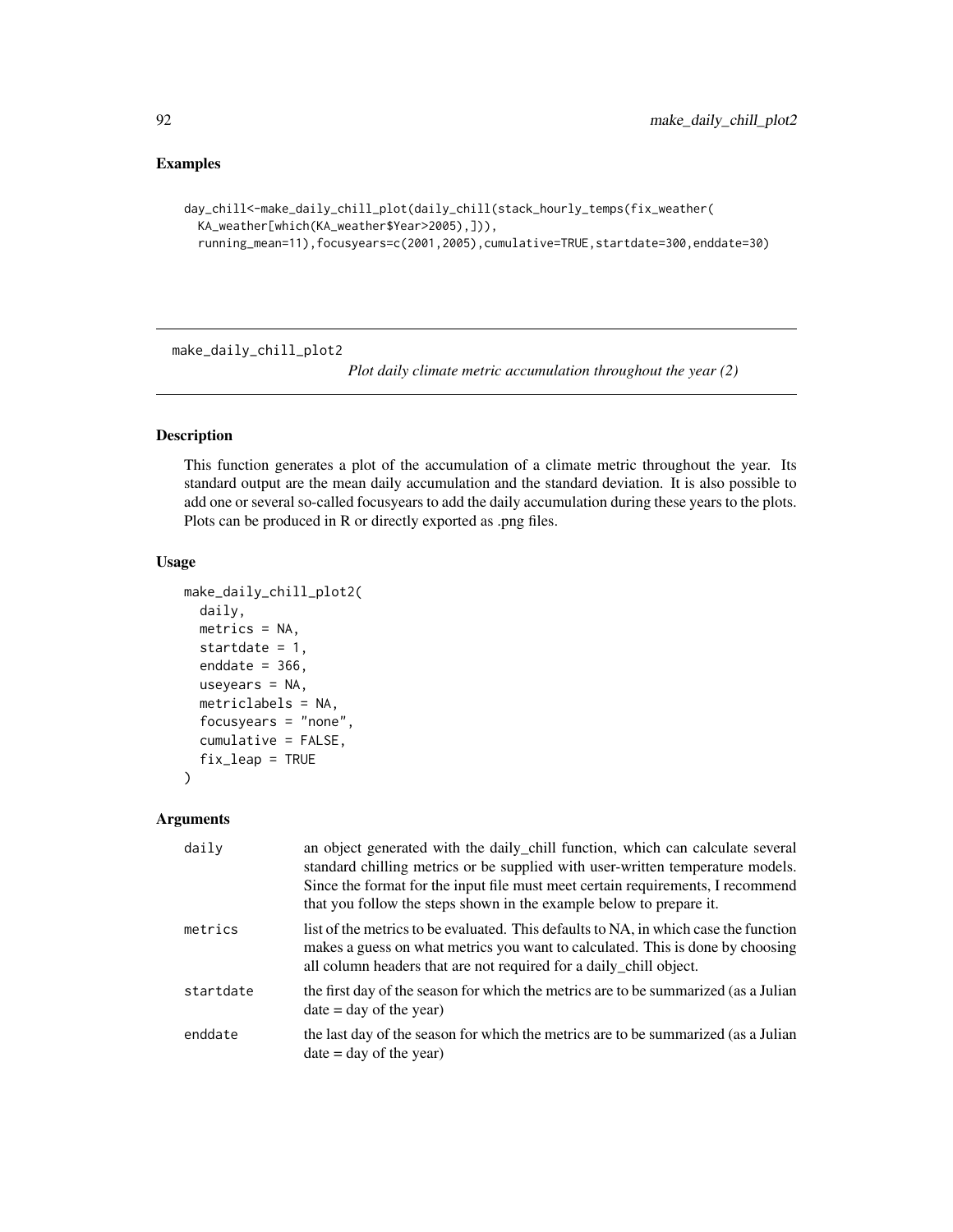## Examples

```
day_chill<-make_daily_chill_plot(daily_chill(stack_hourly_temps(fix_weather(
  KA_weather[which(KA_weather$Year>2005),])),
  running_mean=11),focusyears=c(2001,2005),cumulative=TRUE,startdate=300,enddate=30)
```

---

## make_daily_chill_plot2

*Plot daily climate metric accumulation throughout the year (2)*

---

### Description

This function generates a plot of the accumulation of a climate metric throughout the year. Its standard output are the mean daily accumulation and the standard deviation. It is also possible to add one or several so-called focusyears to add the daily accumulation during these years to the plots. Plots can be produced in R or directly exported as .png files.

### Usage

```
make_daily_chill_plot2(
  daily,
  metrics = NA,
  startdate = 1,
  enddate = 366,
  useyears = NA,
  metriclabels = NA,
  focusyears = "none",
  cumulative = FALSE,
  fix_leap = TRUE
)
```

### Arguments

| | |
|---|---|
| daily | an object generated with the daily_chill function, which can calculate several standard chilling metrics or be supplied with user-written temperature models. Since the format for the input file must meet certain requirements, I recommend that you follow the steps shown in the example below to prepare it. |
| metrics | list of the metrics to be evaluated. This defaults to NA, in which case the function makes a guess on what metrics you want to calculated. This is done by choosing all column headers that are not required for a daily_chill object. |
| startdate | the first day of the season for which the metrics are to be summarized (as a Julian date = day of the year) |
| enddate | the last day of the season for which the metrics are to be summarized (as a Julian date = day of the year) |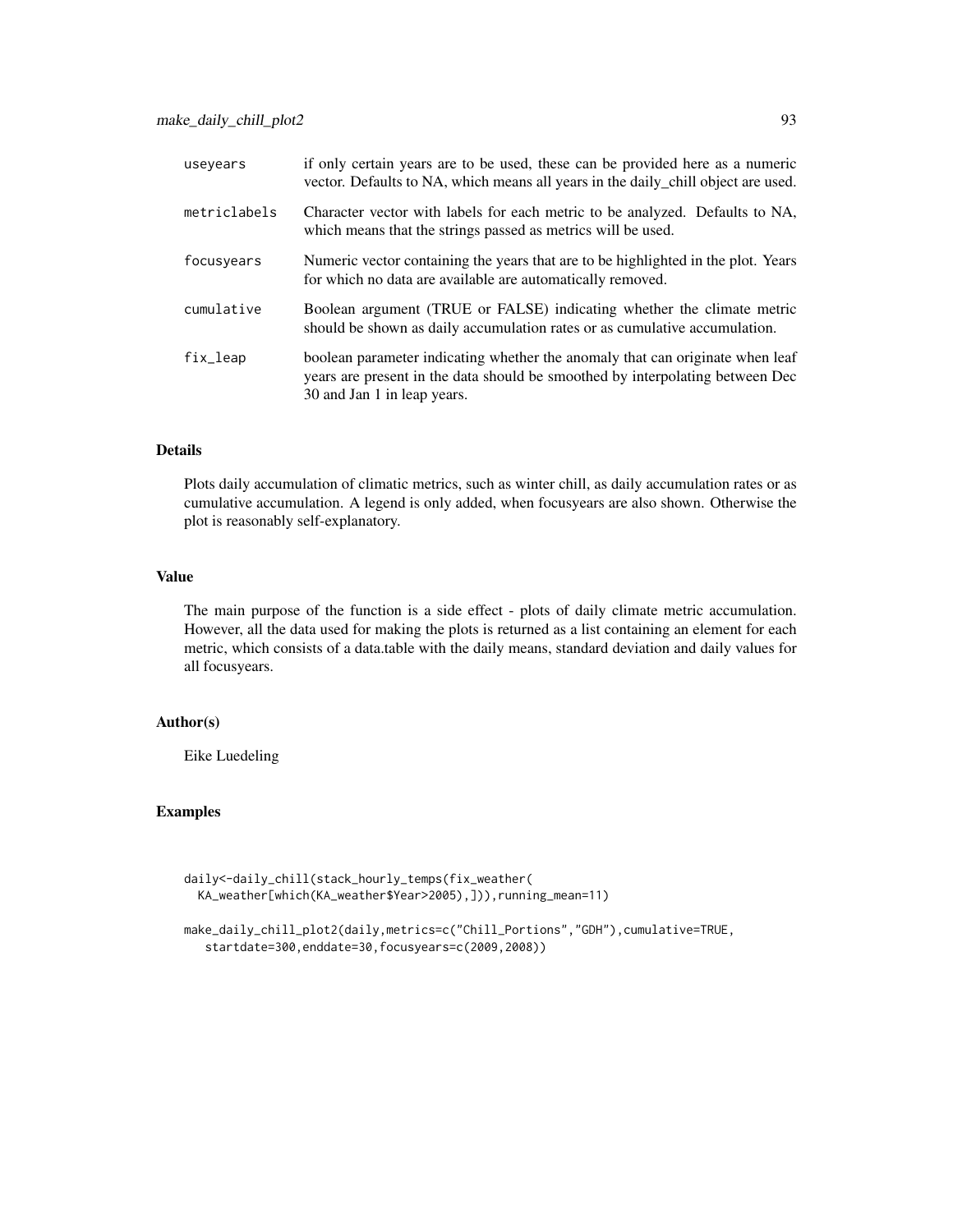| | |
|---|---|
| useyears | if only certain years are to be used, these can be provided here as a numeric vector. Defaults to NA, which means all years in the daily_chill object are used. |
| metriclabels | Character vector with labels for each metric to be analyzed. Defaults to NA, which means that the strings passed as metrics will be used. |
| focusyears | Numeric vector containing the years that are to be highlighted in the plot. Years for which no data are available are automatically removed. |
| cumulative | Boolean argument (TRUE or FALSE) indicating whether the climate metric should be shown as daily accumulation rates or as cumulative accumulation. |
| fix_leap | boolean parameter indicating whether the anomaly that can originate when leaf years are present in the data should be smoothed by interpolating between Dec 30 and Jan 1 in leap years. |

### Details

Plots daily accumulation of climatic metrics, such as winter chill, as daily accumulation rates or as cumulative accumulation. A legend is only added, when focusyears are also shown. Otherwise the plot is reasonably self-explanatory.

### Value

The main purpose of the function is a side effect - plots of daily climate metric accumulation. However, all the data used for making the plots is returned as a list containing an element for each metric, which consists of a data.table with the daily means, standard deviation and daily values for all focusyears.

### Author(s)

Eike Luedeling

### Examples

```
daily<-daily_chill(stack_hourly_temps(fix_weather(
  KA_weather[which(KA_weather$Year>2005),])),running_mean=11)

make_daily_chill_plot2(daily,metrics=c("Chill_Portions","GDH"),cumulative=TRUE,
   startdate=300,enddate=30,focusyears=c(2009,2008))
```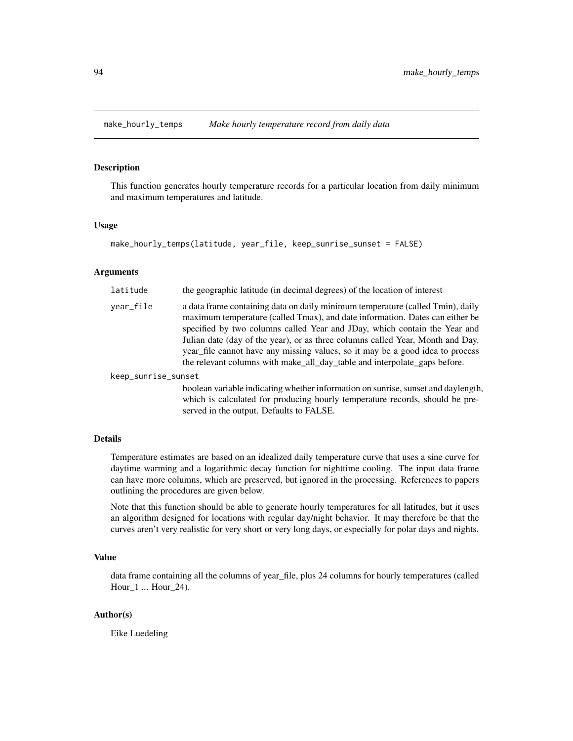## make_hourly_temps — *Make hourly temperature record from daily data*

### Description

This function generates hourly temperature records for a particular location from daily minimum and maximum temperatures and latitude.

### Usage

```
make_hourly_temps(latitude, year_file, keep_sunrise_sunset = FALSE)
```

### Arguments

| | |
|---|---|
| latitude | the geographic latitude (in decimal degrees) of the location of interest |
| year_file | a data frame containing data on daily minimum temperature (called Tmin), daily maximum temperature (called Tmax), and date information. Dates can either be specified by two columns called Year and JDay, which contain the Year and Julian date (day of the year), or as three columns called Year, Month and Day. year_file cannot have any missing values, so it may be a good idea to process the relevant columns with make_all_day_table and interpolate_gaps before. |
| keep_sunrise_sunset | boolean variable indicating whether information on sunrise, sunset and daylength, which is calculated for producing hourly temperature records, should be preserved in the output. Defaults to FALSE. |

### Details

Temperature estimates are based on an idealized daily temperature curve that uses a sine curve for daytime warming and a logarithmic decay function for nighttime cooling. The input data frame can have more columns, which are preserved, but ignored in the processing. References to papers outlining the procedures are given below.

Note that this function should be able to generate hourly temperatures for all latitudes, but it uses an algorithm designed for locations with regular day/night behavior. It may therefore be that the curves aren't very realistic for very short or very long days, or especially for polar days and nights.

### Value

data frame containing all the columns of year_file, plus 24 columns for hourly temperatures (called Hour_1 ... Hour_24).

### Author(s)

Eike Luedeling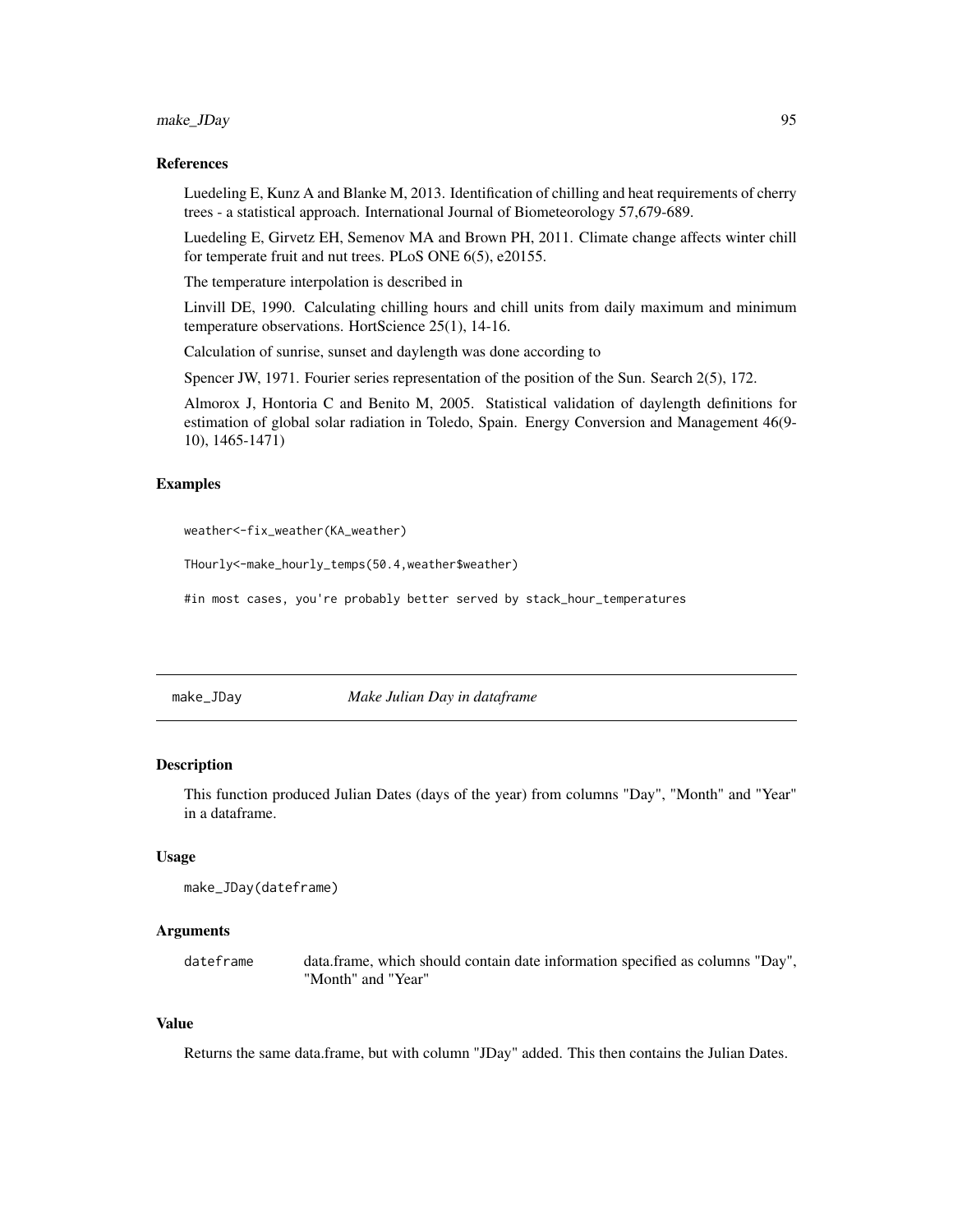### References

Luedeling E, Kunz A and Blanke M, 2013. Identification of chilling and heat requirements of cherry trees - a statistical approach. International Journal of Biometeorology 57,679-689.

Luedeling E, Girvetz EH, Semenov MA and Brown PH, 2011. Climate change affects winter chill for temperate fruit and nut trees. PLoS ONE 6(5), e20155.

The temperature interpolation is described in

Linvill DE, 1990. Calculating chilling hours and chill units from daily maximum and minimum temperature observations. HortScience 25(1), 14-16.

Calculation of sunrise, sunset and daylength was done according to

Spencer JW, 1971. Fourier series representation of the position of the Sun. Search 2(5), 172.

Almorox J, Hontoria C and Benito M, 2005. Statistical validation of daylength definitions for estimation of global solar radiation in Toledo, Spain. Energy Conversion and Management 46(9-10), 1465-1471)

### Examples

```
weather<-fix_weather(KA_weather)

THourly<-make_hourly_temps(50.4,weather$weather)

#in most cases, you're probably better served by stack_hour_temperatures
```

---

## make_JDay — *Make Julian Day in dataframe*

### Description

This function produced Julian Dates (days of the year) from columns "Day", "Month" and "Year" in a dataframe.

### Usage

```
make_JDay(dateframe)
```

### Arguments

| | |
|---|---|
| dateframe | data.frame, which should contain date information specified as columns "Day", "Month" and "Year" |

### Value

Returns the same data.frame, but with column "JDay" added. This then contains the Julian Dates.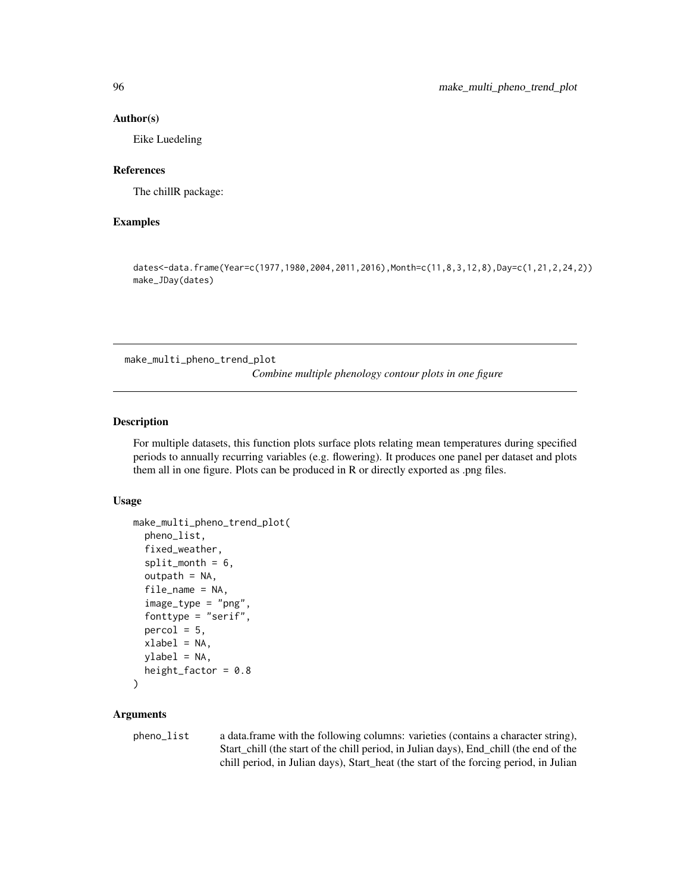### Author(s)

Eike Luedeling

### References

The chillR package:

### Examples

```
dates<-data.frame(Year=c(1977,1980,2004,2011,2016),Month=c(11,8,3,12,8),Day=c(1,21,2,24,2))
make_JDay(dates)
```

---

## make_multi_pheno_trend_plot

*Combine multiple phenology contour plots in one figure*

---

### Description

For multiple datasets, this function plots surface plots relating mean temperatures during specified periods to annually recurring variables (e.g. flowering). It produces one panel per dataset and plots them all in one figure. Plots can be produced in R or directly exported as .png files.

### Usage

```
make_multi_pheno_trend_plot(
  pheno_list,
  fixed_weather,
  split_month = 6,
  outpath = NA,
  file_name = NA,
  image_type = "png",
  fonttype = "serif",
  percol = 5,
  xlabel = NA,
  ylabel = NA,
  height_factor = 0.8
)
```

### Arguments

pheno_list    a data.frame with the following columns: varieties (contains a character string), Start_chill (the start of the chill period, in Julian days), End_chill (the end of the chill period, in Julian days), Start_heat (the start of the forcing period, in Julian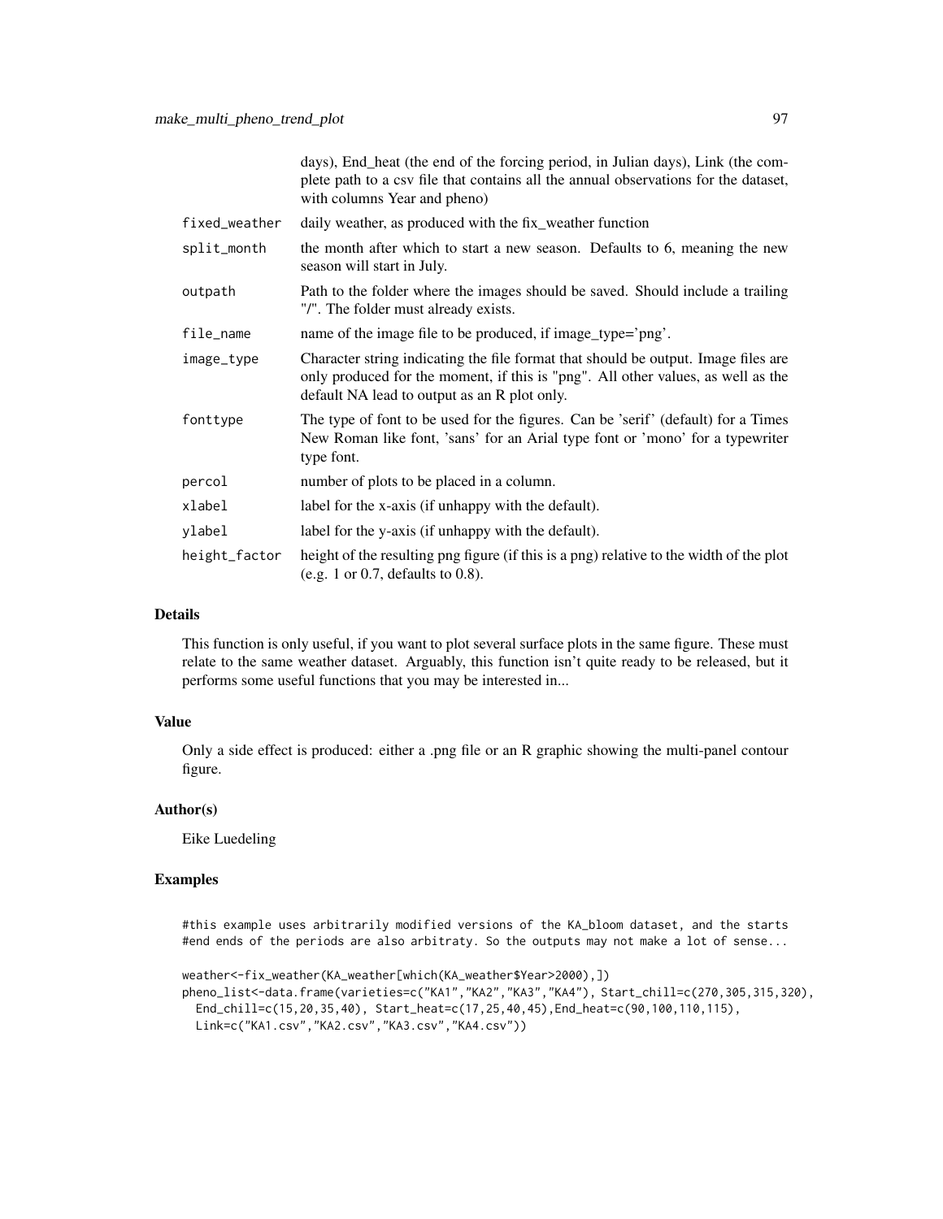| | |
|---|---|
| | days), End_heat (the end of the forcing period, in Julian days), Link (the complete path to a csv file that contains all the annual observations for the dataset, with columns Year and pheno) |
| fixed_weather | daily weather, as produced with the fix_weather function |
| split_month | the month after which to start a new season. Defaults to 6, meaning the new season will start in July. |
| outpath | Path to the folder where the images should be saved. Should include a trailing "/". The folder must already exists. |
| file_name | name of the image file to be produced, if image_type='png'. |
| image_type | Character string indicating the file format that should be output. Image files are only produced for the moment, if this is "png". All other values, as well as the default NA lead to output as an R plot only. |
| fonttype | The type of font to be used for the figures. Can be 'serif' (default) for a Times New Roman like font, 'sans' for an Arial type font or 'mono' for a typewriter type font. |
| percol | number of plots to be placed in a column. |
| xlabel | label for the x-axis (if unhappy with the default). |
| ylabel | label for the y-axis (if unhappy with the default). |
| height_factor | height of the resulting png figure (if this is a png) relative to the width of the plot (e.g. 1 or 0.7, defaults to 0.8). |

### Details

This function is only useful, if you want to plot several surface plots in the same figure. These must relate to the same weather dataset. Arguably, this function isn't quite ready to be released, but it performs some useful functions that you may be interested in...

### Value

Only a side effect is produced: either a .png file or an R graphic showing the multi-panel contour figure.

### Author(s)

Eike Luedeling

### Examples

```
#this example uses arbitrarily modified versions of the KA_bloom dataset, and the starts
#end ends of the periods are also arbitraty. So the outputs may not make a lot of sense...

weather<-fix_weather(KA_weather[which(KA_weather$Year>2000),])
pheno_list<-data.frame(varieties=c("KA1","KA2","KA3","KA4"), Start_chill=c(270,305,315,320),
  End_chill=c(15,20,35,40), Start_heat=c(17,25,40,45),End_heat=c(90,100,110,115),
  Link=c("KA1.csv","KA2.csv","KA3.csv","KA4.csv"))
```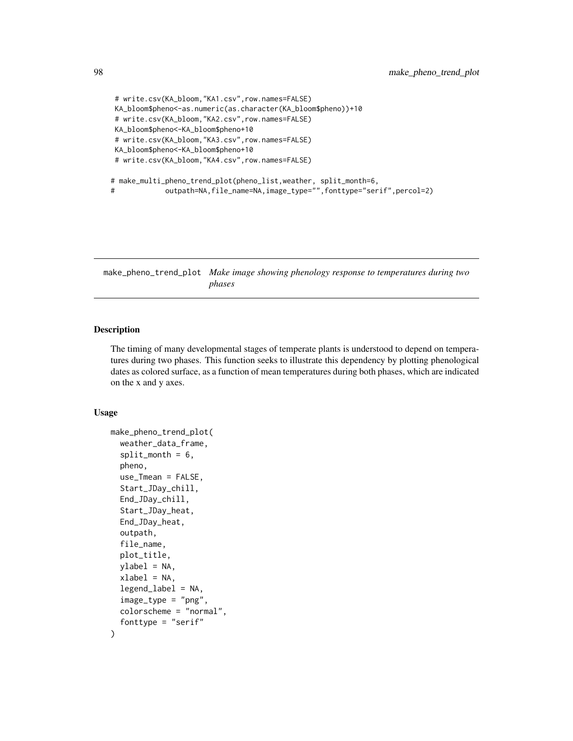```
 # write.csv(KA_bloom,"KA1.csv",row.names=FALSE)
 KA_bloom$pheno<-as.numeric(as.character(KA_bloom$pheno))+10
 # write.csv(KA_bloom,"KA2.csv",row.names=FALSE)
 KA_bloom$pheno<-KA_bloom$pheno+10
 # write.csv(KA_bloom,"KA3.csv",row.names=FALSE)
 KA_bloom$pheno<-KA_bloom$pheno+10
 # write.csv(KA_bloom,"KA4.csv",row.names=FALSE)

# make_multi_pheno_trend_plot(pheno_list,weather, split_month=6,
#            outpath=NA,file_name=NA,image_type="",fonttype="serif",percol=2)
```

---

## make_pheno_trend_plot — *Make image showing phenology response to temperatures during two phases*

### Description

The timing of many developmental stages of temperate plants is understood to depend on temperatures during two phases. This function seeks to illustrate this dependency by plotting phenological dates as colored surface, as a function of mean temperatures during both phases, which are indicated on the x and y axes.

### Usage

```
make_pheno_trend_plot(
  weather_data_frame,
  split_month = 6,
  pheno,
  use_Tmean = FALSE,
  Start_JDay_chill,
  End_JDay_chill,
  Start_JDay_heat,
  End_JDay_heat,
  outpath,
  file_name,
  plot_title,
  ylabel = NA,
  xlabel = NA,
  legend_label = NA,
  image_type = "png",
  colorscheme = "normal",
  fonttype = "serif"
)
```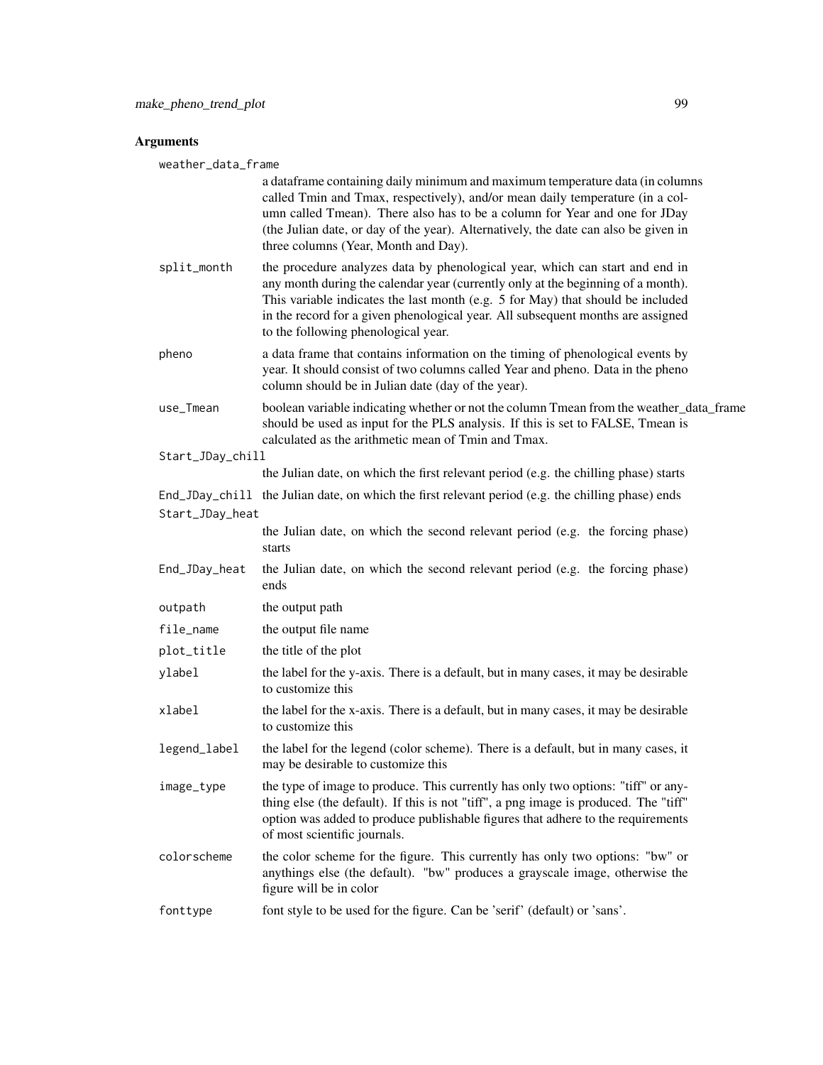## Arguments

**weather_data_frame**
: a dataframe containing daily minimum and maximum temperature data (in columns called Tmin and Tmax, respectively), and/or mean daily temperature (in a column called Tmean). There also has to be a column for Year and one for JDay (the Julian date, or day of the year). Alternatively, the date can also be given in three columns (Year, Month and Day).

**split_month**
: the procedure analyzes data by phenological year, which can start and end in any month during the calendar year (currently only at the beginning of a month). This variable indicates the last month (e.g. 5 for May) that should be included in the record for a given phenological year. All subsequent months are assigned to the following phenological year.

**pheno**
: a data frame that contains information on the timing of phenological events by year. It should consist of two columns called Year and pheno. Data in the pheno column should be in Julian date (day of the year).

**use_Tmean**
: boolean variable indicating whether or not the column Tmean from the weather_data_frame should be used as input for the PLS analysis. If this is set to FALSE, Tmean is calculated as the arithmetic mean of Tmin and Tmax.

**Start_JDay_chill**
: the Julian date, on which the first relevant period (e.g. the chilling phase) starts

**End_JDay_chill**
: the Julian date, on which the first relevant period (e.g. the chilling phase) ends

**Start_JDay_heat**
: the Julian date, on which the second relevant period (e.g. the forcing phase) starts

**End_JDay_heat**
: the Julian date, on which the second relevant period (e.g. the forcing phase) ends

**outpath**
: the output path

**file_name**
: the output file name

**plot_title**
: the title of the plot

**ylabel**
: the label for the y-axis. There is a default, but in many cases, it may be desirable to customize this

**xlabel**
: the label for the x-axis. There is a default, but in many cases, it may be desirable to customize this

**legend_label**
: the label for the legend (color scheme). There is a default, but in many cases, it may be desirable to customize this

**image_type**
: the type of image to produce. This currently has only two options: "tiff" or anything else (the default). If this is not "tiff", a png image is produced. The "tiff" option was added to produce publishable figures that adhere to the requirements of most scientific journals.

**colorscheme**
: the color scheme for the figure. This currently has only two options: "bw" or anythings else (the default). "bw" produces a grayscale image, otherwise the figure will be in color

**fonttype**
: font style to be used for the figure. Can be 'serif' (default) or 'sans'.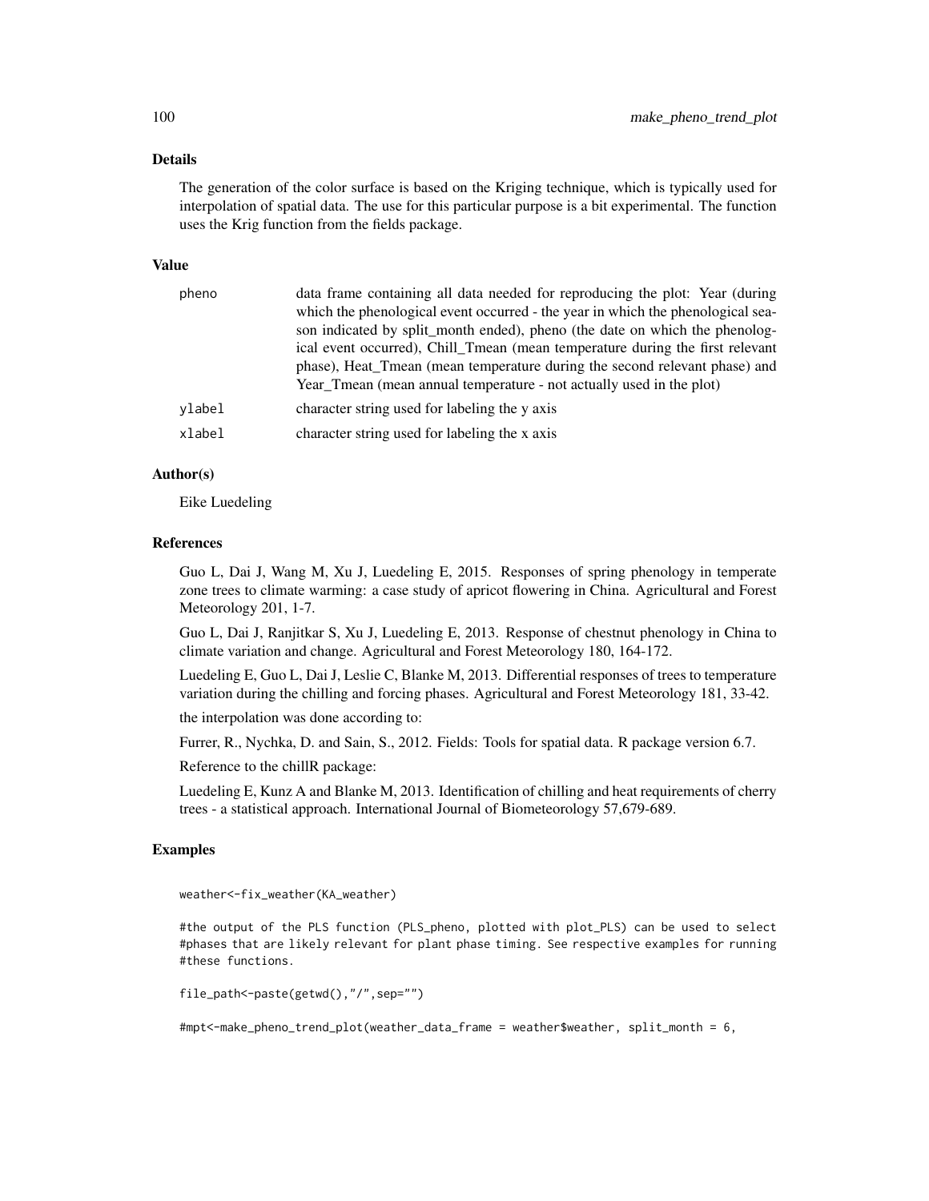### Details

The generation of the color surface is based on the Kriging technique, which is typically used for interpolation of spatial data. The use for this particular purpose is a bit experimental. The function uses the Krig function from the fields package.

### Value

| | |
|---|---|
| pheno | data frame containing all data needed for reproducing the plot: Year (during which the phenological event occurred - the year in which the phenological season indicated by split_month ended), pheno (the date on which the phenological event occurred), Chill_Tmean (mean temperature during the first relevant phase), Heat_Tmean (mean temperature during the second relevant phase) and Year_Tmean (mean annual temperature - not actually used in the plot) |
| ylabel | character string used for labeling the y axis |
| xlabel | character string used for labeling the x axis |

### Author(s)

Eike Luedeling

### References

Guo L, Dai J, Wang M, Xu J, Luedeling E, 2015. Responses of spring phenology in temperate zone trees to climate warming: a case study of apricot flowering in China. Agricultural and Forest Meteorology 201, 1-7.

Guo L, Dai J, Ranjitkar S, Xu J, Luedeling E, 2013. Response of chestnut phenology in China to climate variation and change. Agricultural and Forest Meteorology 180, 164-172.

Luedeling E, Guo L, Dai J, Leslie C, Blanke M, 2013. Differential responses of trees to temperature variation during the chilling and forcing phases. Agricultural and Forest Meteorology 181, 33-42.

the interpolation was done according to:

Furrer, R., Nychka, D. and Sain, S., 2012. Fields: Tools for spatial data. R package version 6.7.

Reference to the chillR package:

Luedeling E, Kunz A and Blanke M, 2013. Identification of chilling and heat requirements of cherry trees - a statistical approach. International Journal of Biometeorology 57,679-689.

### Examples

```
weather<-fix_weather(KA_weather)

#the output of the PLS function (PLS_pheno, plotted with plot_PLS) can be used to select
#phases that are likely relevant for plant phase timing. See respective examples for running
#these functions.

file_path<-paste(getwd(),"/",sep="")

#mpt<-make_pheno_trend_plot(weather_data_frame = weather$weather, split_month = 6,
```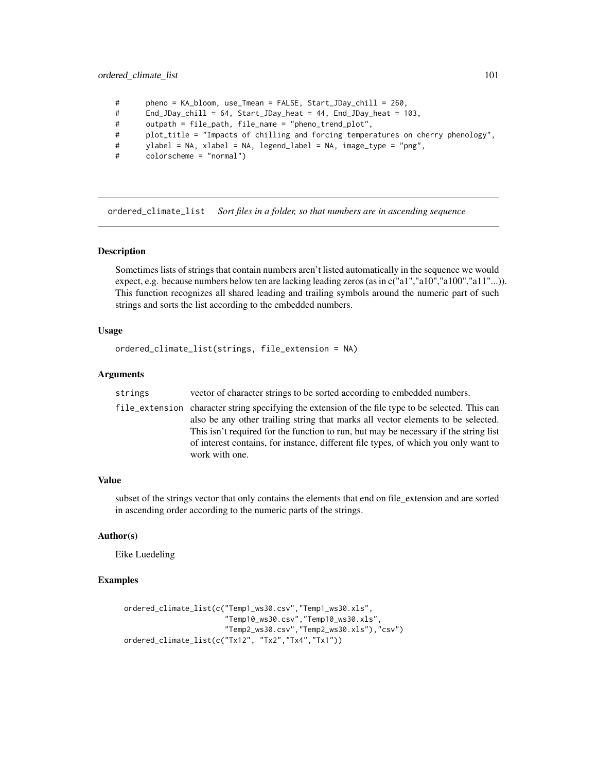```
#       pheno = KA_bloom, use_Tmean = FALSE, Start_JDay_chill = 260,
#       End_JDay_chill = 64, Start_JDay_heat = 44, End_JDay_heat = 103,
#       outpath = file_path, file_name = "pheno_trend_plot",
#       plot_title = "Impacts of chilling and forcing temperatures on cherry phenology",
#       ylabel = NA, xlabel = NA, legend_label = NA, image_type = "png",
#       colorscheme = "normal")
```

---

## ordered_climate_list *Sort files in a folder, so that numbers are in ascending sequence*

---

### Description

Sometimes lists of strings that contain numbers aren't listed automatically in the sequence we would expect, e.g. because numbers below ten are lacking leading zeros (as in c("a1","a10","a100","a11"...)). This function recognizes all shared leading and trailing symbols around the numeric part of such strings and sorts the list according to the embedded numbers.

### Usage

```
ordered_climate_list(strings, file_extension = NA)
```

### Arguments

| | |
|---|---|
| strings | vector of character strings to be sorted according to embedded numbers. |
| file_extension | character string specifying the extension of the file type to be selected. This can also be any other trailing string that marks all vector elements to be selected. This isn't required for the function to run, but may be necessary if the string list of interest contains, for instance, different file types, of which you only want to work with one. |

### Value

subset of the strings vector that only contains the elements that end on file_extension and are sorted in ascending order according to the numeric parts of the strings.

### Author(s)

Eike Luedeling

### Examples

```
ordered_climate_list(c("Temp1_ws30.csv","Temp1_ws30.xls",
                       "Temp10_ws30.csv","Temp10_ws30.xls",
                       "Temp2_ws30.csv","Temp2_ws30.xls"),"csv")
ordered_climate_list(c("Tx12", "Tx2","Tx4","Tx1"))
```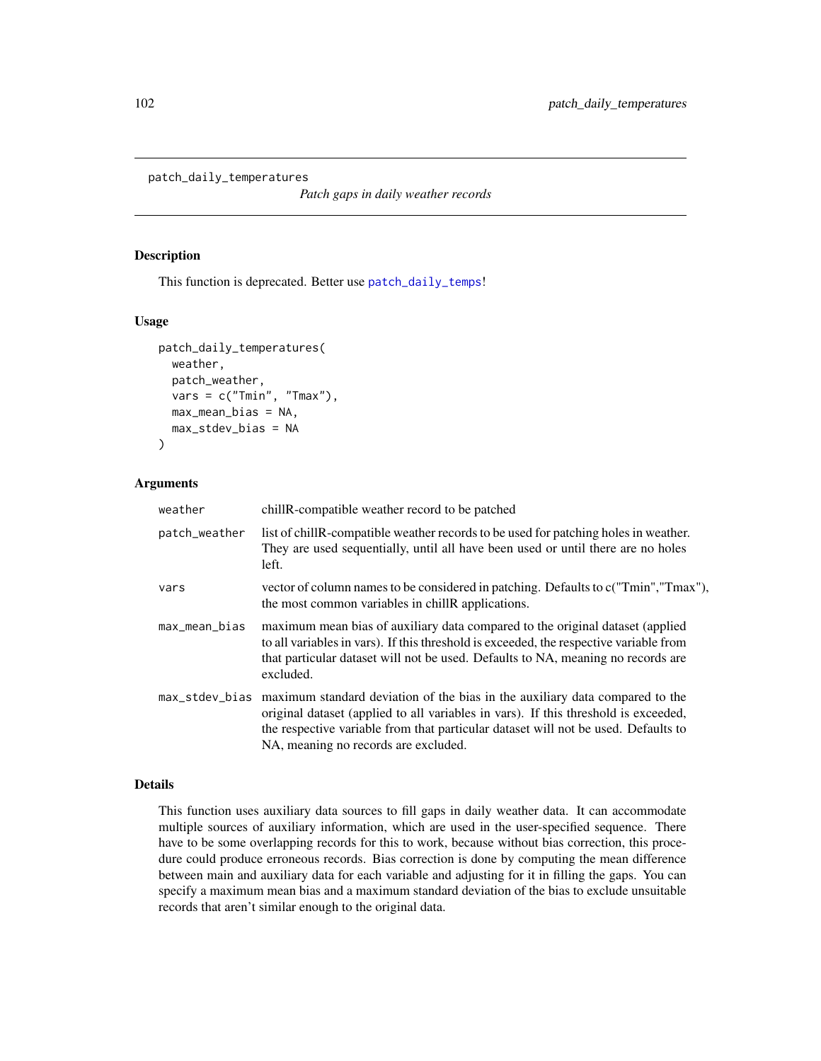patch_daily_temperatures

*Patch gaps in daily weather records*

### Description

This function is deprecated. Better use patch_daily_temps!

### Usage

```
patch_daily_temperatures(
  weather,
  patch_weather,
  vars = c("Tmin", "Tmax"),
  max_mean_bias = NA,
  max_stdev_bias = NA
)
```

### Arguments

| | |
|---|---|
| weather | chillR-compatible weather record to be patched |
| patch_weather | list of chillR-compatible weather records to be used for patching holes in weather. They are used sequentially, until all have been used or until there are no holes left. |
| vars | vector of column names to be considered in patching. Defaults to c("Tmin","Tmax"), the most common variables in chillR applications. |
| max_mean_bias | maximum mean bias of auxiliary data compared to the original dataset (applied to all variables in vars). If this threshold is exceeded, the respective variable from that particular dataset will not be used. Defaults to NA, meaning no records are excluded. |
| max_stdev_bias | maximum standard deviation of the bias in the auxiliary data compared to the original dataset (applied to all variables in vars). If this threshold is exceeded, the respective variable from that particular dataset will not be used. Defaults to NA, meaning no records are excluded. |

### Details

This function uses auxiliary data sources to fill gaps in daily weather data. It can accommodate multiple sources of auxiliary information, which are used in the user-specified sequence. There have to be some overlapping records for this to work, because without bias correction, this procedure could produce erroneous records. Bias correction is done by computing the mean difference between main and auxiliary data for each variable and adjusting for it in filling the gaps. You can specify a maximum mean bias and a maximum standard deviation of the bias to exclude unsuitable records that aren't similar enough to the original data.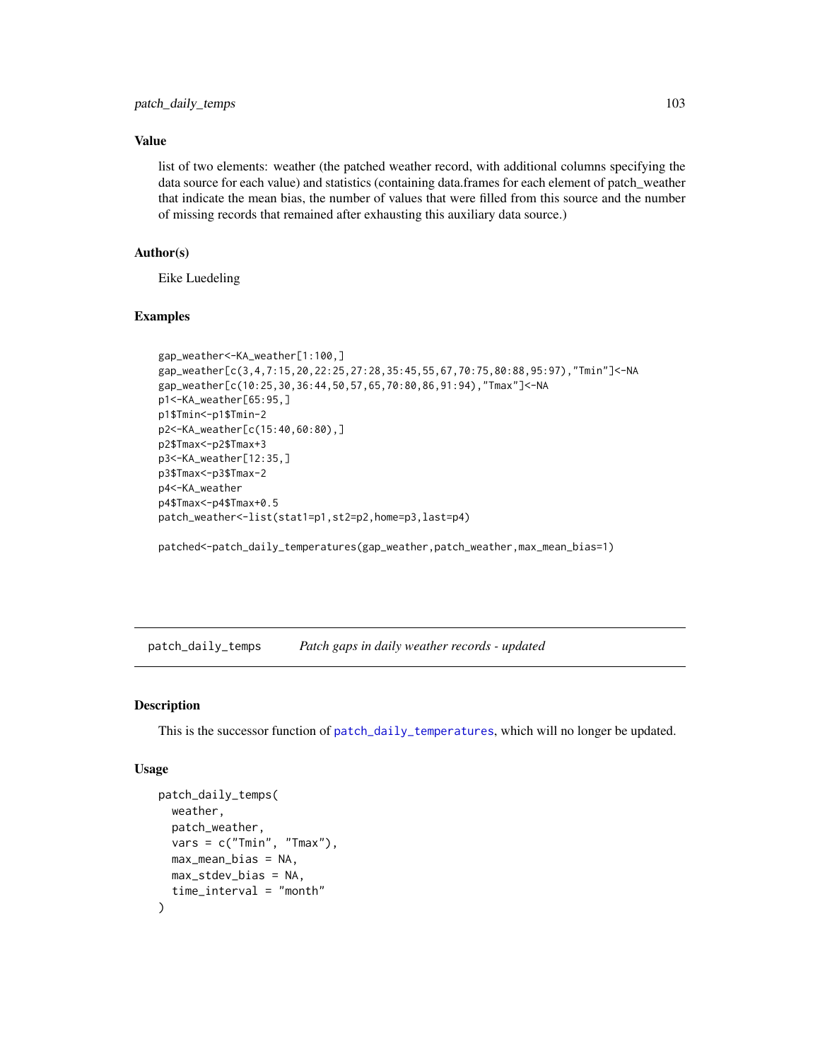## Value

list of two elements: weather (the patched weather record, with additional columns specifying the data source for each value) and statistics (containing data.frames for each element of patch_weather that indicate the mean bias, the number of values that were filled from this source and the number of missing records that remained after exhausting this auxiliary data source.)

## Author(s)

Eike Luedeling

## Examples

```
gap_weather<-KA_weather[1:100,]
gap_weather[c(3,4,7:15,20,22:25,27:28,35:45,55,67,70:75,80:88,95:97),"Tmin"]<-NA
gap_weather[c(10:25,30,36:44,50,57,65,70:80,86,91:94),"Tmax"]<-NA
p1<-KA_weather[65:95,]
p1$Tmin<-p1$Tmin-2
p2<-KA_weather[c(15:40,60:80),]
p2$Tmax<-p2$Tmax+3
p3<-KA_weather[12:35,]
p3$Tmax<-p3$Tmax-2
p4<-KA_weather
p4$Tmax<-p4$Tmax+0.5
patch_weather<-list(stat1=p1,st2=p2,home=p3,last=p4)

patched<-patch_daily_temperatures(gap_weather,patch_weather,max_mean_bias=1)
```

---

# patch_daily_temps    *Patch gaps in daily weather records - updated*

## Description

This is the successor function of patch_daily_temperatures, which will no longer be updated.

## Usage

```
patch_daily_temps(
  weather,
  patch_weather,
  vars = c("Tmin", "Tmax"),
  max_mean_bias = NA,
  max_stdev_bias = NA,
  time_interval = "month"
)
```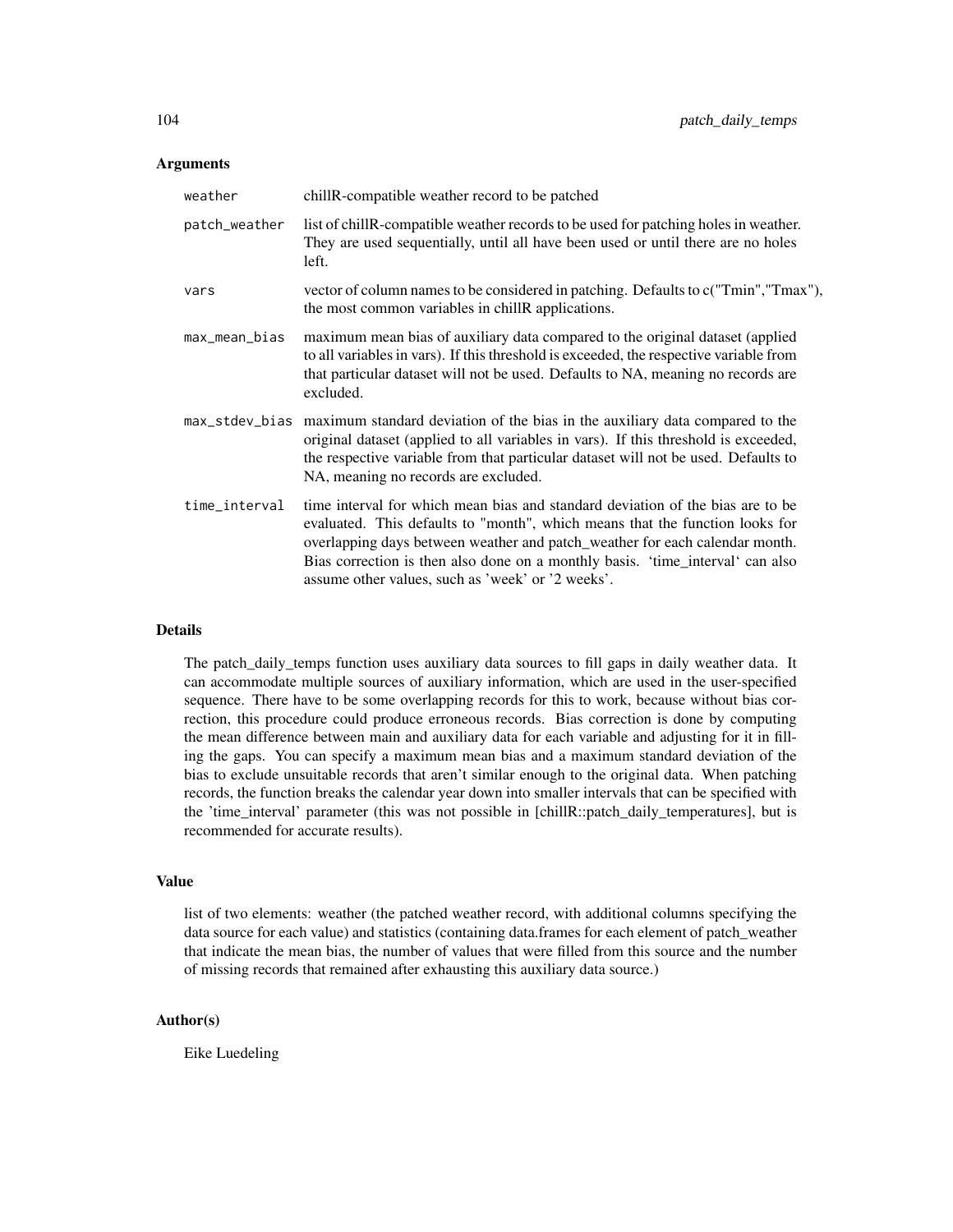## Arguments

| | |
|---|---|
| weather | chillR-compatible weather record to be patched |
| patch_weather | list of chillR-compatible weather records to be used for patching holes in weather. They are used sequentially, until all have been used or until there are no holes left. |
| vars | vector of column names to be considered in patching. Defaults to c("Tmin","Tmax"), the most common variables in chillR applications. |
| max_mean_bias | maximum mean bias of auxiliary data compared to the original dataset (applied to all variables in vars). If this threshold is exceeded, the respective variable from that particular dataset will not be used. Defaults to NA, meaning no records are excluded. |
| max_stdev_bias | maximum standard deviation of the bias in the auxiliary data compared to the original dataset (applied to all variables in vars). If this threshold is exceeded, the respective variable from that particular dataset will not be used. Defaults to NA, meaning no records are excluded. |
| time_interval | time interval for which mean bias and standard deviation of the bias are to be evaluated. This defaults to "month", which means that the function looks for overlapping days between weather and patch_weather for each calendar month. Bias correction is then also done on a monthly basis. 'time_interval' can also assume other values, such as 'week' or '2 weeks'. |

## Details

The patch_daily_temps function uses auxiliary data sources to fill gaps in daily weather data. It can accommodate multiple sources of auxiliary information, which are used in the user-specified sequence. There have to be some overlapping records for this to work, because without bias correction, this procedure could produce erroneous records. Bias correction is done by computing the mean difference between main and auxiliary data for each variable and adjusting for it in filling the gaps. You can specify a maximum mean bias and a maximum standard deviation of the bias to exclude unsuitable records that aren't similar enough to the original data. When patching records, the function breaks the calendar year down into smaller intervals that can be specified with the 'time_interval' parameter (this was not possible in [chillR::patch_daily_temperatures], but is recommended for accurate results).

## Value

list of two elements: weather (the patched weather record, with additional columns specifying the data source for each value) and statistics (containing data.frames for each element of patch_weather that indicate the mean bias, the number of values that were filled from this source and the number of missing records that remained after exhausting this auxiliary data source.)

## Author(s)

Eike Luedeling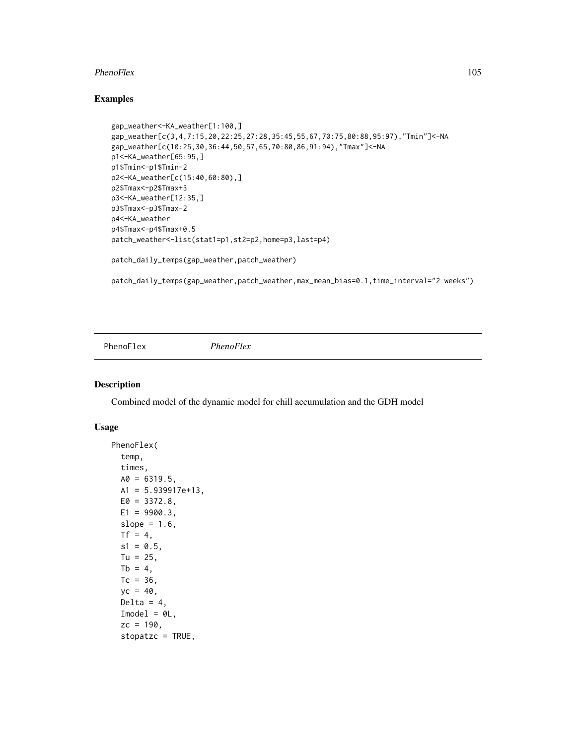## Examples

```
gap_weather<-KA_weather[1:100,]
gap_weather[c(3,4,7:15,20,22:25,27:28,35:45,55,67,70:75,80:88,95:97),"Tmin"]<-NA
gap_weather[c(10:25,30,36:44,50,57,65,70:80,86,91:94),"Tmax"]<-NA
p1<-KA_weather[65:95,]
p1$Tmin<-p1$Tmin-2
p2<-KA_weather[c(15:40,60:80),]
p2$Tmax<-p2$Tmax+3
p3<-KA_weather[12:35,]
p3$Tmax<-p3$Tmax-2
p4<-KA_weather
p4$Tmax<-p4$Tmax+0.5
patch_weather<-list(stat1=p1,st2=p2,home=p3,last=p4)

patch_daily_temps(gap_weather,patch_weather)

patch_daily_temps(gap_weather,patch_weather,max_mean_bias=0.1,time_interval="2 weeks")
```

---

PhenoFlex *PhenoFlex*

---

## Description

Combined model of the dynamic model for chill accumulation and the GDH model

## Usage

```
PhenoFlex(
  temp,
  times,
  A0 = 6319.5,
  A1 = 5.939917e+13,
  E0 = 3372.8,
  E1 = 9900.3,
  slope = 1.6,
  Tf = 4,
  s1 = 0.5,
  Tu = 25,
  Tb = 4,
  Tc = 36,
  yc = 40,
  Delta = 4,
  Imodel = 0L,
  zc = 190,
  stopatzc = TRUE,
```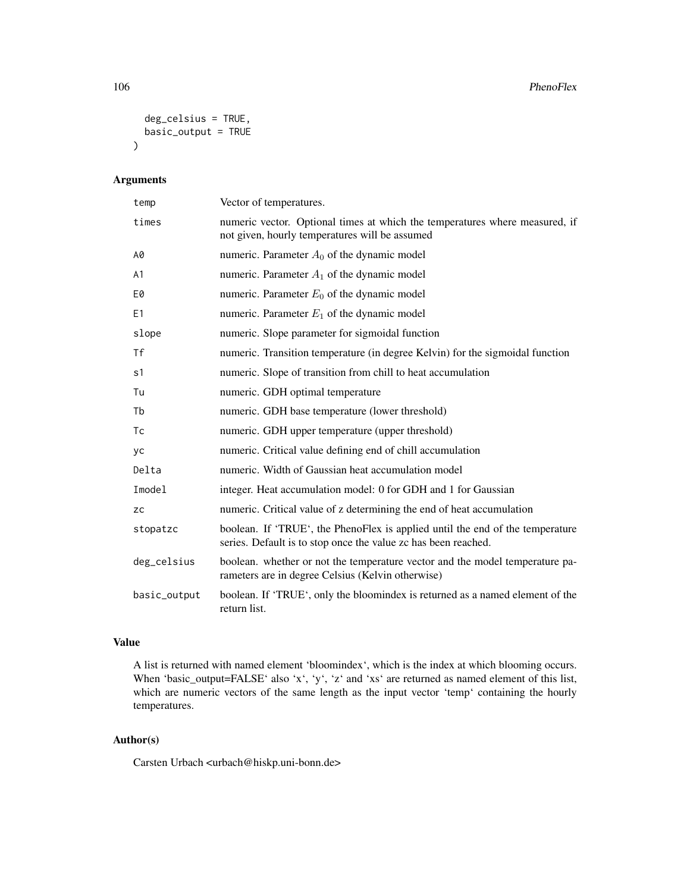```
  deg_celsius = TRUE,
  basic_output = TRUE
)
```

## Arguments

| | |
|---|---|
| temp | Vector of temperatures. |
| times | numeric vector. Optional times at which the temperatures where measured, if not given, hourly temperatures will be assumed |
| A0 | numeric. Parameter $A_0$ of the dynamic model |
| A1 | numeric. Parameter $A_1$ of the dynamic model |
| E0 | numeric. Parameter $E_0$ of the dynamic model |
| E1 | numeric. Parameter $E_1$ of the dynamic model |
| slope | numeric. Slope parameter for sigmoidal function |
| Tf | numeric. Transition temperature (in degree Kelvin) for the sigmoidal function |
| s1 | numeric. Slope of transition from chill to heat accumulation |
| Tu | numeric. GDH optimal temperature |
| Tb | numeric. GDH base temperature (lower threshold) |
| Tc | numeric. GDH upper temperature (upper threshold) |
| yc | numeric. Critical value defining end of chill accumulation |
| Delta | numeric. Width of Gaussian heat accumulation model |
| Imodel | integer. Heat accumulation model: 0 for GDH and 1 for Gaussian |
| zc | numeric. Critical value of z determining the end of heat accumulation |
| stopatzc | boolean. If 'TRUE', the PhenoFlex is applied until the end of the temperature series. Default is to stop once the value zc has been reached. |
| deg_celsius | boolean. whether or not the temperature vector and the model temperature parameters are in degree Celsius (Kelvin otherwise) |
| basic_output | boolean. If 'TRUE', only the bloomindex is returned as a named element of the return list. |

## Value

A list is returned with named element 'bloomindex', which is the index at which blooming occurs. When 'basic_output=FALSE' also 'x', 'y', 'z' and 'xs' are returned as named element of this list, which are numeric vectors of the same length as the input vector 'temp' containing the hourly temperatures.

## Author(s)

Carsten Urbach <urbach@hiskp.uni-bonn.de>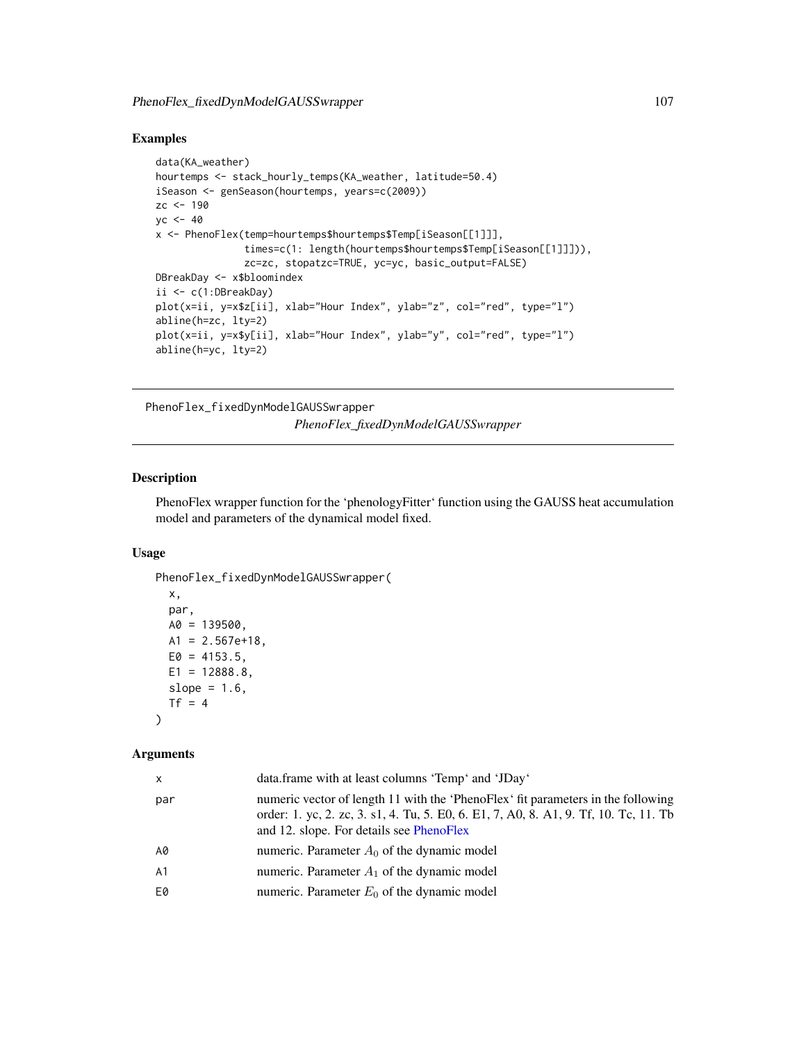## Examples

```
data(KA_weather)
hourtemps <- stack_hourly_temps(KA_weather, latitude=50.4)
iSeason <- genSeason(hourtemps, years=c(2009))
zc <- 190
yc <- 40
x <- PhenoFlex(temp=hourtemps$hourtemps$Temp[iSeason[[1]]],
               times=c(1: length(hourtemps$hourtemps$Temp[iSeason[[1]]])),
               zc=zc, stopatzc=TRUE, yc=yc, basic_output=FALSE)
DBreakDay <- x$bloomindex
ii <- c(1:DBreakDay)
plot(x=ii, y=x$z[ii], xlab="Hour Index", ylab="z", col="red", type="l")
abline(h=zc, lty=2)
plot(x=ii, y=x$y[ii], xlab="Hour Index", ylab="y", col="red", type="l")
abline(h=yc, lty=2)
```

---

PhenoFlex_fixedDynModelGAUSSwrapper *PhenoFlex_fixedDynModelGAUSSwrapper*

---

## Description

PhenoFlex wrapper function for the 'phenologyFitter' function using the GAUSS heat accumulation model and parameters of the dynamical model fixed.

## Usage

```
PhenoFlex_fixedDynModelGAUSSwrapper(
  x,
  par,
  A0 = 139500,
  A1 = 2.567e+18,
  E0 = 4153.5,
  E1 = 12888.8,
  slope = 1.6,
  Tf = 4
)
```

## Arguments

| | |
|---|---|
| x | data.frame with at least columns 'Temp' and 'JDay' |
| par | numeric vector of length 11 with the 'PhenoFlex' fit parameters in the following order: 1. yc, 2. zc, 3. s1, 4. Tu, 5. E0, 6. E1, 7, A0, 8. A1, 9. Tf, 10. Tc, 11. Tb and 12. slope. For details see PhenoFlex |
| A0 | numeric. Parameter $A_0$ of the dynamic model |
| A1 | numeric. Parameter $A_1$ of the dynamic model |
| E0 | numeric. Parameter $E_0$ of the dynamic model |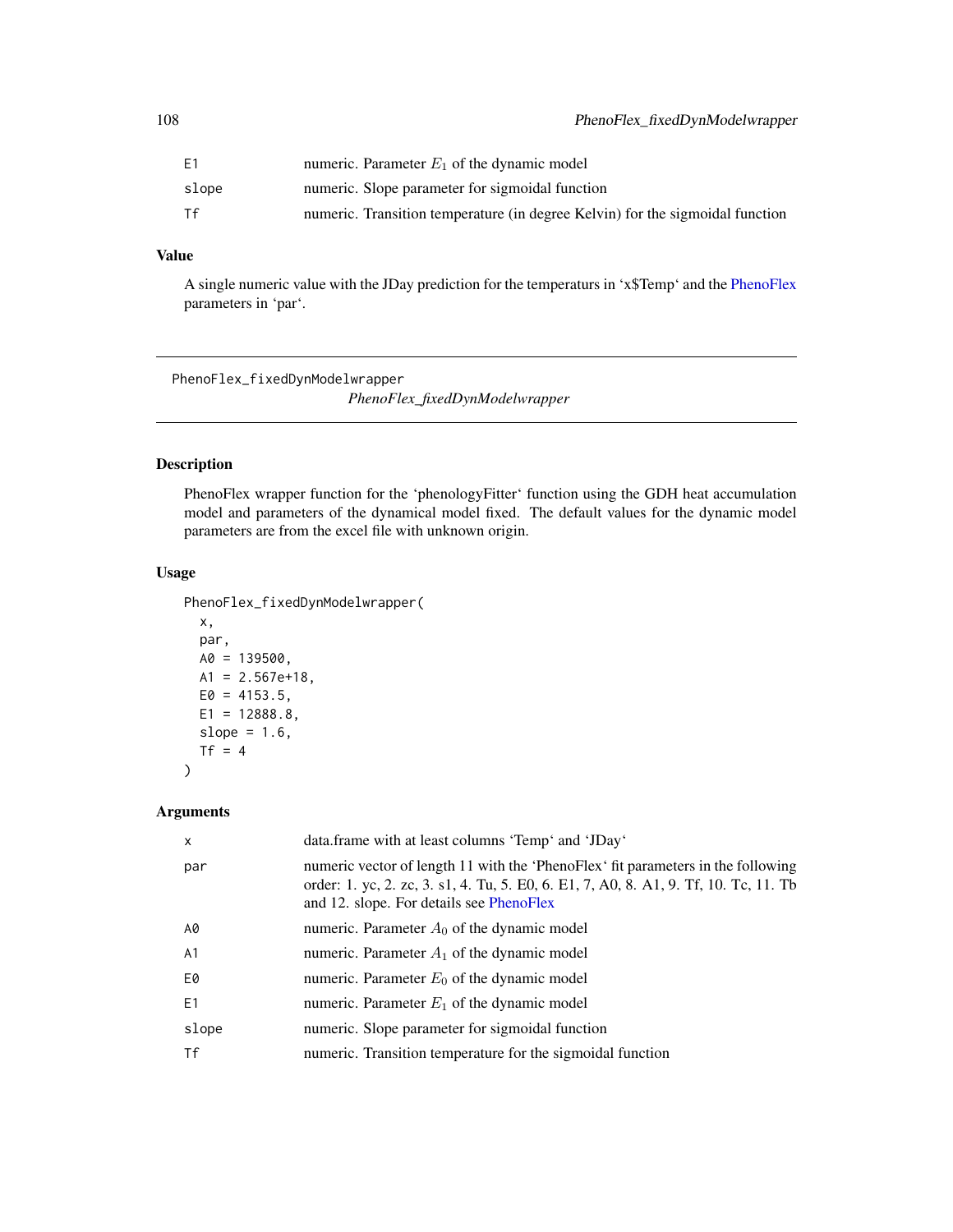| | |
|---|---|
| E1 | numeric. Parameter $E_1$ of the dynamic model |
| slope | numeric. Slope parameter for sigmoidal function |
| Tf | numeric. Transition temperature (in degree Kelvin) for the sigmoidal function |

### Value

A single numeric value with the JDay prediction for the temperaturs in 'x$Temp' and the PhenoFlex parameters in 'par'.

---

## PhenoFlex_fixedDynModelwrapper

*PhenoFlex_fixedDynModelwrapper*

---

### Description

PhenoFlex wrapper function for the 'phenologyFitter' function using the GDH heat accumulation model and parameters of the dynamical model fixed. The default values for the dynamic model parameters are from the excel file with unknown origin.

### Usage

```
PhenoFlex_fixedDynModelwrapper(
  x,
  par,
  A0 = 139500,
  A1 = 2.567e+18,
  E0 = 4153.5,
  E1 = 12888.8,
  slope = 1.6,
  Tf = 4
)
```

### Arguments

| | |
|---|---|
| x | data.frame with at least columns 'Temp' and 'JDay' |
| par | numeric vector of length 11 with the 'PhenoFlex' fit parameters in the following order: 1. yc, 2. zc, 3. s1, 4. Tu, 5. E0, 6. E1, 7, A0, 8. A1, 9. Tf, 10. Tc, 11. Tb and 12. slope. For details see PhenoFlex |
| A0 | numeric. Parameter $A_0$ of the dynamic model |
| A1 | numeric. Parameter $A_1$ of the dynamic model |
| E0 | numeric. Parameter $E_0$ of the dynamic model |
| E1 | numeric. Parameter $E_1$ of the dynamic model |
| slope | numeric. Slope parameter for sigmoidal function |
| Tf | numeric. Transition temperature for the sigmoidal function |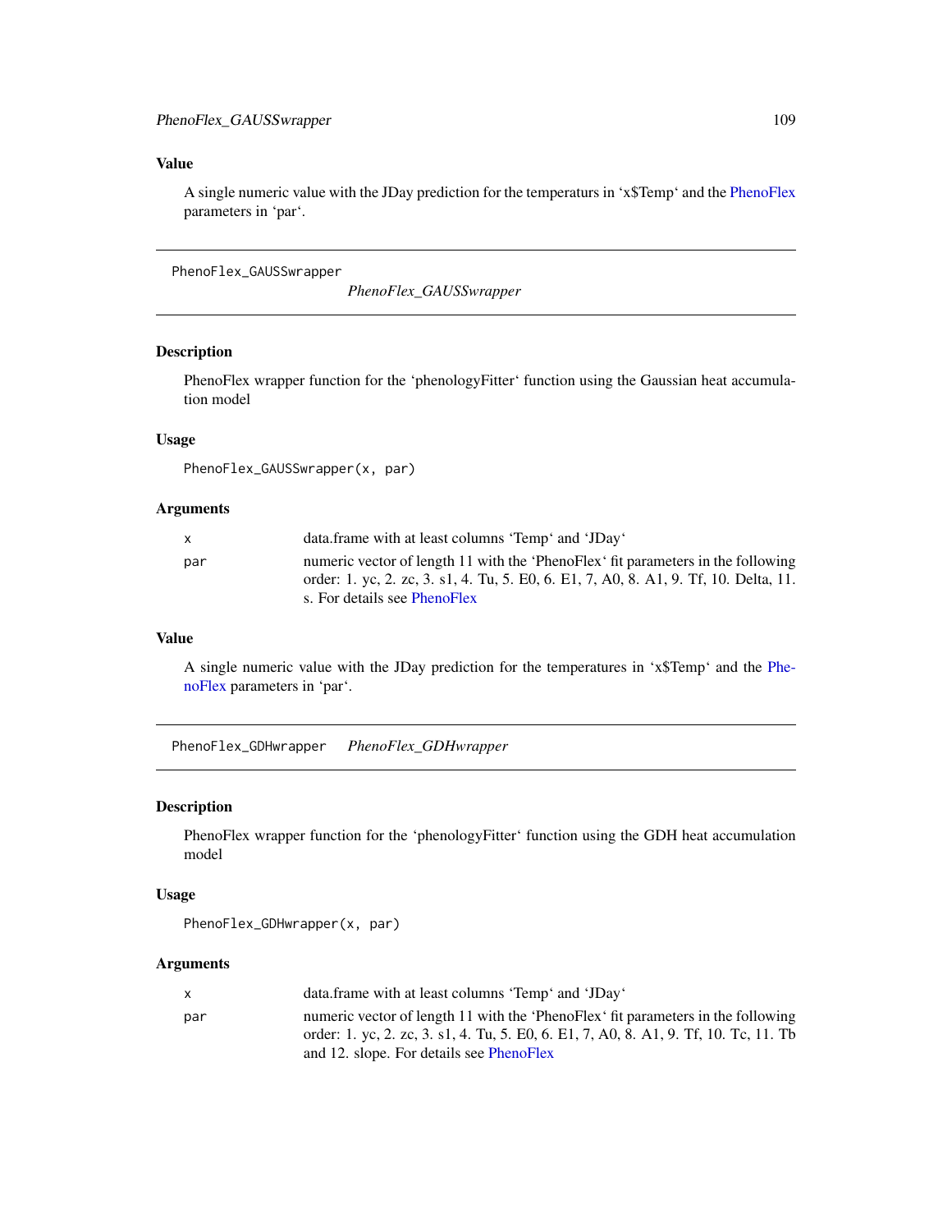### Value

A single numeric value with the JDay prediction for the temperaturs in 'x$Temp' and the PhenoFlex parameters in 'par'.

---

## PhenoFlex_GAUSSwrapper

*PhenoFlex_GAUSSwrapper*

### Description

PhenoFlex wrapper function for the 'phenologyFitter' function using the Gaussian heat accumulation model

### Usage

```
PhenoFlex_GAUSSwrapper(x, par)
```

### Arguments

| | |
|---|---|
| x | data.frame with at least columns 'Temp' and 'JDay' |
| par | numeric vector of length 11 with the 'PhenoFlex' fit parameters in the following order: 1. yc, 2. zc, 3. s1, 4. Tu, 5. E0, 6. E1, 7, A0, 8. A1, 9. Tf, 10. Delta, 11. s. For details see PhenoFlex |

### Value

A single numeric value with the JDay prediction for the temperatures in 'x$Temp' and the PhenoFlex parameters in 'par'.

---

## PhenoFlex_GDHwrapper

*PhenoFlex_GDHwrapper*

### Description

PhenoFlex wrapper function for the 'phenologyFitter' function using the GDH heat accumulation model

### Usage

```
PhenoFlex_GDHwrapper(x, par)
```

### Arguments

| | |
|---|---|
| x | data.frame with at least columns 'Temp' and 'JDay' |
| par | numeric vector of length 11 with the 'PhenoFlex' fit parameters in the following order: 1. yc, 2. zc, 3. s1, 4. Tu, 5. E0, 6. E1, 7, A0, 8. A1, 9. Tf, 10. Tc, 11. Tb and 12. slope. For details see PhenoFlex |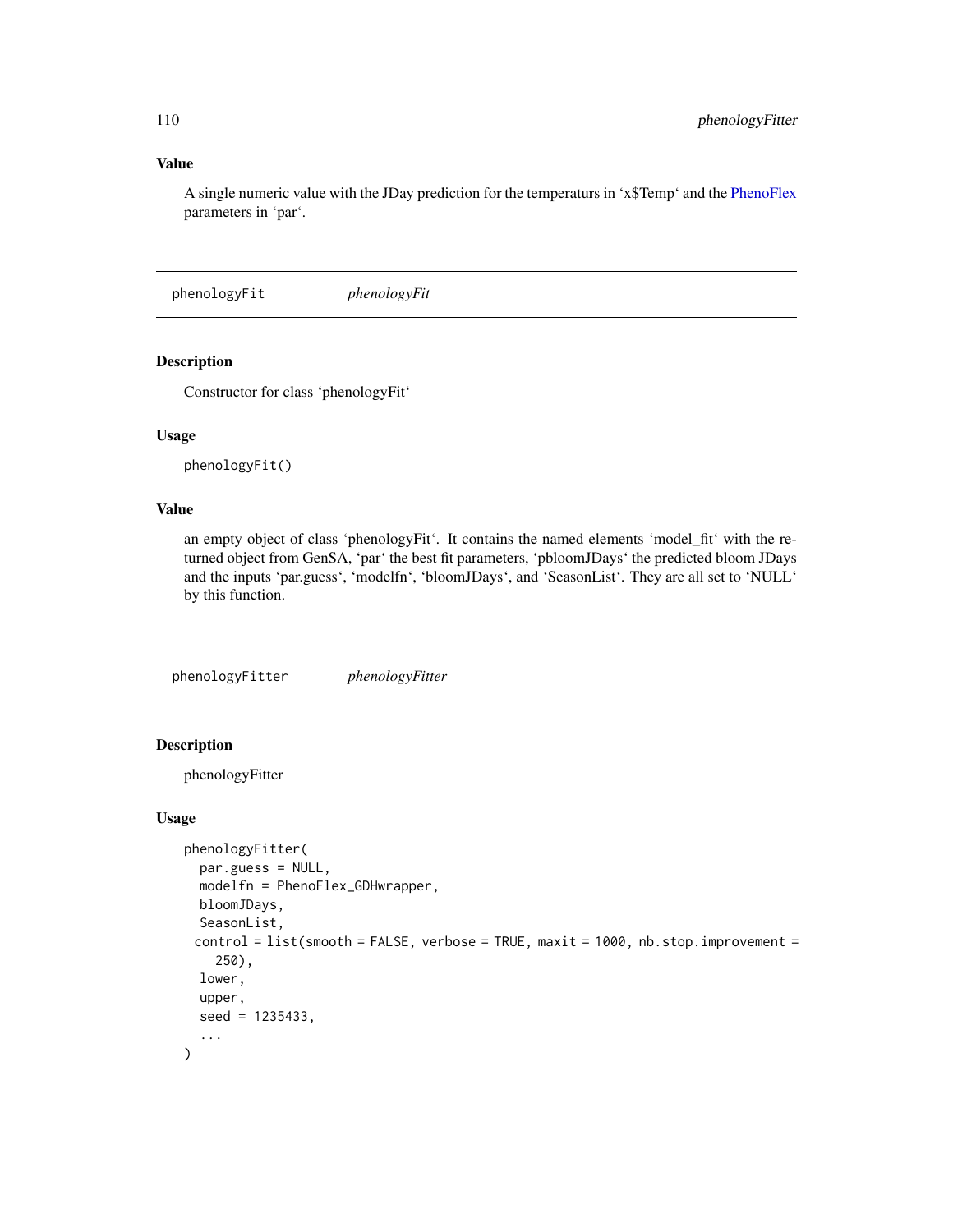### Value

A single numeric value with the JDay prediction for the temperaturs in 'x$Temp' and the PhenoFlex parameters in 'par'.

## phenologyFit *phenologyFit*

### Description

Constructor for class 'phenologyFit'

### Usage

```
phenologyFit()
```

### Value

an empty object of class 'phenologyFit'. It contains the named elements 'model_fit' with the returned object from GenSA, 'par' the best fit parameters, 'pbloomJDays' the predicted bloom JDays and the inputs 'par.guess', 'modelfn', 'bloomJDays', and 'SeasonList'. They are all set to 'NULL' by this function.

## phenologyFitter *phenologyFitter*

### Description

phenologyFitter

### Usage

```
phenologyFitter(
  par.guess = NULL,
  modelfn = PhenoFlex_GDHwrapper,
  bloomJDays,
  SeasonList,
 control = list(smooth = FALSE, verbose = TRUE, maxit = 1000, nb.stop.improvement =
    250),
  lower,
  upper,
  seed = 1235433,
  ...
)
```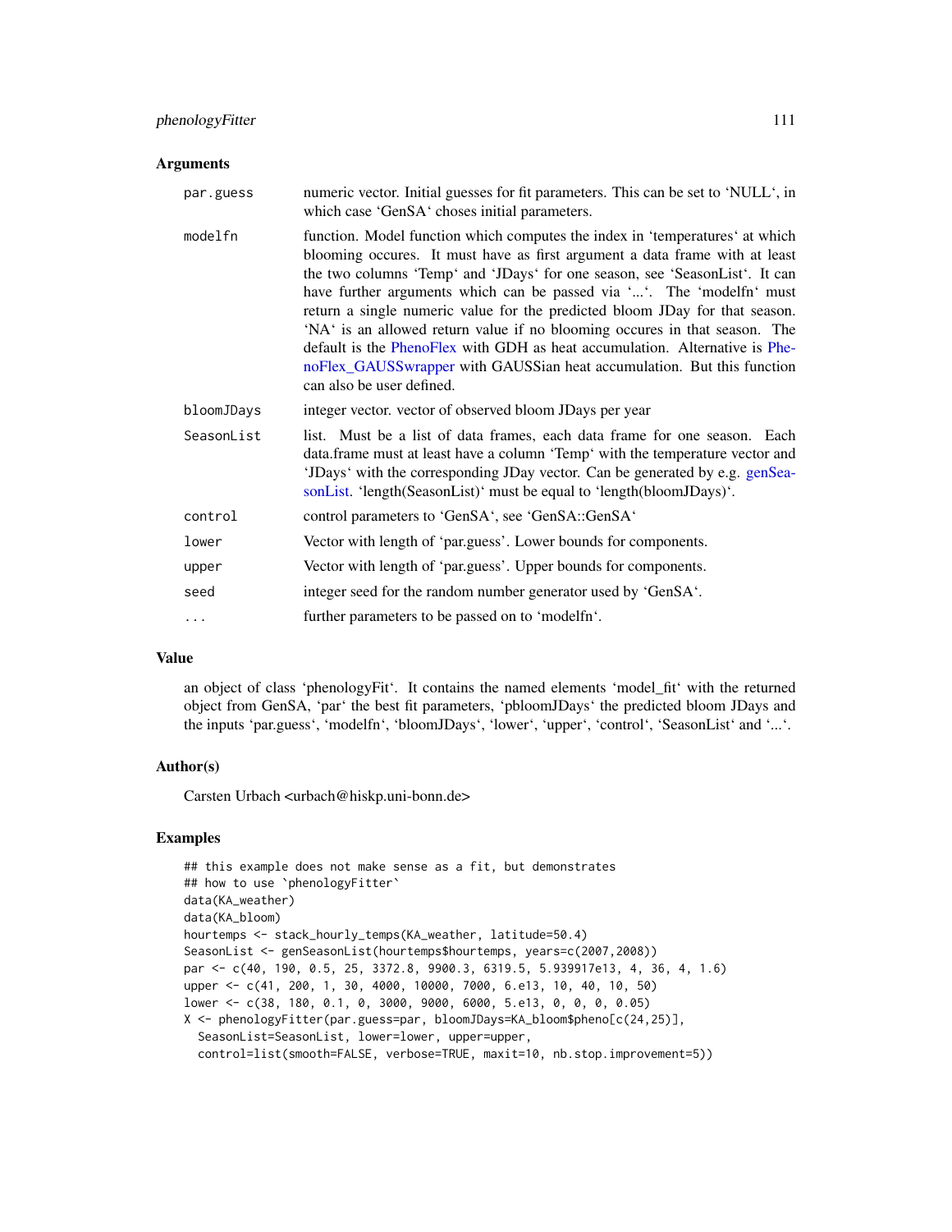### Arguments

| | |
|---|---|
| par.guess | numeric vector. Initial guesses for fit parameters. This can be set to 'NULL', in which case 'GenSA' choses initial parameters. |
| modelfn | function. Model function which computes the index in 'temperatures' at which blooming occures. It must have as first argument a data frame with at least the two columns 'Temp' and 'JDays' for one season, see 'SeasonList'. It can have further arguments which can be passed via '...'. The 'modelfn' must return a single numeric value for the predicted bloom JDay for that season. 'NA' is an allowed return value if no blooming occures in that season. The default is the PhenoFlex with GDH as heat accumulation. Alternative is PhenoFlex_GAUSSwrapper with GAUSSian heat accumulation. But this function can also be user defined. |
| bloomJDays | integer vector. vector of observed bloom JDays per year |
| SeasonList | list. Must be a list of data frames, each data frame for one season. Each data.frame must at least have a column 'Temp' with the temperature vector and 'JDays' with the corresponding JDay vector. Can be generated by e.g. genSeasonList. 'length(SeasonList)' must be equal to 'length(bloomJDays)'. |
| control | control parameters to 'GenSA', see 'GenSA::GenSA' |
| lower | Vector with length of 'par.guess'. Lower bounds for components. |
| upper | Vector with length of 'par.guess'. Upper bounds for components. |
| seed | integer seed for the random number generator used by 'GenSA'. |
| ... | further parameters to be passed on to 'modelfn'. |

### Value

an object of class 'phenologyFit'. It contains the named elements 'model_fit' with the returned object from GenSA, 'par' the best fit parameters, 'pbloomJDays' the predicted bloom JDays and the inputs 'par.guess', 'modelfn', 'bloomJDays', 'lower', 'upper', 'control', 'SeasonList' and '...'.

### Author(s)

Carsten Urbach <urbach@hiskp.uni-bonn.de>

### Examples

```
## this example does not make sense as a fit, but demonstrates
## how to use `phenologyFitter`
data(KA_weather)
data(KA_bloom)
hourtemps <- stack_hourly_temps(KA_weather, latitude=50.4)
SeasonList <- genSeasonList(hourtemps$hourtemps, years=c(2007,2008))
par <- c(40, 190, 0.5, 25, 3372.8, 9900.3, 6319.5, 5.939917e13, 4, 36, 4, 1.6)
upper <- c(41, 200, 1, 30, 4000, 10000, 7000, 6.e13, 10, 40, 10, 50)
lower <- c(38, 180, 0.1, 0, 3000, 9000, 6000, 5.e13, 0, 0, 0, 0.05)
X <- phenologyFitter(par.guess=par, bloomJDays=KA_bloom$pheno[c(24,25)],
  SeasonList=SeasonList, lower=lower, upper=upper,
  control=list(smooth=FALSE, verbose=TRUE, maxit=10, nb.stop.improvement=5))
```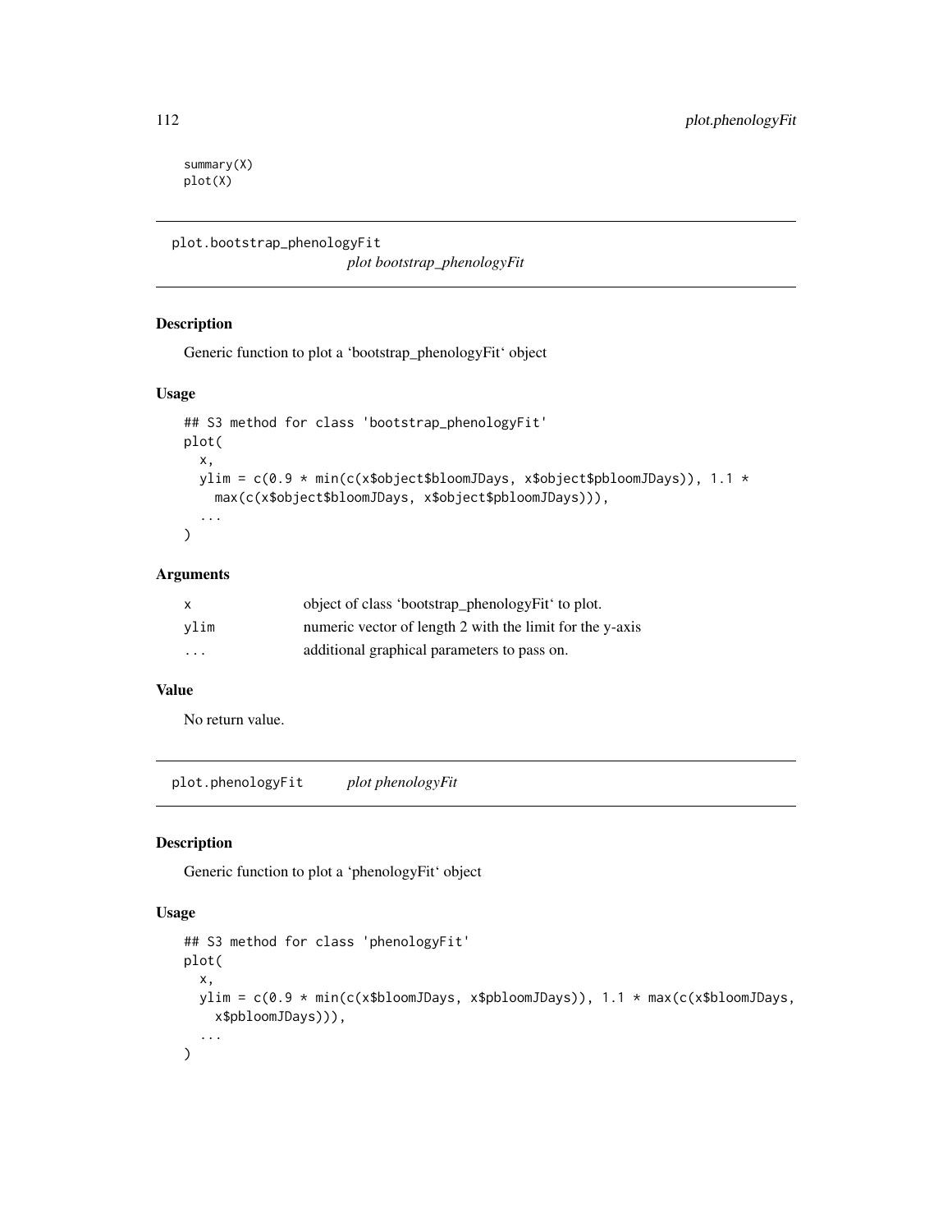```
summary(X)
plot(X)
```

## plot.bootstrap_phenologyFit    *plot bootstrap_phenologyFit*

### Description

Generic function to plot a 'bootstrap_phenologyFit' object

### Usage

```
## S3 method for class 'bootstrap_phenologyFit'
plot(
  x,
  ylim = c(0.9 * min(c(x$object$bloomJDays, x$object$pbloomJDays)), 1.1 *
    max(c(x$object$bloomJDays, x$object$pbloomJDays))),
  ...
)
```

### Arguments

| | |
|---|---|
| x | object of class 'bootstrap_phenologyFit' to plot. |
| ylim | numeric vector of length 2 with the limit for the y-axis |
| ... | additional graphical parameters to pass on. |

### Value

No return value.

## plot.phenologyFit    *plot phenologyFit*

### Description

Generic function to plot a 'phenologyFit' object

### Usage

```
## S3 method for class 'phenologyFit'
plot(
  x,
  ylim = c(0.9 * min(c(x$bloomJDays, x$pbloomJDays)), 1.1 * max(c(x$bloomJDays,
    x$pbloomJDays))),
  ...
)
```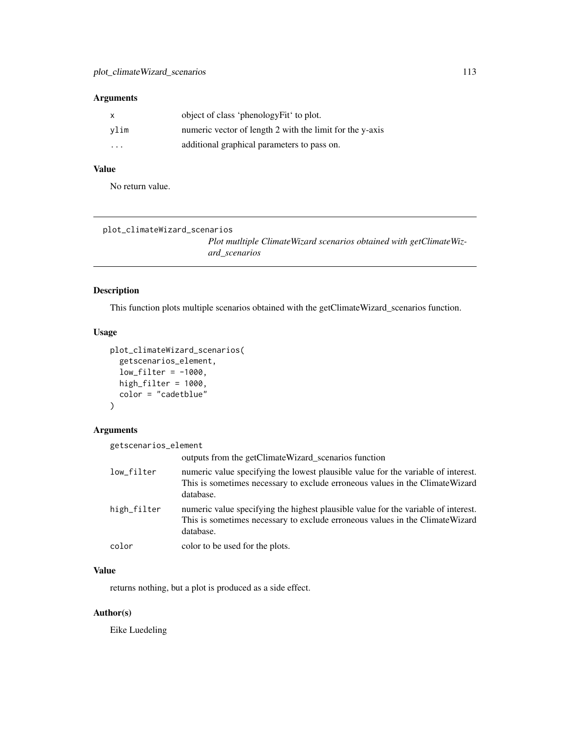### Arguments

| | |
|---|---|
| x | object of class 'phenologyFit' to plot. |
| ylim | numeric vector of length 2 with the limit for the y-axis |
| ... | additional graphical parameters to pass on. |

### Value

No return value.

---

## plot_climateWizard_scenarios

*Plot mutltiple ClimateWizard scenarios obtained with getClimateWizard_scenarios*

---

### Description

This function plots multiple scenarios obtained with the getClimateWizard_scenarios function.

### Usage

```
plot_climateWizard_scenarios(
  getscenarios_element,
  low_filter = -1000,
  high_filter = 1000,
  color = "cadetblue"
)
```

### Arguments

| | |
|---|---|
| getscenarios_element | outputs from the getClimateWizard_scenarios function |
| low_filter | numeric value specifying the lowest plausible value for the variable of interest. This is sometimes necessary to exclude erroneous values in the ClimateWizard database. |
| high_filter | numeric value specifying the highest plausible value for the variable of interest. This is sometimes necessary to exclude erroneous values in the ClimateWizard database. |
| color | color to be used for the plots. |

### Value

returns nothing, but a plot is produced as a side effect.

### Author(s)

Eike Luedeling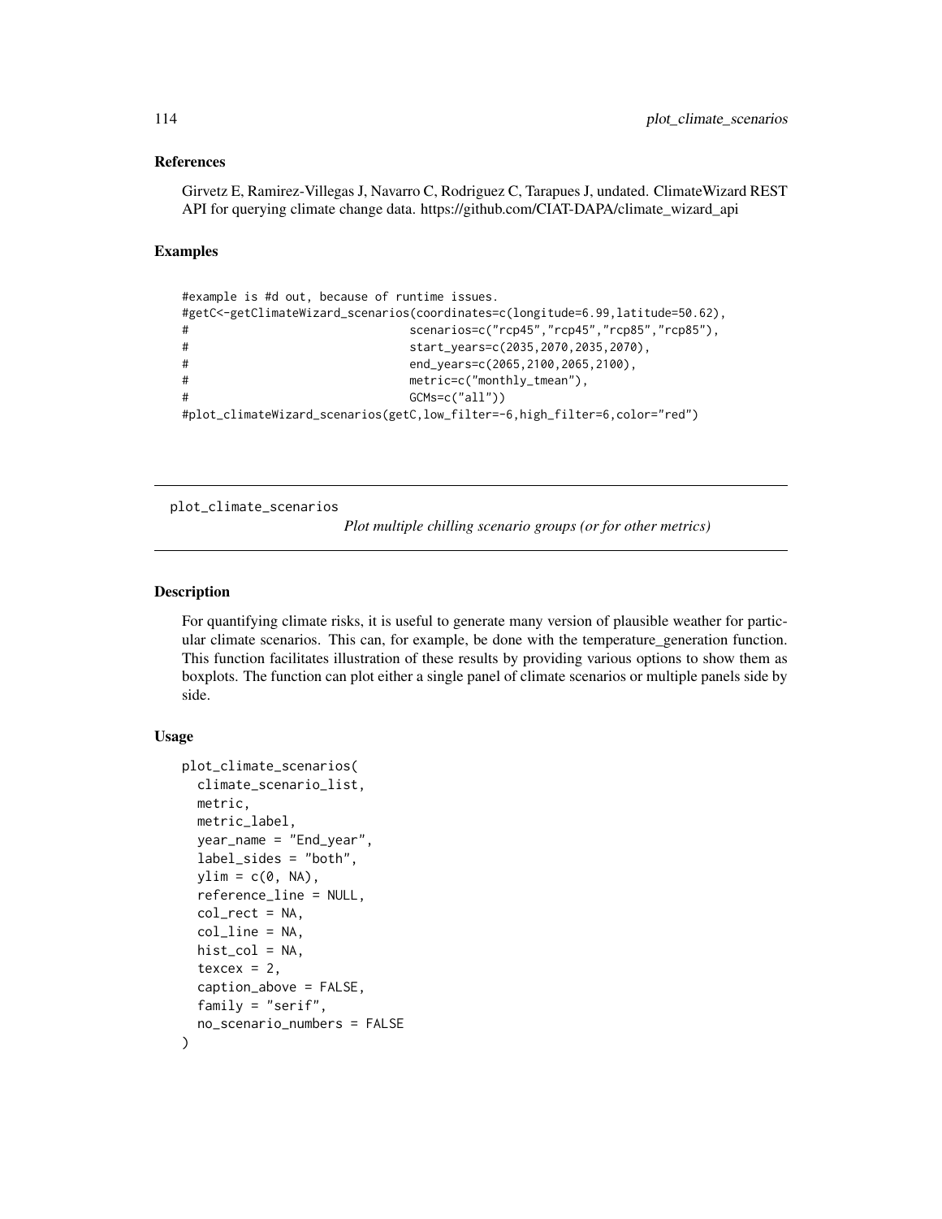### References

Girvetz E, Ramirez-Villegas J, Navarro C, Rodriguez C, Tarapues J, undated. ClimateWizard REST API for querying climate change data. https://github.com/CIAT-DAPA/climate_wizard_api

### Examples

```
#example is #d out, because of runtime issues.
#getC<-getClimateWizard_scenarios(coordinates=c(longitude=6.99,latitude=50.62),
#                               scenarios=c("rcp45","rcp45","rcp85","rcp85"),
#                               start_years=c(2035,2070,2035,2070),
#                               end_years=c(2065,2100,2065,2100),
#                               metric=c("monthly_tmean"),
#                               GCMs=c("all"))
#plot_climateWizard_scenarios(getC,low_filter=-6,high_filter=6,color="red")
```

---

## plot_climate_scenarios

*Plot multiple chilling scenario groups (or for other metrics)*

---

### Description

For quantifying climate risks, it is useful to generate many version of plausible weather for particular climate scenarios. This can, for example, be done with the temperature_generation function. This function facilitates illustration of these results by providing various options to show them as boxplots. The function can plot either a single panel of climate scenarios or multiple panels side by side.

### Usage

```
plot_climate_scenarios(
  climate_scenario_list,
  metric,
  metric_label,
  year_name = "End_year",
  label_sides = "both",
  ylim = c(0, NA),
  reference_line = NULL,
  col_rect = NA,
  col_line = NA,
  hist_col = NA,
  texcex = 2,
  caption_above = FALSE,
  family = "serif",
  no_scenario_numbers = FALSE
)
```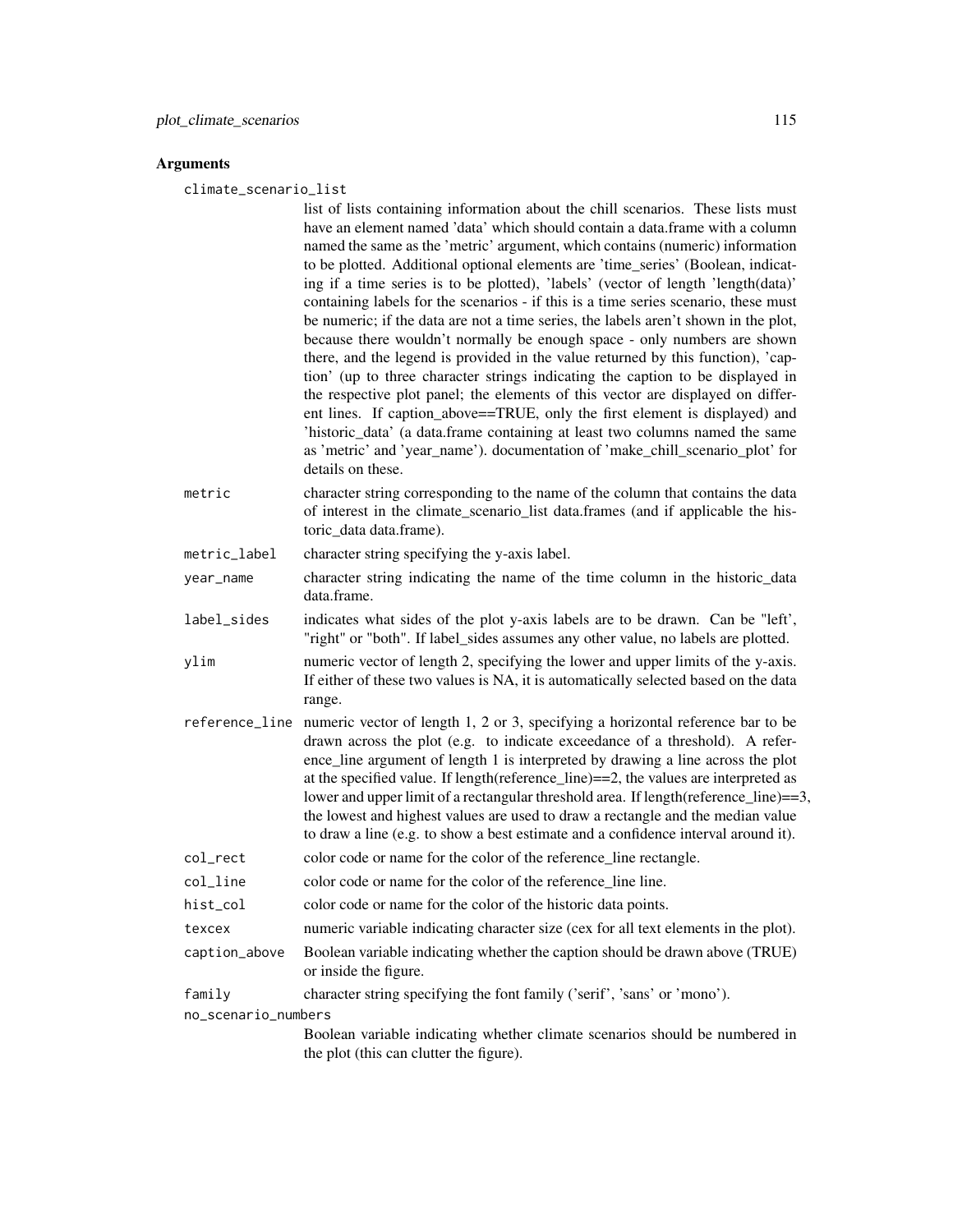## Arguments

**climate_scenario_list**

list of lists containing information about the chill scenarios. These lists must have an element named 'data' which should contain a data.frame with a column named the same as the 'metric' argument, which contains (numeric) information to be plotted. Additional optional elements are 'time_series' (Boolean, indicating if a time series is to be plotted), 'labels' (vector of length 'length(data)' containing labels for the scenarios - if this is a time series scenario, these must be numeric; if the data are not a time series, the labels aren't shown in the plot, because there wouldn't normally be enough space - only numbers are shown there, and the legend is provided in the value returned by this function), 'caption' (up to three character strings indicating the caption to be displayed in the respective plot panel; the elements of this vector are displayed on different lines. If caption_above==TRUE, only the first element is displayed) and 'historic_data' (a data.frame containing at least two columns named the same as 'metric' and 'year_name'). documentation of 'make_chill_scenario_plot' for details on these.

**metric**

character string corresponding to the name of the column that contains the data of interest in the climate_scenario_list data.frames (and if applicable the historic_data data.frame).

**metric_label**

character string specifying the y-axis label.

**year_name**

character string indicating the name of the time column in the historic_data data.frame.

**label_sides**

indicates what sides of the plot y-axis labels are to be drawn. Can be "left', "right" or "both". If label_sides assumes any other value, no labels are plotted.

**ylim**

numeric vector of length 2, specifying the lower and upper limits of the y-axis. If either of these two values is NA, it is automatically selected based on the data range.

**reference_line**

numeric vector of length 1, 2 or 3, specifying a horizontal reference bar to be drawn across the plot (e.g. to indicate exceedance of a threshold). A reference_line argument of length 1 is interpreted by drawing a line across the plot at the specified value. If length(reference_line)==2, the values are interpreted as lower and upper limit of a rectangular threshold area. If length(reference_line)==3, the lowest and highest values are used to draw a rectangle and the median value to draw a line (e.g. to show a best estimate and a confidence interval around it).

**col_rect**

color code or name for the color of the reference_line rectangle.

**col_line**

color code or name for the color of the reference_line line.

**hist_col**

color code or name for the color of the historic data points.

**texcex**

numeric variable indicating character size (cex for all text elements in the plot).

**caption_above**

Boolean variable indicating whether the caption should be drawn above (TRUE) or inside the figure.

**family**

character string specifying the font family ('serif', 'sans' or 'mono').

**no_scenario_numbers**

Boolean variable indicating whether climate scenarios should be numbered in the plot (this can clutter the figure).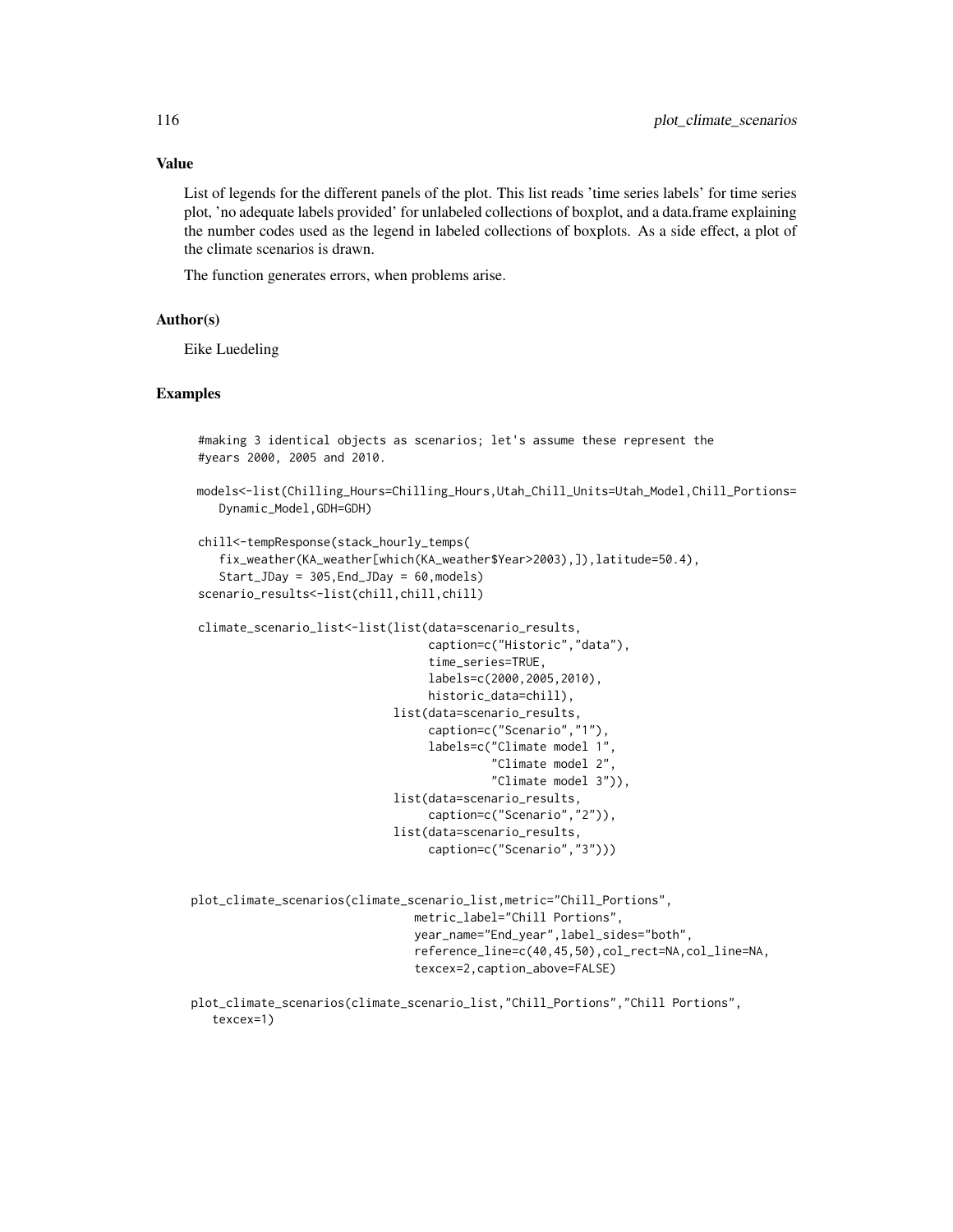## Value

List of legends for the different panels of the plot. This list reads 'time series labels' for time series plot, 'no adequate labels provided' for unlabeled collections of boxplot, and a data.frame explaining the number codes used as the legend in labeled collections of boxplots. As a side effect, a plot of the climate scenarios is drawn.

The function generates errors, when problems arise.

## Author(s)

Eike Luedeling

## Examples

```
#making 3 identical objects as scenarios; let's assume these represent the
#years 2000, 2005 and 2010.

models<-list(Chilling_Hours=Chilling_Hours,Utah_Chill_Units=Utah_Model,Chill_Portions=
   Dynamic_Model,GDH=GDH)

chill<-tempResponse(stack_hourly_temps(
   fix_weather(KA_weather[which(KA_weather$Year>2003),]),latitude=50.4),
   Start_JDay = 305,End_JDay = 60,models)
scenario_results<-list(chill,chill,chill)

climate_scenario_list<-list(list(data=scenario_results,
                                 caption=c("Historic","data"),
                                 time_series=TRUE,
                                 labels=c(2000,2005,2010),
                                 historic_data=chill),
                            list(data=scenario_results,
                                 caption=c("Scenario","1"),
                                 labels=c("Climate model 1",
                                          "Climate model 2",
                                          "Climate model 3")),
                            list(data=scenario_results,
                                 caption=c("Scenario","2")),
                            list(data=scenario_results,
                                 caption=c("Scenario","3")))


plot_climate_scenarios(climate_scenario_list,metric="Chill_Portions",
                               metric_label="Chill Portions",
                               year_name="End_year",label_sides="both",
                               reference_line=c(40,45,50),col_rect=NA,col_line=NA,
                               texcex=2,caption_above=FALSE)

plot_climate_scenarios(climate_scenario_list,"Chill_Portions","Chill Portions",
   texcex=1)
```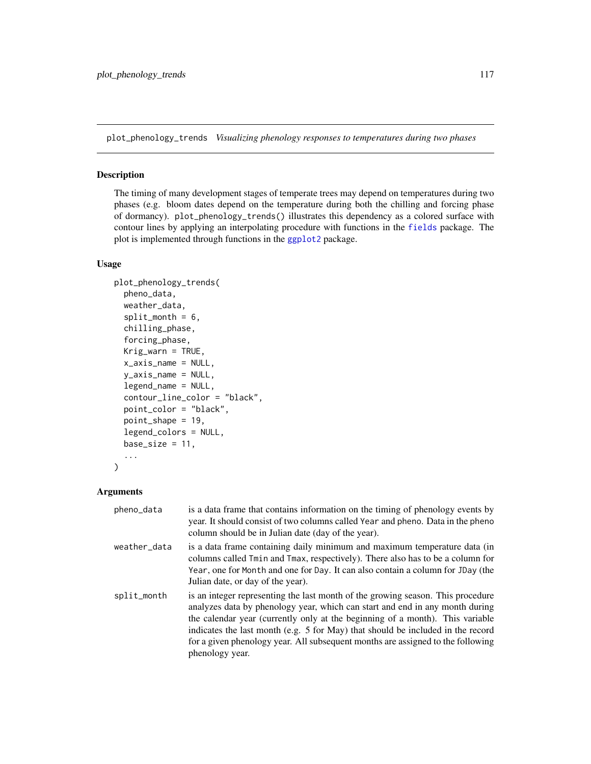plot_phenology_trends *Visualizing phenology responses to temperatures during two phases*

## Description

The timing of many development stages of temperate trees may depend on temperatures during two phases (e.g. bloom dates depend on the temperature during both the chilling and forcing phase of dormancy). `plot_phenology_trends()` illustrates this dependency as a colored surface with contour lines by applying an interpolating procedure with functions in the `fields` package. The plot is implemented through functions in the `ggplot2` package.

## Usage

```
plot_phenology_trends(
  pheno_data,
  weather_data,
  split_month = 6,
  chilling_phase,
  forcing_phase,
  Krig_warn = TRUE,
  x_axis_name = NULL,
  y_axis_name = NULL,
  legend_name = NULL,
  contour_line_color = "black",
  point_color = "black",
  point_shape = 19,
  legend_colors = NULL,
  base_size = 11,
  ...
)
```

## Arguments

| | |
|---|---|
| `pheno_data` | is a data frame that contains information on the timing of phenology events by year. It should consist of two columns called `Year` and `pheno`. Data in the pheno column should be in Julian date (day of the year). |
| `weather_data` | is a data frame containing daily minimum and maximum temperature data (in columns called `Tmin` and `Tmax`, respectively). There also has to be a column for `Year`, one for `Month` and one for `Day`. It can also contain a column for `JDay` (the Julian date, or day of the year). |
| `split_month` | is an integer representing the last month of the growing season. This procedure analyzes data by phenology year, which can start and end in any month during the calendar year (currently only at the beginning of a month). This variable indicates the last month (e.g. 5 for May) that should be included in the record for a given phenology year. All subsequent months are assigned to the following phenology year. |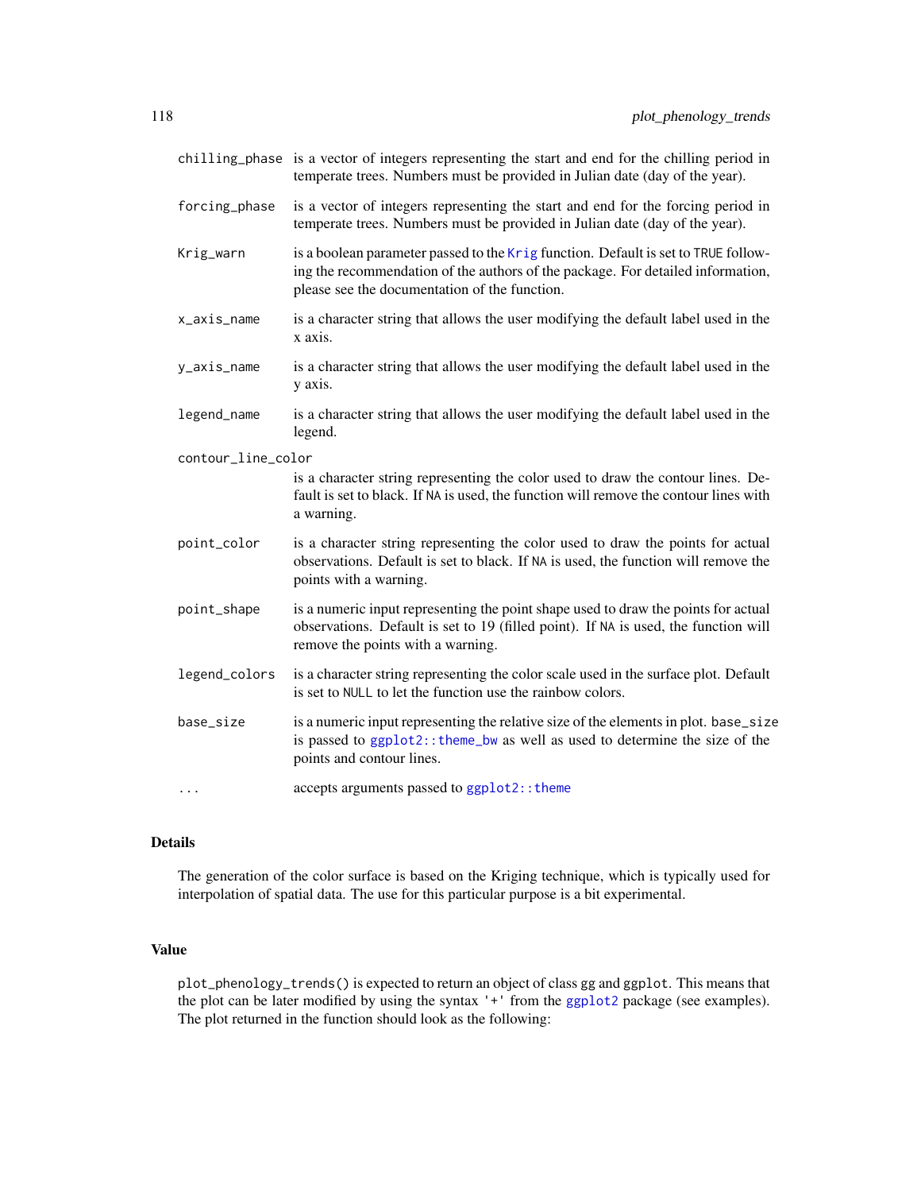| | |
|---|---|
| `chilling_phase` | is a vector of integers representing the start and end for the chilling period in temperate trees. Numbers must be provided in Julian date (day of the year). |
| `forcing_phase` | is a vector of integers representing the start and end for the forcing period in temperate trees. Numbers must be provided in Julian date (day of the year). |
| `Krig_warn` | is a boolean parameter passed to the `Krig` function. Default is set to `TRUE` following the recommendation of the authors of the package. For detailed information, please see the documentation of the function. |
| `x_axis_name` | is a character string that allows the user modifying the default label used in the x axis. |
| `y_axis_name` | is a character string that allows the user modifying the default label used in the y axis. |
| `legend_name` | is a character string that allows the user modifying the default label used in the legend. |
| `contour_line_color` | is a character string representing the color used to draw the contour lines. Default is set to black. If `NA` is used, the function will remove the contour lines with a warning. |
| `point_color` | is a character string representing the color used to draw the points for actual observations. Default is set to black. If `NA` is used, the function will remove the points with a warning. |
| `point_shape` | is a numeric input representing the point shape used to draw the points for actual observations. Default is set to 19 (filled point). If `NA` is used, the function will remove the points with a warning. |
| `legend_colors` | is a character string representing the color scale used in the surface plot. Default is set to `NULL` to let the function use the rainbow colors. |
| `base_size` | is a numeric input representing the relative size of the elements in plot. `base_size` is passed to `ggplot2::theme_bw` as well as used to determine the size of the points and contour lines. |
| `...` | accepts arguments passed to `ggplot2::theme` |

## Details

The generation of the color surface is based on the Kriging technique, which is typically used for interpolation of spatial data. The use for this particular purpose is a bit experimental.

## Value

`plot_phenology_trends()` is expected to return an object of class `gg` and `ggplot`. This means that the plot can be later modified by using the syntax '+' from the `ggplot2` package (see examples). The plot returned in the function should look as the following: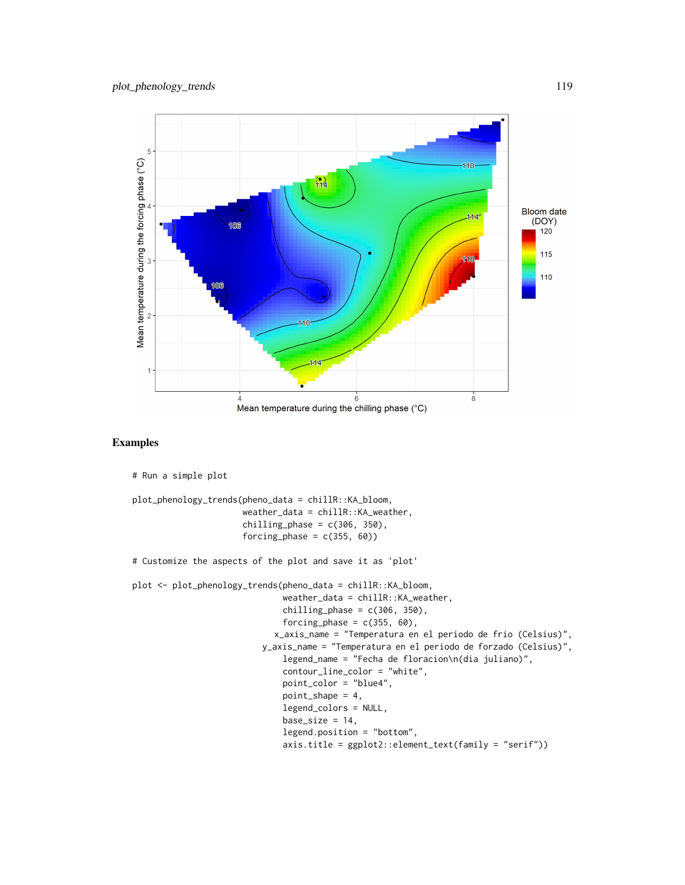## Examples

```
# Run a simple plot

plot_phenology_trends(pheno_data = chillR::KA_bloom,
                      weather_data = chillR::KA_weather,
                      chilling_phase = c(306, 350),
                      forcing_phase = c(355, 60))

# Customize the aspects of the plot and save it as 'plot'

plot <- plot_phenology_trends(pheno_data = chillR::KA_bloom,
                              weather_data = chillR::KA_weather,
                              chilling_phase = c(306, 350),
                              forcing_phase = c(355, 60),
                            x_axis_name = "Temperatura en el periodo de frio (Celsius)",
                         y_axis_name = "Temperatura en el periodo de forzado (Celsius)",
                              legend_name = "Fecha de floracion\n(dia juliano)",
                              contour_line_color = "white",
                              point_color = "blue4",
                              point_shape = 4,
                              legend_colors = NULL,
                              base_size = 14,
                              legend.position = "bottom",
                              axis.title = ggplot2::element_text(family = "serif"))
```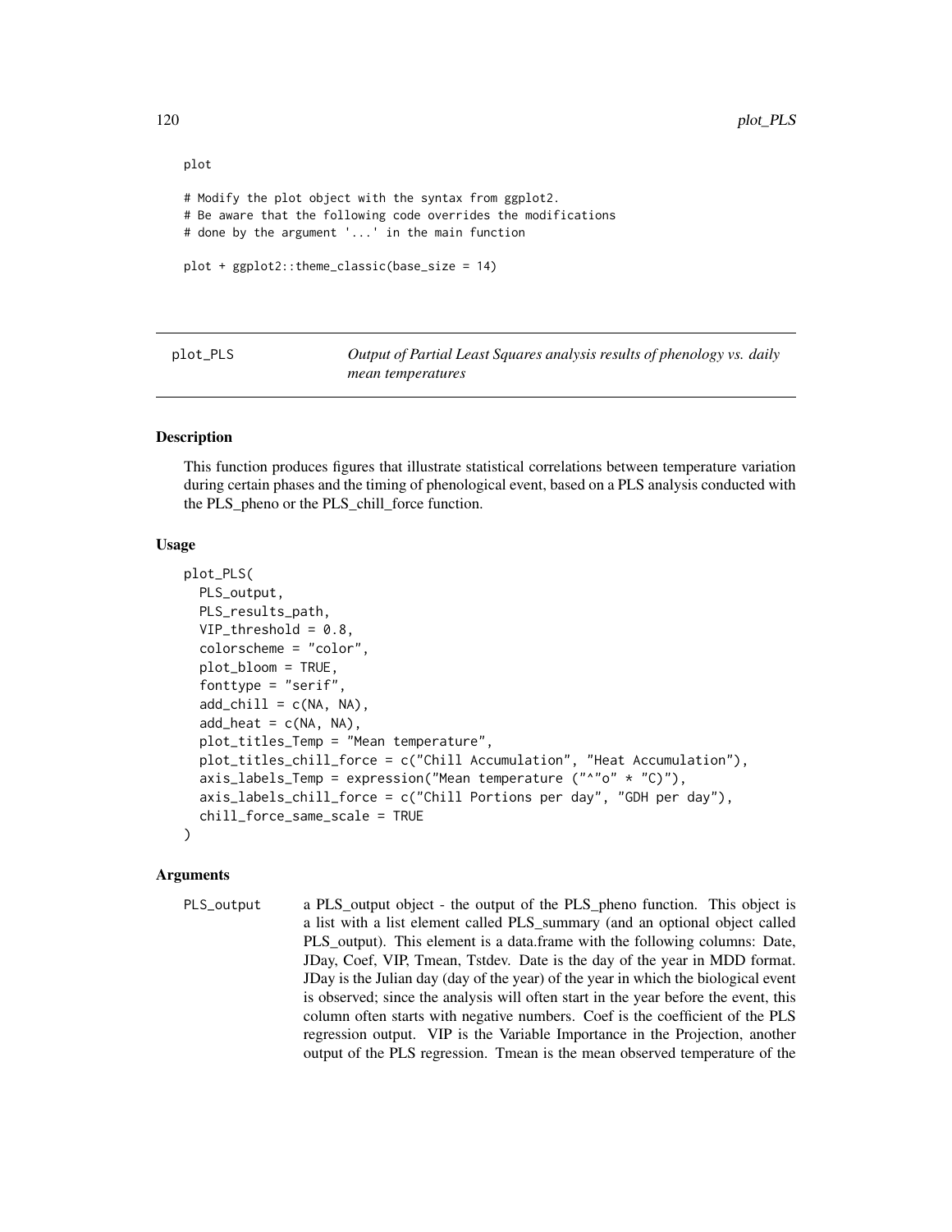```
plot

# Modify the plot object with the syntax from ggplot2.
# Be aware that the following code overrides the modifications
# done by the argument '...' in the main function

plot + ggplot2::theme_classic(base_size = 14)
```

## plot_PLS — *Output of Partial Least Squares analysis results of phenology vs. daily mean temperatures*

### Description

This function produces figures that illustrate statistical correlations between temperature variation during certain phases and the timing of phenological event, based on a PLS analysis conducted with the PLS_pheno or the PLS_chill_force function.

### Usage

```
plot_PLS(
  PLS_output,
  PLS_results_path,
  VIP_threshold = 0.8,
  colorscheme = "color",
  plot_bloom = TRUE,
  fonttype = "serif",
  add_chill = c(NA, NA),
  add_heat = c(NA, NA),
  plot_titles_Temp = "Mean temperature",
  plot_titles_chill_force = c("Chill Accumulation", "Heat Accumulation"),
  axis_labels_Temp = expression("Mean temperature ("^"o" * "C)"),
  axis_labels_chill_force = c("Chill Portions per day", "GDH per day"),
  chill_force_same_scale = TRUE
)
```

### Arguments

`PLS_output` a PLS_output object - the output of the PLS_pheno function. This object is a list with a list element called PLS_summary (and an optional object called PLS_output). This element is a data.frame with the following columns: Date, JDay, Coef, VIP, Tmean, Tstdev. Date is the day of the year in MDD format. JDay is the Julian day (day of the year) of the year in which the biological event is observed; since the analysis will often start in the year before the event, this column often starts with negative numbers. Coef is the coefficient of the PLS regression output. VIP is the Variable Importance in the Projection, another output of the PLS regression. Tmean is the mean observed temperature of the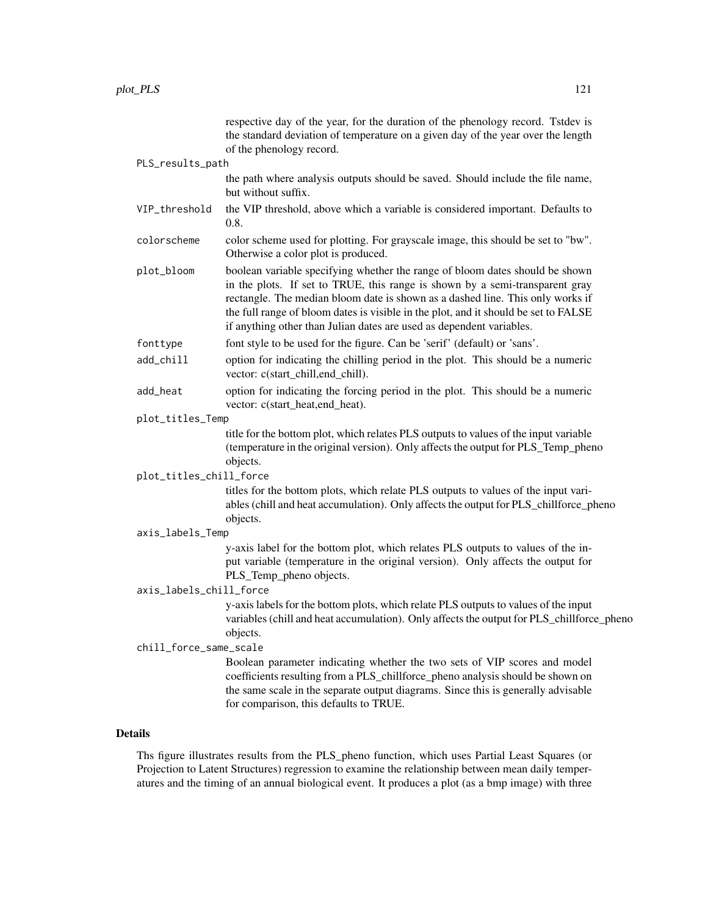respective day of the year, for the duration of the phenology record. Tstdev is the standard deviation of temperature on a given day of the year over the length of the phenology record.

PLS_results_path
: the path where analysis outputs should be saved. Should include the file name, but without suffix.

VIP_threshold
: the VIP threshold, above which a variable is considered important. Defaults to 0.8.

colorscheme
: color scheme used for plotting. For grayscale image, this should be set to "bw". Otherwise a color plot is produced.

plot_bloom
: boolean variable specifying whether the range of bloom dates should be shown in the plots. If set to TRUE, this range is shown by a semi-transparent gray rectangle. The median bloom date is shown as a dashed line. This only works if the full range of bloom dates is visible in the plot, and it should be set to FALSE if anything other than Julian dates are used as dependent variables.

fonttype
: font style to be used for the figure. Can be 'serif' (default) or 'sans'.

add_chill
: option for indicating the chilling period in the plot. This should be a numeric vector: c(start_chill,end_chill).

add_heat
: option for indicating the forcing period in the plot. This should be a numeric vector: c(start_heat,end_heat).

plot_titles_Temp
: title for the bottom plot, which relates PLS outputs to values of the input variable (temperature in the original version). Only affects the output for PLS_Temp_pheno objects.

plot_titles_chill_force
: titles for the bottom plots, which relate PLS outputs to values of the input variables (chill and heat accumulation). Only affects the output for PLS_chillforce_pheno objects.

axis_labels_Temp
: y-axis label for the bottom plot, which relates PLS outputs to values of the input variable (temperature in the original version). Only affects the output for PLS_Temp_pheno objects.

axis_labels_chill_force
: y-axis labels for the bottom plots, which relate PLS outputs to values of the input variables (chill and heat accumulation). Only affects the output for PLS_chillforce_pheno objects.

chill_force_same_scale
: Boolean parameter indicating whether the two sets of VIP scores and model coefficients resulting from a PLS_chillforce_pheno analysis should be shown on the same scale in the separate output diagrams. Since this is generally advisable for comparison, this defaults to TRUE.

## Details

Ths figure illustrates results from the PLS_pheno function, which uses Partial Least Squares (or Projection to Latent Structures) regression to examine the relationship between mean daily temperatures and the timing of an annual biological event. It produces a plot (as a bmp image) with three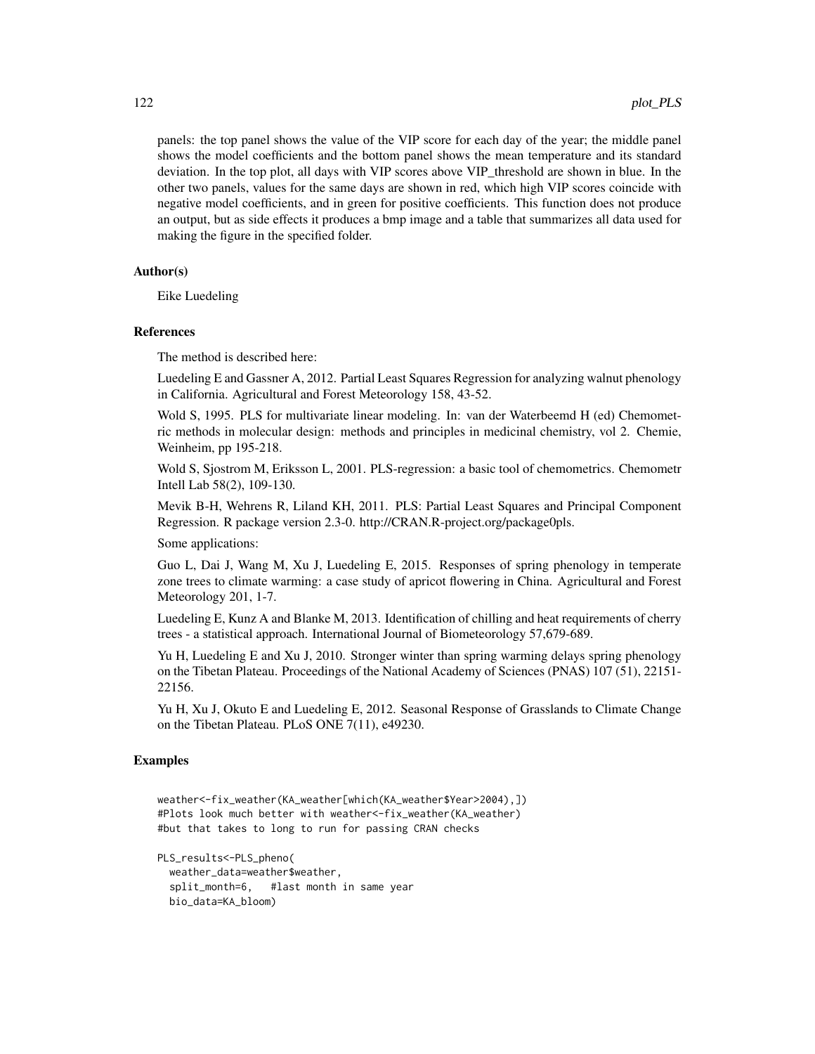panels: the top panel shows the value of the VIP score for each day of the year; the middle panel shows the model coefficients and the bottom panel shows the mean temperature and its standard deviation. In the top plot, all days with VIP scores above VIP_threshold are shown in blue. In the other two panels, values for the same days are shown in red, which high VIP scores coincide with negative model coefficients, and in green for positive coefficients. This function does not produce an output, but as side effects it produces a bmp image and a table that summarizes all data used for making the figure in the specified folder.

### Author(s)

Eike Luedeling

### References

The method is described here:

Luedeling E and Gassner A, 2012. Partial Least Squares Regression for analyzing walnut phenology in California. Agricultural and Forest Meteorology 158, 43-52.

Wold S, 1995. PLS for multivariate linear modeling. In: van der Waterbeemd H (ed) Chemometric methods in molecular design: methods and principles in medicinal chemistry, vol 2. Chemie, Weinheim, pp 195-218.

Wold S, Sjostrom M, Eriksson L, 2001. PLS-regression: a basic tool of chemometrics. Chemometr Intell Lab 58(2), 109-130.

Mevik B-H, Wehrens R, Liland KH, 2011. PLS: Partial Least Squares and Principal Component Regression. R package version 2.3-0. http://CRAN.R-project.org/package0pls.

Some applications:

Guo L, Dai J, Wang M, Xu J, Luedeling E, 2015. Responses of spring phenology in temperate zone trees to climate warming: a case study of apricot flowering in China. Agricultural and Forest Meteorology 201, 1-7.

Luedeling E, Kunz A and Blanke M, 2013. Identification of chilling and heat requirements of cherry trees - a statistical approach. International Journal of Biometeorology 57,679-689.

Yu H, Luedeling E and Xu J, 2010. Stronger winter than spring warming delays spring phenology on the Tibetan Plateau. Proceedings of the National Academy of Sciences (PNAS) 107 (51), 22151-22156.

Yu H, Xu J, Okuto E and Luedeling E, 2012. Seasonal Response of Grasslands to Climate Change on the Tibetan Plateau. PLoS ONE 7(11), e49230.

### Examples

```
weather<-fix_weather(KA_weather[which(KA_weather$Year>2004),])
#Plots look much better with weather<-fix_weather(KA_weather)
#but that takes to long to run for passing CRAN checks

PLS_results<-PLS_pheno(
  weather_data=weather$weather,
  split_month=6,   #last month in same year
  bio_data=KA_bloom)
```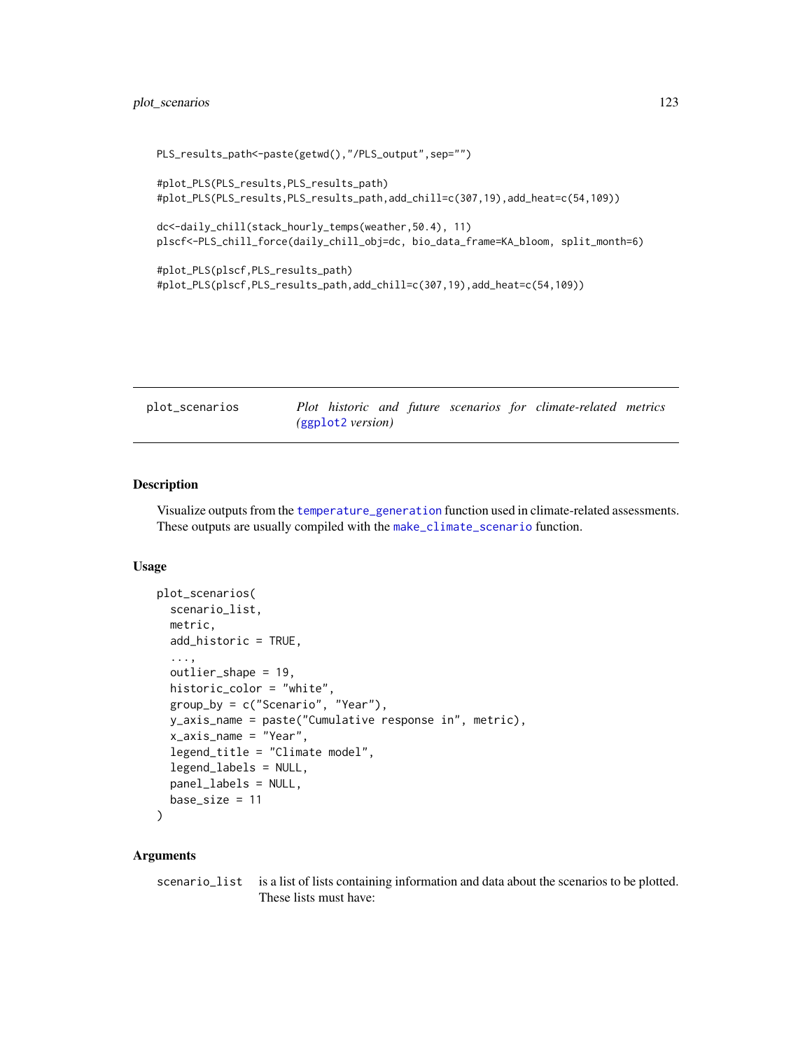```
PLS_results_path<-paste(getwd(),"/PLS_output",sep="")

#plot_PLS(PLS_results,PLS_results_path)
#plot_PLS(PLS_results,PLS_results_path,add_chill=c(307,19),add_heat=c(54,109))

dc<-daily_chill(stack_hourly_temps(weather,50.4), 11)
plscf<-PLS_chill_force(daily_chill_obj=dc, bio_data_frame=KA_bloom, split_month=6)

#plot_PLS(plscf,PLS_results_path)
#plot_PLS(plscf,PLS_results_path,add_chill=c(307,19),add_heat=c(54,109))
```

---

## plot_scenarios — *Plot historic and future scenarios for climate-related metrics (ggplot2 version)*

---

### Description

Visualize outputs from the `temperature_generation` function used in climate-related assessments. These outputs are usually compiled with the `make_climate_scenario` function.

### Usage

```
plot_scenarios(
  scenario_list,
  metric,
  add_historic = TRUE,
  ...,
  outlier_shape = 19,
  historic_color = "white",
  group_by = c("Scenario", "Year"),
  y_axis_name = paste("Cumulative response in", metric),
  x_axis_name = "Year",
  legend_title = "Climate model",
  legend_labels = NULL,
  panel_labels = NULL,
  base_size = 11
)
```

### Arguments

`scenario_list` is a list of lists containing information and data about the scenarios to be plotted. These lists must have: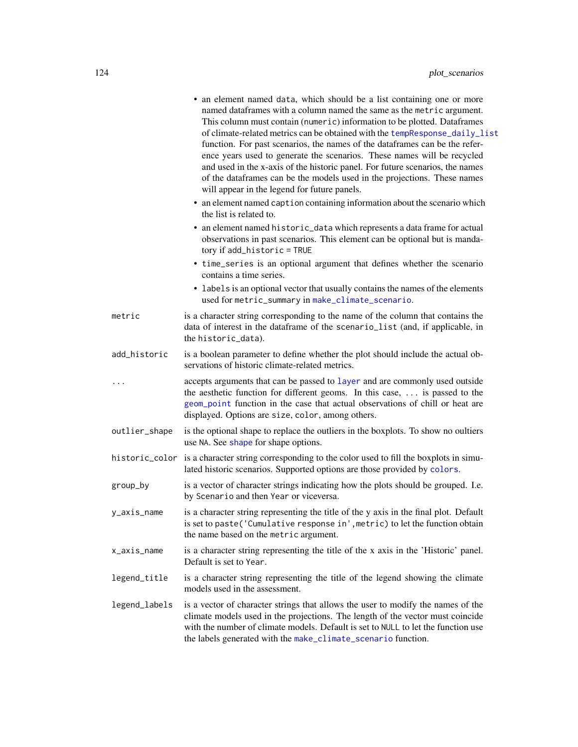- an element named `data`, which should be a list containing one or more named dataframes with a column named the same as the `metric` argument. This column must contain (`numeric`) information to be plotted. Dataframes of climate-related metrics can be obtained with the `tempResponse_daily_list` function. For past scenarios, the names of the dataframes can be the reference years used to generate the scenarios. These names will be recycled and used in the x-axis of the historic panel. For future scenarios, the names of the dataframes can be the models used in the projections. These names will appear in the legend for future panels.
- an element named `caption` containing information about the scenario which the list is related to.
- an element named `historic_data` which represents a data frame for actual observations in past scenarios. This element can be optional but is mandatory if `add_historic = TRUE`
- `time_series` is an optional argument that defines whether the scenario contains a time series.
- `labels` is an optional vector that usually contains the names of the elements used for `metric_summary` in `make_climate_scenario`.

`metric` is a character string corresponding to the name of the column that contains the data of interest in the dataframe of the `scenario_list` (and, if applicable, in the `historic_data`).

`add_historic` is a boolean parameter to define whether the plot should include the actual observations of historic climate-related metrics.

`...` accepts arguments that can be passed to `layer` and are commonly used outside the aesthetic function for different geoms. In this case, `...` is passed to the `geom_point` function in the case that actual observations of chill or heat are displayed. Options are `size`, `color`, among others.

`outlier_shape` is the optional shape to replace the outliers in the boxplots. To show no oultiers use `NA`. See `shape` for shape options.

`historic_color` is a character string corresponding to the color used to fill the boxplots in simulated historic scenarios. Supported options are those provided by `colors`.

`group_by` is a vector of character strings indicating how the plots should be grouped. I.e. by `Scenario` and then `Year` or viceversa.

`y_axis_name` is a character string representing the title of the y axis in the final plot. Default is set to `paste('Cumulative response in',metric)` to let the function obtain the name based on the `metric` argument.

`x_axis_name` is a character string representing the title of the x axis in the 'Historic' panel. Default is set to `Year`.

`legend_title` is a character string representing the title of the legend showing the climate models used in the assessment.

`legend_labels` is a vector of character strings that allows the user to modify the names of the climate models used in the projections. The length of the vector must coincide with the number of climate models. Default is set to `NULL` to let the function use the labels generated with the `make_climate_scenario` function.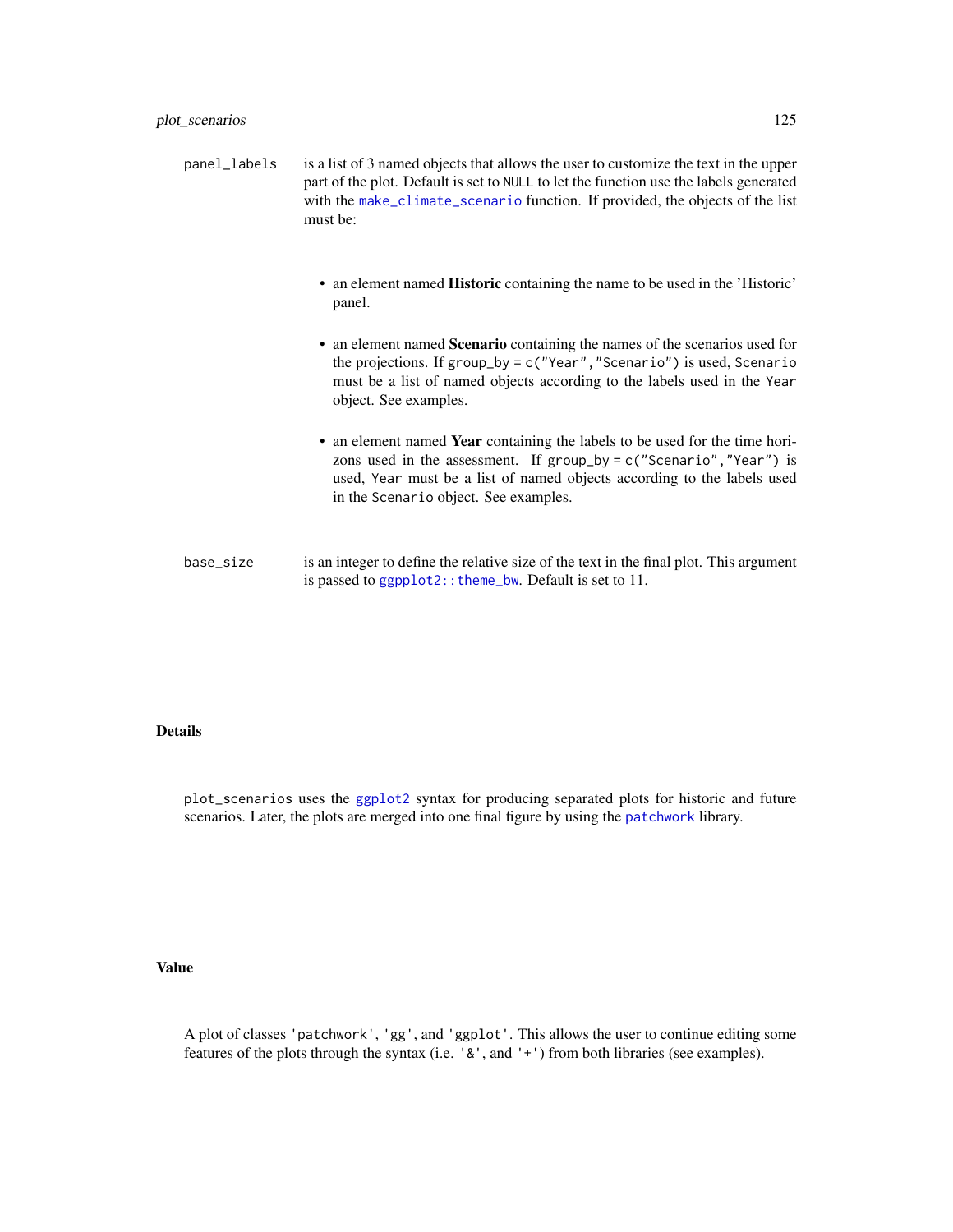`panel_labels` is a list of 3 named objects that allows the user to customize the text in the upper part of the plot. Default is set to `NULL` to let the function use the labels generated with the `make_climate_scenario` function. If provided, the objects of the list must be:

- an element named **Historic** containing the name to be used in the 'Historic' panel.
- an element named **Scenario** containing the names of the scenarios used for the projections. If `group_by = c("Year","Scenario")` is used, `Scenario` must be a list of named objects according to the labels used in the `Year` object. See examples.
- an element named **Year** containing the labels to be used for the time horizons used in the assessment. If `group_by = c("Scenario","Year")` is used, `Year` must be a list of named objects according to the labels used in the `Scenario` object. See examples.

`base_size` is an integer to define the relative size of the text in the final plot. This argument is passed to `ggplot2::theme_bw`. Default is set to 11.

## Details

`plot_scenarios` uses the `ggplot2` syntax for producing separated plots for historic and future scenarios. Later, the plots are merged into one final figure by using the `patchwork` library.

## Value

A plot of classes `'patchwork'`, `'gg'`, and `'ggplot'`. This allows the user to continue editing some features of the plots through the syntax (i.e. `'&'`, and `'+'`) from both libraries (see examples).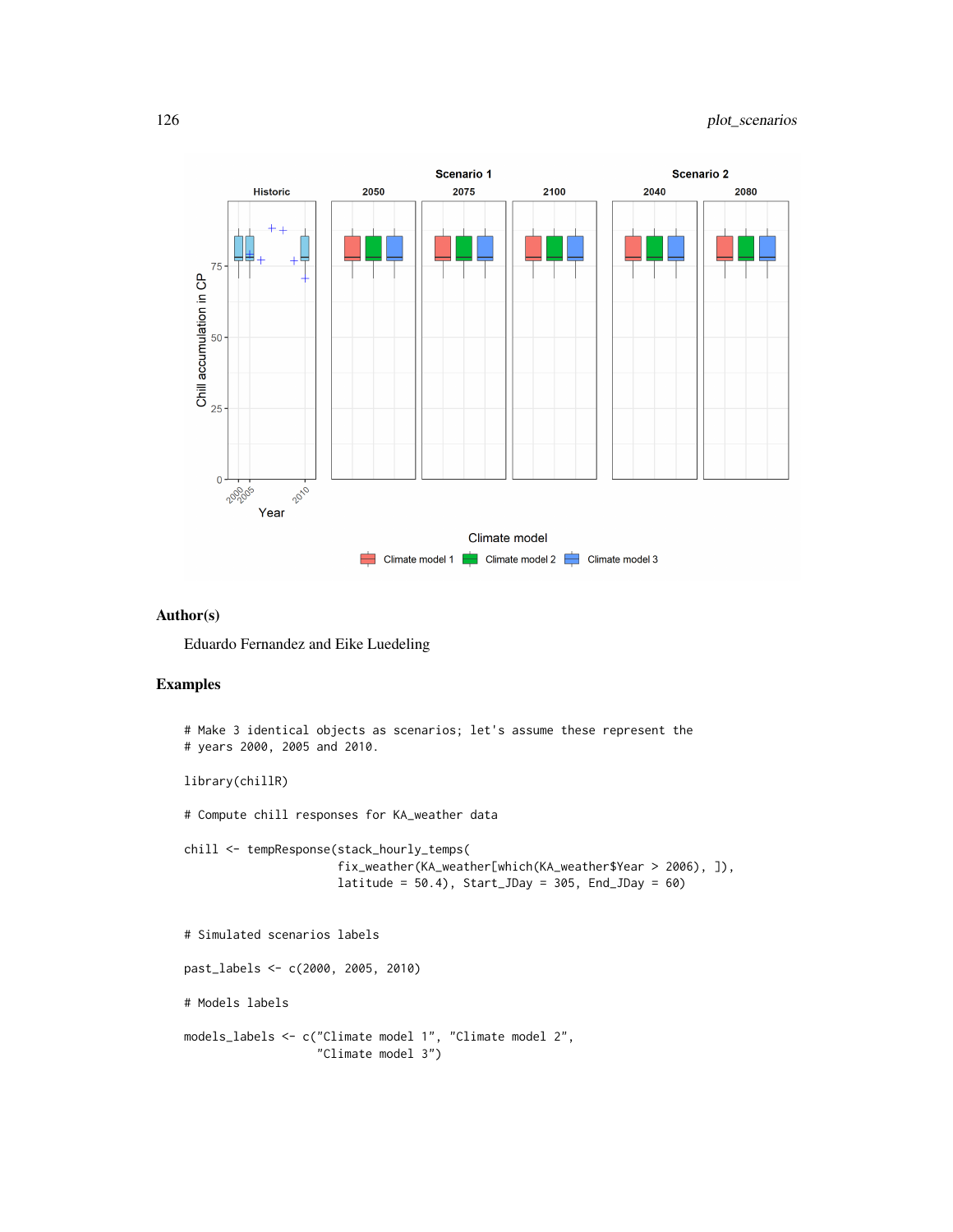## Author(s)

Eduardo Fernandez and Eike Luedeling

## Examples

```
# Make 3 identical objects as scenarios; let's assume these represent the
# years 2000, 2005 and 2010.

library(chillR)

# Compute chill responses for KA_weather data

chill <- tempResponse(stack_hourly_temps(
                      fix_weather(KA_weather[which(KA_weather$Year > 2006), ]),
                      latitude = 50.4), Start_JDay = 305, End_JDay = 60)


# Simulated scenarios labels

past_labels <- c(2000, 2005, 2010)

# Models labels

models_labels <- c("Climate model 1", "Climate model 2",
                   "Climate model 3")
```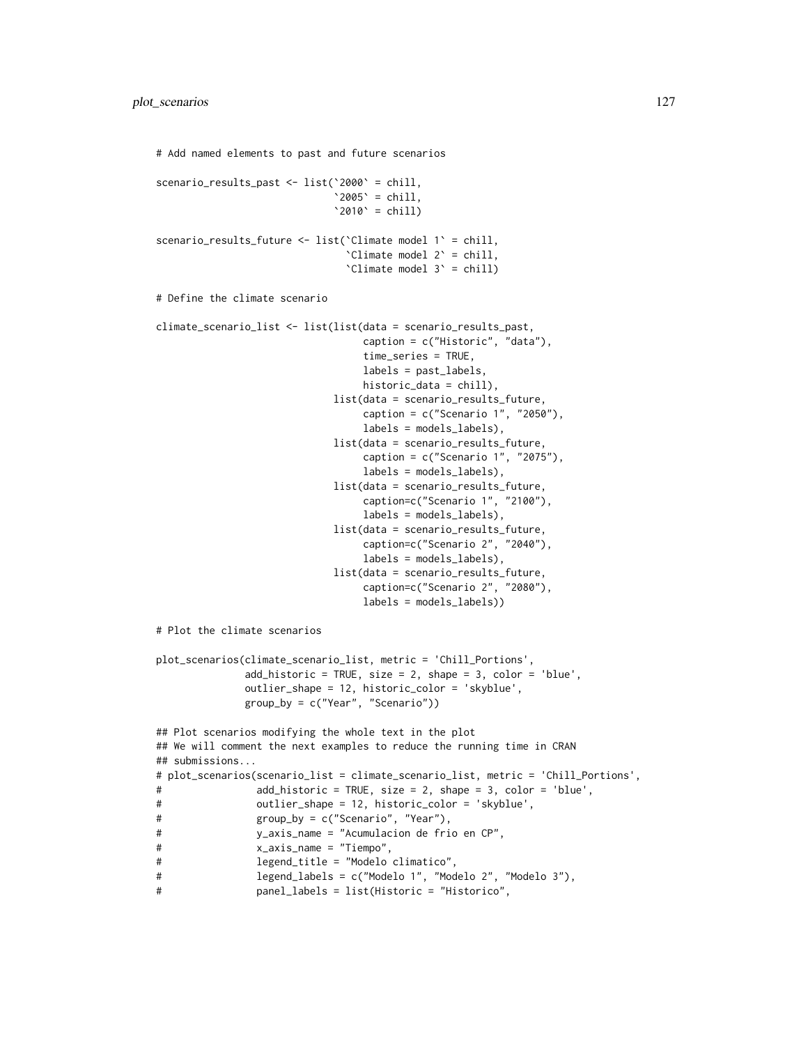```
# Add named elements to past and future scenarios

scenario_results_past <- list(`2000` = chill,
                              `2005` = chill,
                              `2010` = chill)

scenario_results_future <- list(`Climate model 1` = chill,
                                `Climate model 2` = chill,
                                `Climate model 3` = chill)

# Define the climate scenario

climate_scenario_list <- list(list(data = scenario_results_past,
                                   caption = c("Historic", "data"),
                                   time_series = TRUE,
                                   labels = past_labels,
                                   historic_data = chill),
                              list(data = scenario_results_future,
                                   caption = c("Scenario 1", "2050"),
                                   labels = models_labels),
                              list(data = scenario_results_future,
                                   caption = c("Scenario 1", "2075"),
                                   labels = models_labels),
                              list(data = scenario_results_future,
                                   caption=c("Scenario 1", "2100"),
                                   labels = models_labels),
                              list(data = scenario_results_future,
                                   caption=c("Scenario 2", "2040"),
                                   labels = models_labels),
                              list(data = scenario_results_future,
                                   caption=c("Scenario 2", "2080"),
                                   labels = models_labels))

# Plot the climate scenarios

plot_scenarios(climate_scenario_list, metric = 'Chill_Portions',
               add_historic = TRUE, size = 2, shape = 3, color = 'blue',
               outlier_shape = 12, historic_color = 'skyblue',
               group_by = c("Year", "Scenario"))

## Plot scenarios modifying the whole text in the plot
## We will comment the next examples to reduce the running time in CRAN
## submissions...
# plot_scenarios(scenario_list = climate_scenario_list, metric = 'Chill_Portions',
#                add_historic = TRUE, size = 2, shape = 3, color = 'blue',
#                outlier_shape = 12, historic_color = 'skyblue',
#                group_by = c("Scenario", "Year"),
#                y_axis_name = "Acumulacion de frio en CP",
#                x_axis_name = "Tiempo",
#                legend_title = "Modelo climatico",
#                legend_labels = c("Modelo 1", "Modelo 2", "Modelo 3"),
#                panel_labels = list(Historic = "Historico",
```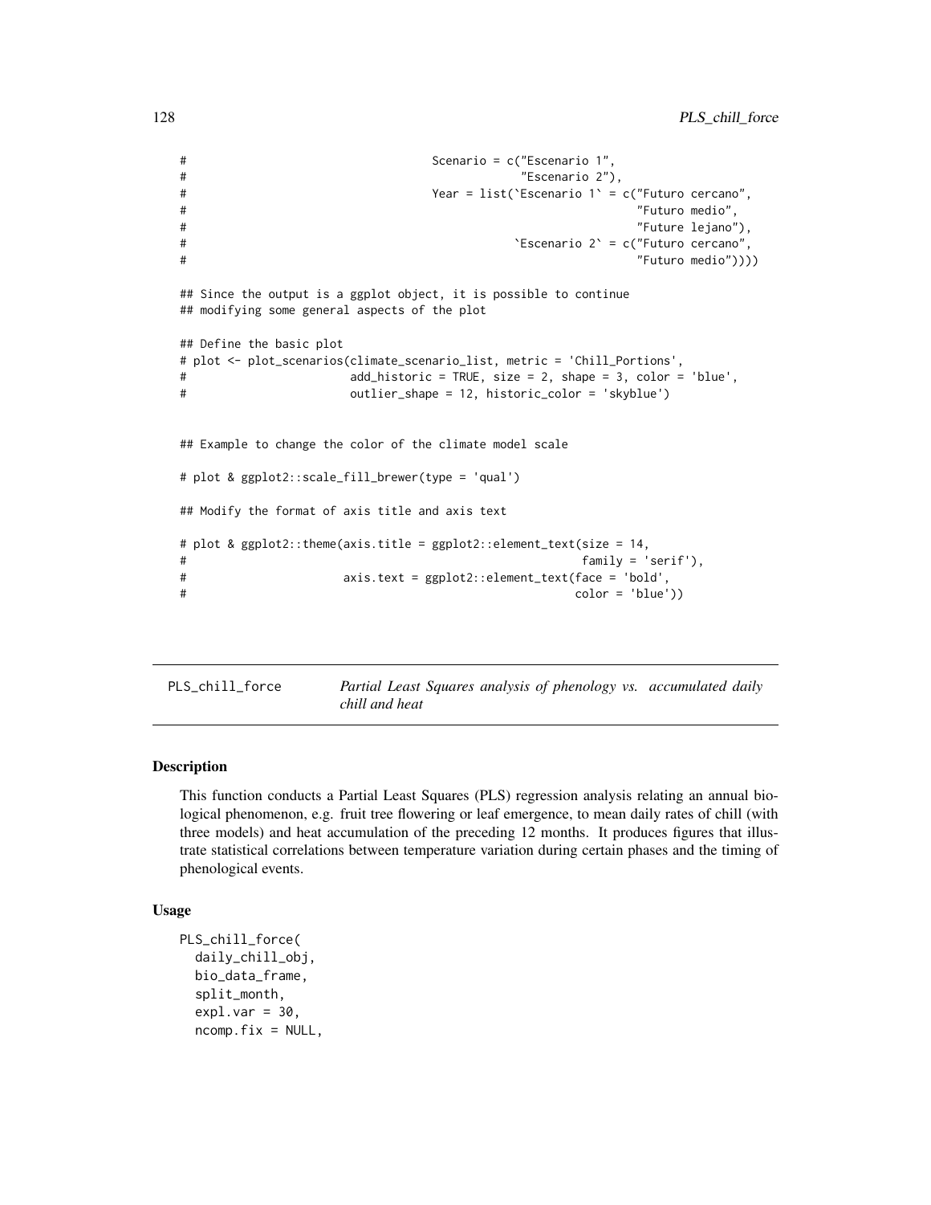```
#                                     Scenario = c("Escenario 1",
#                                                  "Escenario 2"),
#                                     Year = list(`Escenario 1` = c("Futuro cercano",
#                                                                   "Futuro medio",
#                                                                   "Future lejano"),
#                                                 `Escenario 2` = c("Futuro cercano",
#                                                                   "Futuro medio"))))

## Since the output is a ggplot object, it is possible to continue
## modifying some general aspects of the plot

## Define the basic plot
# plot <- plot_scenarios(climate_scenario_list, metric = 'Chill_Portions',
#                        add_historic = TRUE, size = 2, shape = 3, color = 'blue',
#                        outlier_shape = 12, historic_color = 'skyblue')


## Example to change the color of the climate model scale

# plot & ggplot2::scale_fill_brewer(type = 'qual')

## Modify the format of axis title and axis text

# plot & ggplot2::theme(axis.title = ggplot2::element_text(size = 14,
#                                                          family = 'serif'),
#                       axis.text = ggplot2::element_text(face = 'bold',
#                                                         color = 'blue'))
```

## PLS_chill_force — *Partial Least Squares analysis of phenology vs. accumulated daily chill and heat*

### Description

This function conducts a Partial Least Squares (PLS) regression analysis relating an annual biological phenomenon, e.g. fruit tree flowering or leaf emergence, to mean daily rates of chill (with three models) and heat accumulation of the preceding 12 months. It produces figures that illustrate statistical correlations between temperature variation during certain phases and the timing of phenological events.

### Usage

```
PLS_chill_force(
  daily_chill_obj,
  bio_data_frame,
  split_month,
  expl.var = 30,
  ncomp.fix = NULL,
```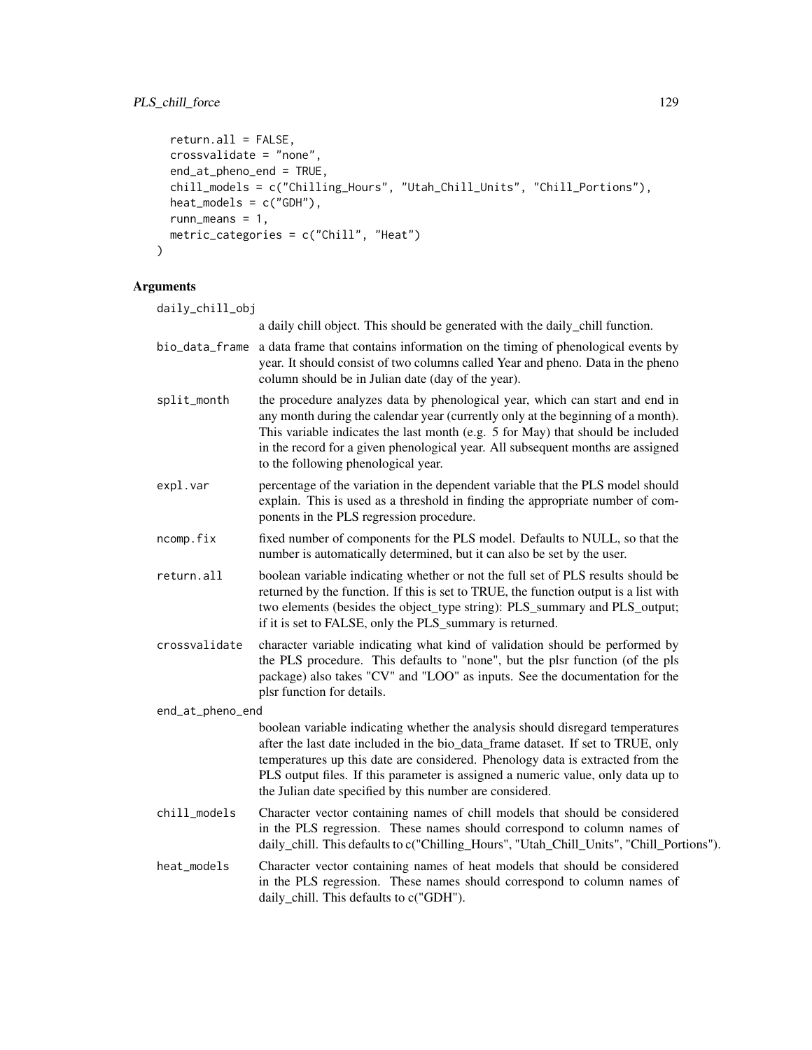```
  return.all = FALSE,
  crossvalidate = "none",
  end_at_pheno_end = TRUE,
  chill_models = c("Chilling_Hours", "Utah_Chill_Units", "Chill_Portions"),
  heat_models = c("GDH"),
  runn_means = 1,
  metric_categories = c("Chill", "Heat")
)
```

## Arguments

**daily_chill_obj**
a daily chill object. This should be generated with the daily_chill function.

**bio_data_frame**
a data frame that contains information on the timing of phenological events by year. It should consist of two columns called Year and pheno. Data in the pheno column should be in Julian date (day of the year).

**split_month**
the procedure analyzes data by phenological year, which can start and end in any month during the calendar year (currently only at the beginning of a month). This variable indicates the last month (e.g. 5 for May) that should be included in the record for a given phenological year. All subsequent months are assigned to the following phenological year.

**expl.var**
percentage of the variation in the dependent variable that the PLS model should explain. This is used as a threshold in finding the appropriate number of components in the PLS regression procedure.

**ncomp.fix**
fixed number of components for the PLS model. Defaults to NULL, so that the number is automatically determined, but it can also be set by the user.

**return.all**
boolean variable indicating whether or not the full set of PLS results should be returned by the function. If this is set to TRUE, the function output is a list with two elements (besides the object_type string): PLS_summary and PLS_output; if it is set to FALSE, only the PLS_summary is returned.

**crossvalidate**
character variable indicating what kind of validation should be performed by the PLS procedure. This defaults to "none", but the plsr function (of the pls package) also takes "CV" and "LOO" as inputs. See the documentation for the plsr function for details.

**end_at_pheno_end**
boolean variable indicating whether the analysis should disregard temperatures after the last date included in the bio_data_frame dataset. If set to TRUE, only temperatures up this date are considered. Phenology data is extracted from the PLS output files. If this parameter is assigned a numeric value, only data up to the Julian date specified by this number are considered.

**chill_models**
Character vector containing names of chill models that should be considered in the PLS regression. These names should correspond to column names of daily_chill. This defaults to c("Chilling_Hours", "Utah_Chill_Units", "Chill_Portions").

**heat_models**
Character vector containing names of heat models that should be considered in the PLS regression. These names should correspond to column names of daily_chill. This defaults to c("GDH").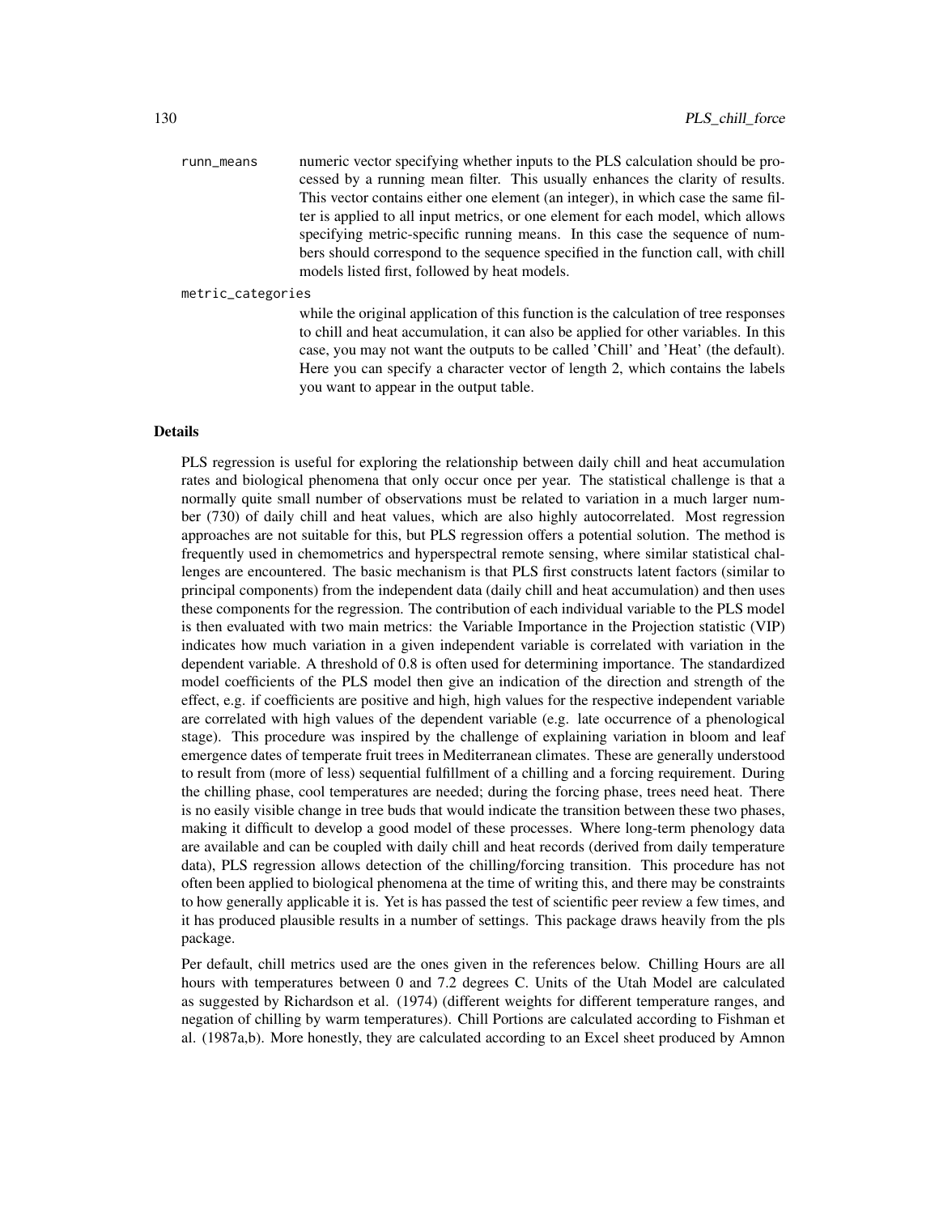`runn_means` numeric vector specifying whether inputs to the PLS calculation should be processed by a running mean filter. This usually enhances the clarity of results. This vector contains either one element (an integer), in which case the same filter is applied to all input metrics, or one element for each model, which allows specifying metric-specific running means. In this case the sequence of numbers should correspond to the sequence specified in the function call, with chill models listed first, followed by heat models.

`metric_categories`
while the original application of this function is the calculation of tree responses to chill and heat accumulation, it can also be applied for other variables. In this case, you may not want the outputs to be called 'Chill' and 'Heat' (the default). Here you can specify a character vector of length 2, which contains the labels you want to appear in the output table.

## Details

PLS regression is useful for exploring the relationship between daily chill and heat accumulation rates and biological phenomena that only occur once per year. The statistical challenge is that a normally quite small number of observations must be related to variation in a much larger number (730) of daily chill and heat values, which are also highly autocorrelated. Most regression approaches are not suitable for this, but PLS regression offers a potential solution. The method is frequently used in chemometrics and hyperspectral remote sensing, where similar statistical challenges are encountered. The basic mechanism is that PLS first constructs latent factors (similar to principal components) from the independent data (daily chill and heat accumulation) and then uses these components for the regression. The contribution of each individual variable to the PLS model is then evaluated with two main metrics: the Variable Importance in the Projection statistic (VIP) indicates how much variation in a given independent variable is correlated with variation in the dependent variable. A threshold of 0.8 is often used for determining importance. The standardized model coefficients of the PLS model then give an indication of the direction and strength of the effect, e.g. if coefficients are positive and high, high values for the respective independent variable are correlated with high values of the dependent variable (e.g. late occurrence of a phenological stage). This procedure was inspired by the challenge of explaining variation in bloom and leaf emergence dates of temperate fruit trees in Mediterranean climates. These are generally understood to result from (more of less) sequential fulfillment of a chilling and a forcing requirement. During the chilling phase, cool temperatures are needed; during the forcing phase, trees need heat. There is no easily visible change in tree buds that would indicate the transition between these two phases, making it difficult to develop a good model of these processes. Where long-term phenology data are available and can be coupled with daily chill and heat records (derived from daily temperature data), PLS regression allows detection of the chilling/forcing transition. This procedure has not often been applied to biological phenomena at the time of writing this, and there may be constraints to how generally applicable it is. Yet is has passed the test of scientific peer review a few times, and it has produced plausible results in a number of settings. This package draws heavily from the pls package.

Per default, chill metrics used are the ones given in the references below. Chilling Hours are all hours with temperatures between 0 and 7.2 degrees C. Units of the Utah Model are calculated as suggested by Richardson et al. (1974) (different weights for different temperature ranges, and negation of chilling by warm temperatures). Chill Portions are calculated according to Fishman et al. (1987a,b). More honestly, they are calculated according to an Excel sheet produced by Amnon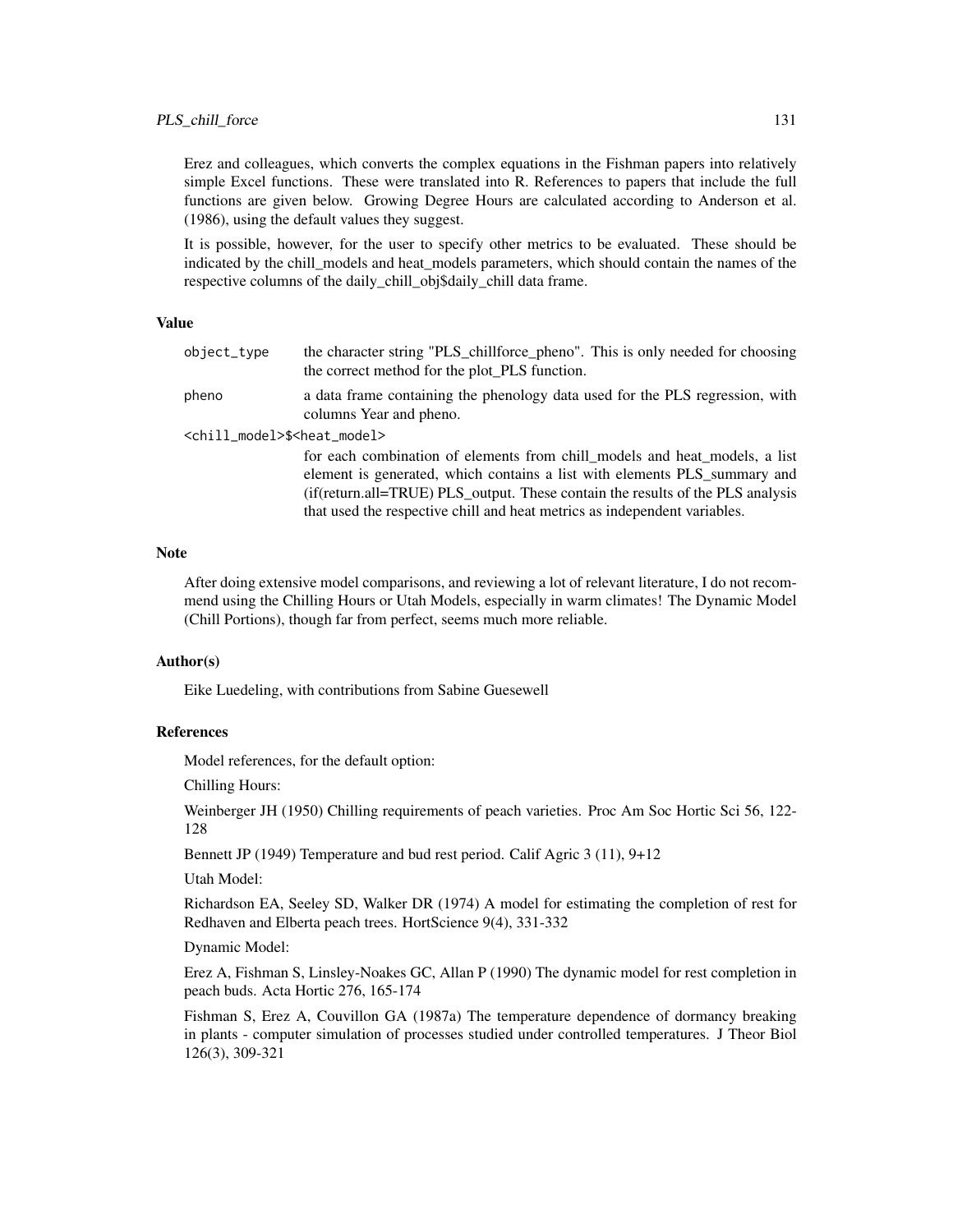Erez and colleagues, which converts the complex equations in the Fishman papers into relatively simple Excel functions. These were translated into R. References to papers that include the full functions are given below. Growing Degree Hours are calculated according to Anderson et al. (1986), using the default values they suggest.

It is possible, however, for the user to specify other metrics to be evaluated. These should be indicated by the chill_models and heat_models parameters, which should contain the names of the respective columns of the daily_chill_obj$daily_chill data frame.

### Value

`object_type` the character string "PLS_chillforce_pheno". This is only needed for choosing the correct method for the plot_PLS function.

`pheno` a data frame containing the phenology data used for the PLS regression, with columns Year and pheno.

`<chill_model>$<heat_model>`
for each combination of elements from chill_models and heat_models, a list element is generated, which contains a list with elements PLS_summary and (if(return.all=TRUE) PLS_output. These contain the results of the PLS analysis that used the respective chill and heat metrics as independent variables.

### Note

After doing extensive model comparisons, and reviewing a lot of relevant literature, I do not recommend using the Chilling Hours or Utah Models, especially in warm climates! The Dynamic Model (Chill Portions), though far from perfect, seems much more reliable.

### Author(s)

Eike Luedeling, with contributions from Sabine Guesewell

### References

Model references, for the default option:

Chilling Hours:

Weinberger JH (1950) Chilling requirements of peach varieties. Proc Am Soc Hortic Sci 56, 122-128

Bennett JP (1949) Temperature and bud rest period. Calif Agric 3 (11), 9+12

Utah Model:

Richardson EA, Seeley SD, Walker DR (1974) A model for estimating the completion of rest for Redhaven and Elberta peach trees. HortScience 9(4), 331-332

Dynamic Model:

Erez A, Fishman S, Linsley-Noakes GC, Allan P (1990) The dynamic model for rest completion in peach buds. Acta Hortic 276, 165-174

Fishman S, Erez A, Couvillon GA (1987a) The temperature dependence of dormancy breaking in plants - computer simulation of processes studied under controlled temperatures. J Theor Biol 126(3), 309-321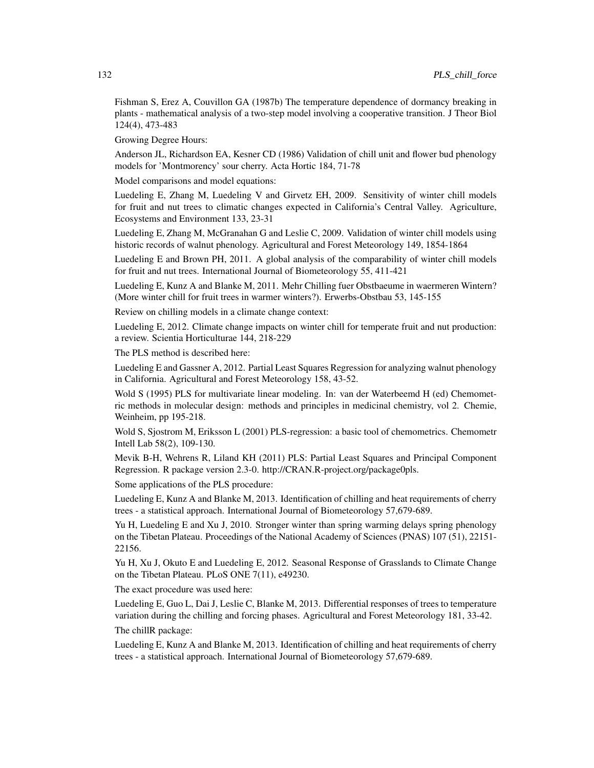Fishman S, Erez A, Couvillon GA (1987b) The temperature dependence of dormancy breaking in plants - mathematical analysis of a two-step model involving a cooperative transition. J Theor Biol 124(4), 473-483

Growing Degree Hours:

Anderson JL, Richardson EA, Kesner CD (1986) Validation of chill unit and flower bud phenology models for 'Montmorency' sour cherry. Acta Hortic 184, 71-78

Model comparisons and model equations:

Luedeling E, Zhang M, Luedeling V and Girvetz EH, 2009. Sensitivity of winter chill models for fruit and nut trees to climatic changes expected in California's Central Valley. Agriculture, Ecosystems and Environment 133, 23-31

Luedeling E, Zhang M, McGranahan G and Leslie C, 2009. Validation of winter chill models using historic records of walnut phenology. Agricultural and Forest Meteorology 149, 1854-1864

Luedeling E and Brown PH, 2011. A global analysis of the comparability of winter chill models for fruit and nut trees. International Journal of Biometeorology 55, 411-421

Luedeling E, Kunz A and Blanke M, 2011. Mehr Chilling fuer Obstbaeume in waermeren Wintern? (More winter chill for fruit trees in warmer winters?). Erwerbs-Obstbau 53, 145-155

Review on chilling models in a climate change context:

Luedeling E, 2012. Climate change impacts on winter chill for temperate fruit and nut production: a review. Scientia Horticulturae 144, 218-229

The PLS method is described here:

Luedeling E and Gassner A, 2012. Partial Least Squares Regression for analyzing walnut phenology in California. Agricultural and Forest Meteorology 158, 43-52.

Wold S (1995) PLS for multivariate linear modeling. In: van der Waterbeemd H (ed) Chemometric methods in molecular design: methods and principles in medicinal chemistry, vol 2. Chemie, Weinheim, pp 195-218.

Wold S, Sjostrom M, Eriksson L (2001) PLS-regression: a basic tool of chemometrics. Chemometr Intell Lab 58(2), 109-130.

Mevik B-H, Wehrens R, Liland KH (2011) PLS: Partial Least Squares and Principal Component Regression. R package version 2.3-0. http://CRAN.R-project.org/package0pls.

Some applications of the PLS procedure:

Luedeling E, Kunz A and Blanke M, 2013. Identification of chilling and heat requirements of cherry trees - a statistical approach. International Journal of Biometeorology 57,679-689.

Yu H, Luedeling E and Xu J, 2010. Stronger winter than spring warming delays spring phenology on the Tibetan Plateau. Proceedings of the National Academy of Sciences (PNAS) 107 (51), 22151-22156.

Yu H, Xu J, Okuto E and Luedeling E, 2012. Seasonal Response of Grasslands to Climate Change on the Tibetan Plateau. PLoS ONE 7(11), e49230.

The exact procedure was used here:

Luedeling E, Guo L, Dai J, Leslie C, Blanke M, 2013. Differential responses of trees to temperature variation during the chilling and forcing phases. Agricultural and Forest Meteorology 181, 33-42.

The chillR package:

Luedeling E, Kunz A and Blanke M, 2013. Identification of chilling and heat requirements of cherry trees - a statistical approach. International Journal of Biometeorology 57,679-689.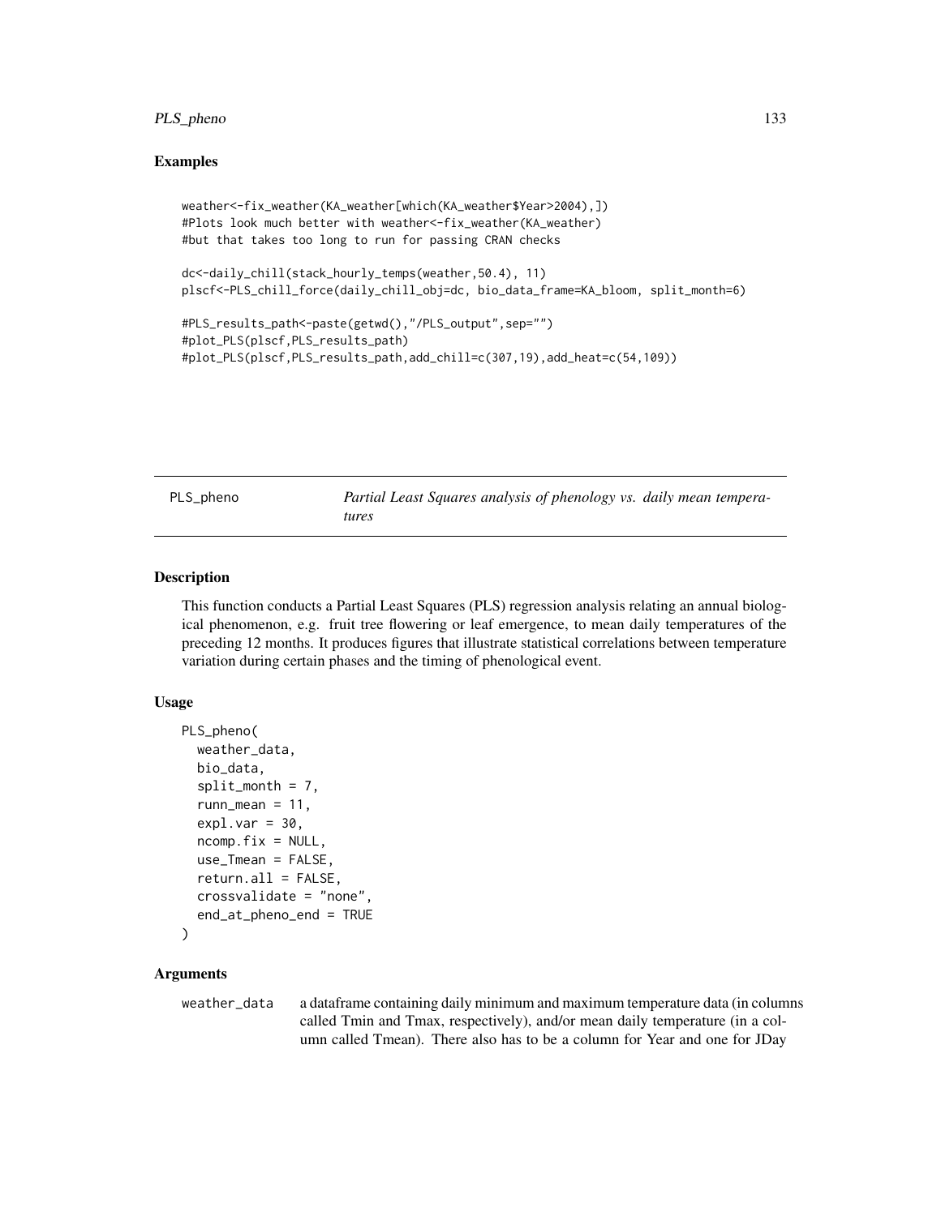### Examples

```
weather<-fix_weather(KA_weather[which(KA_weather$Year>2004),])
#Plots look much better with weather<-fix_weather(KA_weather)
#but that takes too long to run for passing CRAN checks

dc<-daily_chill(stack_hourly_temps(weather,50.4), 11)
plscf<-PLS_chill_force(daily_chill_obj=dc, bio_data_frame=KA_bloom, split_month=6)

#PLS_results_path<-paste(getwd(),"/PLS_output",sep="")
#plot_PLS(plscf,PLS_results_path)
#plot_PLS(plscf,PLS_results_path,add_chill=c(307,19),add_heat=c(54,109))
```

---

## PLS_pheno — *Partial Least Squares analysis of phenology vs. daily mean temperatures*

---

### Description

This function conducts a Partial Least Squares (PLS) regression analysis relating an annual biological phenomenon, e.g. fruit tree flowering or leaf emergence, to mean daily temperatures of the preceding 12 months. It produces figures that illustrate statistical correlations between temperature variation during certain phases and the timing of phenological event.

### Usage

```
PLS_pheno(
  weather_data,
  bio_data,
  split_month = 7,
  runn_mean = 11,
  expl.var = 30,
  ncomp.fix = NULL,
  use_Tmean = FALSE,
  return.all = FALSE,
  crossvalidate = "none",
  end_at_pheno_end = TRUE
)
```

### Arguments

`weather_data` a dataframe containing daily minimum and maximum temperature data (in columns called Tmin and Tmax, respectively), and/or mean daily temperature (in a column called Tmean). There also has to be a column for Year and one for JDay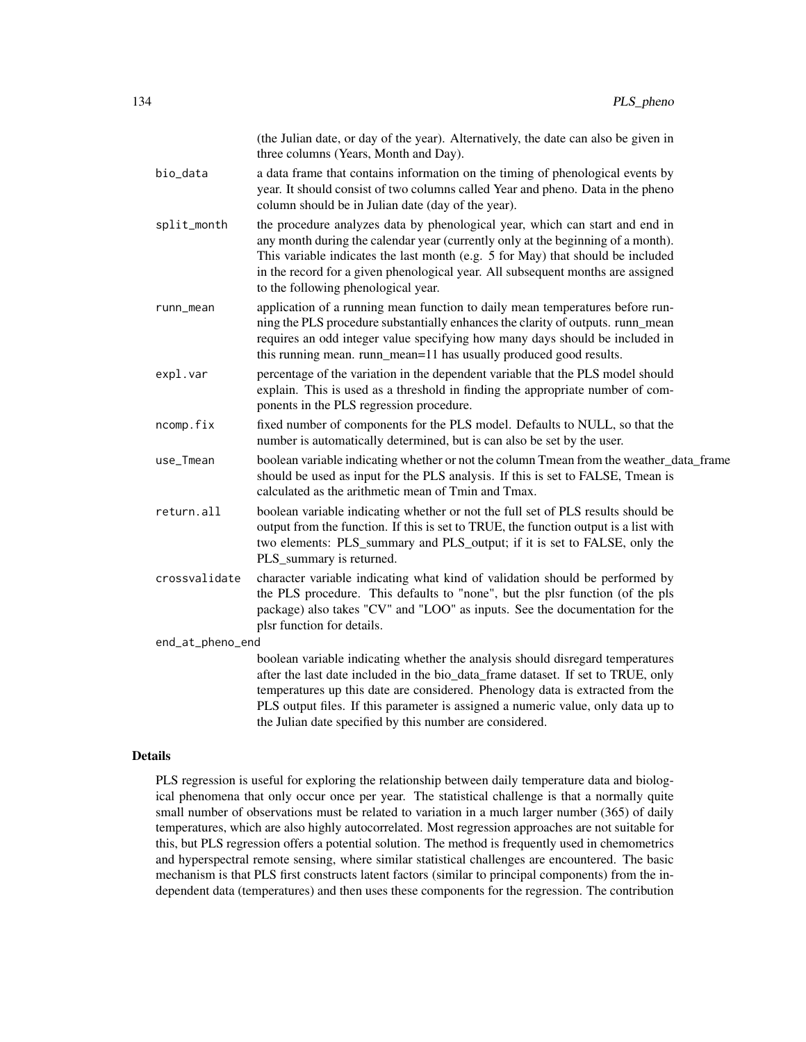(the Julian date, or day of the year). Alternatively, the date can also be given in three columns (Years, Month and Day).

bio_data
: a data frame that contains information on the timing of phenological events by year. It should consist of two columns called Year and pheno. Data in the pheno column should be in Julian date (day of the year).

split_month
: the procedure analyzes data by phenological year, which can start and end in any month during the calendar year (currently only at the beginning of a month). This variable indicates the last month (e.g. 5 for May) that should be included in the record for a given phenological year. All subsequent months are assigned to the following phenological year.

runn_mean
: application of a running mean function to daily mean temperatures before running the PLS procedure substantially enhances the clarity of outputs. runn_mean requires an odd integer value specifying how many days should be included in this running mean. runn_mean=11 has usually produced good results.

expl.var
: percentage of the variation in the dependent variable that the PLS model should explain. This is used as a threshold in finding the appropriate number of components in the PLS regression procedure.

ncomp.fix
: fixed number of components for the PLS model. Defaults to NULL, so that the number is automatically determined, but is can also be set by the user.

use_Tmean
: boolean variable indicating whether or not the column Tmean from the weather_data_frame should be used as input for the PLS analysis. If this is set to FALSE, Tmean is calculated as the arithmetic mean of Tmin and Tmax.

return.all
: boolean variable indicating whether or not the full set of PLS results should be output from the function. If this is set to TRUE, the function output is a list with two elements: PLS_summary and PLS_output; if it is set to FALSE, only the PLS_summary is returned.

crossvalidate
: character variable indicating what kind of validation should be performed by the PLS procedure. This defaults to "none", but the plsr function (of the pls package) also takes "CV" and "LOO" as inputs. See the documentation for the plsr function for details.

end_at_pheno_end
: boolean variable indicating whether the analysis should disregard temperatures after the last date included in the bio_data_frame dataset. If set to TRUE, only temperatures up this date are considered. Phenology data is extracted from the PLS output files. If this parameter is assigned a numeric value, only data up to the Julian date specified by this number are considered.

## Details

PLS regression is useful for exploring the relationship between daily temperature data and biological phenomena that only occur once per year. The statistical challenge is that a normally quite small number of observations must be related to variation in a much larger number (365) of daily temperatures, which are also highly autocorrelated. Most regression approaches are not suitable for this, but PLS regression offers a potential solution. The method is frequently used in chemometrics and hyperspectral remote sensing, where similar statistical challenges are encountered. The basic mechanism is that PLS first constructs latent factors (similar to principal components) from the independent data (temperatures) and then uses these components for the regression. The contribution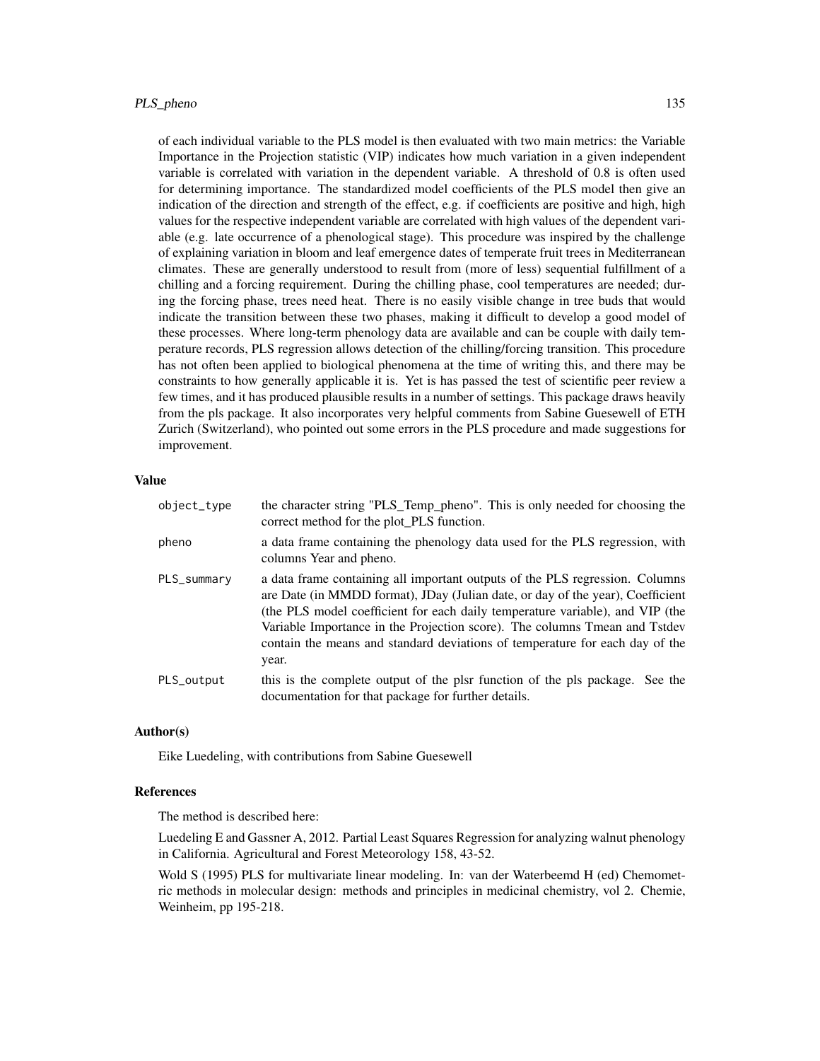of each individual variable to the PLS model is then evaluated with two main metrics: the Variable Importance in the Projection statistic (VIP) indicates how much variation in a given independent variable is correlated with variation in the dependent variable. A threshold of 0.8 is often used for determining importance. The standardized model coefficients of the PLS model then give an indication of the direction and strength of the effect, e.g. if coefficients are positive and high, high values for the respective independent variable are correlated with high values of the dependent variable (e.g. late occurrence of a phenological stage). This procedure was inspired by the challenge of explaining variation in bloom and leaf emergence dates of temperate fruit trees in Mediterranean climates. These are generally understood to result from (more of less) sequential fulfillment of a chilling and a forcing requirement. During the chilling phase, cool temperatures are needed; during the forcing phase, trees need heat. There is no easily visible change in tree buds that would indicate the transition between these two phases, making it difficult to develop a good model of these processes. Where long-term phenology data are available and can be couple with daily temperature records, PLS regression allows detection of the chilling/forcing transition. This procedure has not often been applied to biological phenomena at the time of writing this, and there may be constraints to how generally applicable it is. Yet is has passed the test of scientific peer review a few times, and it has produced plausible results in a number of settings. This package draws heavily from the pls package. It also incorporates very helpful comments from Sabine Guesewell of ETH Zurich (Switzerland), who pointed out some errors in the PLS procedure and made suggestions for improvement.

### Value

| | |
|---|---|
| `object_type` | the character string "PLS_Temp_pheno". This is only needed for choosing the correct method for the plot_PLS function. |
| `pheno` | a data frame containing the phenology data used for the PLS regression, with columns Year and pheno. |
| `PLS_summary` | a data frame containing all important outputs of the PLS regression. Columns are Date (in MMDD format), JDay (Julian date, or day of the year), Coefficient (the PLS model coefficient for each daily temperature variable), and VIP (the Variable Importance in the Projection score). The columns Tmean and Tstdev contain the means and standard deviations of temperature for each day of the year. |
| `PLS_output` | this is the complete output of the plsr function of the pls package. See the documentation for that package for further details. |

### Author(s)

Eike Luedeling, with contributions from Sabine Guesewell

### References

The method is described here:

Luedeling E and Gassner A, 2012. Partial Least Squares Regression for analyzing walnut phenology in California. Agricultural and Forest Meteorology 158, 43-52.

Wold S (1995) PLS for multivariate linear modeling. In: van der Waterbeemd H (ed) Chemometric methods in molecular design: methods and principles in medicinal chemistry, vol 2. Chemie, Weinheim, pp 195-218.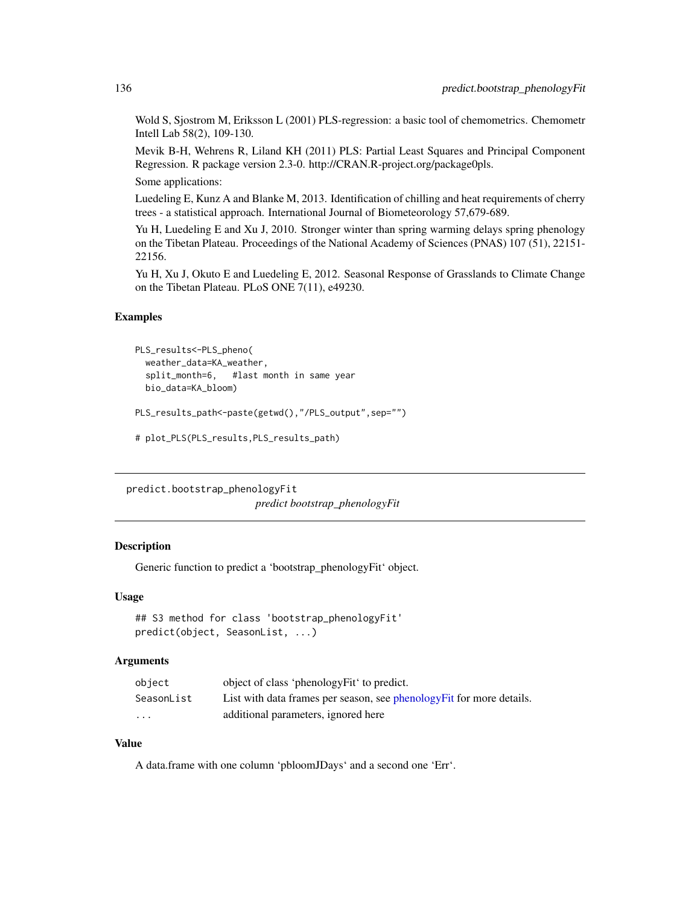Wold S, Sjostrom M, Eriksson L (2001) PLS-regression: a basic tool of chemometrics. Chemometr Intell Lab 58(2), 109-130.

Mevik B-H, Wehrens R, Liland KH (2011) PLS: Partial Least Squares and Principal Component Regression. R package version 2.3-0. http://CRAN.R-project.org/package0pls.

Some applications:

Luedeling E, Kunz A and Blanke M, 2013. Identification of chilling and heat requirements of cherry trees - a statistical approach. International Journal of Biometeorology 57,679-689.

Yu H, Luedeling E and Xu J, 2010. Stronger winter than spring warming delays spring phenology on the Tibetan Plateau. Proceedings of the National Academy of Sciences (PNAS) 107 (51), 22151-22156.

Yu H, Xu J, Okuto E and Luedeling E, 2012. Seasonal Response of Grasslands to Climate Change on the Tibetan Plateau. PLoS ONE 7(11), e49230.

### Examples

```
PLS_results<-PLS_pheno(
  weather_data=KA_weather,
  split_month=6,   #last month in same year
  bio_data=KA_bloom)

PLS_results_path<-paste(getwd(),"/PLS_output",sep="")

# plot_PLS(PLS_results,PLS_results_path)
```

---

## predict.bootstrap_phenologyFit

*predict bootstrap_phenologyFit*

---

### Description

Generic function to predict a 'bootstrap_phenologyFit' object.

### Usage

```
## S3 method for class 'bootstrap_phenologyFit'
predict(object, SeasonList, ...)
```

### Arguments

| | |
|---|---|
| `object` | object of class 'phenologyFit' to predict. |
| `SeasonList` | List with data frames per season, see phenologyFit for more details. |
| `...` | additional parameters, ignored here |

### Value

A data.frame with one column 'pbloomJDays' and a second one 'Err'.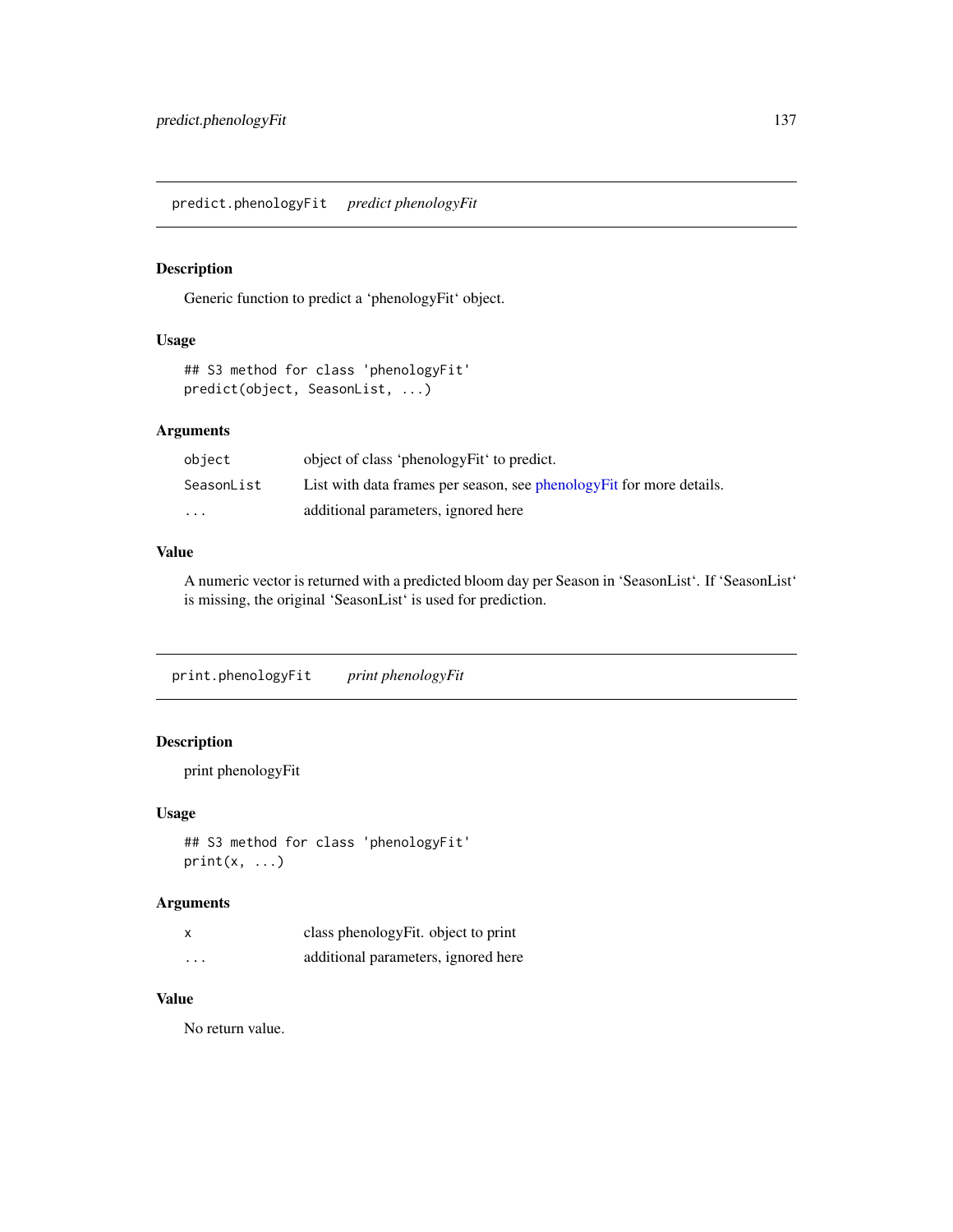## predict.phenologyFit *predict phenologyFit*

### Description

Generic function to predict a ‘phenologyFit‘ object.

### Usage

```
## S3 method for class 'phenologyFit'
predict(object, SeasonList, ...)
```

### Arguments

| | |
|---|---|
| object | object of class ‘phenologyFit‘ to predict. |
| SeasonList | List with data frames per season, see phenologyFit for more details. |
| ... | additional parameters, ignored here |

### Value

A numeric vector is returned with a predicted bloom day per Season in ‘SeasonList‘. If ‘SeasonList‘ is missing, the original ‘SeasonList‘ is used for prediction.

## print.phenologyFit *print phenologyFit*

### Description

print phenologyFit

### Usage

```
## S3 method for class 'phenologyFit'
print(x, ...)
```

### Arguments

| | |
|---|---|
| x | class phenologyFit. object to print |
| ... | additional parameters, ignored here |

### Value

No return value.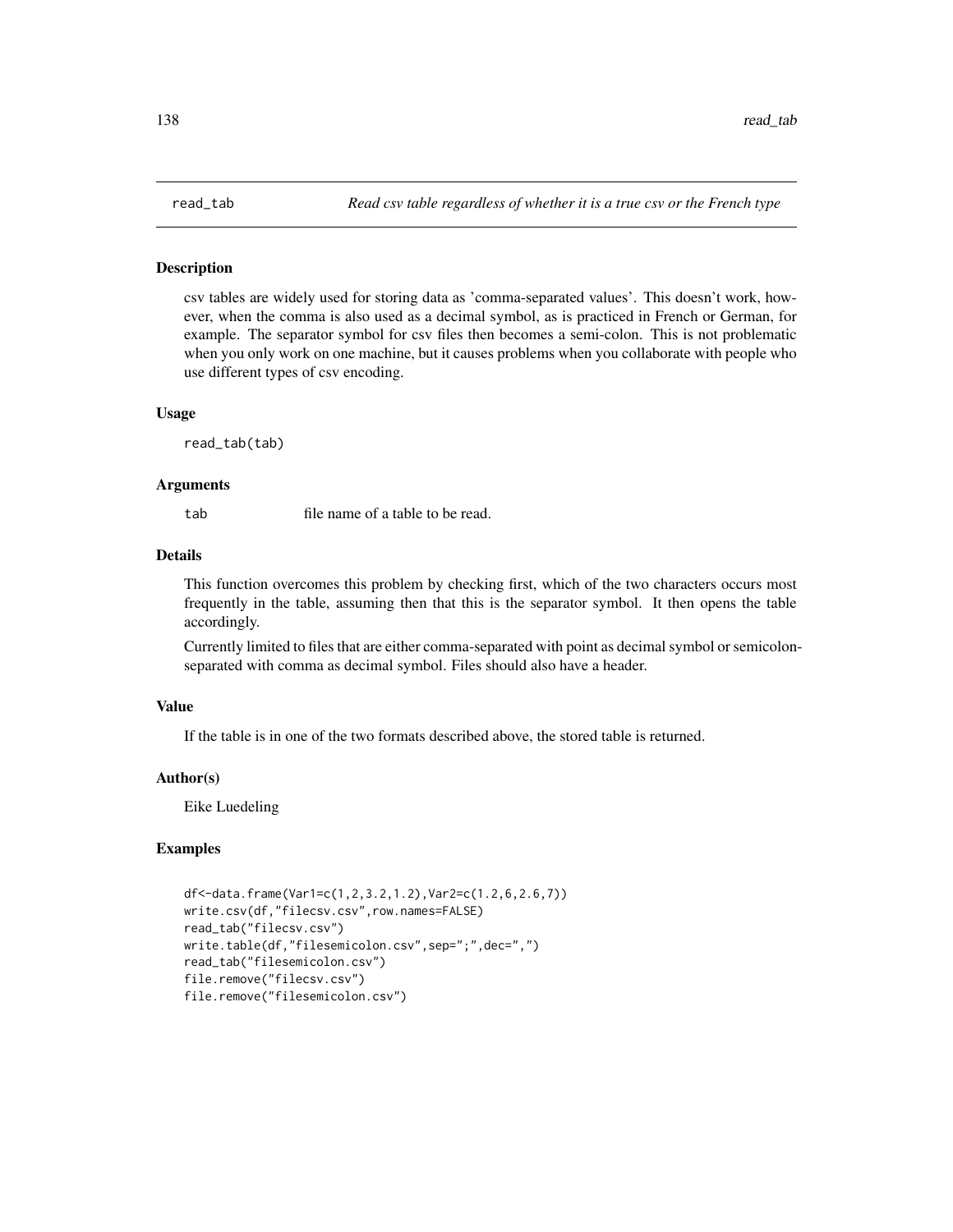# read_tab — *Read csv table regardless of whether it is a true csv or the French type*

## Description

csv tables are widely used for storing data as 'comma-separated values'. This doesn't work, however, when the comma is also used as a decimal symbol, as is practiced in French or German, for example. The separator symbol for csv files then becomes a semi-colon. This is not problematic when you only work on one machine, but it causes problems when you collaborate with people who use different types of csv encoding.

## Usage

```
read_tab(tab)
```

## Arguments

| | |
|---|---|
| tab | file name of a table to be read. |

## Details

This function overcomes this problem by checking first, which of the two characters occurs most frequently in the table, assuming then that this is the separator symbol. It then opens the table accordingly.

Currently limited to files that are either comma-separated with point as decimal symbol or semicolon-separated with comma as decimal symbol. Files should also have a header.

## Value

If the table is in one of the two formats described above, the stored table is returned.

## Author(s)

Eike Luedeling

## Examples

```
df<-data.frame(Var1=c(1,2,3.2,1.2),Var2=c(1.2,6,2.6,7))
write.csv(df,"filecsv.csv",row.names=FALSE)
read_tab("filecsv.csv")
write.table(df,"filesemicolon.csv",sep=";",dec=",")
read_tab("filesemicolon.csv")
file.remove("filecsv.csv")
file.remove("filesemicolon.csv")
```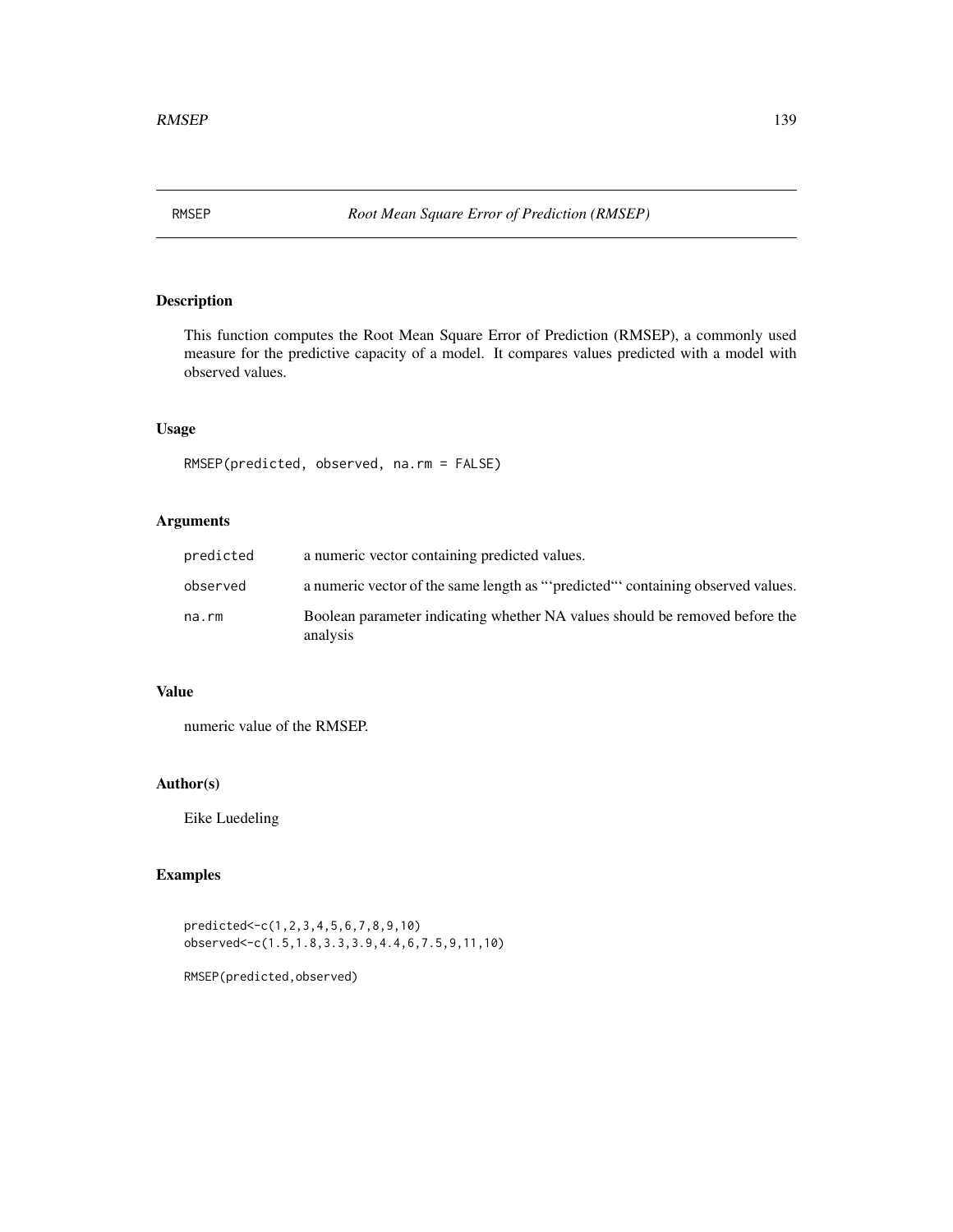# RMSEP *Root Mean Square Error of Prediction (RMSEP)*

## Description

This function computes the Root Mean Square Error of Prediction (RMSEP), a commonly used measure for the predictive capacity of a model. It compares values predicted with a model with observed values.

## Usage

```
RMSEP(predicted, observed, na.rm = FALSE)
```

## Arguments

| | |
|---|---|
| `predicted` | a numeric vector containing predicted values. |
| `observed` | a numeric vector of the same length as "'predicted"' containing observed values. |
| `na.rm` | Boolean parameter indicating whether NA values should be removed before the analysis |

## Value

numeric value of the RMSEP.

## Author(s)

Eike Luedeling

## Examples

```
predicted<-c(1,2,3,4,5,6,7,8,9,10)
observed<-c(1.5,1.8,3.3,3.9,4.4,6,7.5,9,11,10)

RMSEP(predicted,observed)
```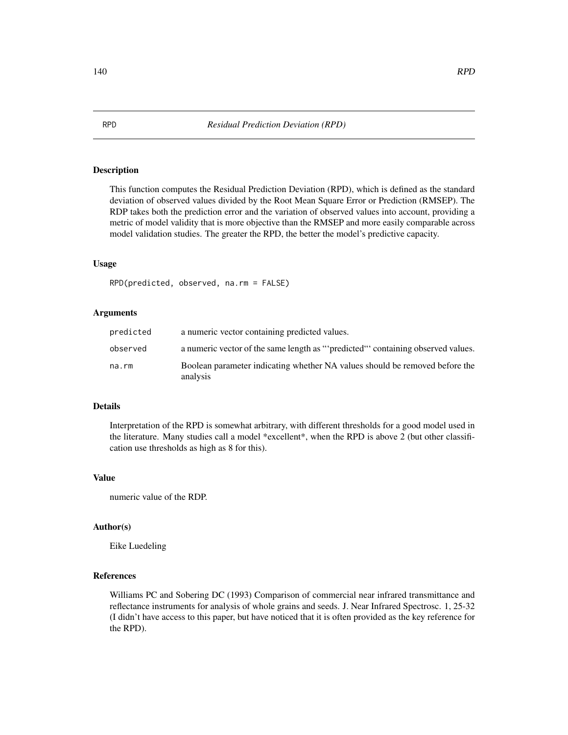RPD *Residual Prediction Deviation (RPD)*

## Description

This function computes the Residual Prediction Deviation (RPD), which is defined as the standard deviation of observed values divided by the Root Mean Square Error or Prediction (RMSEP). The RDP takes both the prediction error and the variation of observed values into account, providing a metric of model validity that is more objective than the RMSEP and more easily comparable across model validation studies. The greater the RPD, the better the model's predictive capacity.

## Usage

```
RPD(predicted, observed, na.rm = FALSE)
```

## Arguments

| | |
|---|---|
| predicted | a numeric vector containing predicted values. |
| observed | a numeric vector of the same length as "'predicted"' containing observed values. |
| na.rm | Boolean parameter indicating whether NA values should be removed before the analysis |

## Details

Interpretation of the RPD is somewhat arbitrary, with different thresholds for a good model used in the literature. Many studies call a model *excellent*, when the RPD is above 2 (but other classification use thresholds as high as 8 for this).

## Value

numeric value of the RDP.

## Author(s)

Eike Luedeling

## References

Williams PC and Sobering DC (1993) Comparison of commercial near infrared transmittance and reflectance instruments for analysis of whole grains and seeds. J. Near Infrared Spectrosc. 1, 25-32 (I didn't have access to this paper, but have noticed that it is often provided as the key reference for the RPD).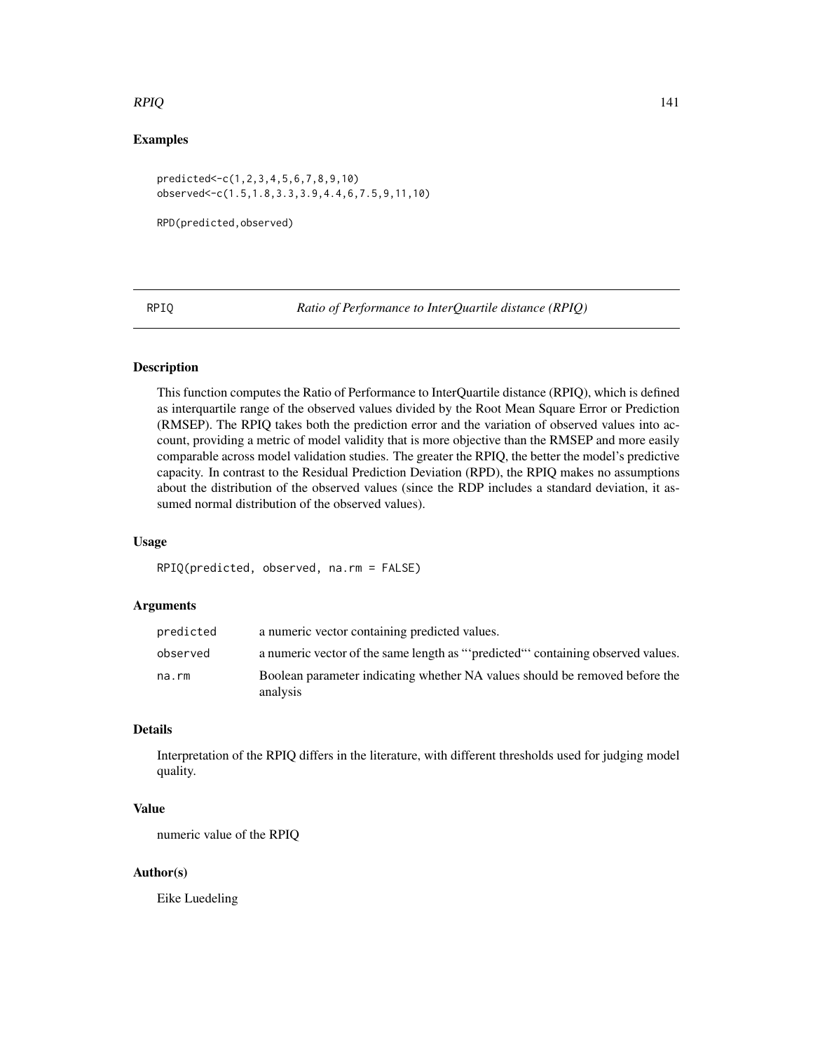### Examples

```
predicted<-c(1,2,3,4,5,6,7,8,9,10)
observed<-c(1.5,1.8,3.3,3.9,4.4,6,7.5,9,11,10)

RPD(predicted,observed)
```

---

## RPIQ *Ratio of Performance to InterQuartile distance (RPIQ)*

---

### Description

This function computes the Ratio of Performance to InterQuartile distance (RPIQ), which is defined as interquartile range of the observed values divided by the Root Mean Square Error or Prediction (RMSEP). The RPIQ takes both the prediction error and the variation of observed values into account, providing a metric of model validity that is more objective than the RMSEP and more easily comparable across model validation studies. The greater the RPIQ, the better the model's predictive capacity. In contrast to the Residual Prediction Deviation (RPD), the RPIQ makes no assumptions about the distribution of the observed values (since the RDP includes a standard deviation, it assumed normal distribution of the observed values).

### Usage

```
RPIQ(predicted, observed, na.rm = FALSE)
```

### Arguments

| | |
|---|---|
| `predicted` | a numeric vector containing predicted values. |
| `observed` | a numeric vector of the same length as "'predicted"' containing observed values. |
| `na.rm` | Boolean parameter indicating whether NA values should be removed before the analysis |

### Details

Interpretation of the RPIQ differs in the literature, with different thresholds used for judging model quality.

### Value

numeric value of the RPIQ

### Author(s)

Eike Luedeling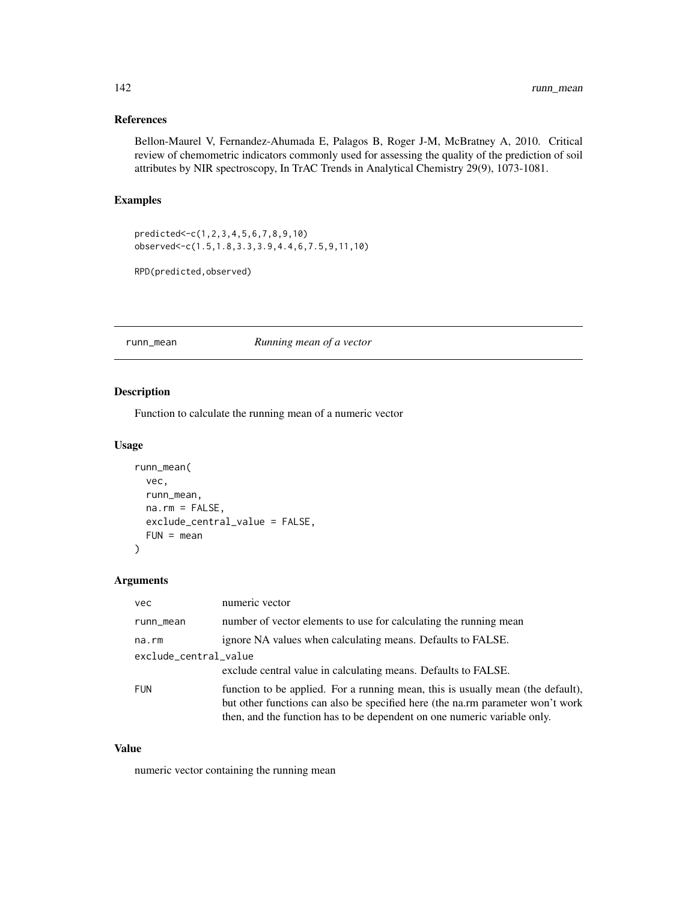### References

Bellon-Maurel V, Fernandez-Ahumada E, Palagos B, Roger J-M, McBratney A, 2010. Critical review of chemometric indicators commonly used for assessing the quality of the prediction of soil attributes by NIR spectroscopy, In TrAC Trends in Analytical Chemistry 29(9), 1073-1081.

### Examples

```
predicted<-c(1,2,3,4,5,6,7,8,9,10)
observed<-c(1.5,1.8,3.3,3.9,4.4,6,7.5,9,11,10)

RPD(predicted,observed)
```

---

## runn_mean *Running mean of a vector*

---

### Description

Function to calculate the running mean of a numeric vector

### Usage

```
runn_mean(
  vec,
  runn_mean,
  na.rm = FALSE,
  exclude_central_value = FALSE,
  FUN = mean
)
```

### Arguments

| | |
|---|---|
| vec | numeric vector |
| runn_mean | number of vector elements to use for calculating the running mean |
| na.rm | ignore NA values when calculating means. Defaults to FALSE. |
| exclude_central_value | exclude central value in calculating means. Defaults to FALSE. |
| FUN | function to be applied. For a running mean, this is usually mean (the default), but other functions can also be specified here (the na.rm parameter won't work then, and the function has to be dependent on one numeric variable only. |

### Value

numeric vector containing the running mean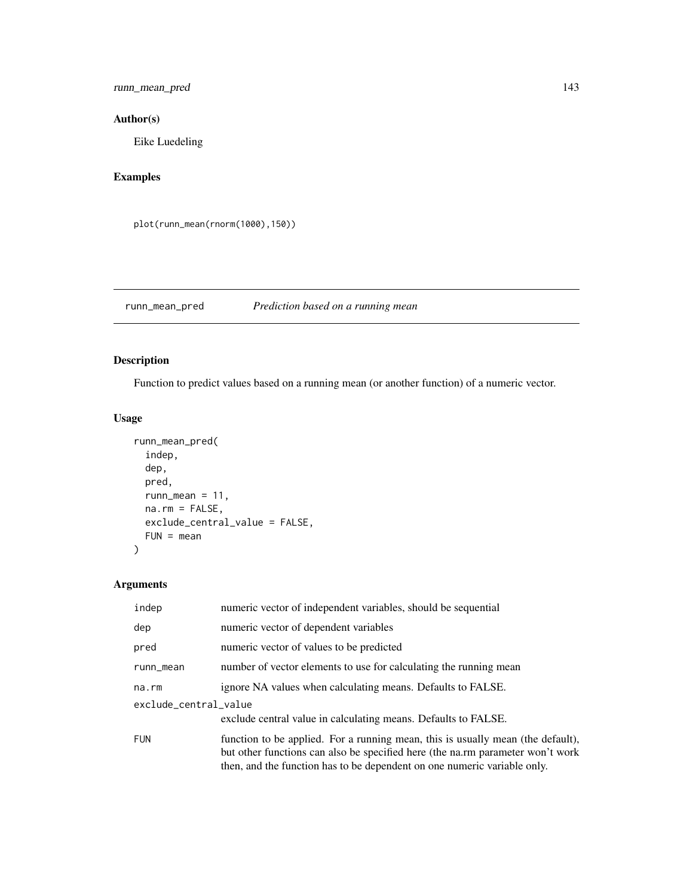## Author(s)

Eike Luedeling

## Examples

```
plot(runn_mean(rnorm(1000),150))
```

---

# runn_mean_pred    *Prediction based on a running mean*

## Description

Function to predict values based on a running mean (or another function) of a numeric vector.

## Usage

```
runn_mean_pred(
  indep,
  dep,
  pred,
  runn_mean = 11,
  na.rm = FALSE,
  exclude_central_value = FALSE,
  FUN = mean
)
```

## Arguments

| | |
|---|---|
| `indep` | numeric vector of independent variables, should be sequential |
| `dep` | numeric vector of dependent variables |
| `pred` | numeric vector of values to be predicted |
| `runn_mean` | number of vector elements to use for calculating the running mean |
| `na.rm` | ignore NA values when calculating means. Defaults to FALSE. |
| `exclude_central_value` | exclude central value in calculating means. Defaults to FALSE. |
| `FUN` | function to be applied. For a running mean, this is usually mean (the default), but other functions can also be specified here (the na.rm parameter won't work then, and the function has to be dependent on one numeric variable only. |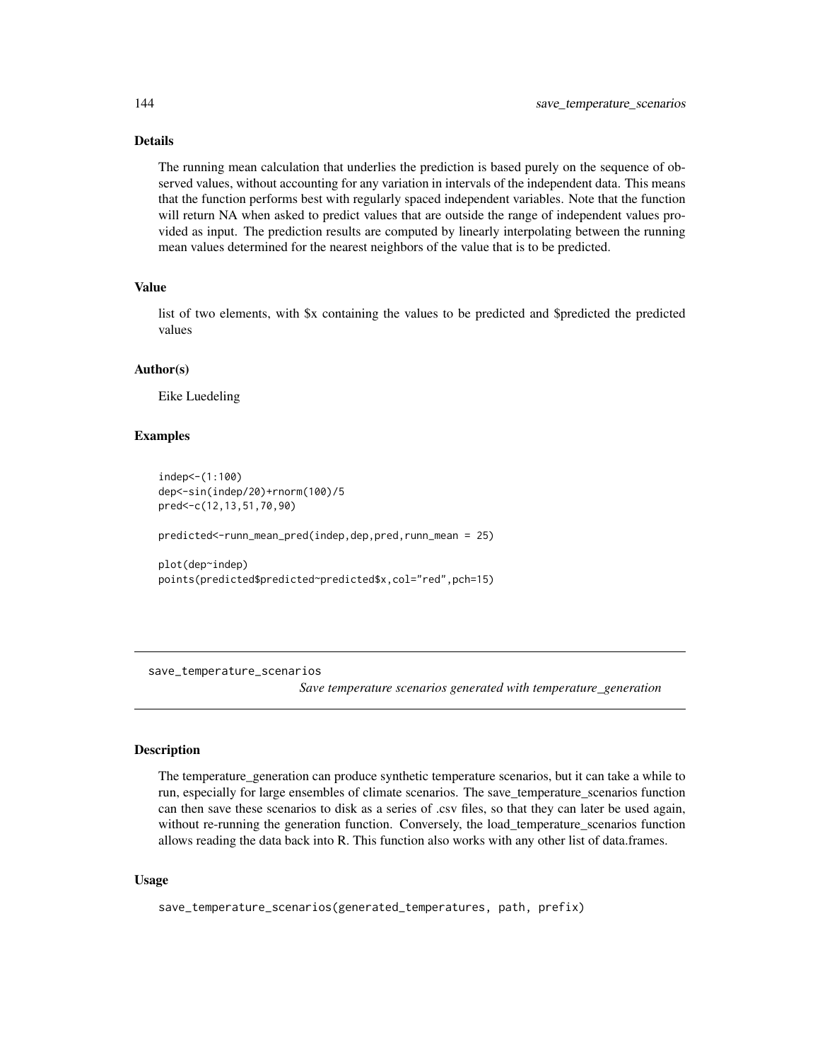### Details

The running mean calculation that underlies the prediction is based purely on the sequence of observed values, without accounting for any variation in intervals of the independent data. This means that the function performs best with regularly spaced independent variables. Note that the function will return NA when asked to predict values that are outside the range of independent values provided as input. The prediction results are computed by linearly interpolating between the running mean values determined for the nearest neighbors of the value that is to be predicted.

### Value

list of two elements, with $x containing the values to be predicted and $predicted the predicted values

### Author(s)

Eike Luedeling

### Examples

```
indep<-(1:100)
dep<-sin(indep/20)+rnorm(100)/5
pred<-c(12,13,51,70,90)

predicted<-runn_mean_pred(indep,dep,pred,runn_mean = 25)

plot(dep~indep)
points(predicted$predicted~predicted$x,col="red",pch=15)
```

---

## save_temperature_scenarios

*Save temperature scenarios generated with temperature_generation*

---

### Description

The temperature_generation can produce synthetic temperature scenarios, but it can take a while to run, especially for large ensembles of climate scenarios. The save_temperature_scenarios function can then save these scenarios to disk as a series of .csv files, so that they can later be used again, without re-running the generation function. Conversely, the load_temperature_scenarios function allows reading the data back into R. This function also works with any other list of data.frames.

### Usage

```
save_temperature_scenarios(generated_temperatures, path, prefix)
```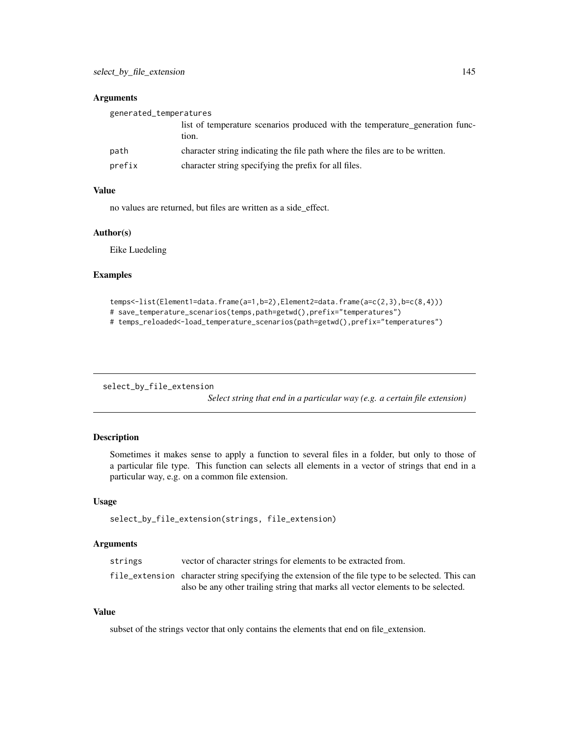### Arguments

| | |
|---|---|
| generated_temperatures | list of temperature scenarios produced with the temperature_generation function. |
| path | character string indicating the file path where the files are to be written. |
| prefix | character string specifying the prefix for all files. |

### Value

no values are returned, but files are written as a side_effect.

### Author(s)

Eike Luedeling

### Examples

```
temps<-list(Element1=data.frame(a=1,b=2),Element2=data.frame(a=c(2,3),b=c(8,4)))
# save_temperature_scenarios(temps,path=getwd(),prefix="temperatures")
# temps_reloaded<-load_temperature_scenarios(path=getwd(),prefix="temperatures")
```

---

## select_by_file_extension

*Select string that end in a particular way (e.g. a certain file extension)*

---

### Description

Sometimes it makes sense to apply a function to several files in a folder, but only to those of a particular file type. This function can selects all elements in a vector of strings that end in a particular way, e.g. on a common file extension.

### Usage

```
select_by_file_extension(strings, file_extension)
```

### Arguments

| | |
|---|---|
| strings | vector of character strings for elements to be extracted from. |
| file_extension | character string specifying the extension of the file type to be selected. This can also be any other trailing string that marks all vector elements to be selected. |

### Value

subset of the strings vector that only contains the elements that end on file_extension.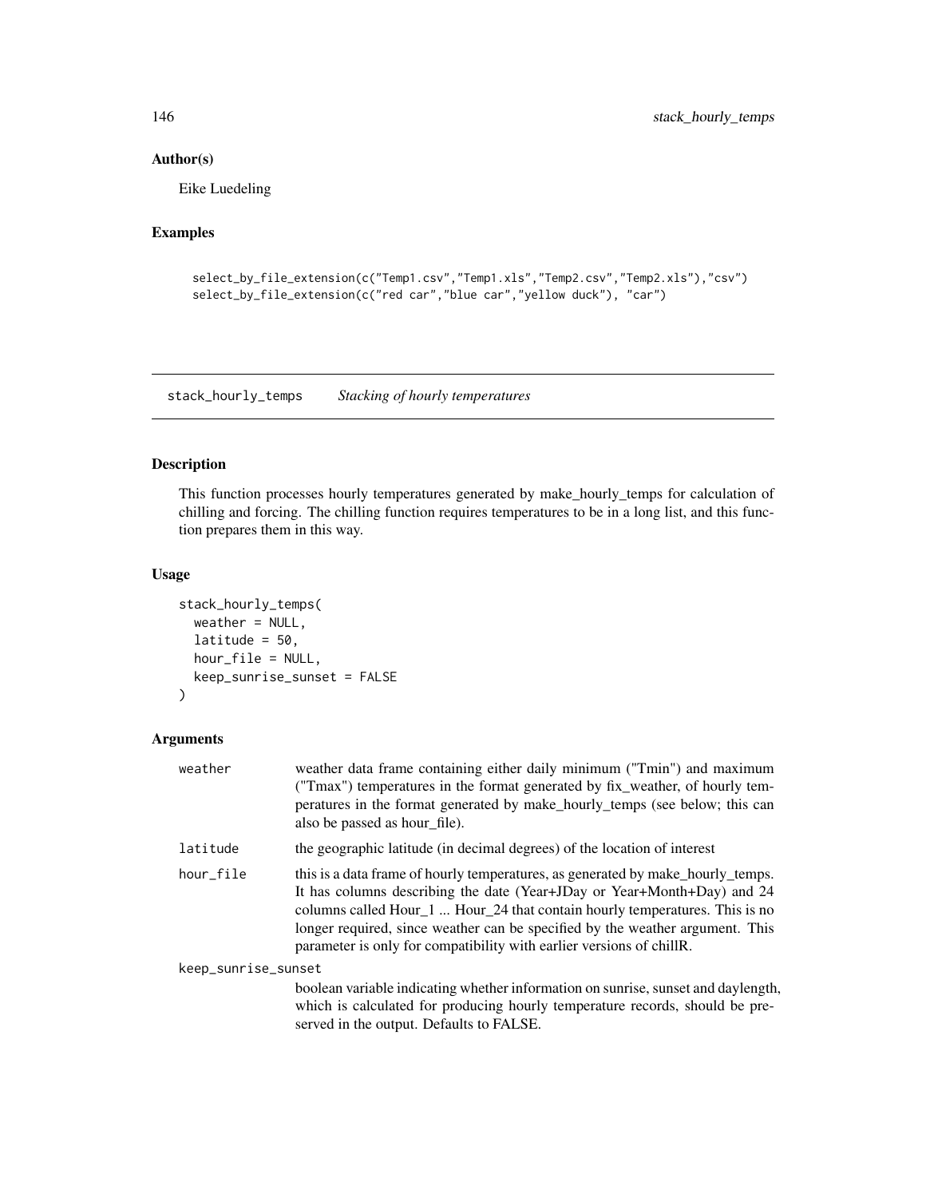## Author(s)

Eike Luedeling

## Examples

```
select_by_file_extension(c("Temp1.csv","Temp1.xls","Temp2.csv","Temp2.xls"),"csv")
select_by_file_extension(c("red car","blue car","yellow duck"), "car")
```

---

# stack_hourly_temps    *Stacking of hourly temperatures*

---

## Description

This function processes hourly temperatures generated by make_hourly_temps for calculation of chilling and forcing. The chilling function requires temperatures to be in a long list, and this function prepares them in this way.

## Usage

```
stack_hourly_temps(
  weather = NULL,
  latitude = 50,
  hour_file = NULL,
  keep_sunrise_sunset = FALSE
)
```

## Arguments

| | |
|---|---|
| `weather` | weather data frame containing either daily minimum ("Tmin") and maximum ("Tmax") temperatures in the format generated by fix_weather, of hourly temperatures in the format generated by make_hourly_temps (see below; this can also be passed as hour_file). |
| `latitude` | the geographic latitude (in decimal degrees) of the location of interest |
| `hour_file` | this is a data frame of hourly temperatures, as generated by make_hourly_temps. It has columns describing the date (Year+JDay or Year+Month+Day) and 24 columns called Hour_1 ... Hour_24 that contain hourly temperatures. This is no longer required, since weather can be specified by the weather argument. This parameter is only for compatibility with earlier versions of chillR. |
| `keep_sunrise_sunset` | boolean variable indicating whether information on sunrise, sunset and daylength, which is calculated for producing hourly temperature records, should be preserved in the output. Defaults to FALSE. |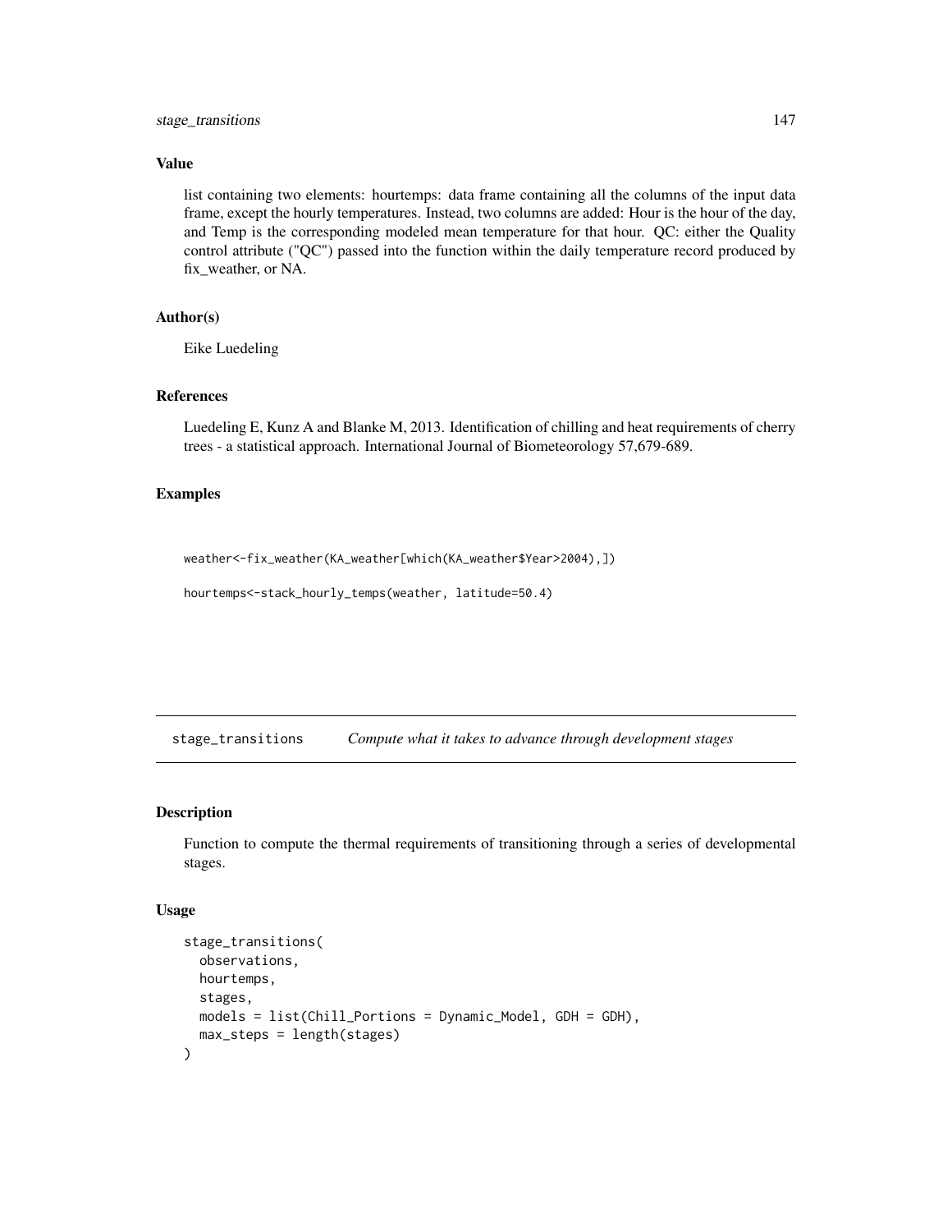### Value

list containing two elements: hourtemps: data frame containing all the columns of the input data frame, except the hourly temperatures. Instead, two columns are added: Hour is the hour of the day, and Temp is the corresponding modeled mean temperature for that hour. QC: either the Quality control attribute ("QC") passed into the function within the daily temperature record produced by fix_weather, or NA.

### Author(s)

Eike Luedeling

### References

Luedeling E, Kunz A and Blanke M, 2013. Identification of chilling and heat requirements of cherry trees - a statistical approach. International Journal of Biometeorology 57,679-689.

### Examples

```
weather<-fix_weather(KA_weather[which(KA_weather$Year>2004),])

hourtemps<-stack_hourly_temps(weather, latitude=50.4)
```

---

## stage_transitions *Compute what it takes to advance through development stages*

### Description

Function to compute the thermal requirements of transitioning through a series of developmental stages.

### Usage

```
stage_transitions(
  observations,
  hourtemps,
  stages,
  models = list(Chill_Portions = Dynamic_Model, GDH = GDH),
  max_steps = length(stages)
)
```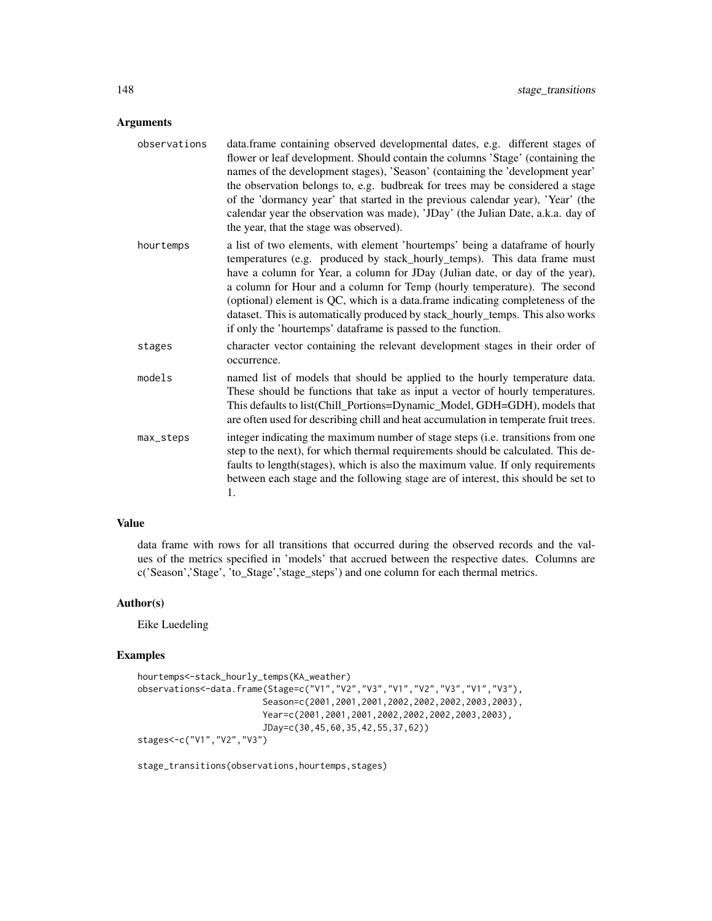## Arguments

**observations** data.frame containing observed developmental dates, e.g. different stages of flower or leaf development. Should contain the columns 'Stage' (containing the names of the development stages), 'Season' (containing the 'development year' the observation belongs to, e.g. budbreak for trees may be considered a stage of the 'dormancy year' that started in the previous calendar year), 'Year' (the calendar year the observation was made), 'JDay' (the Julian Date, a.k.a. day of the year, that the stage was observed).

**hourtemps** a list of two elements, with element 'hourtemps' being a dataframe of hourly temperatures (e.g. produced by stack_hourly_temps). This data frame must have a column for Year, a column for JDay (Julian date, or day of the year), a column for Hour and a column for Temp (hourly temperature). The second (optional) element is QC, which is a data.frame indicating completeness of the dataset. This is automatically produced by stack_hourly_temps. This also works if only the 'hourtemps' dataframe is passed to the function.

**stages** character vector containing the relevant development stages in their order of occurrence.

**models** named list of models that should be applied to the hourly temperature data. These should be functions that take as input a vector of hourly temperatures. This defaults to list(Chill_Portions=Dynamic_Model, GDH=GDH), models that are often used for describing chill and heat accumulation in temperate fruit trees.

**max_steps** integer indicating the maximum number of stage steps (i.e. transitions from one step to the next), for which thermal requirements should be calculated. This defaults to length(stages), which is also the maximum value. If only requirements between each stage and the following stage are of interest, this should be set to 1.

## Value

data frame with rows for all transitions that occurred during the observed records and the values of the metrics specified in 'models' that accrued between the respective dates. Columns are c('Season','Stage', 'to_Stage','stage_steps') and one column for each thermal metrics.

## Author(s)

Eike Luedeling

## Examples

```
hourtemps<-stack_hourly_temps(KA_weather)
observations<-data.frame(Stage=c("V1","V2","V3","V1","V2","V3","V1","V3"),
                         Season=c(2001,2001,2001,2002,2002,2002,2003,2003),
                         Year=c(2001,2001,2001,2002,2002,2002,2003,2003),
                         JDay=c(30,45,60,35,42,55,37,62))
stages<-c("V1","V2","V3")

stage_transitions(observations,hourtemps,stages)
```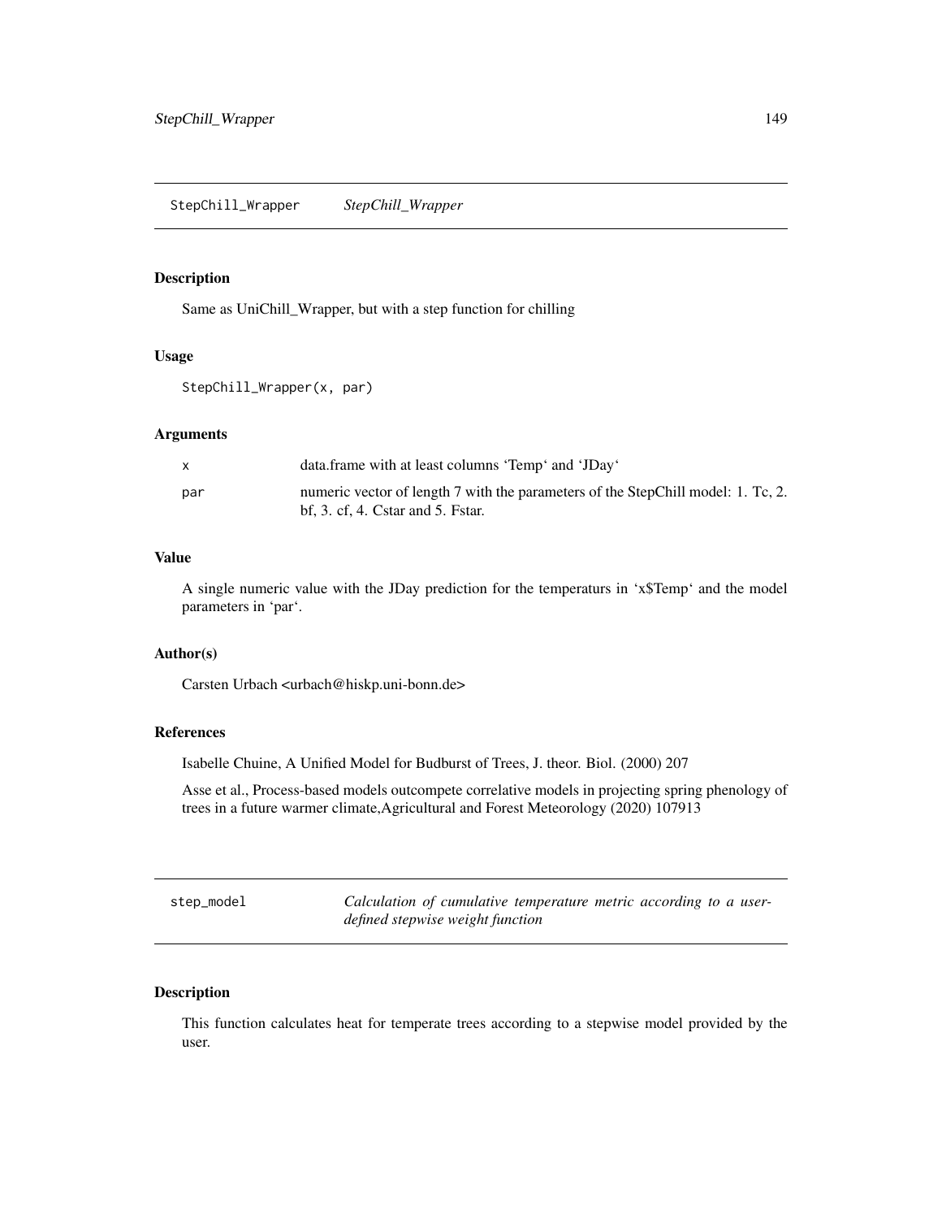## StepChill_Wrapper *StepChill_Wrapper*

### Description

Same as UniChill_Wrapper, but with a step function for chilling

### Usage

```
StepChill_Wrapper(x, par)
```

### Arguments

| | |
|---|---|
| x | data.frame with at least columns 'Temp' and 'JDay' |
| par | numeric vector of length 7 with the parameters of the StepChill model: 1. Tc, 2. bf, 3. cf, 4. Cstar and 5. Fstar. |

### Value

A single numeric value with the JDay prediction for the temperaturs in 'x$Temp' and the model parameters in 'par'.

### Author(s)

Carsten Urbach <urbach@hiskp.uni-bonn.de>

### References

Isabelle Chuine, A Unified Model for Budburst of Trees, J. theor. Biol. (2000) 207

Asse et al., Process-based models outcompete correlative models in projecting spring phenology of trees in a future warmer climate,Agricultural and Forest Meteorology (2020) 107913

## step_model *Calculation of cumulative temperature metric according to a user-defined stepwise weight function*

### Description

This function calculates heat for temperate trees according to a stepwise model provided by the user.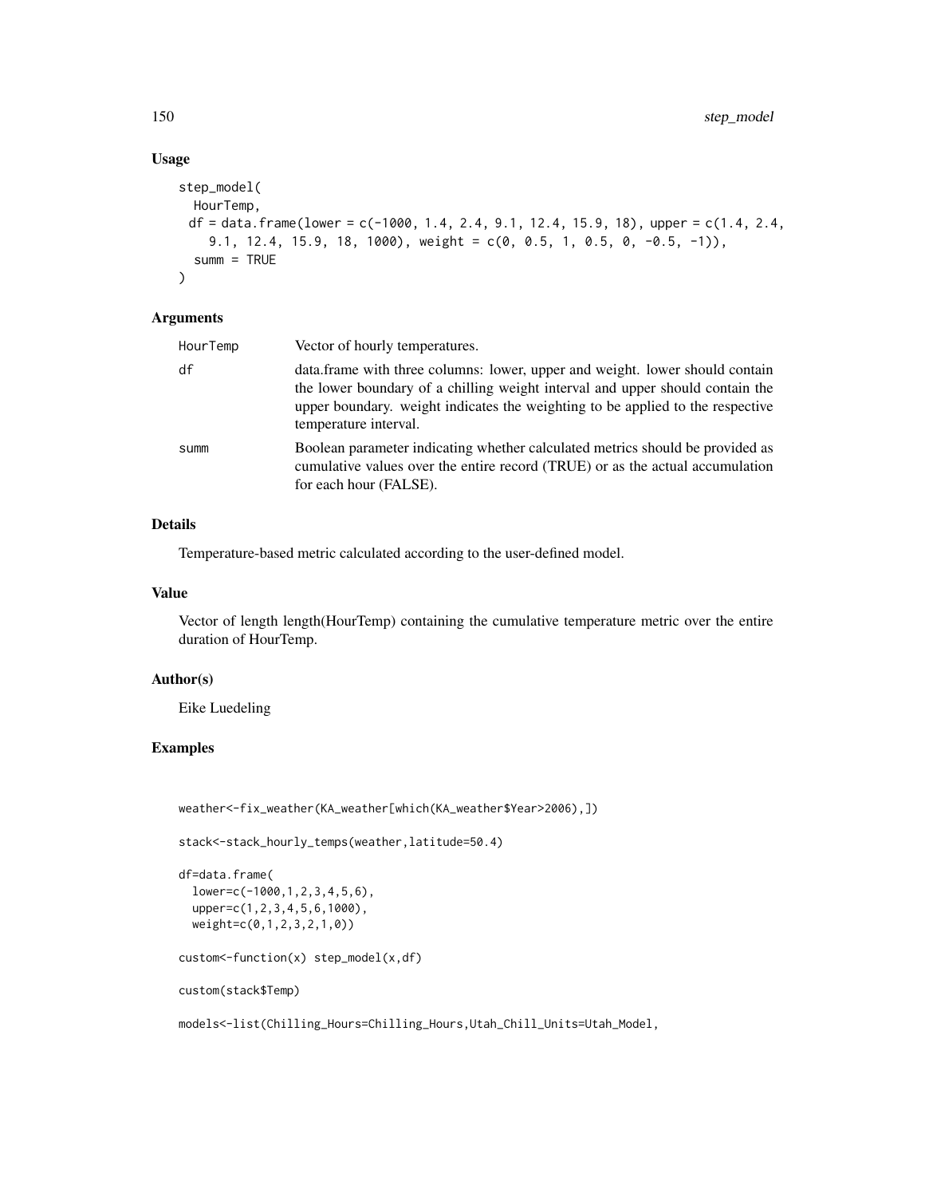## Usage

```
step_model(
  HourTemp,
  df = data.frame(lower = c(-1000, 1.4, 2.4, 9.1, 12.4, 15.9, 18), upper = c(1.4, 2.4,
    9.1, 12.4, 15.9, 18, 1000), weight = c(0, 0.5, 1, 0.5, 0, -0.5, -1)),
  summ = TRUE
)
```

## Arguments

| | |
|---|---|
| HourTemp | Vector of hourly temperatures. |
| df | data.frame with three columns: lower, upper and weight. lower should contain the lower boundary of a chilling weight interval and upper should contain the upper boundary. weight indicates the weighting to be applied to the respective temperature interval. |
| summ | Boolean parameter indicating whether calculated metrics should be provided as cumulative values over the entire record (TRUE) or as the actual accumulation for each hour (FALSE). |

## Details

Temperature-based metric calculated according to the user-defined model.

## Value

Vector of length length(HourTemp) containing the cumulative temperature metric over the entire duration of HourTemp.

## Author(s)

Eike Luedeling

## Examples

```
weather<-fix_weather(KA_weather[which(KA_weather$Year>2006),])

stack<-stack_hourly_temps(weather,latitude=50.4)

df=data.frame(
  lower=c(-1000,1,2,3,4,5,6),
  upper=c(1,2,3,4,5,6,1000),
  weight=c(0,1,2,3,2,1,0))

custom<-function(x) step_model(x,df)

custom(stack$Temp)

models<-list(Chilling_Hours=Chilling_Hours,Utah_Chill_Units=Utah_Model,
```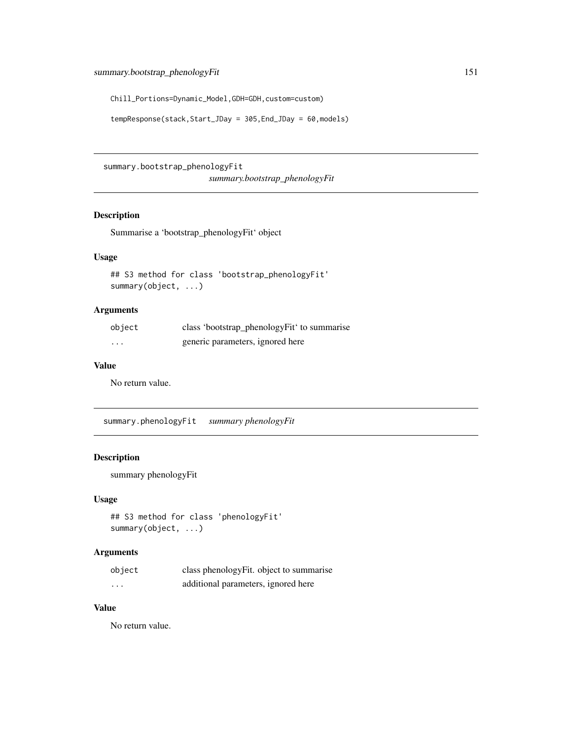```
Chill_Portions=Dynamic_Model,GDH=GDH,custom=custom)

tempResponse(stack,Start_JDay = 305,End_JDay = 60,models)
```

## summary.bootstrap_phenologyFit *summary.bootstrap_phenologyFit*

### Description

Summarise a 'bootstrap_phenologyFit' object

### Usage

```
## S3 method for class 'bootstrap_phenologyFit'
summary(object, ...)
```

### Arguments

| | |
|---|---|
| object | class 'bootstrap_phenologyFit' to summarise |
| ... | generic parameters, ignored here |

### Value

No return value.

## summary.phenologyFit *summary phenologyFit*

### Description

summary phenologyFit

### Usage

```
## S3 method for class 'phenologyFit'
summary(object, ...)
```

### Arguments

| | |
|---|---|
| object | class phenologyFit. object to summarise |
| ... | additional parameters, ignored here |

### Value

No return value.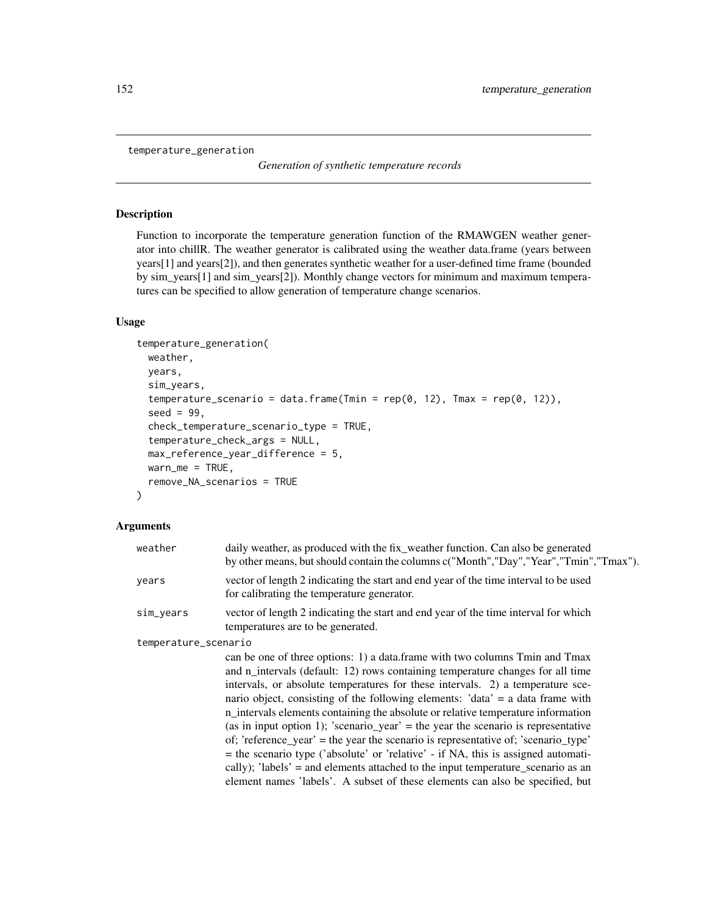temperature_generation

*Generation of synthetic temperature records*

## Description

Function to incorporate the temperature generation function of the RMAWGEN weather generator into chillR. The weather generator is calibrated using the weather data.frame (years between years[1] and years[2]), and then generates synthetic weather for a user-defined time frame (bounded by sim_years[1] and sim_years[2]). Monthly change vectors for minimum and maximum temperatures can be specified to allow generation of temperature change scenarios.

## Usage

```
temperature_generation(
  weather,
  years,
  sim_years,
  temperature_scenario = data.frame(Tmin = rep(0, 12), Tmax = rep(0, 12)),
  seed = 99,
  check_temperature_scenario_type = TRUE,
  temperature_check_args = NULL,
  max_reference_year_difference = 5,
  warn_me = TRUE,
  remove_NA_scenarios = TRUE
)
```

## Arguments

| | |
|---|---|
| weather | daily weather, as produced with the fix_weather function. Can also be generated by other means, but should contain the columns c("Month","Day","Year","Tmin","Tmax"). |
| years | vector of length 2 indicating the start and end year of the time interval to be used for calibrating the temperature generator. |
| sim_years | vector of length 2 indicating the start and end year of the time interval for which temperatures are to be generated. |
| temperature_scenario | can be one of three options: 1) a data.frame with two columns Tmin and Tmax and n_intervals (default: 12) rows containing temperature changes for all time intervals, or absolute temperatures for these intervals. 2) a temperature scenario object, consisting of the following elements: 'data' = a data frame with n_intervals elements containing the absolute or relative temperature information (as in input option 1); 'scenario_year' = the year the scenario is representative of; 'reference_year' = the year the scenario is representative of; 'scenario_type' = the scenario type ('absolute' or 'relative' - if NA, this is assigned automatically); 'labels' = and elements attached to the input temperature_scenario as an element names 'labels'. A subset of these elements can also be specified, but |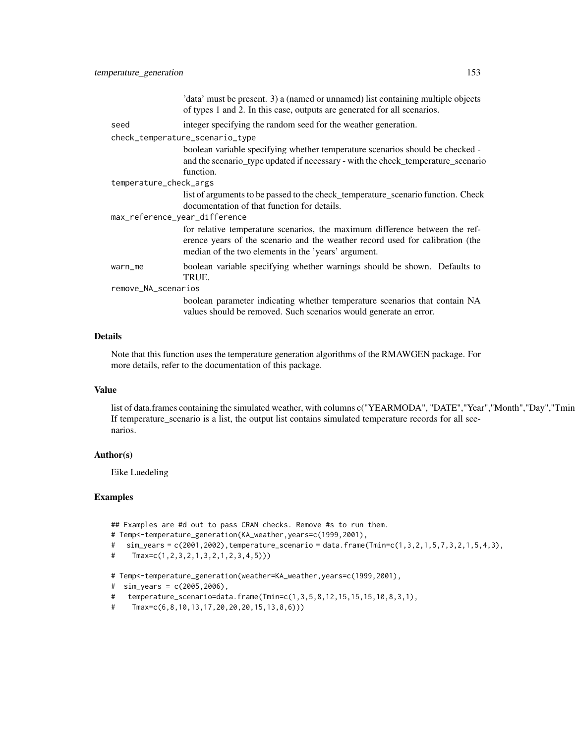'data' must be present. 3) a (named or unnamed) list containing multiple objects of types 1 and 2. In this case, outputs are generated for all scenarios.

**seed** integer specifying the random seed for the weather generation.

**check_temperature_scenario_type** boolean variable specifying whether temperature scenarios should be checked - and the scenario_type updated if necessary - with the check_temperature_scenario function.

**temperature_check_args** list of arguments to be passed to the check_temperature_scenario function. Check documentation of that function for details.

**max_reference_year_difference** for relative temperature scenarios, the maximum difference between the reference years of the scenario and the weather record used for calibration (the median of the two elements in the 'years' argument.

**warn_me** boolean variable specifying whether warnings should be shown. Defaults to TRUE.

**remove_NA_scenarios** boolean parameter indicating whether temperature scenarios that contain NA values should be removed. Such scenarios would generate an error.

## Details

Note that this function uses the temperature generation algorithms of the RMAWGEN package. For more details, refer to the documentation of this package.

## Value

list of data.frames containing the simulated weather, with columns c("YEARMODA", "DATE","Year","Month","Day","Tmin
If temperature_scenario is a list, the output list contains simulated temperature records for all scenarios.

## Author(s)

Eike Luedeling

## Examples

```
## Examples are #d out to pass CRAN checks. Remove #s to run them.
# Temp<-temperature_generation(KA_weather,years=c(1999,2001),
#   sim_years = c(2001,2002),temperature_scenario = data.frame(Tmin=c(1,3,2,1,5,7,3,2,1,5,4,3),
#    Tmax=c(1,2,3,2,1,3,2,1,2,3,4,5)))

# Temp<-temperature_generation(weather=KA_weather,years=c(1999,2001),
#  sim_years = c(2005,2006),
#   temperature_scenario=data.frame(Tmin=c(1,3,5,8,12,15,15,15,10,8,3,1),
#    Tmax=c(6,8,10,13,17,20,20,20,15,13,8,6)))
```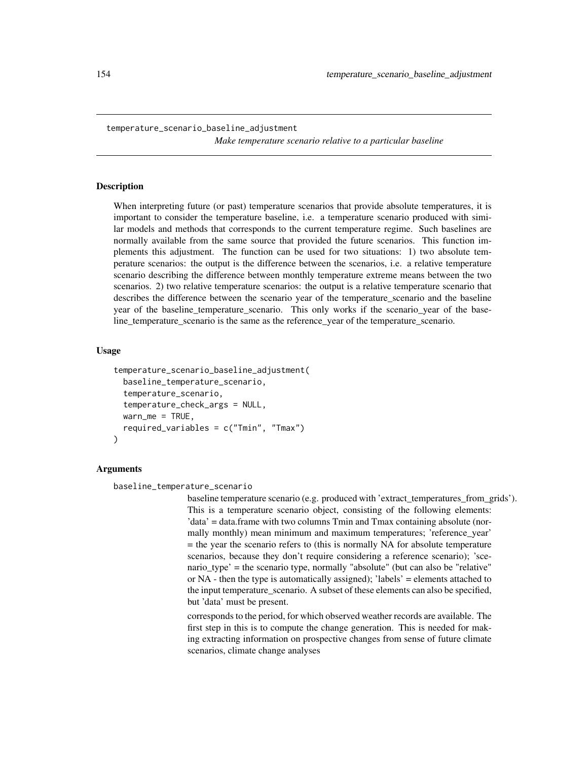temperature_scenario_baseline_adjustment

*Make temperature scenario relative to a particular baseline*

## Description

When interpreting future (or past) temperature scenarios that provide absolute temperatures, it is important to consider the temperature baseline, i.e. a temperature scenario produced with similar models and methods that corresponds to the current temperature regime. Such baselines are normally available from the same source that provided the future scenarios. This function implements this adjustment. The function can be used for two situations: 1) two absolute temperature scenarios: the output is the difference between the scenarios, i.e. a relative temperature scenario describing the difference between monthly temperature extreme means between the two scenarios. 2) two relative temperature scenarios: the output is a relative temperature scenario that describes the difference between the scenario year of the temperature_scenario and the baseline year of the baseline_temperature_scenario. This only works if the scenario_year of the baseline_temperature_scenario is the same as the reference_year of the temperature_scenario.

## Usage

```
temperature_scenario_baseline_adjustment(
  baseline_temperature_scenario,
  temperature_scenario,
  temperature_check_args = NULL,
  warn_me = TRUE,
  required_variables = c("Tmin", "Tmax")
)
```

## Arguments

baseline_temperature_scenario

baseline temperature scenario (e.g. produced with 'extract_temperatures_from_grids'). This is a temperature scenario object, consisting of the following elements: 'data' = data.frame with two columns Tmin and Tmax containing absolute (normally monthly) mean minimum and maximum temperatures; 'reference_year' = the year the scenario refers to (this is normally NA for absolute temperature scenarios, because they don't require considering a reference scenario); 'scenario_type' = the scenario type, normally "absolute" (but can also be "relative" or NA - then the type is automatically assigned); 'labels' = elements attached to the input temperature_scenario. A subset of these elements can also be specified, but 'data' must be present.

corresponds to the period, for which observed weather records are available. The first step in this is to compute the change generation. This is needed for making extracting information on prospective changes from sense of future climate scenarios, climate change analyses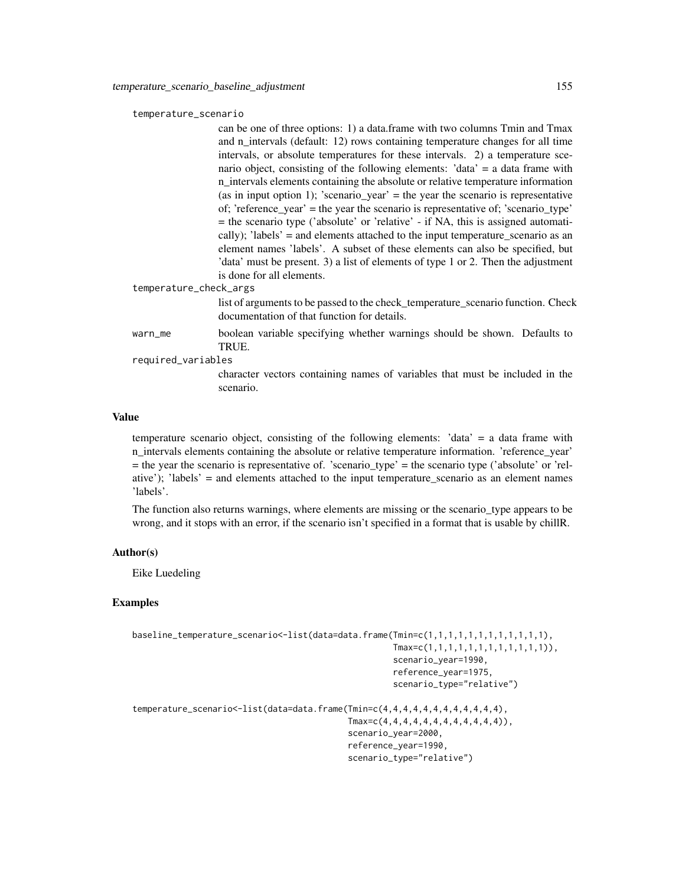temperature_scenario
: can be one of three options: 1) a data.frame with two columns Tmin and Tmax and n_intervals (default: 12) rows containing temperature changes for all time intervals, or absolute temperatures for these intervals. 2) a temperature scenario object, consisting of the following elements: 'data' = a data frame with n_intervals elements containing the absolute or relative temperature information (as in input option 1); 'scenario_year' = the year the scenario is representative of; 'reference_year' = the year the scenario is representative of; 'scenario_type' = the scenario type ('absolute' or 'relative' - if NA, this is assigned automatically); 'labels' = and elements attached to the input temperature_scenario as an element names 'labels'. A subset of these elements can also be specified, but 'data' must be present. 3) a list of elements of type 1 or 2. Then the adjustment is done for all elements.

temperature_check_args
: list of arguments to be passed to the check_temperature_scenario function. Check documentation of that function for details.

warn_me
: boolean variable specifying whether warnings should be shown. Defaults to TRUE.

required_variables
: character vectors containing names of variables that must be included in the scenario.

## Value

temperature scenario object, consisting of the following elements: 'data' = a data frame with n_intervals elements containing the absolute or relative temperature information. 'reference_year' = the year the scenario is representative of. 'scenario_type' = the scenario type ('absolute' or 'relative'); 'labels' = and elements attached to the input temperature_scenario as an element names 'labels'.

The function also returns warnings, where elements are missing or the scenario_type appears to be wrong, and it stops with an error, if the scenario isn't specified in a format that is usable by chillR.

## Author(s)

Eike Luedeling

## Examples

```
baseline_temperature_scenario<-list(data=data.frame(Tmin=c(1,1,1,1,1,1,1,1,1,1,1,1),
                                                    Tmax=c(1,1,1,1,1,1,1,1,1,1,1,1)),
                                                    scenario_year=1990,
                                                    reference_year=1975,
                                                    scenario_type="relative")

temperature_scenario<-list(data=data.frame(Tmin=c(4,4,4,4,4,4,4,4,4,4,4,4),
                                           Tmax=c(4,4,4,4,4,4,4,4,4,4,4,4)),
                                           scenario_year=2000,
                                           reference_year=1990,
                                           scenario_type="relative")
```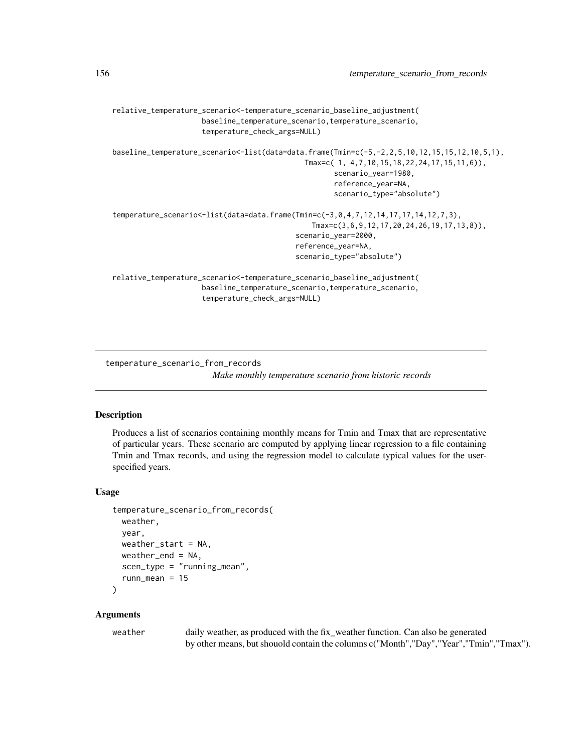```
relative_temperature_scenario<-temperature_scenario_baseline_adjustment(
                    baseline_temperature_scenario,temperature_scenario,
                    temperature_check_args=NULL)

baseline_temperature_scenario<-list(data=data.frame(Tmin=c(-5,-2,2,5,10,12,15,15,12,10,5,1),
                                          Tmax=c( 1, 4,7,10,15,18,22,24,17,15,11,6)),
                                                scenario_year=1980,
                                                reference_year=NA,
                                                scenario_type="absolute")

temperature_scenario<-list(data=data.frame(Tmin=c(-3,0,4,7,12,14,17,17,14,12,7,3),
                                           Tmax=c(3,6,9,12,17,20,24,26,19,17,13,8)),
                                        scenario_year=2000,
                                        reference_year=NA,
                                        scenario_type="absolute")

relative_temperature_scenario<-temperature_scenario_baseline_adjustment(
                    baseline_temperature_scenario,temperature_scenario,
                    temperature_check_args=NULL)
```

## temperature_scenario_from_records

*Make monthly temperature scenario from historic records*

### Description

Produces a list of scenarios containing monthly means for Tmin and Tmax that are representative of particular years. These scenario are computed by applying linear regression to a file containing Tmin and Tmax records, and using the regression model to calculate typical values for the user-specified years.

### Usage

```
temperature_scenario_from_records(
  weather,
  year,
  weather_start = NA,
  weather_end = NA,
  scen_type = "running_mean",
  runn_mean = 15
)
```

### Arguments

`weather` daily weather, as produced with the fix_weather function. Can also be generated by other means, but shouold contain the columns c("Month","Day","Year","Tmin","Tmax").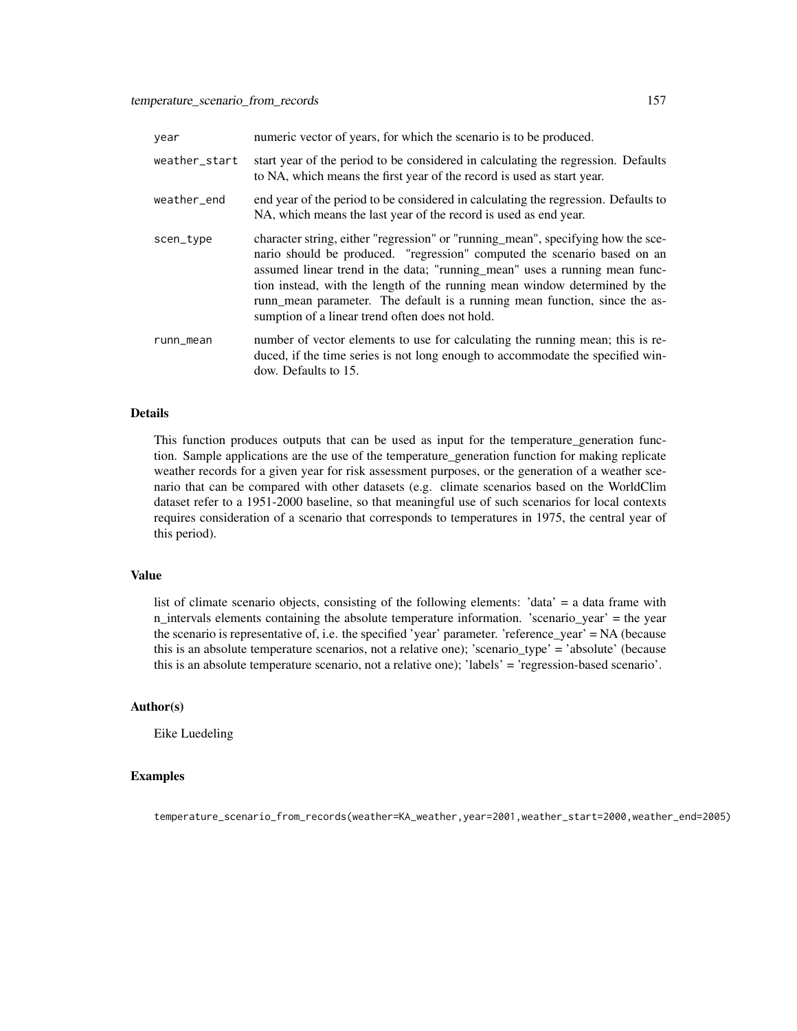| | |
|---|---|
| `year` | numeric vector of years, for which the scenario is to be produced. |
| `weather_start` | start year of the period to be considered in calculating the regression. Defaults to NA, which means the first year of the record is used as start year. |
| `weather_end` | end year of the period to be considered in calculating the regression. Defaults to NA, which means the last year of the record is used as end year. |
| `scen_type` | character string, either "regression" or "running_mean", specifying how the scenario should be produced. "regression" computed the scenario based on an assumed linear trend in the data; "running_mean" uses a running mean function instead, with the length of the running mean window determined by the runn_mean parameter. The default is a running mean function, since the assumption of a linear trend often does not hold. |
| `runn_mean` | number of vector elements to use for calculating the running mean; this is reduced, if the time series is not long enough to accommodate the specified window. Defaults to 15. |

## Details

This function produces outputs that can be used as input for the temperature_generation function. Sample applications are the use of the temperature_generation function for making replicate weather records for a given year for risk assessment purposes, or the generation of a weather scenario that can be compared with other datasets (e.g. climate scenarios based on the WorldClim dataset refer to a 1951-2000 baseline, so that meaningful use of such scenarios for local contexts requires consideration of a scenario that corresponds to temperatures in 1975, the central year of this period).

## Value

list of climate scenario objects, consisting of the following elements: 'data' = a data frame with n_intervals elements containing the absolute temperature information. 'scenario_year' = the year the scenario is representative of, i.e. the specified 'year' parameter. 'reference_year' = NA (because this is an absolute temperature scenarios, not a relative one); 'scenario_type' = 'absolute' (because this is an absolute temperature scenario, not a relative one); 'labels' = 'regression-based scenario'.

## Author(s)

Eike Luedeling

## Examples

```
temperature_scenario_from_records(weather=KA_weather,year=2001,weather_start=2000,weather_end=2005)
```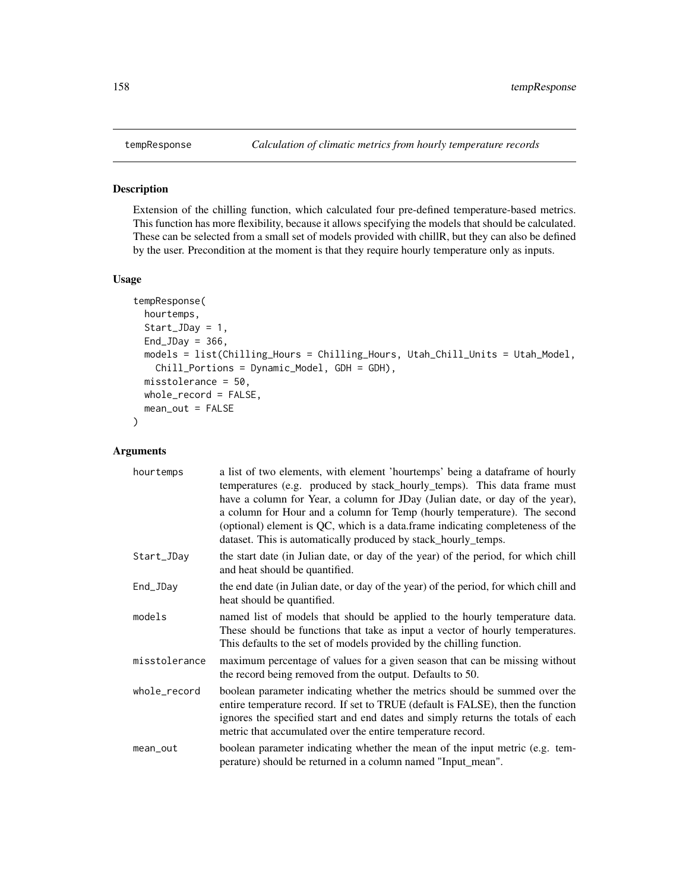# tempResponse — *Calculation of climatic metrics from hourly temperature records*

## Description

Extension of the chilling function, which calculated four pre-defined temperature-based metrics. This function has more flexibility, because it allows specifying the models that should be calculated. These can be selected from a small set of models provided with chillR, but they can also be defined by the user. Precondition at the moment is that they require hourly temperature only as inputs.

## Usage

```
tempResponse(
  hourtemps,
  Start_JDay = 1,
  End_JDay = 366,
  models = list(Chilling_Hours = Chilling_Hours, Utah_Chill_Units = Utah_Model,
    Chill_Portions = Dynamic_Model, GDH = GDH),
  misstolerance = 50,
  whole_record = FALSE,
  mean_out = FALSE
)
```

## Arguments

| Argument | Description |
| --- | --- |
| `hourtemps` | a list of two elements, with element 'hourtemps' being a dataframe of hourly temperatures (e.g. produced by stack_hourly_temps). This data frame must have a column for Year, a column for JDay (Julian date, or day of the year), a column for Hour and a column for Temp (hourly temperature). The second (optional) element is QC, which is a data.frame indicating completeness of the dataset. This is automatically produced by stack_hourly_temps. |
| `Start_JDay` | the start date (in Julian date, or day of the year) of the period, for which chill and heat should be quantified. |
| `End_JDay` | the end date (in Julian date, or day of the year) of the period, for which chill and heat should be quantified. |
| `models` | named list of models that should be applied to the hourly temperature data. These should be functions that take as input a vector of hourly temperatures. This defaults to the set of models provided by the chilling function. |
| `misstolerance` | maximum percentage of values for a given season that can be missing without the record being removed from the output. Defaults to 50. |
| `whole_record` | boolean parameter indicating whether the metrics should be summed over the entire temperature record. If set to TRUE (default is FALSE), then the function ignores the specified start and end dates and simply returns the totals of each metric that accumulated over the entire temperature record. |
| `mean_out` | boolean parameter indicating whether the mean of the input metric (e.g. temperature) should be returned in a column named "Input_mean". |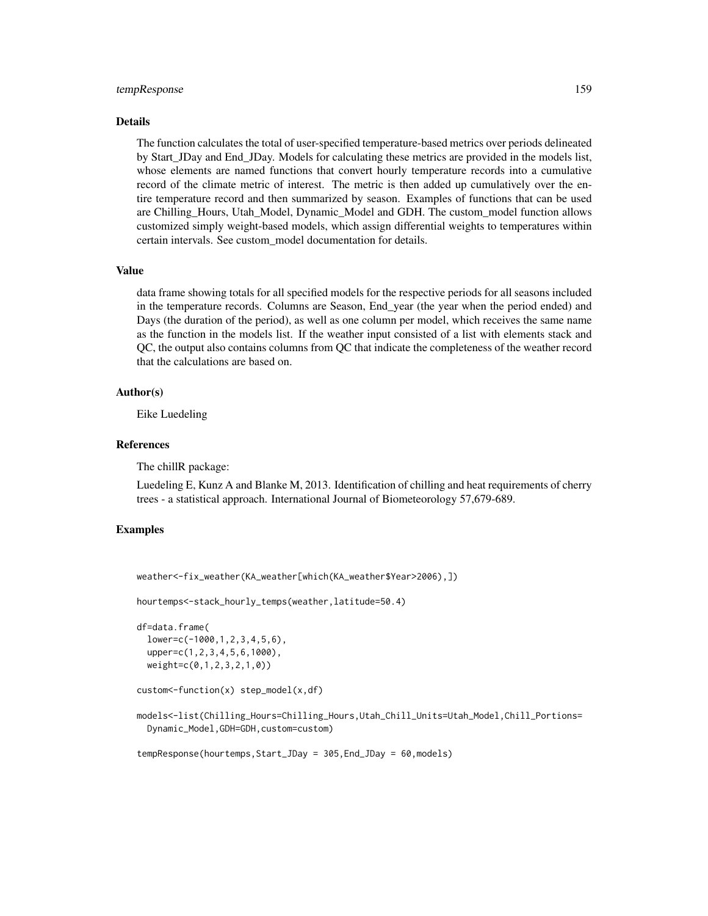### Details

The function calculates the total of user-specified temperature-based metrics over periods delineated by Start_JDay and End_JDay. Models for calculating these metrics are provided in the models list, whose elements are named functions that convert hourly temperature records into a cumulative record of the climate metric of interest. The metric is then added up cumulatively over the entire temperature record and then summarized by season. Examples of functions that can be used are Chilling_Hours, Utah_Model, Dynamic_Model and GDH. The custom_model function allows customized simply weight-based models, which assign differential weights to temperatures within certain intervals. See custom_model documentation for details.

### Value

data frame showing totals for all specified models for the respective periods for all seasons included in the temperature records. Columns are Season, End_year (the year when the period ended) and Days (the duration of the period), as well as one column per model, which receives the same name as the function in the models list. If the weather input consisted of a list with elements stack and QC, the output also contains columns from QC that indicate the completeness of the weather record that the calculations are based on.

### Author(s)

Eike Luedeling

### References

The chillR package:

Luedeling E, Kunz A and Blanke M, 2013. Identification of chilling and heat requirements of cherry trees - a statistical approach. International Journal of Biometeorology 57,679-689.

### Examples

```
weather<-fix_weather(KA_weather[which(KA_weather$Year>2006),])

hourtemps<-stack_hourly_temps(weather,latitude=50.4)

df=data.frame(
  lower=c(-1000,1,2,3,4,5,6),
  upper=c(1,2,3,4,5,6,1000),
  weight=c(0,1,2,3,2,1,0))

custom<-function(x) step_model(x,df)

models<-list(Chilling_Hours=Chilling_Hours,Utah_Chill_Units=Utah_Model,Chill_Portions=
  Dynamic_Model,GDH=GDH,custom=custom)

tempResponse(hourtemps,Start_JDay = 305,End_JDay = 60,models)
```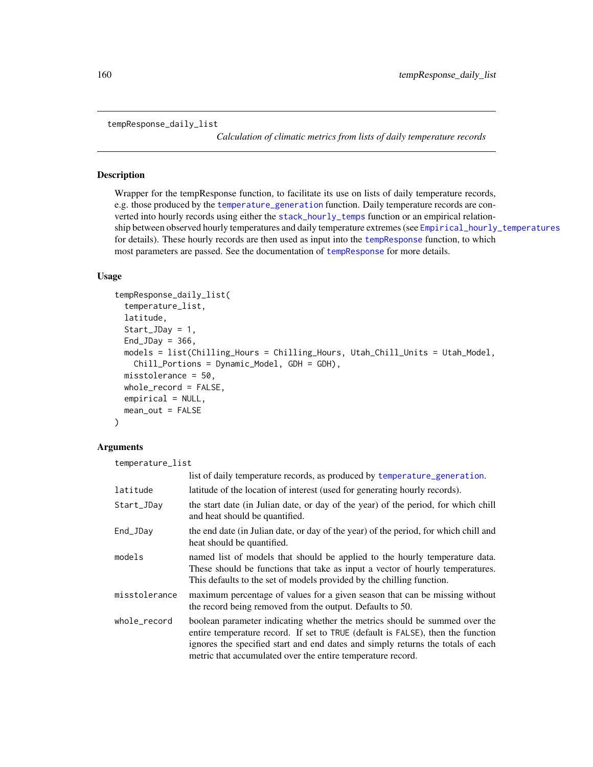tempResponse_daily_list

*Calculation of climatic metrics from lists of daily temperature records*

## Description

Wrapper for the tempResponse function, to facilitate its use on lists of daily temperature records, e.g. those produced by the temperature_generation function. Daily temperature records are converted into hourly records using either the stack_hourly_temps function or an empirical relationship between observed hourly temperatures and daily temperature extremes (see Empirical_hourly_temperatures for details). These hourly records are then used as input into the tempResponse function, to which most parameters are passed. See the documentation of tempResponse for more details.

## Usage

```
tempResponse_daily_list(
  temperature_list,
  latitude,
  Start_JDay = 1,
  End_JDay = 366,
  models = list(Chilling_Hours = Chilling_Hours, Utah_Chill_Units = Utah_Model,
    Chill_Portions = Dynamic_Model, GDH = GDH),
  misstolerance = 50,
  whole_record = FALSE,
  empirical = NULL,
  mean_out = FALSE
)
```

## Arguments

| | |
|---|---|
| temperature_list | list of daily temperature records, as produced by temperature_generation. |
| latitude | latitude of the location of interest (used for generating hourly records). |
| Start_JDay | the start date (in Julian date, or day of the year) of the period, for which chill and heat should be quantified. |
| End_JDay | the end date (in Julian date, or day of the year) of the period, for which chill and heat should be quantified. |
| models | named list of models that should be applied to the hourly temperature data. These should be functions that take as input a vector of hourly temperatures. This defaults to the set of models provided by the chilling function. |
| misstolerance | maximum percentage of values for a given season that can be missing without the record being removed from the output. Defaults to 50. |
| whole_record | boolean parameter indicating whether the metrics should be summed over the entire temperature record. If set to TRUE (default is FALSE), then the function ignores the specified start and end dates and simply returns the totals of each metric that accumulated over the entire temperature record. |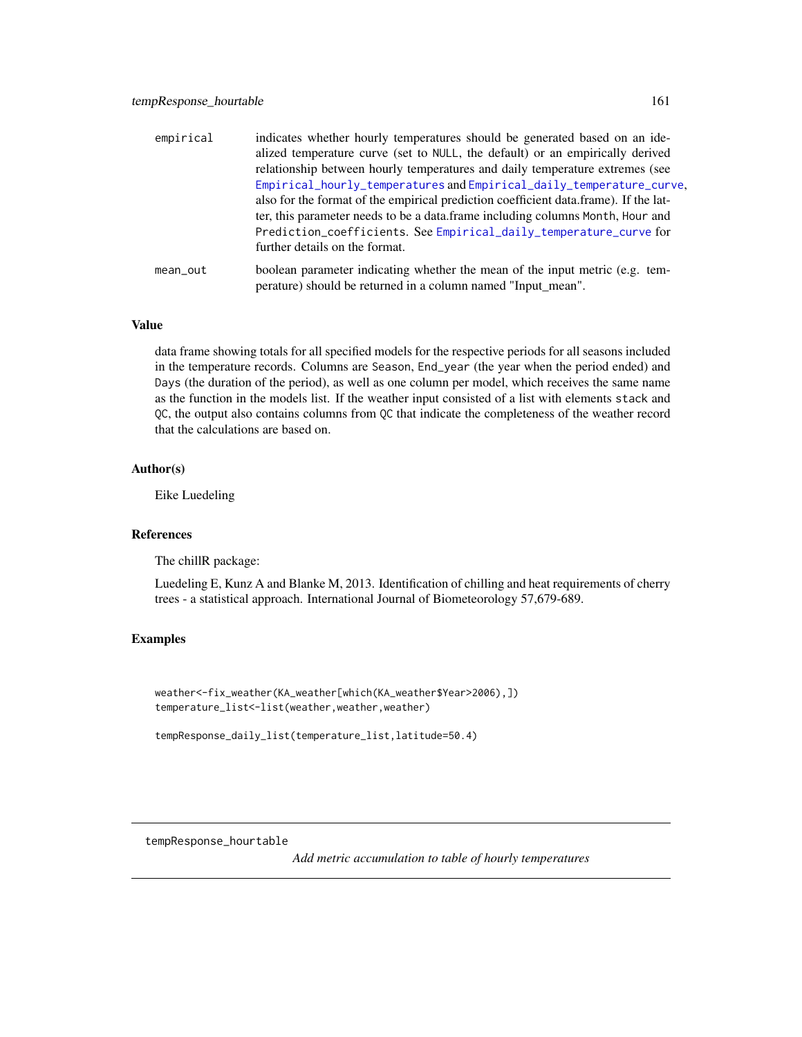| | |
|---|---|
| empirical | indicates whether hourly temperatures should be generated based on an idealized temperature curve (set to NULL, the default) or an empirically derived relationship between hourly temperatures and daily temperature extremes (see Empirical_hourly_temperatures and Empirical_daily_temperature_curve, also for the format of the empirical prediction coefficient data.frame). If the latter, this parameter needs to be a data.frame including columns Month, Hour and Prediction_coefficients. See Empirical_daily_temperature_curve for further details on the format. |
| mean_out | boolean parameter indicating whether the mean of the input metric (e.g. temperature) should be returned in a column named "Input_mean". |

## Value

data frame showing totals for all specified models for the respective periods for all seasons included in the temperature records. Columns are Season, End_year (the year when the period ended) and Days (the duration of the period), as well as one column per model, which receives the same name as the function in the models list. If the weather input consisted of a list with elements stack and QC, the output also contains columns from QC that indicate the completeness of the weather record that the calculations are based on.

## Author(s)

Eike Luedeling

## References

The chillR package:

Luedeling E, Kunz A and Blanke M, 2013. Identification of chilling and heat requirements of cherry trees - a statistical approach. International Journal of Biometeorology 57,679-689.

## Examples

```
weather<-fix_weather(KA_weather[which(KA_weather$Year>2006),])
temperature_list<-list(weather,weather,weather)

tempResponse_daily_list(temperature_list,latitude=50.4)
```

---

# tempResponse_hourtable

*Add metric accumulation to table of hourly temperatures*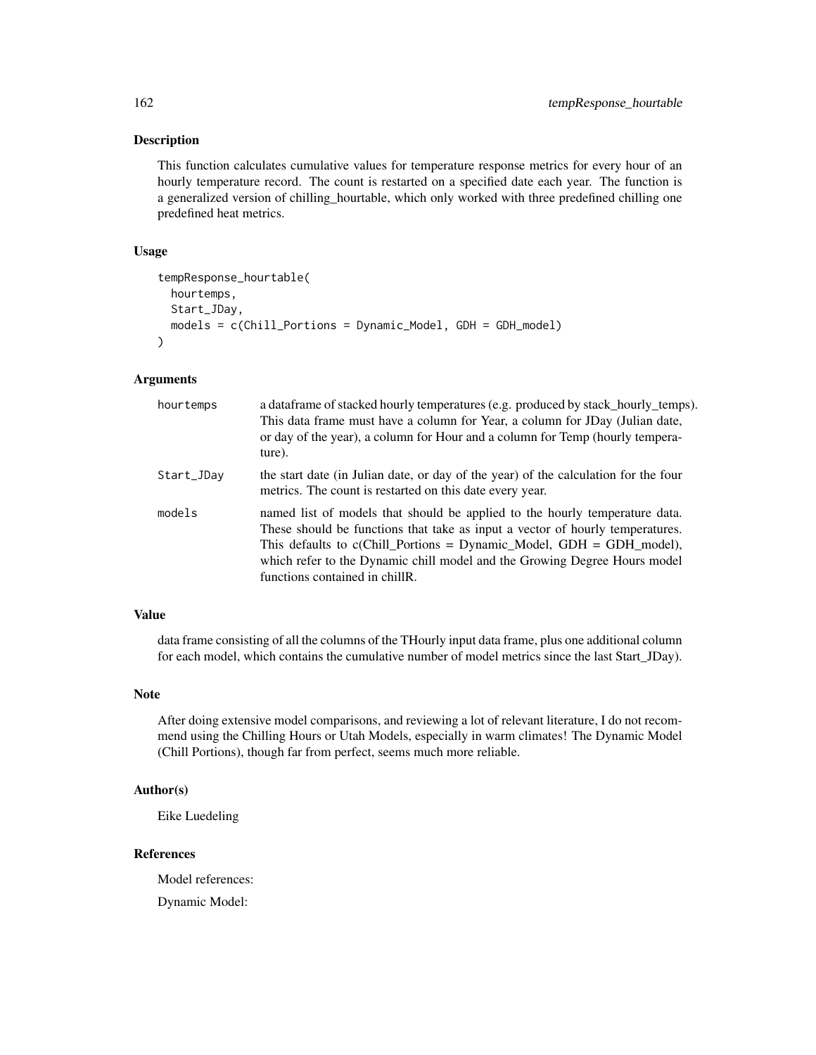## Description

This function calculates cumulative values for temperature response metrics for every hour of an hourly temperature record. The count is restarted on a specified date each year. The function is a generalized version of chilling_hourtable, which only worked with three predefined chilling one predefined heat metrics.

## Usage

```
tempResponse_hourtable(
  hourtemps,
  Start_JDay,
  models = c(Chill_Portions = Dynamic_Model, GDH = GDH_model)
)
```

## Arguments

| | |
|---|---|
| hourtemps | a dataframe of stacked hourly temperatures (e.g. produced by stack_hourly_temps). This data frame must have a column for Year, a column for JDay (Julian date, or day of the year), a column for Hour and a column for Temp (hourly temperature). |
| Start_JDay | the start date (in Julian date, or day of the year) of the calculation for the four metrics. The count is restarted on this date every year. |
| models | named list of models that should be applied to the hourly temperature data. These should be functions that take as input a vector of hourly temperatures. This defaults to c(Chill_Portions = Dynamic_Model, GDH = GDH_model), which refer to the Dynamic chill model and the Growing Degree Hours model functions contained in chillR. |

## Value

data frame consisting of all the columns of the THourly input data frame, plus one additional column for each model, which contains the cumulative number of model metrics since the last Start_JDay).

## Note

After doing extensive model comparisons, and reviewing a lot of relevant literature, I do not recommend using the Chilling Hours or Utah Models, especially in warm climates! The Dynamic Model (Chill Portions), though far from perfect, seems much more reliable.

## Author(s)

Eike Luedeling

## References

Model references:

Dynamic Model: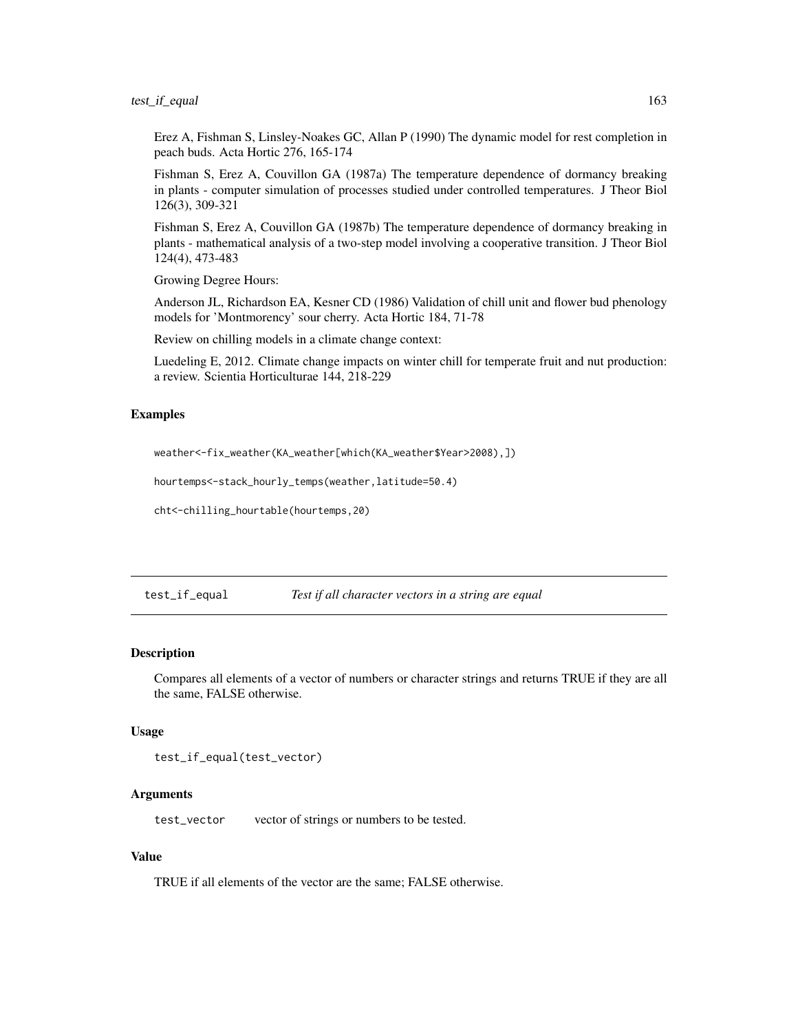Erez A, Fishman S, Linsley-Noakes GC, Allan P (1990) The dynamic model for rest completion in peach buds. Acta Hortic 276, 165-174

Fishman S, Erez A, Couvillon GA (1987a) The temperature dependence of dormancy breaking in plants - computer simulation of processes studied under controlled temperatures. J Theor Biol 126(3), 309-321

Fishman S, Erez A, Couvillon GA (1987b) The temperature dependence of dormancy breaking in plants - mathematical analysis of a two-step model involving a cooperative transition. J Theor Biol 124(4), 473-483

Growing Degree Hours:

Anderson JL, Richardson EA, Kesner CD (1986) Validation of chill unit and flower bud phenology models for 'Montmorency' sour cherry. Acta Hortic 184, 71-78

Review on chilling models in a climate change context:

Luedeling E, 2012. Climate change impacts on winter chill for temperate fruit and nut production: a review. Scientia Horticulturae 144, 218-229

### Examples

```
weather<-fix_weather(KA_weather[which(KA_weather$Year>2008),])

hourtemps<-stack_hourly_temps(weather,latitude=50.4)

cht<-chilling_hourtable(hourtemps,20)
```

---

## test_if_equal *Test if all character vectors in a string are equal*

### Description

Compares all elements of a vector of numbers or character strings and returns TRUE if they are all the same, FALSE otherwise.

### Usage

```
test_if_equal(test_vector)
```

### Arguments

`test_vector` vector of strings or numbers to be tested.

### Value

TRUE if all elements of the vector are the same; FALSE otherwise.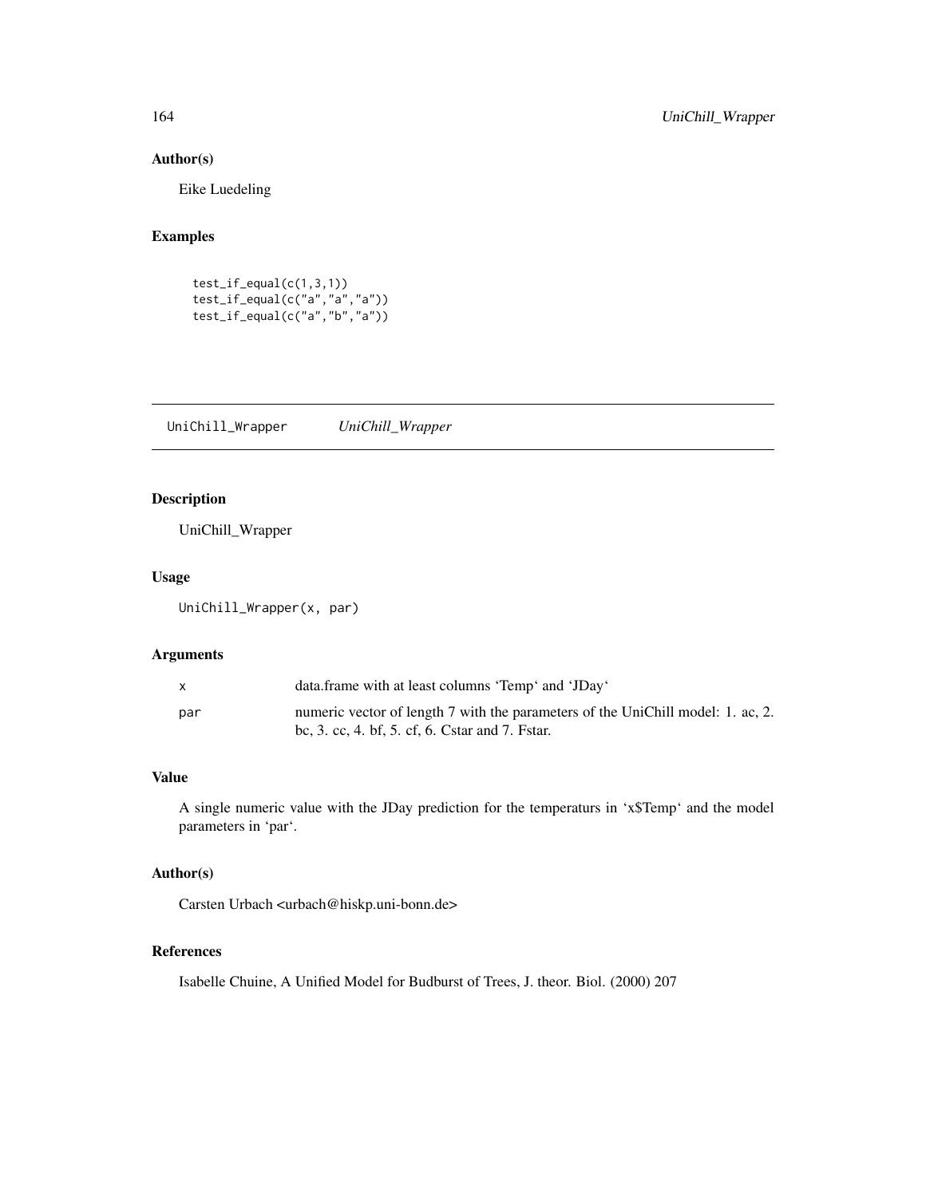## Author(s)

Eike Luedeling

## Examples

```
test_if_equal(c(1,3,1))
test_if_equal(c("a","a","a"))
test_if_equal(c("a","b","a"))
```

---

# UniChill_Wrapper    *UniChill_Wrapper*

---

## Description

UniChill_Wrapper

## Usage

```
UniChill_Wrapper(x, par)
```

## Arguments

| | |
|---|---|
| x | data.frame with at least columns 'Temp' and 'JDay' |
| par | numeric vector of length 7 with the parameters of the UniChill model: 1. ac, 2. bc, 3. cc, 4. bf, 5. cf, 6. Cstar and 7. Fstar. |

## Value

A single numeric value with the JDay prediction for the temperaturs in 'x$Temp' and the model parameters in 'par'.

## Author(s)

Carsten Urbach <urbach@hiskp.uni-bonn.de>

## References

Isabelle Chuine, A Unified Model for Budburst of Trees, J. theor. Biol. (2000) 207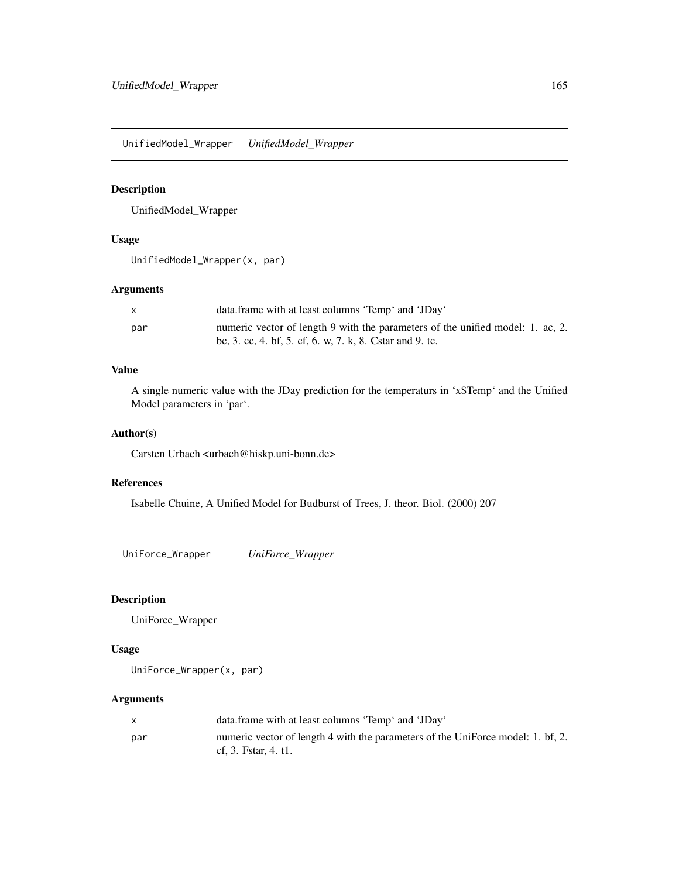## UnifiedModel_Wrapper *UnifiedModel_Wrapper*

### Description

UnifiedModel_Wrapper

### Usage

```
UnifiedModel_Wrapper(x, par)
```

### Arguments

| | |
|---|---|
| x | data.frame with at least columns 'Temp' and 'JDay' |
| par | numeric vector of length 9 with the parameters of the unified model: 1. ac, 2. bc, 3. cc, 4. bf, 5. cf, 6. w, 7. k, 8. Cstar and 9. tc. |

### Value

A single numeric value with the JDay prediction for the temperaturs in 'x$Temp' and the Unified Model parameters in 'par'.

### Author(s)

Carsten Urbach <urbach@hiskp.uni-bonn.de>

### References

Isabelle Chuine, A Unified Model for Budburst of Trees, J. theor. Biol. (2000) 207

## UniForce_Wrapper *UniForce_Wrapper*

### Description

UniForce_Wrapper

### Usage

```
UniForce_Wrapper(x, par)
```

### Arguments

| | |
|---|---|
| x | data.frame with at least columns 'Temp' and 'JDay' |
| par | numeric vector of length 4 with the parameters of the UniForce model: 1. bf, 2. cf, 3. Fstar, 4. t1. |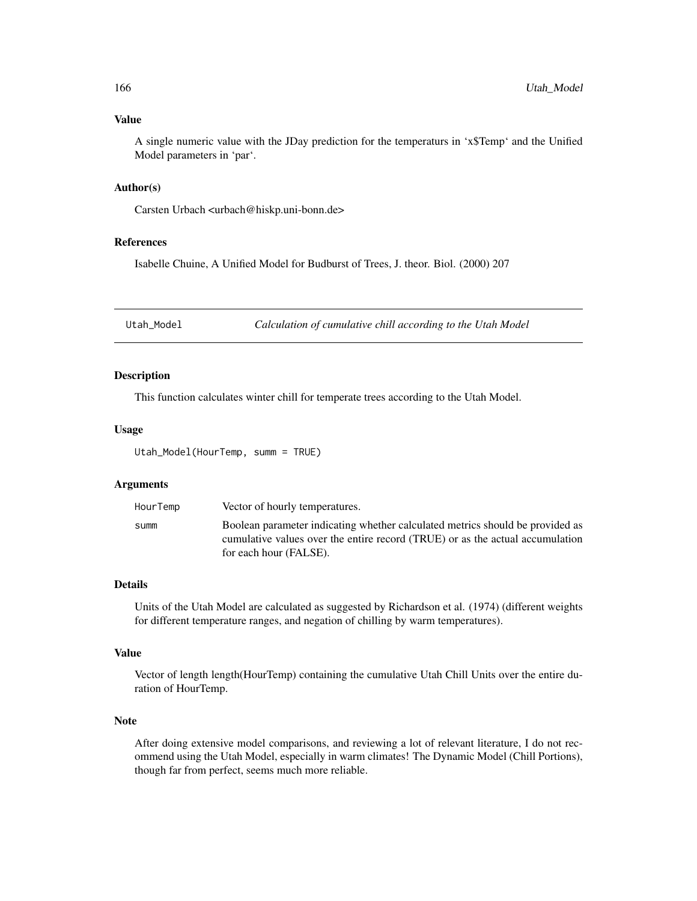## Value

A single numeric value with the JDay prediction for the temperaturs in 'x$Temp' and the Unified Model parameters in 'par'.

## Author(s)

Carsten Urbach <urbach@hiskp.uni-bonn.de>

## References

Isabelle Chuine, A Unified Model for Budburst of Trees, J. theor. Biol. (2000) 207

---

# Utah_Model — *Calculation of cumulative chill according to the Utah Model*

---

## Description

This function calculates winter chill for temperate trees according to the Utah Model.

## Usage

```
Utah_Model(HourTemp, summ = TRUE)
```

## Arguments

| | |
|---|---|
| HourTemp | Vector of hourly temperatures. |
| summ | Boolean parameter indicating whether calculated metrics should be provided as cumulative values over the entire record (TRUE) or as the actual accumulation for each hour (FALSE). |

## Details

Units of the Utah Model are calculated as suggested by Richardson et al. (1974) (different weights for different temperature ranges, and negation of chilling by warm temperatures).

## Value

Vector of length length(HourTemp) containing the cumulative Utah Chill Units over the entire duration of HourTemp.

## Note

After doing extensive model comparisons, and reviewing a lot of relevant literature, I do not recommend using the Utah Model, especially in warm climates! The Dynamic Model (Chill Portions), though far from perfect, seems much more reliable.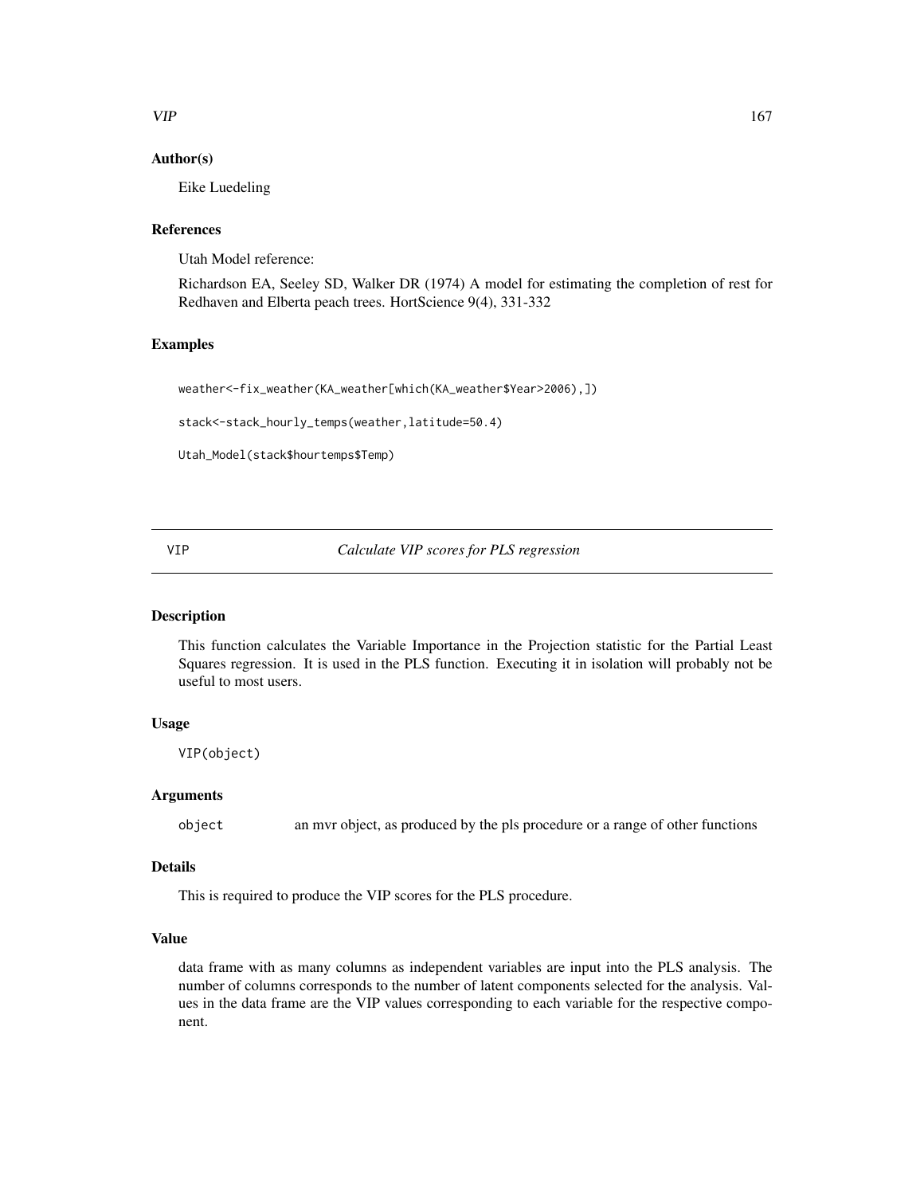### Author(s)

Eike Luedeling

### References

Utah Model reference:

Richardson EA, Seeley SD, Walker DR (1974) A model for estimating the completion of rest for Redhaven and Elberta peach trees. HortScience 9(4), 331-332

### Examples

```
weather<-fix_weather(KA_weather[which(KA_weather$Year>2006),])

stack<-stack_hourly_temps(weather,latitude=50.4)

Utah_Model(stack$hourtemps$Temp)
```

---

## VIP — *Calculate VIP scores for PLS regression*

---

### Description

This function calculates the Variable Importance in the Projection statistic for the Partial Least Squares regression. It is used in the PLS function. Executing it in isolation will probably not be useful to most users.

### Usage

```
VIP(object)
```

### Arguments

| | |
|---|---|
| object | an mvr object, as produced by the pls procedure or a range of other functions |

### Details

This is required to produce the VIP scores for the PLS procedure.

### Value

data frame with as many columns as independent variables are input into the PLS analysis. The number of columns corresponds to the number of latent components selected for the analysis. Values in the data frame are the VIP values corresponding to each variable for the respective component.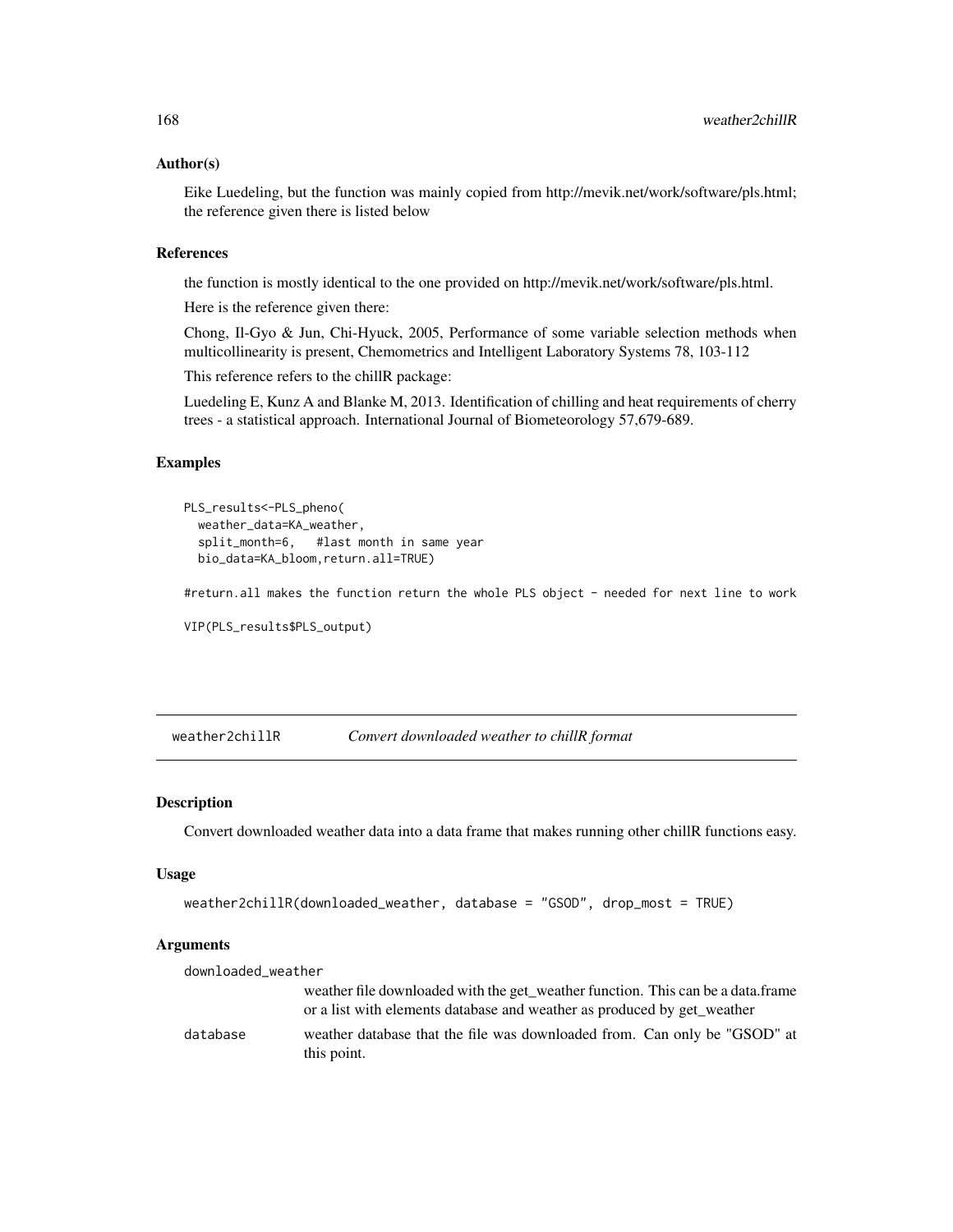### Author(s)

Eike Luedeling, but the function was mainly copied from http://mevik.net/work/software/pls.html; the reference given there is listed below

### References

the function is mostly identical to the one provided on http://mevik.net/work/software/pls.html.

Here is the reference given there:

Chong, Il-Gyo & Jun, Chi-Hyuck, 2005, Performance of some variable selection methods when multicollinearity is present, Chemometrics and Intelligent Laboratory Systems 78, 103-112

This reference refers to the chillR package:

Luedeling E, Kunz A and Blanke M, 2013. Identification of chilling and heat requirements of cherry trees - a statistical approach. International Journal of Biometeorology 57,679-689.

### Examples

```
PLS_results<-PLS_pheno(
  weather_data=KA_weather,
  split_month=6,   #last month in same year
  bio_data=KA_bloom,return.all=TRUE)

#return.all makes the function return the whole PLS object - needed for next line to work

VIP(PLS_results$PLS_output)
```

---

## weather2chillR *Convert downloaded weather to chillR format*

---

### Description

Convert downloaded weather data into a data frame that makes running other chillR functions easy.

### Usage

```
weather2chillR(downloaded_weather, database = "GSOD", drop_most = TRUE)
```

### Arguments

| | |
|---|---|
| downloaded_weather | weather file downloaded with the get_weather function. This can be a data.frame or a list with elements database and weather as produced by get_weather |
| database | weather database that the file was downloaded from. Can only be "GSOD" at this point. |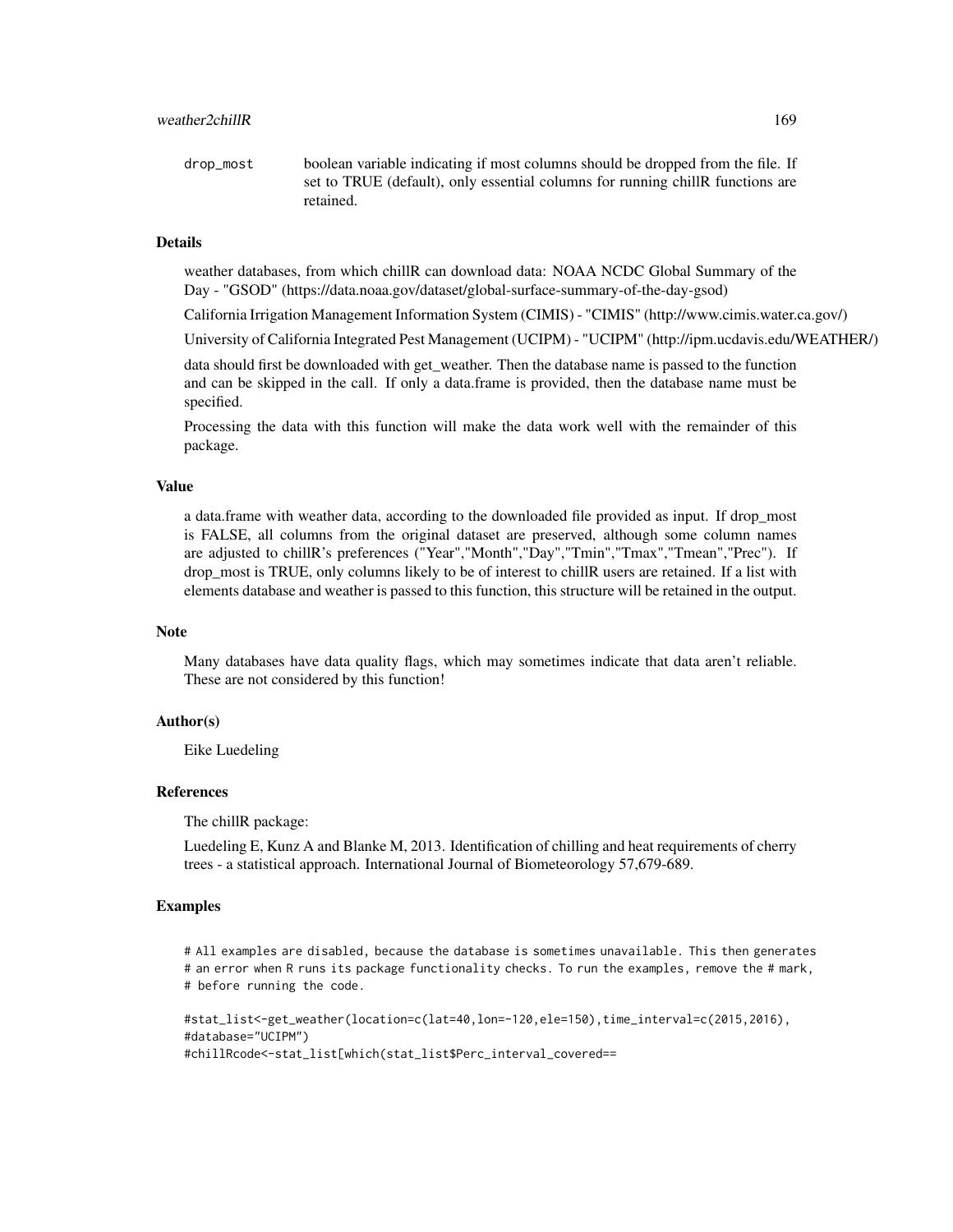| | |
|---|---|
| drop_most | boolean variable indicating if most columns should be dropped from the file. If set to TRUE (default), only essential columns for running chillR functions are retained. |

### Details

weather databases, from which chillR can download data: NOAA NCDC Global Summary of the Day - "GSOD" (https://data.noaa.gov/dataset/global-surface-summary-of-the-day-gsod)

California Irrigation Management Information System (CIMIS) - "CIMIS" (http://www.cimis.water.ca.gov/)

University of California Integrated Pest Management (UCIPM) - "UCIPM" (http://ipm.ucdavis.edu/WEATHER/)

data should first be downloaded with get_weather. Then the database name is passed to the function and can be skipped in the call. If only a data.frame is provided, then the database name must be specified.

Processing the data with this function will make the data work well with the remainder of this package.

### Value

a data.frame with weather data, according to the downloaded file provided as input. If drop_most is FALSE, all columns from the original dataset are preserved, although some column names are adjusted to chillR's preferences ("Year","Month","Day","Tmin","Tmax","Tmean","Prec"). If drop_most is TRUE, only columns likely to be of interest to chillR users are retained. If a list with elements database and weather is passed to this function, this structure will be retained in the output.

### Note

Many databases have data quality flags, which may sometimes indicate that data aren't reliable. These are not considered by this function!

### Author(s)

Eike Luedeling

### References

The chillR package:

Luedeling E, Kunz A and Blanke M, 2013. Identification of chilling and heat requirements of cherry trees - a statistical approach. International Journal of Biometeorology 57,679-689.

### Examples

```
# All examples are disabled, because the database is sometimes unavailable. This then generates
# an error when R runs its package functionality checks. To run the examples, remove the # mark,
# before running the code.

#stat_list<-get_weather(location=c(lat=40,lon=-120,ele=150),time_interval=c(2015,2016),
#database="UCIPM")
#chillRcode<-stat_list[which(stat_list$Perc_interval_covered==
```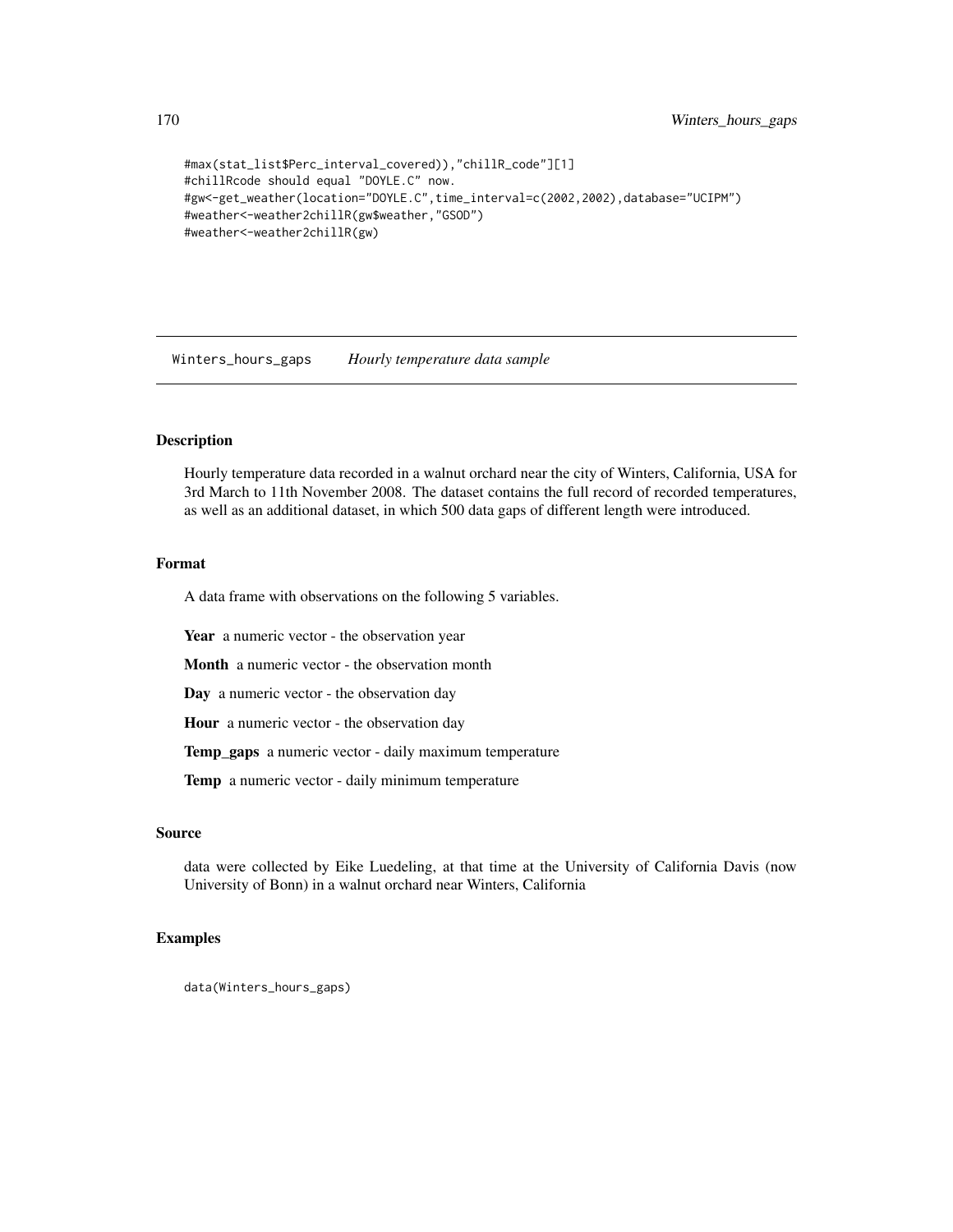```
#max(stat_list$Perc_interval_covered)),"chillR_code"][1]
#chillRcode should equal "DOYLE.C" now.
#gw<-get_weather(location="DOYLE.C",time_interval=c(2002,2002),database="UCIPM")
#weather<-weather2chillR(gw$weather,"GSOD")
#weather<-weather2chillR(gw)
```

## Winters_hours_gaps *Hourly temperature data sample*

### Description

Hourly temperature data recorded in a walnut orchard near the city of Winters, California, USA for 3rd March to 11th November 2008. The dataset contains the full record of recorded temperatures, as well as an additional dataset, in which 500 data gaps of different length were introduced.

### Format

A data frame with observations on the following 5 variables.

**Year** a numeric vector - the observation year

**Month** a numeric vector - the observation month

**Day** a numeric vector - the observation day

**Hour** a numeric vector - the observation day

**Temp_gaps** a numeric vector - daily maximum temperature

**Temp** a numeric vector - daily minimum temperature

### Source

data were collected by Eike Luedeling, at that time at the University of California Davis (now University of Bonn) in a walnut orchard near Winters, California

### Examples

```
data(Winters_hours_gaps)
```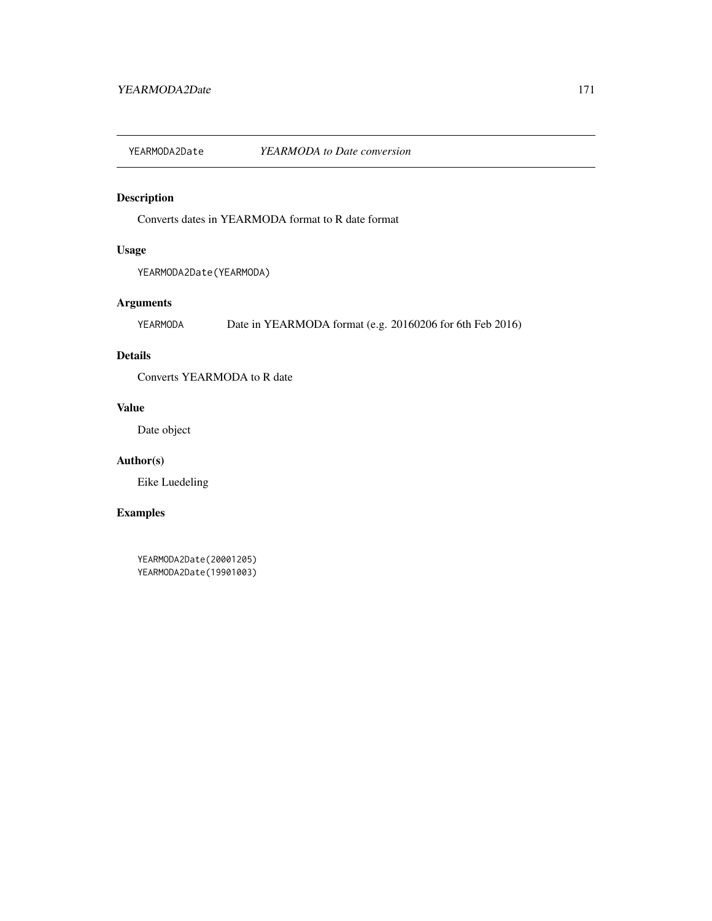## YEARMODA2Date &nbsp;&nbsp;&nbsp; *YEARMODA to Date conversion*

### Description

Converts dates in YEARMODA format to R date format

### Usage

```
YEARMODA2Date(YEARMODA)
```

### Arguments

| | |
|---|---|
| YEARMODA | Date in YEARMODA format (e.g. 20160206 for 6th Feb 2016) |

### Details

Converts YEARMODA to R date

### Value

Date object

### Author(s)

Eike Luedeling

### Examples

```
YEARMODA2Date(20001205)
YEARMODA2Date(19901003)
```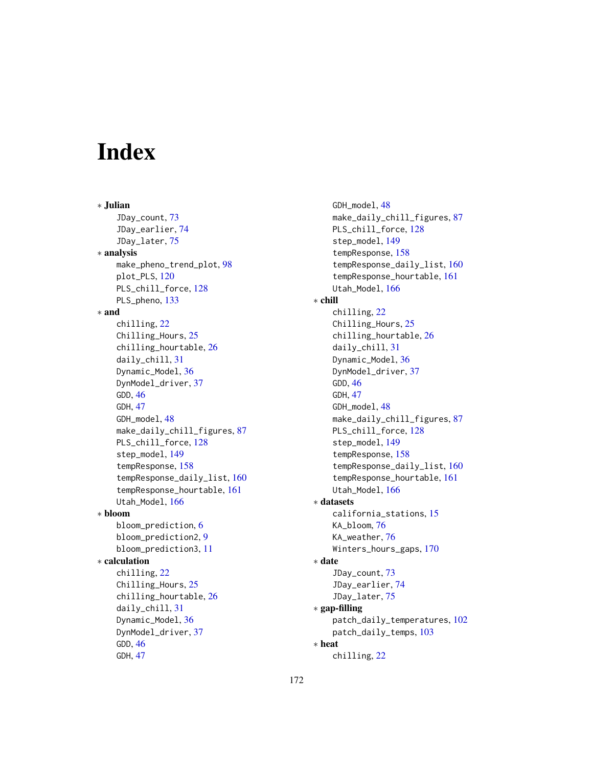# Index

∗ **Julian**
- JDay_count, 73
- JDay_earlier, 74
- JDay_later, 75

∗ **analysis**
- make_pheno_trend_plot, 98
- plot_PLS, 120
- PLS_chill_force, 128
- PLS_pheno, 133

∗ **and**
- chilling, 22
- Chilling_Hours, 25
- chilling_hourtable, 26
- daily_chill, 31
- Dynamic_Model, 36
- DynModel_driver, 37
- GDD, 46
- GDH, 47
- GDH_model, 48
- make_daily_chill_figures, 87
- PLS_chill_force, 128
- step_model, 149
- tempResponse, 158
- tempResponse_daily_list, 160
- tempResponse_hourtable, 161
- Utah_Model, 166

∗ **bloom**
- bloom_prediction, 6
- bloom_prediction2, 9
- bloom_prediction3, 11

∗ **calculation**
- chilling, 22
- Chilling_Hours, 25
- chilling_hourtable, 26
- daily_chill, 31
- Dynamic_Model, 36
- DynModel_driver, 37
- GDD, 46
- GDH, 47
- GDH_model, 48
- make_daily_chill_figures, 87
- PLS_chill_force, 128
- step_model, 149
- tempResponse, 158
- tempResponse_daily_list, 160
- tempResponse_hourtable, 161
- Utah_Model, 166

∗ **chill**
- chilling, 22
- Chilling_Hours, 25
- chilling_hourtable, 26
- daily_chill, 31
- Dynamic_Model, 36
- DynModel_driver, 37
- GDD, 46
- GDH, 47
- GDH_model, 48
- make_daily_chill_figures, 87
- PLS_chill_force, 128
- step_model, 149
- tempResponse, 158
- tempResponse_daily_list, 160
- tempResponse_hourtable, 161
- Utah_Model, 166

∗ **datasets**
- california_stations, 15
- KA_bloom, 76
- KA_weather, 76
- Winters_hours_gaps, 170

∗ **date**
- JDay_count, 73
- JDay_earlier, 74
- JDay_later, 75

∗ **gap-filling**
- patch_daily_temperatures, 102
- patch_daily_temps, 103

∗ **heat**
- chilling, 22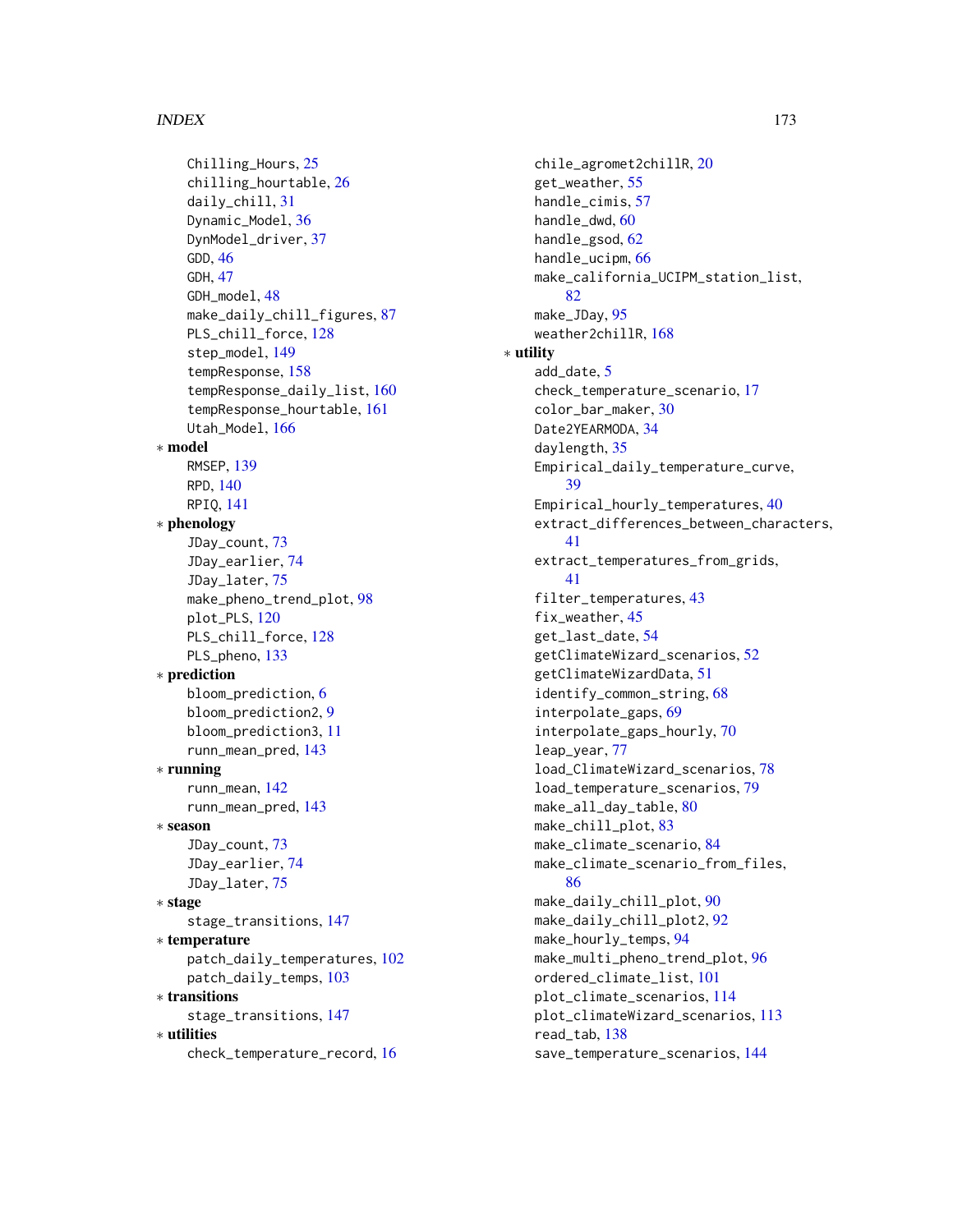Chilling_Hours, 25
chilling_hourtable, 26
daily_chill, 31
Dynamic_Model, 36
DynModel_driver, 37
GDD, 46
GDH, 47
GDH_model, 48
make_daily_chill_figures, 87
PLS_chill_force, 128
step_model, 149
tempResponse, 158
tempResponse_daily_list, 160
tempResponse_hourtable, 161
Utah_Model, 166

∗ **model**
RMSEP, 139
RPD, 140
RPIQ, 141

∗ **phenology**
JDay_count, 73
JDay_earlier, 74
JDay_later, 75
make_pheno_trend_plot, 98
plot_PLS, 120
PLS_chill_force, 128
PLS_pheno, 133

∗ **prediction**
bloom_prediction, 6
bloom_prediction2, 9
bloom_prediction3, 11
runn_mean_pred, 143

∗ **running**
runn_mean, 142
runn_mean_pred, 143

∗ **season**
JDay_count, 73
JDay_earlier, 74
JDay_later, 75

∗ **stage**
stage_transitions, 147

∗ **temperature**
patch_daily_temperatures, 102
patch_daily_temps, 103

∗ **transitions**
stage_transitions, 147

∗ **utilities**
check_temperature_record, 16
chile_agromet2chillR, 20
get_weather, 55
handle_cimis, 57
handle_dwd, 60
handle_gsod, 62
handle_ucipm, 66
make_california_UCIPM_station_list, 82
make_JDay, 95
weather2chillR, 168

∗ **utility**
add_date, 5
check_temperature_scenario, 17
color_bar_maker, 30
Date2YEARMODA, 34
daylength, 35
Empirical_daily_temperature_curve, 39
Empirical_hourly_temperatures, 40
extract_differences_between_characters, 41
extract_temperatures_from_grids, 41
filter_temperatures, 43
fix_weather, 45
get_last_date, 54
getClimateWizard_scenarios, 52
getClimateWizardData, 51
identify_common_string, 68
interpolate_gaps, 69
interpolate_gaps_hourly, 70
leap_year, 77
load_ClimateWizard_scenarios, 78
load_temperature_scenarios, 79
make_all_day_table, 80
make_chill_plot, 83
make_climate_scenario, 84
make_climate_scenario_from_files, 86
make_daily_chill_plot, 90
make_daily_chill_plot2, 92
make_hourly_temps, 94
make_multi_pheno_trend_plot, 96
ordered_climate_list, 101
plot_climate_scenarios, 114
plot_climateWizard_scenarios, 113
read_tab, 138
save_temperature_scenarios, 144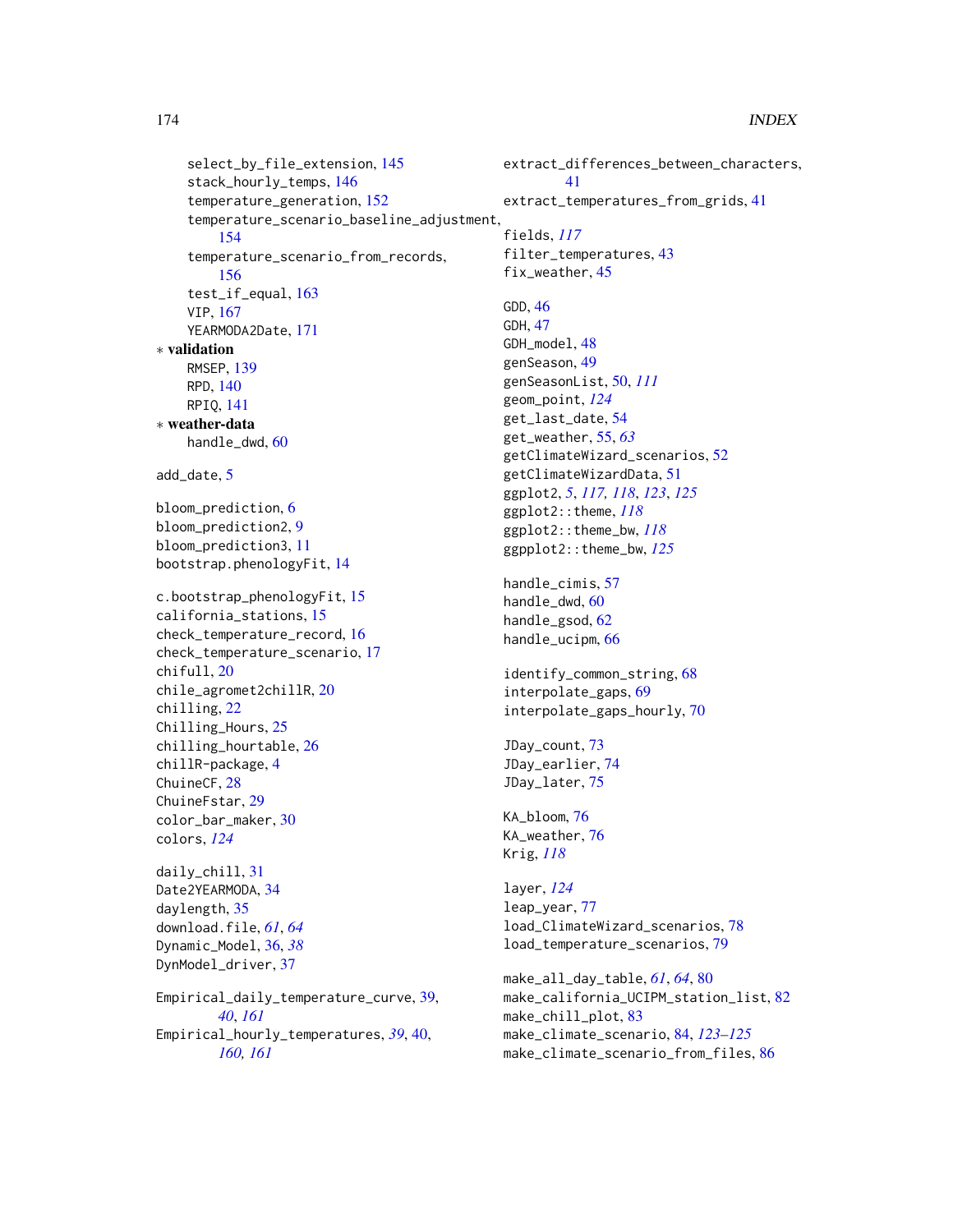select_by_file_extension, 145
stack_hourly_temps, 146
temperature_generation, 152
temperature_scenario_baseline_adjustment, 154
temperature_scenario_from_records, 156
test_if_equal, 163
VIP, 167
YEARMODA2Date, 171

∗ **validation**

RMSEP, 139
RPD, 140
RPIQ, 141

∗ **weather-data**

handle_dwd, 60

add_date, 5

bloom_prediction, 6
bloom_prediction2, 9
bloom_prediction3, 11
bootstrap.phenologyFit, 14

c.bootstrap_phenologyFit, 15
california_stations, 15
check_temperature_record, 16
check_temperature_scenario, 17
chifull, 20
chile_agromet2chillR, 20
chilling, 22
Chilling_Hours, 25
chilling_hourtable, 26
chillR-package, 4
ChuineCF, 28
ChuineFstar, 29
color_bar_maker, 30
colors, *124*

daily_chill, 31
Date2YEARMODA, 34
daylength, 35
download.file, *61*, *64*
Dynamic_Model, 36, *38*
DynModel_driver, 37

Empirical_daily_temperature_curve, 39, *40*, *161*
Empirical_hourly_temperatures, *39*, 40, *160, 161*

extract_differences_between_characters, 41
extract_temperatures_from_grids, 41

fields, *117*
filter_temperatures, 43
fix_weather, 45

GDD, 46
GDH, 47
GDH_model, 48
genSeason, 49
genSeasonList, 50, *111*
geom_point, *124*
get_last_date, 54
get_weather, 55, *63*
getClimateWizard_scenarios, 52
getClimateWizardData, 51
ggplot2, *5*, *117, 118*, *123*, *125*
ggplot2::theme, *118*
ggplot2::theme_bw, *118*
ggpplot2::theme_bw, *125*

handle_cimis, 57
handle_dwd, 60
handle_gsod, 62
handle_ucipm, 66

identify_common_string, 68
interpolate_gaps, 69
interpolate_gaps_hourly, 70

JDay_count, 73
JDay_earlier, 74
JDay_later, 75

KA_bloom, 76
KA_weather, 76
Krig, *118*

layer, *124*
leap_year, 77
load_ClimateWizard_scenarios, 78
load_temperature_scenarios, 79

make_all_day_table, *61*, *64*, 80
make_california_UCIPM_station_list, 82
make_chill_plot, 83
make_climate_scenario, 84, *123–125*
make_climate_scenario_from_files, 86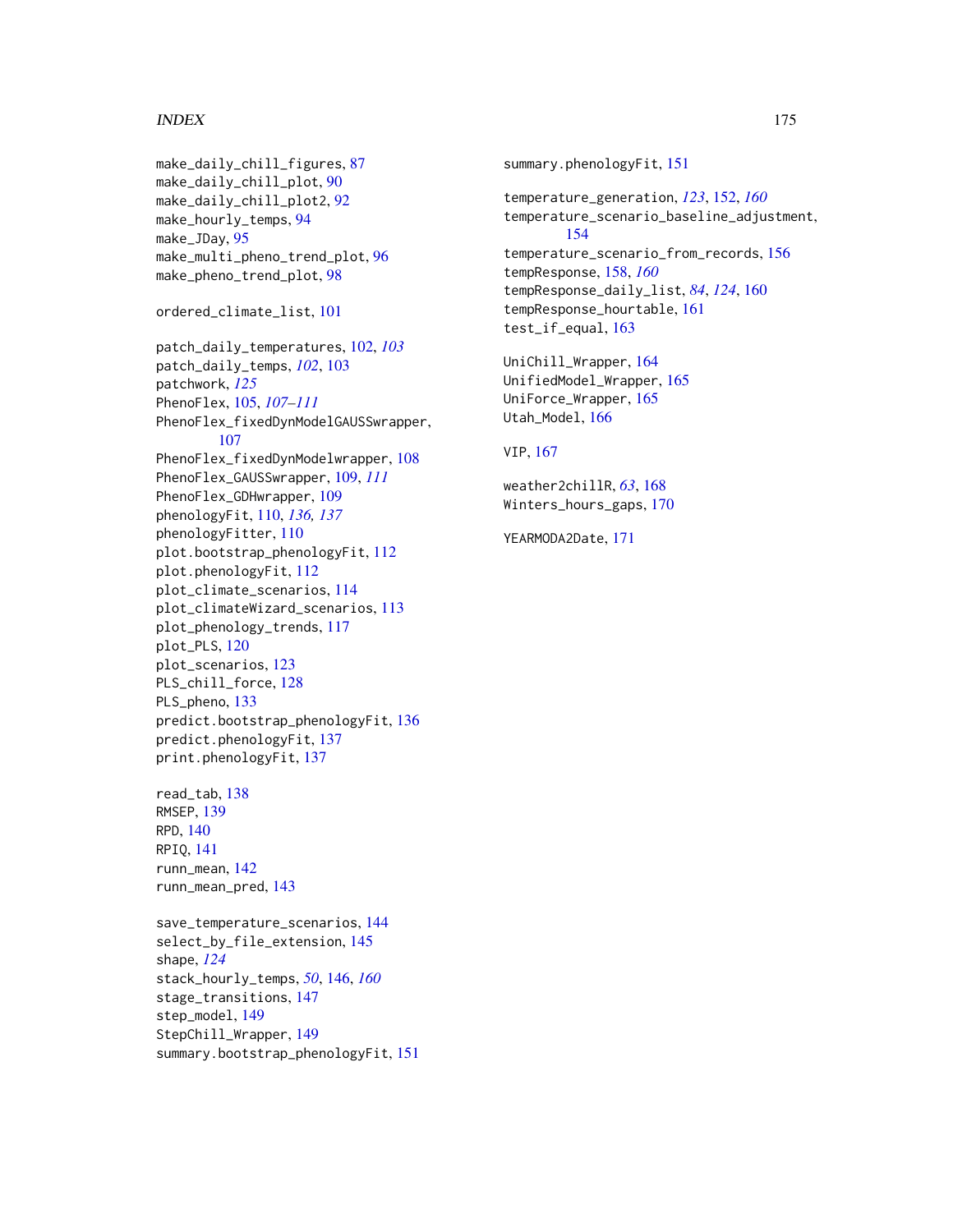make_daily_chill_figures, 87
make_daily_chill_plot, 90
make_daily_chill_plot2, 92
make_hourly_temps, 94
make_JDay, 95
make_multi_pheno_trend_plot, 96
make_pheno_trend_plot, 98

ordered_climate_list, 101

patch_daily_temperatures, 102, *103*
patch_daily_temps, *102*, 103
patchwork, *125*
PhenoFlex, 105, *107–111*
PhenoFlex_fixedDynModelGAUSSwrapper, 107
PhenoFlex_fixedDynModelwrapper, 108
PhenoFlex_GAUSSwrapper, 109, *111*
PhenoFlex_GDHwrapper, 109
phenologyFit, 110, *136, 137*
phenologyFitter, 110
plot.bootstrap_phenologyFit, 112
plot.phenologyFit, 112
plot_climate_scenarios, 114
plot_climateWizard_scenarios, 113
plot_phenology_trends, 117
plot_PLS, 120
plot_scenarios, 123
PLS_chill_force, 128
PLS_pheno, 133
predict.bootstrap_phenologyFit, 136
predict.phenologyFit, 137
print.phenologyFit, 137

read_tab, 138
RMSEP, 139
RPD, 140
RPIQ, 141
runn_mean, 142
runn_mean_pred, 143

save_temperature_scenarios, 144
select_by_file_extension, 145
shape, *124*
stack_hourly_temps, *50*, 146, *160*
stage_transitions, 147
step_model, 149
StepChill_Wrapper, 149
summary.bootstrap_phenologyFit, 151
summary.phenologyFit, 151

temperature_generation, *123*, 152, *160*
temperature_scenario_baseline_adjustment, 154
temperature_scenario_from_records, 156
tempResponse, 158, *160*
tempResponse_daily_list, *84*, *124*, 160
tempResponse_hourtable, 161
test_if_equal, 163

UniChill_Wrapper, 164
UnifiedModel_Wrapper, 165
UniForce_Wrapper, 165
Utah_Model, 166

VIP, 167

weather2chillR, *63*, 168
Winters_hours_gaps, 170

YEARMODA2Date, 171